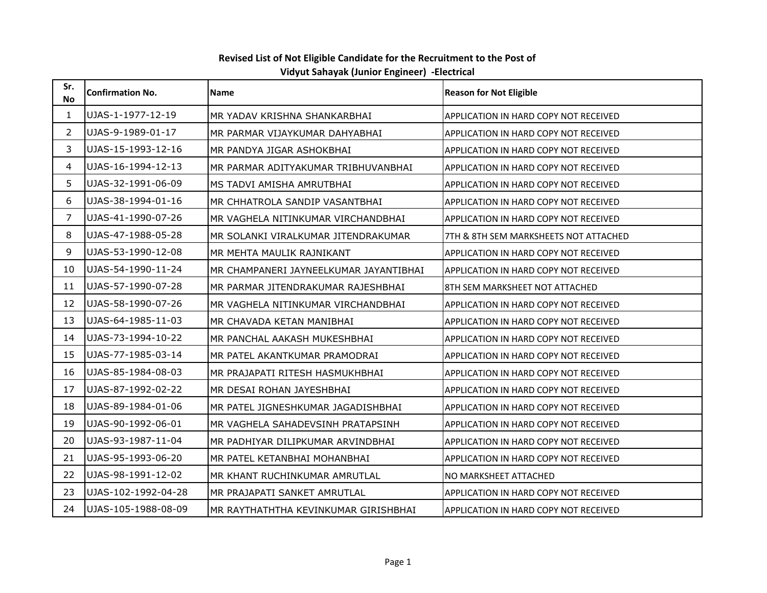## Revised List of Not Eligible Candidate for the Recruitment to the Post of Vidyut Sahayak (Junior Engineer) -Electrical

| Sr. No | Confirmation No. | Name | Reason for Not Eligible |
|---|---|---|---|
| 1 | UJAS-1-1977-12-19 | MR YADAV KRISHNA SHANKARBHAI | APPLICATION IN HARD COPY NOT RECEIVED |
| 2 | UJAS-9-1989-01-17 | MR PARMAR VIJAYKUMAR DAHYABHAI | APPLICATION IN HARD COPY NOT RECEIVED |
| 3 | UJAS-15-1993-12-16 | MR PANDYA JIGAR ASHOKBHAI | APPLICATION IN HARD COPY NOT RECEIVED |
| 4 | UJAS-16-1994-12-13 | MR PARMAR ADITYAKUMAR TRIBHUVANBHAI | APPLICATION IN HARD COPY NOT RECEIVED |
| 5 | UJAS-32-1991-06-09 | MS TADVI AMISHA AMRUTBHAI | APPLICATION IN HARD COPY NOT RECEIVED |
| 6 | UJAS-38-1994-01-16 | MR CHHATROLA SANDIP VASANTBHAI | APPLICATION IN HARD COPY NOT RECEIVED |
| 7 | UJAS-41-1990-07-26 | MR VAGHELA NITINKUMAR VIRCHANDBHAI | APPLICATION IN HARD COPY NOT RECEIVED |
| 8 | UJAS-47-1988-05-28 | MR SOLANKI VIRALKUMAR JITENDRAKUMAR | 7TH & 8TH SEM MARKSHEETS NOT ATTACHED |
| 9 | UJAS-53-1990-12-08 | MR MEHTA MAULIK RAJNIKANT | APPLICATION IN HARD COPY NOT RECEIVED |
| 10 | UJAS-54-1990-11-24 | MR CHAMPANERI JAYNEELKUMAR JAYANTIBHAI | APPLICATION IN HARD COPY NOT RECEIVED |
| 11 | UJAS-57-1990-07-28 | MR PARMAR JITENDRAKUMAR RAJESHBHAI | 8TH SEM MARKSHEET NOT ATTACHED |
| 12 | UJAS-58-1990-07-26 | MR VAGHELA NITINKUMAR VIRCHANDBHAI | APPLICATION IN HARD COPY NOT RECEIVED |
| 13 | UJAS-64-1985-11-03 | MR CHAVADA KETAN MANIBHAI | APPLICATION IN HARD COPY NOT RECEIVED |
| 14 | UJAS-73-1994-10-22 | MR PANCHAL AAKASH MUKESHBHAI | APPLICATION IN HARD COPY NOT RECEIVED |
| 15 | UJAS-77-1985-03-14 | MR PATEL AKANTKUMAR PRAMODRAI | APPLICATION IN HARD COPY NOT RECEIVED |
| 16 | UJAS-85-1984-08-03 | MR PRAJAPATI RITESH HASMUKHBHAI | APPLICATION IN HARD COPY NOT RECEIVED |
| 17 | UJAS-87-1992-02-22 | MR DESAI ROHAN JAYESHBHAI | APPLICATION IN HARD COPY NOT RECEIVED |
| 18 | UJAS-89-1984-01-06 | MR PATEL JIGNESHKUMAR JAGADISHBHAI | APPLICATION IN HARD COPY NOT RECEIVED |
| 19 | UJAS-90-1992-06-01 | MR VAGHELA SAHADEVSINH PRATAPSINH | APPLICATION IN HARD COPY NOT RECEIVED |
| 20 | UJAS-93-1987-11-04 | MR PADHIYAR DILIPKUMAR ARVINDBHAI | APPLICATION IN HARD COPY NOT RECEIVED |
| 21 | UJAS-95-1993-06-20 | MR PATEL KETANBHAI MOHANBHAI | APPLICATION IN HARD COPY NOT RECEIVED |
| 22 | UJAS-98-1991-12-02 | MR KHANT RUCHINKUMAR AMRUTLAL | NO MARKSHEET ATTACHED |
| 23 | UJAS-102-1992-04-28 | MR PRAJAPATI SANKET AMRUTLAL | APPLICATION IN HARD COPY NOT RECEIVED |
| 24 | UJAS-105-1988-08-09 | MR RAYTHATHTHA KEVINKUMAR GIRISHBHAI | APPLICATION IN HARD COPY NOT RECEIVED |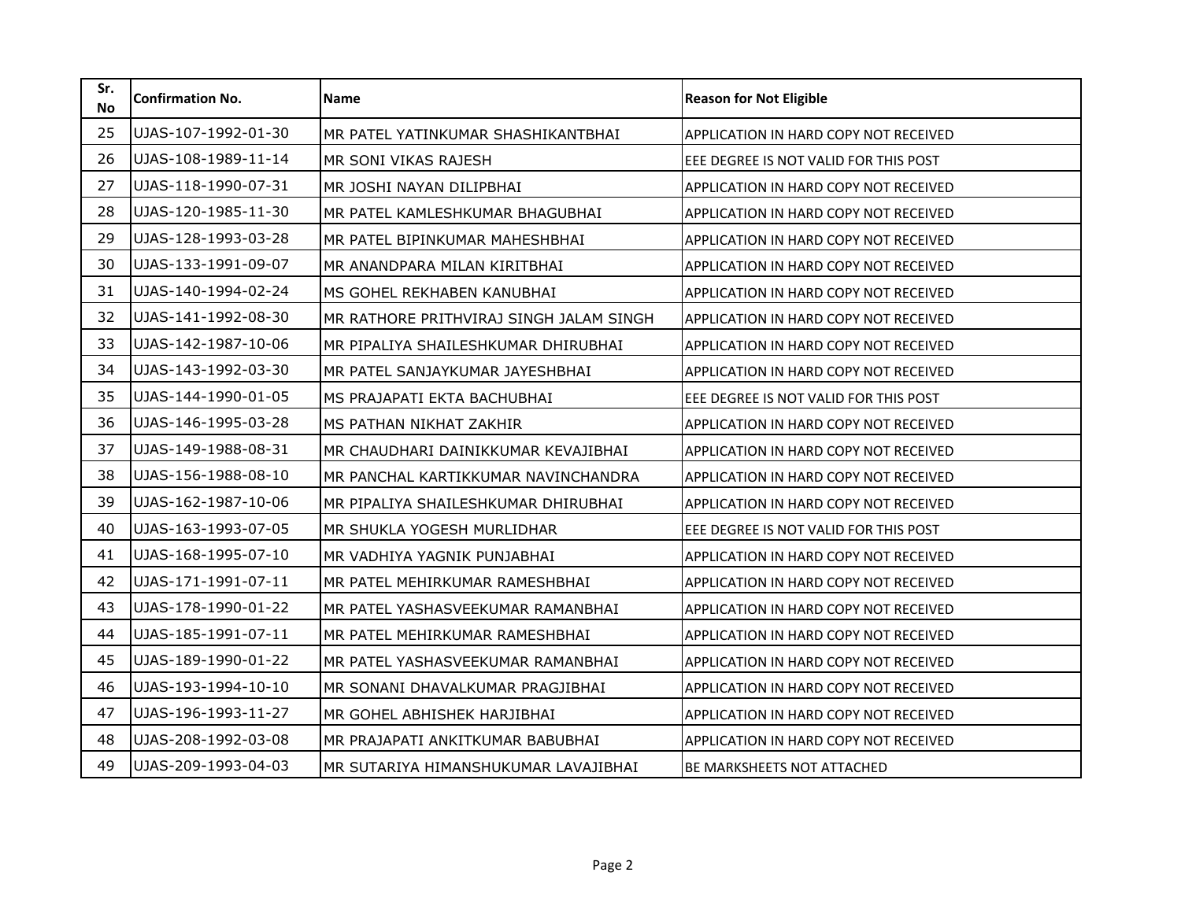| Sr. No | Confirmation No. | Name | Reason for Not Eligible |
|---|---|---|---|
| 25 | UJAS-107-1992-01-30 | MR PATEL YATINKUMAR SHASHIKANTBHAI | APPLICATION IN HARD COPY NOT RECEIVED |
| 26 | UJAS-108-1989-11-14 | MR SONI VIKAS RAJESH | EEE DEGREE IS NOT VALID FOR THIS POST |
| 27 | UJAS-118-1990-07-31 | MR JOSHI NAYAN DILIPBHAI | APPLICATION IN HARD COPY NOT RECEIVED |
| 28 | UJAS-120-1985-11-30 | MR PATEL KAMLESHKUMAR BHAGUBHAI | APPLICATION IN HARD COPY NOT RECEIVED |
| 29 | UJAS-128-1993-03-28 | MR PATEL BIPINKUMAR MAHESHBHAI | APPLICATION IN HARD COPY NOT RECEIVED |
| 30 | UJAS-133-1991-09-07 | MR ANANDPARA MILAN KIRITBHAI | APPLICATION IN HARD COPY NOT RECEIVED |
| 31 | UJAS-140-1994-02-24 | MS GOHEL REKHABEN KANUBHAI | APPLICATION IN HARD COPY NOT RECEIVED |
| 32 | UJAS-141-1992-08-30 | MR RATHORE PRITHVIRAJ SINGH JALAM SINGH | APPLICATION IN HARD COPY NOT RECEIVED |
| 33 | UJAS-142-1987-10-06 | MR PIPALIYA SHAILESHKUMAR DHIRUBHAI | APPLICATION IN HARD COPY NOT RECEIVED |
| 34 | UJAS-143-1992-03-30 | MR PATEL SANJAYKUMAR JAYESHBHAI | APPLICATION IN HARD COPY NOT RECEIVED |
| 35 | UJAS-144-1990-01-05 | MS PRAJAPATI EKTA BACHUBHAI | EEE DEGREE IS NOT VALID FOR THIS POST |
| 36 | UJAS-146-1995-03-28 | MS PATHAN NIKHAT ZAKHIR | APPLICATION IN HARD COPY NOT RECEIVED |
| 37 | UJAS-149-1988-08-31 | MR CHAUDHARI DAINIKKUMAR KEVAJIBHAI | APPLICATION IN HARD COPY NOT RECEIVED |
| 38 | UJAS-156-1988-08-10 | MR PANCHAL KARTIKKUMAR NAVINCHANDRA | APPLICATION IN HARD COPY NOT RECEIVED |
| 39 | UJAS-162-1987-10-06 | MR PIPALIYA SHAILESHKUMAR DHIRUBHAI | APPLICATION IN HARD COPY NOT RECEIVED |
| 40 | UJAS-163-1993-07-05 | MR SHUKLA YOGESH MURLIDHAR | EEE DEGREE IS NOT VALID FOR THIS POST |
| 41 | UJAS-168-1995-07-10 | MR VADHIYA YAGNIK PUNJABHAI | APPLICATION IN HARD COPY NOT RECEIVED |
| 42 | UJAS-171-1991-07-11 | MR PATEL MEHIRKUMAR RAMESHBHAI | APPLICATION IN HARD COPY NOT RECEIVED |
| 43 | UJAS-178-1990-01-22 | MR PATEL YASHASVEEKUMAR RAMANBHAI | APPLICATION IN HARD COPY NOT RECEIVED |
| 44 | UJAS-185-1991-07-11 | MR PATEL MEHIRKUMAR RAMESHBHAI | APPLICATION IN HARD COPY NOT RECEIVED |
| 45 | UJAS-189-1990-01-22 | MR PATEL YASHASVEEKUMAR RAMANBHAI | APPLICATION IN HARD COPY NOT RECEIVED |
| 46 | UJAS-193-1994-10-10 | MR SONANI DHAVALKUMAR PRAGJIBHAI | APPLICATION IN HARD COPY NOT RECEIVED |
| 47 | UJAS-196-1993-11-27 | MR GOHEL ABHISHEK HARJIBHAI | APPLICATION IN HARD COPY NOT RECEIVED |
| 48 | UJAS-208-1992-03-08 | MR PRAJAPATI ANKITKUMAR BABUBHAI | APPLICATION IN HARD COPY NOT RECEIVED |
| 49 | UJAS-209-1993-04-03 | MR SUTARIYA HIMANSHUKUMAR LAVAJIBHAI | BE MARKSHEETS NOT ATTACHED |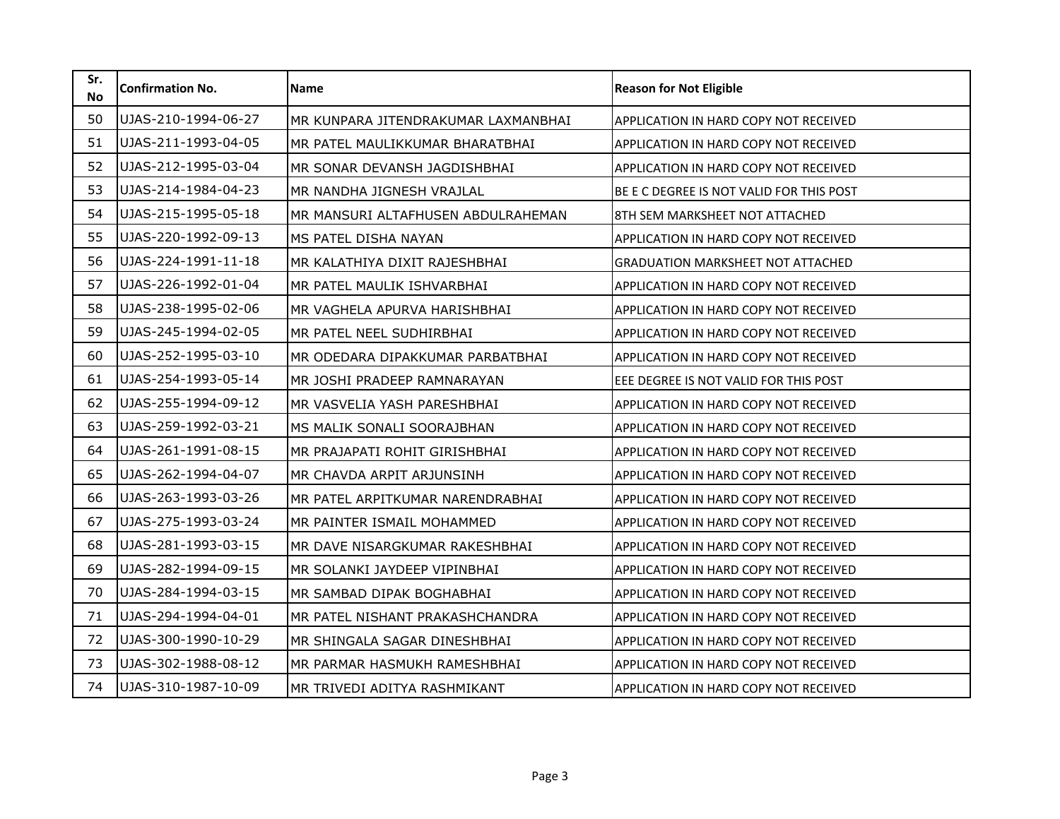| Sr. No | Confirmation No. | Name | Reason for Not Eligible |
|---|---|---|---|
| 50 | UJAS-210-1994-06-27 | MR KUNPARA JITENDRAKUMAR LAXMANBHAI | APPLICATION IN HARD COPY NOT RECEIVED |
| 51 | UJAS-211-1993-04-05 | MR PATEL MAULIKKUMAR BHARATBHAI | APPLICATION IN HARD COPY NOT RECEIVED |
| 52 | UJAS-212-1995-03-04 | MR SONAR DEVANSH JAGDISHBHAI | APPLICATION IN HARD COPY NOT RECEIVED |
| 53 | UJAS-214-1984-04-23 | MR NANDHA JIGNESH VRAJLAL | BE E C DEGREE IS NOT VALID FOR THIS POST |
| 54 | UJAS-215-1995-05-18 | MR MANSURI ALTAFHUSEN ABDULRAHEMAN | 8TH SEM MARKSHEET NOT ATTACHED |
| 55 | UJAS-220-1992-09-13 | MS PATEL DISHA NAYAN | APPLICATION IN HARD COPY NOT RECEIVED |
| 56 | UJAS-224-1991-11-18 | MR KALATHIYA DIXIT RAJESHBHAI | GRADUATION MARKSHEET NOT ATTACHED |
| 57 | UJAS-226-1992-01-04 | MR PATEL MAULIK ISHVARBHAI | APPLICATION IN HARD COPY NOT RECEIVED |
| 58 | UJAS-238-1995-02-06 | MR VAGHELA APURVA HARISHBHAI | APPLICATION IN HARD COPY NOT RECEIVED |
| 59 | UJAS-245-1994-02-05 | MR PATEL NEEL SUDHIRBHAI | APPLICATION IN HARD COPY NOT RECEIVED |
| 60 | UJAS-252-1995-03-10 | MR ODEDARA DIPAKKUMAR PARBATBHAI | APPLICATION IN HARD COPY NOT RECEIVED |
| 61 | UJAS-254-1993-05-14 | MR JOSHI PRADEEP RAMNARAYAN | EEE DEGREE IS NOT VALID FOR THIS POST |
| 62 | UJAS-255-1994-09-12 | MR VASVELIA YASH PARESHBHAI | APPLICATION IN HARD COPY NOT RECEIVED |
| 63 | UJAS-259-1992-03-21 | MS MALIK SONALI SOORAJBHAN | APPLICATION IN HARD COPY NOT RECEIVED |
| 64 | UJAS-261-1991-08-15 | MR PRAJAPATI ROHIT GIRISHBHAI | APPLICATION IN HARD COPY NOT RECEIVED |
| 65 | UJAS-262-1994-04-07 | MR CHAVDA ARPIT ARJUNSINH | APPLICATION IN HARD COPY NOT RECEIVED |
| 66 | UJAS-263-1993-03-26 | MR PATEL ARPITKUMAR NARENDRABHAI | APPLICATION IN HARD COPY NOT RECEIVED |
| 67 | UJAS-275-1993-03-24 | MR PAINTER ISMAIL MOHAMMED | APPLICATION IN HARD COPY NOT RECEIVED |
| 68 | UJAS-281-1993-03-15 | MR DAVE NISARGKUMAR RAKESHBHAI | APPLICATION IN HARD COPY NOT RECEIVED |
| 69 | UJAS-282-1994-09-15 | MR SOLANKI JAYDEEP VIPINBHAI | APPLICATION IN HARD COPY NOT RECEIVED |
| 70 | UJAS-284-1994-03-15 | MR SAMBAD DIPAK BOGHABHAI | APPLICATION IN HARD COPY NOT RECEIVED |
| 71 | UJAS-294-1994-04-01 | MR PATEL NISHANT PRAKASHCHANDRA | APPLICATION IN HARD COPY NOT RECEIVED |
| 72 | UJAS-300-1990-10-29 | MR SHINGALA SAGAR DINESHBHAI | APPLICATION IN HARD COPY NOT RECEIVED |
| 73 | UJAS-302-1988-08-12 | MR PARMAR HASMUKH RAMESHBHAI | APPLICATION IN HARD COPY NOT RECEIVED |
| 74 | UJAS-310-1987-10-09 | MR TRIVEDI ADITYA RASHMIKANT | APPLICATION IN HARD COPY NOT RECEIVED |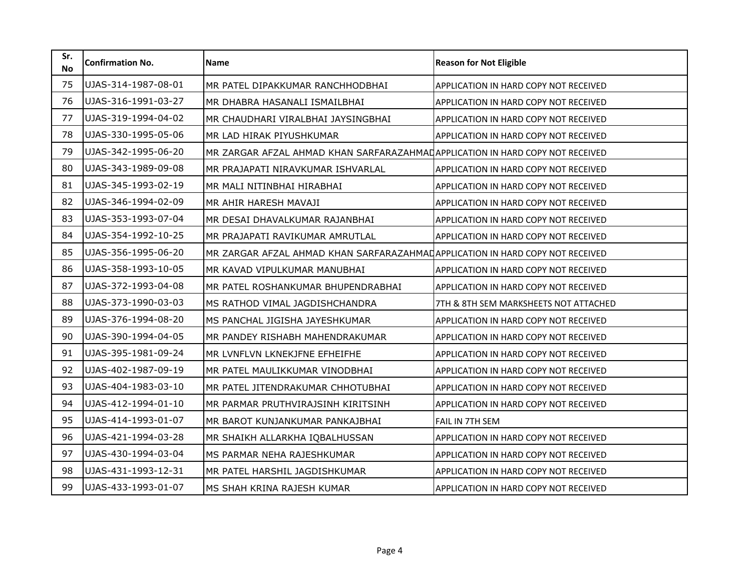| Sr. No | Confirmation No. | Name | Reason for Not Eligible |
|---|---|---|---|
| 75 | UJAS-314-1987-08-01 | MR PATEL DIPAKKUMAR RANCHHODBHAI | APPLICATION IN HARD COPY NOT RECEIVED |
| 76 | UJAS-316-1991-03-27 | MR DHABRA HASANALI ISMAILBHAI | APPLICATION IN HARD COPY NOT RECEIVED |
| 77 | UJAS-319-1994-04-02 | MR CHAUDHARI VIRALBHAI JAYSINGBHAI | APPLICATION IN HARD COPY NOT RECEIVED |
| 78 | UJAS-330-1995-05-06 | MR LAD HIRAK PIYUSHKUMAR | APPLICATION IN HARD COPY NOT RECEIVED |
| 79 | UJAS-342-1995-06-20 | MR ZARGAR AFZAL AHMAD KHAN SARFARAZAHMAD | APPLICATION IN HARD COPY NOT RECEIVED |
| 80 | UJAS-343-1989-09-08 | MR PRAJAPATI NIRAVKUMAR ISHVARLAL | APPLICATION IN HARD COPY NOT RECEIVED |
| 81 | UJAS-345-1993-02-19 | MR MALI NITINBHAI HIRABHAI | APPLICATION IN HARD COPY NOT RECEIVED |
| 82 | UJAS-346-1994-02-09 | MR AHIR HARESH MAVAJI | APPLICATION IN HARD COPY NOT RECEIVED |
| 83 | UJAS-353-1993-07-04 | MR DESAI DHAVALKUMAR RAJANBHAI | APPLICATION IN HARD COPY NOT RECEIVED |
| 84 | UJAS-354-1992-10-25 | MR PRAJAPATI RAVIKUMAR AMRUTLAL | APPLICATION IN HARD COPY NOT RECEIVED |
| 85 | UJAS-356-1995-06-20 | MR ZARGAR AFZAL AHMAD KHAN SARFARAZAHMAD | APPLICATION IN HARD COPY NOT RECEIVED |
| 86 | UJAS-358-1993-10-05 | MR KAVAD VIPULKUMAR MANUBHAI | APPLICATION IN HARD COPY NOT RECEIVED |
| 87 | UJAS-372-1993-04-08 | MR PATEL ROSHANKUMAR BHUPENDRABHAI | APPLICATION IN HARD COPY NOT RECEIVED |
| 88 | UJAS-373-1990-03-03 | MS RATHOD VIMAL JAGDISHCHANDRA | 7TH & 8TH SEM MARKSHEETS NOT ATTACHED |
| 89 | UJAS-376-1994-08-20 | MS PANCHAL JIGISHA JAYESHKUMAR | APPLICATION IN HARD COPY NOT RECEIVED |
| 90 | UJAS-390-1994-04-05 | MR PANDEY RISHABH MAHENDRAKUMAR | APPLICATION IN HARD COPY NOT RECEIVED |
| 91 | UJAS-395-1981-09-24 | MR LVNFLVN LKNEKJFNE EFHEIFHE | APPLICATION IN HARD COPY NOT RECEIVED |
| 92 | UJAS-402-1987-09-19 | MR PATEL MAULIKKUMAR VINODBHAI | APPLICATION IN HARD COPY NOT RECEIVED |
| 93 | UJAS-404-1983-03-10 | MR PATEL JITENDRAKUMAR CHHOTUBHAI | APPLICATION IN HARD COPY NOT RECEIVED |
| 94 | UJAS-412-1994-01-10 | MR PARMAR PRUTHVIRAJSINH KIRITSINH | APPLICATION IN HARD COPY NOT RECEIVED |
| 95 | UJAS-414-1993-01-07 | MR BAROT KUNJANKUMAR PANKAJBHAI | FAIL IN 7TH SEM |
| 96 | UJAS-421-1994-03-28 | MR SHAIKH ALLARKHA IQBALHUSSAN | APPLICATION IN HARD COPY NOT RECEIVED |
| 97 | UJAS-430-1994-03-04 | MS PARMAR NEHA RAJESHKUMAR | APPLICATION IN HARD COPY NOT RECEIVED |
| 98 | UJAS-431-1993-12-31 | MR PATEL HARSHIL JAGDISHKUMAR | APPLICATION IN HARD COPY NOT RECEIVED |
| 99 | UJAS-433-1993-01-07 | MS SHAH KRINA RAJESH KUMAR | APPLICATION IN HARD COPY NOT RECEIVED |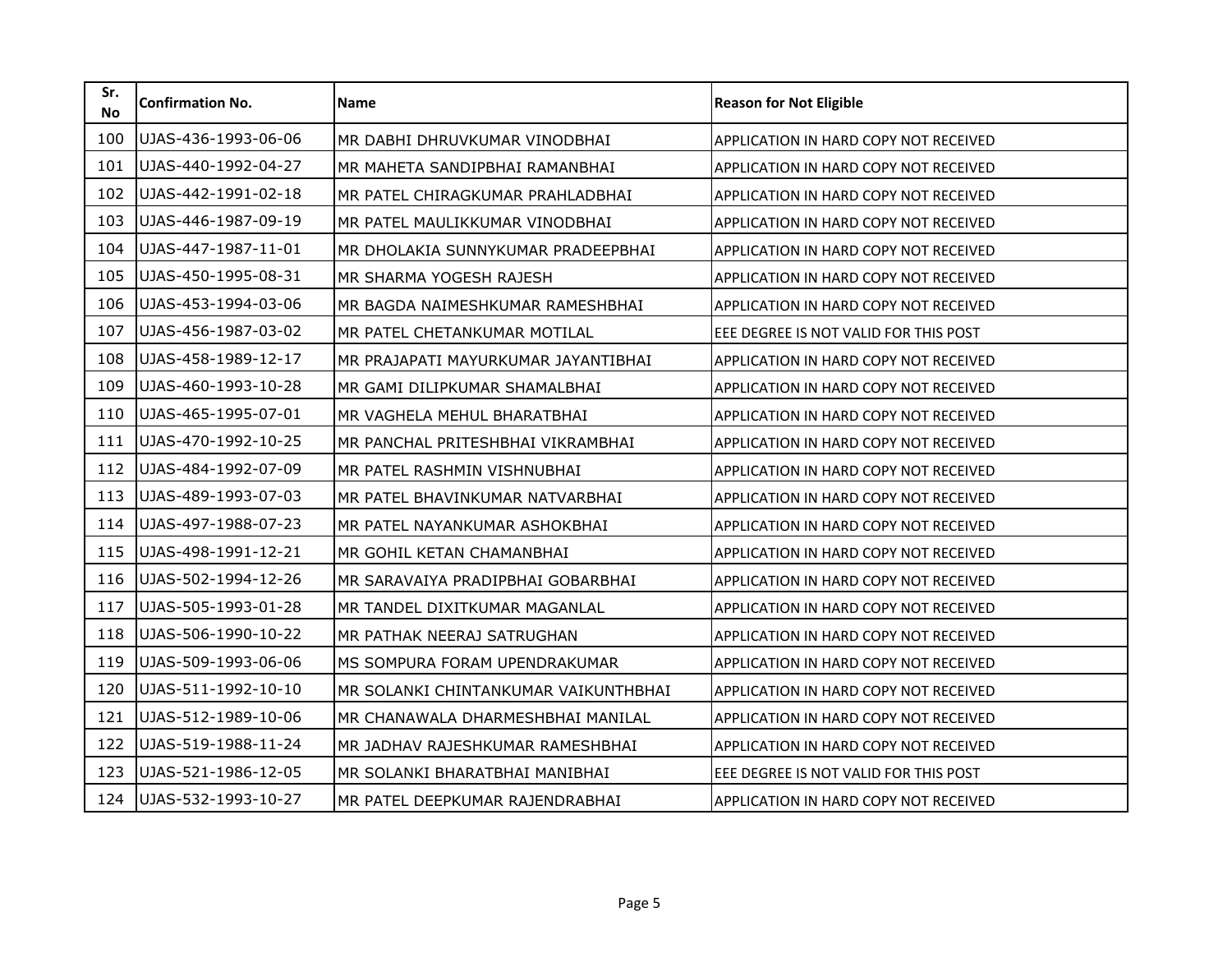| Sr. No | Confirmation No. | Name | Reason for Not Eligible |
| --- | --- | --- | --- |
| 100 | UJAS-436-1993-06-06 | MR DABHI DHRUVKUMAR VINODBHAI | APPLICATION IN HARD COPY NOT RECEIVED |
| 101 | UJAS-440-1992-04-27 | MR MAHETA SANDIPBHAI RAMANBHAI | APPLICATION IN HARD COPY NOT RECEIVED |
| 102 | UJAS-442-1991-02-18 | MR PATEL CHIRAGKUMAR PRAHLADBHAI | APPLICATION IN HARD COPY NOT RECEIVED |
| 103 | UJAS-446-1987-09-19 | MR PATEL MAULIKKUMAR VINODBHAI | APPLICATION IN HARD COPY NOT RECEIVED |
| 104 | UJAS-447-1987-11-01 | MR DHOLAKIA SUNNYKUMAR PRADEEPBHAI | APPLICATION IN HARD COPY NOT RECEIVED |
| 105 | UJAS-450-1995-08-31 | MR SHARMA YOGESH RAJESH | APPLICATION IN HARD COPY NOT RECEIVED |
| 106 | UJAS-453-1994-03-06 | MR BAGDA NAIMESHKUMAR RAMESHBHAI | APPLICATION IN HARD COPY NOT RECEIVED |
| 107 | UJAS-456-1987-03-02 | MR PATEL CHETANKUMAR MOTILAL | EEE DEGREE IS NOT VALID FOR THIS POST |
| 108 | UJAS-458-1989-12-17 | MR PRAJAPATI MAYURKUMAR JAYANTIBHAI | APPLICATION IN HARD COPY NOT RECEIVED |
| 109 | UJAS-460-1993-10-28 | MR GAMI DILIPKUMAR SHAMALBHAI | APPLICATION IN HARD COPY NOT RECEIVED |
| 110 | UJAS-465-1995-07-01 | MR VAGHELA MEHUL BHARATBHAI | APPLICATION IN HARD COPY NOT RECEIVED |
| 111 | UJAS-470-1992-10-25 | MR PANCHAL PRITESHBHAI VIKRAMBHAI | APPLICATION IN HARD COPY NOT RECEIVED |
| 112 | UJAS-484-1992-07-09 | MR PATEL RASHMIN VISHNUBHAI | APPLICATION IN HARD COPY NOT RECEIVED |
| 113 | UJAS-489-1993-07-03 | MR PATEL BHAVINKUMAR NATVARBHAI | APPLICATION IN HARD COPY NOT RECEIVED |
| 114 | UJAS-497-1988-07-23 | MR PATEL NAYANKUMAR ASHOKBHAI | APPLICATION IN HARD COPY NOT RECEIVED |
| 115 | UJAS-498-1991-12-21 | MR GOHIL KETAN CHAMANBHAI | APPLICATION IN HARD COPY NOT RECEIVED |
| 116 | UJAS-502-1994-12-26 | MR SARAVAIYA PRADIPBHAI GOBARBHAI | APPLICATION IN HARD COPY NOT RECEIVED |
| 117 | UJAS-505-1993-01-28 | MR TANDEL DIXITKUMAR MAGANLAL | APPLICATION IN HARD COPY NOT RECEIVED |
| 118 | UJAS-506-1990-10-22 | MR PATHAK NEERAJ SATRUGHAN | APPLICATION IN HARD COPY NOT RECEIVED |
| 119 | UJAS-509-1993-06-06 | MS SOMPURA FORAM UPENDRAKUMAR | APPLICATION IN HARD COPY NOT RECEIVED |
| 120 | UJAS-511-1992-10-10 | MR SOLANKI CHINTANKUMAR VAIKUNTHBHAI | APPLICATION IN HARD COPY NOT RECEIVED |
| 121 | UJAS-512-1989-10-06 | MR CHANAWALA DHARMESHBHAI MANILAL | APPLICATION IN HARD COPY NOT RECEIVED |
| 122 | UJAS-519-1988-11-24 | MR JADHAV RAJESHKUMAR RAMESHBHAI | APPLICATION IN HARD COPY NOT RECEIVED |
| 123 | UJAS-521-1986-12-05 | MR SOLANKI BHARATBHAI MANIBHAI | EEE DEGREE IS NOT VALID FOR THIS POST |
| 124 | UJAS-532-1993-10-27 | MR PATEL DEEPKUMAR RAJENDRABHAI | APPLICATION IN HARD COPY NOT RECEIVED |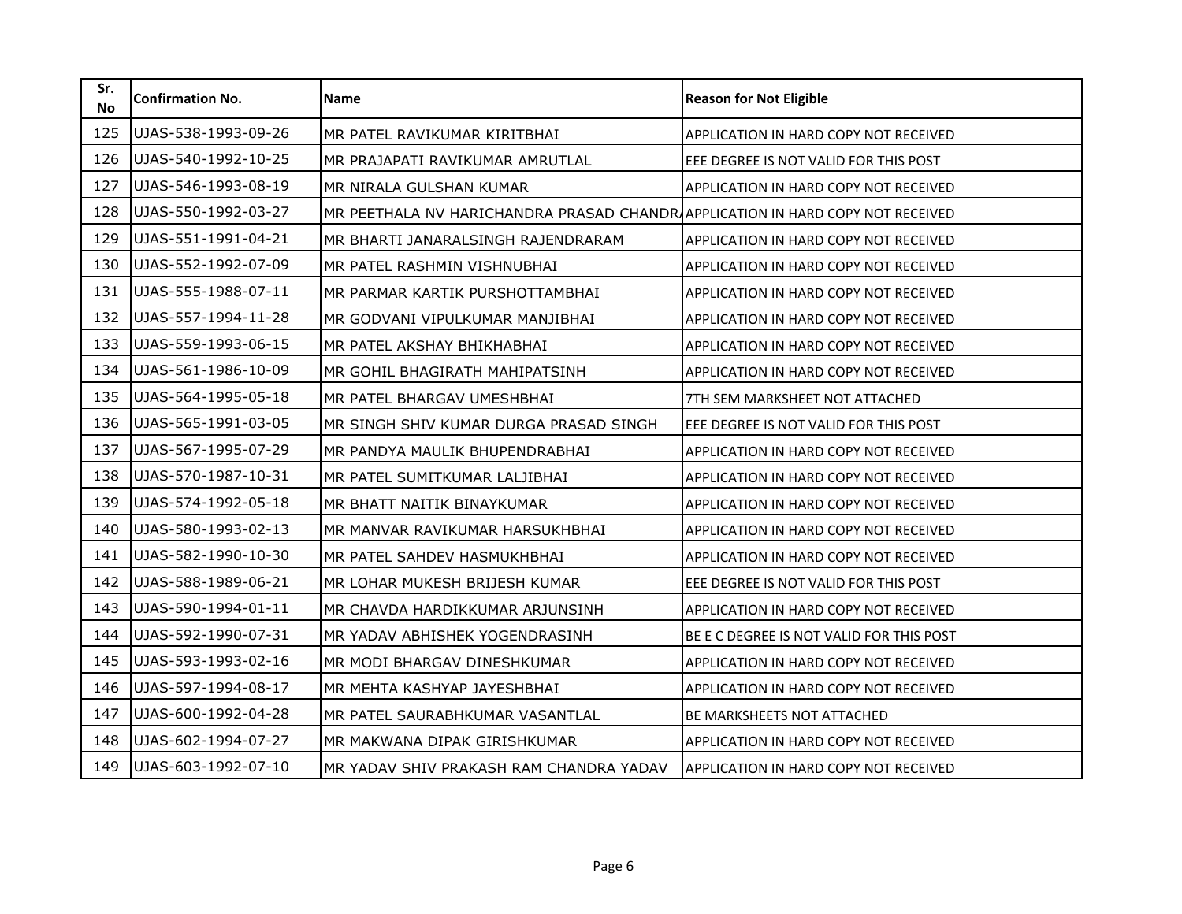| Sr. No | Confirmation No. | Name | Reason for Not Eligible |
|---|---|---|---|
| 125 | UJAS-538-1993-09-26 | MR PATEL RAVIKUMAR KIRITBHAI | APPLICATION IN HARD COPY NOT RECEIVED |
| 126 | UJAS-540-1992-10-25 | MR PRAJAPATI RAVIKUMAR AMRUTLAL | EEE DEGREE IS NOT VALID FOR THIS POST |
| 127 | UJAS-546-1993-08-19 | MR NIRALA GULSHAN KUMAR | APPLICATION IN HARD COPY NOT RECEIVED |
| 128 | UJAS-550-1992-03-27 | MR PEETHALA NV HARICHANDRA PRASAD CHANDRA | APPLICATION IN HARD COPY NOT RECEIVED |
| 129 | UJAS-551-1991-04-21 | MR BHARTI JANARALSINGH RAJENDRARAM | APPLICATION IN HARD COPY NOT RECEIVED |
| 130 | UJAS-552-1992-07-09 | MR PATEL RASHMIN VISHNUBHAI | APPLICATION IN HARD COPY NOT RECEIVED |
| 131 | UJAS-555-1988-07-11 | MR PARMAR KARTIK PURSHOTTAMBHAI | APPLICATION IN HARD COPY NOT RECEIVED |
| 132 | UJAS-557-1994-11-28 | MR GODVANI VIPULKUMAR MANJIBHAI | APPLICATION IN HARD COPY NOT RECEIVED |
| 133 | UJAS-559-1993-06-15 | MR PATEL AKSHAY BHIKHABHAI | APPLICATION IN HARD COPY NOT RECEIVED |
| 134 | UJAS-561-1986-10-09 | MR GOHIL BHAGIRATH MAHIPATSINH | APPLICATION IN HARD COPY NOT RECEIVED |
| 135 | UJAS-564-1995-05-18 | MR PATEL BHARGAV UMESHBHAI | 7TH SEM MARKSHEET NOT ATTACHED |
| 136 | UJAS-565-1991-03-05 | MR SINGH SHIV KUMAR DURGA PRASAD SINGH | EEE DEGREE IS NOT VALID FOR THIS POST |
| 137 | UJAS-567-1995-07-29 | MR PANDYA MAULIK BHUPENDRABHAI | APPLICATION IN HARD COPY NOT RECEIVED |
| 138 | UJAS-570-1987-10-31 | MR PATEL SUMITKUMAR LALJIBHAI | APPLICATION IN HARD COPY NOT RECEIVED |
| 139 | UJAS-574-1992-05-18 | MR BHATT NAITIK BINAYKUMAR | APPLICATION IN HARD COPY NOT RECEIVED |
| 140 | UJAS-580-1993-02-13 | MR MANVAR RAVIKUMAR HARSUKHBHAI | APPLICATION IN HARD COPY NOT RECEIVED |
| 141 | UJAS-582-1990-10-30 | MR PATEL SAHDEV HASMUKHBHAI | APPLICATION IN HARD COPY NOT RECEIVED |
| 142 | UJAS-588-1989-06-21 | MR LOHAR MUKESH BRIJESH KUMAR | EEE DEGREE IS NOT VALID FOR THIS POST |
| 143 | UJAS-590-1994-01-11 | MR CHAVDA HARDIKKUMAR ARJUNSINH | APPLICATION IN HARD COPY NOT RECEIVED |
| 144 | UJAS-592-1990-07-31 | MR YADAV ABHISHEK YOGENDRASINH | BE E C DEGREE IS NOT VALID FOR THIS POST |
| 145 | UJAS-593-1993-02-16 | MR MODI BHARGAV DINESHKUMAR | APPLICATION IN HARD COPY NOT RECEIVED |
| 146 | UJAS-597-1994-08-17 | MR MEHTA KASHYAP JAYESHBHAI | APPLICATION IN HARD COPY NOT RECEIVED |
| 147 | UJAS-600-1992-04-28 | MR PATEL SAURABHKUMAR VASANTLAL | BE MARKSHEETS NOT ATTACHED |
| 148 | UJAS-602-1994-07-27 | MR MAKWANA DIPAK GIRISHKUMAR | APPLICATION IN HARD COPY NOT RECEIVED |
| 149 | UJAS-603-1992-07-10 | MR YADAV SHIV PRAKASH RAM CHANDRA YADAV | APPLICATION IN HARD COPY NOT RECEIVED |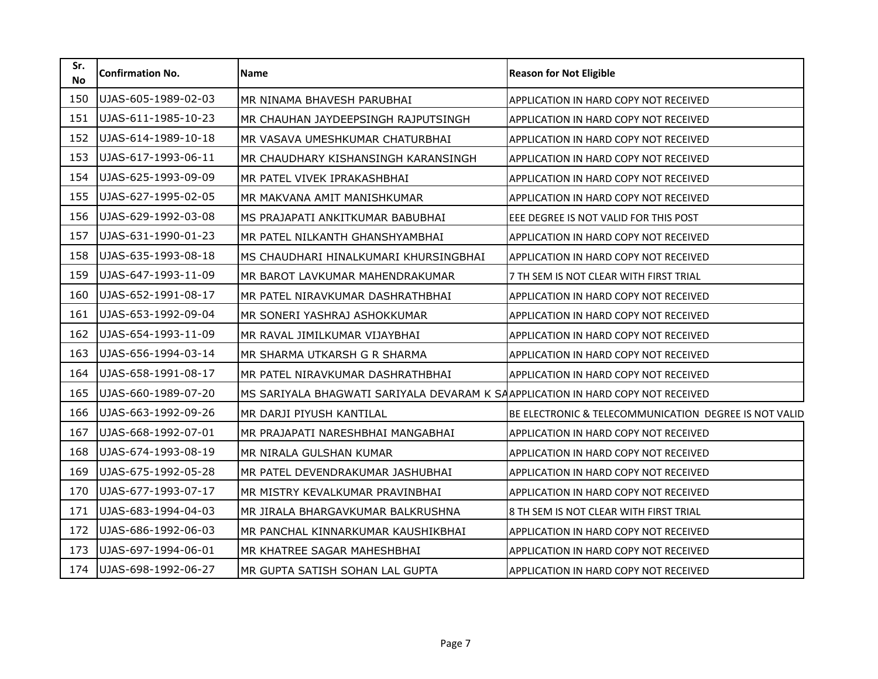| Sr. No | Confirmation No. | Name | Reason for Not Eligible |
|---|---|---|---|
| 150 | UJAS-605-1989-02-03 | MR NINAMA BHAVESH PARUBHAI | APPLICATION IN HARD COPY NOT RECEIVED |
| 151 | UJAS-611-1985-10-23 | MR CHAUHAN JAYDEEPSINGH RAJPUTSINGH | APPLICATION IN HARD COPY NOT RECEIVED |
| 152 | UJAS-614-1989-10-18 | MR VASAVA UMESHKUMAR CHATURBHAI | APPLICATION IN HARD COPY NOT RECEIVED |
| 153 | UJAS-617-1993-06-11 | MR CHAUDHARY KISHANSINGH KARANSINGH | APPLICATION IN HARD COPY NOT RECEIVED |
| 154 | UJAS-625-1993-09-09 | MR PATEL VIVEK IPRAKASHBHAI | APPLICATION IN HARD COPY NOT RECEIVED |
| 155 | UJAS-627-1995-02-05 | MR MAKVANA AMIT MANISHKUMAR | APPLICATION IN HARD COPY NOT RECEIVED |
| 156 | UJAS-629-1992-03-08 | MS PRAJAPATI ANKITKUMAR BABUBHAI | EEE DEGREE IS NOT VALID FOR THIS POST |
| 157 | UJAS-631-1990-01-23 | MR PATEL NILKANTH GHANSHYAMBHAI | APPLICATION IN HARD COPY NOT RECEIVED |
| 158 | UJAS-635-1993-08-18 | MS CHAUDHARI HINALKUMARI KHURSINGBHAI | APPLICATION IN HARD COPY NOT RECEIVED |
| 159 | UJAS-647-1993-11-09 | MR BAROT LAVKUMAR MAHENDRAKUMAR | 7 TH SEM IS NOT CLEAR WITH FIRST TRIAL |
| 160 | UJAS-652-1991-08-17 | MR PATEL NIRAVKUMAR DASHRATHBHAI | APPLICATION IN HARD COPY NOT RECEIVED |
| 161 | UJAS-653-1992-09-04 | MR SONERI YASHRAJ ASHOKKUMAR | APPLICATION IN HARD COPY NOT RECEIVED |
| 162 | UJAS-654-1993-11-09 | MR RAVAL JIMILKUMAR VIJAYBHAI | APPLICATION IN HARD COPY NOT RECEIVED |
| 163 | UJAS-656-1994-03-14 | MR SHARMA UTKARSH G R SHARMA | APPLICATION IN HARD COPY NOT RECEIVED |
| 164 | UJAS-658-1991-08-17 | MR PATEL NIRAVKUMAR DASHRATHBHAI | APPLICATION IN HARD COPY NOT RECEIVED |
| 165 | UJAS-660-1989-07-20 | MS SARIYALA BHAGWATI SARIYALA DEVARAM K SA | APPLICATION IN HARD COPY NOT RECEIVED |
| 166 | UJAS-663-1992-09-26 | MR DARJI PIYUSH KANTILAL | BE ELECTRONIC & TELECOMMUNICATION DEGREE IS NOT VALID |
| 167 | UJAS-668-1992-07-01 | MR PRAJAPATI NARESHBHAI MANGABHAI | APPLICATION IN HARD COPY NOT RECEIVED |
| 168 | UJAS-674-1993-08-19 | MR NIRALA GULSHAN KUMAR | APPLICATION IN HARD COPY NOT RECEIVED |
| 169 | UJAS-675-1992-05-28 | MR PATEL DEVENDRAKUMAR JASHUBHAI | APPLICATION IN HARD COPY NOT RECEIVED |
| 170 | UJAS-677-1993-07-17 | MR MISTRY KEVALKUMAR PRAVINBHAI | APPLICATION IN HARD COPY NOT RECEIVED |
| 171 | UJAS-683-1994-04-03 | MR JIRALA BHARGAVKUMAR BALKRUSHNA | 8 TH SEM IS NOT CLEAR WITH FIRST TRIAL |
| 172 | UJAS-686-1992-06-03 | MR PANCHAL KINNARKUMAR KAUSHIKBHAI | APPLICATION IN HARD COPY NOT RECEIVED |
| 173 | UJAS-697-1994-06-01 | MR KHATREE SAGAR MAHESHBHAI | APPLICATION IN HARD COPY NOT RECEIVED |
| 174 | UJAS-698-1992-06-27 | MR GUPTA SATISH SOHAN LAL GUPTA | APPLICATION IN HARD COPY NOT RECEIVED |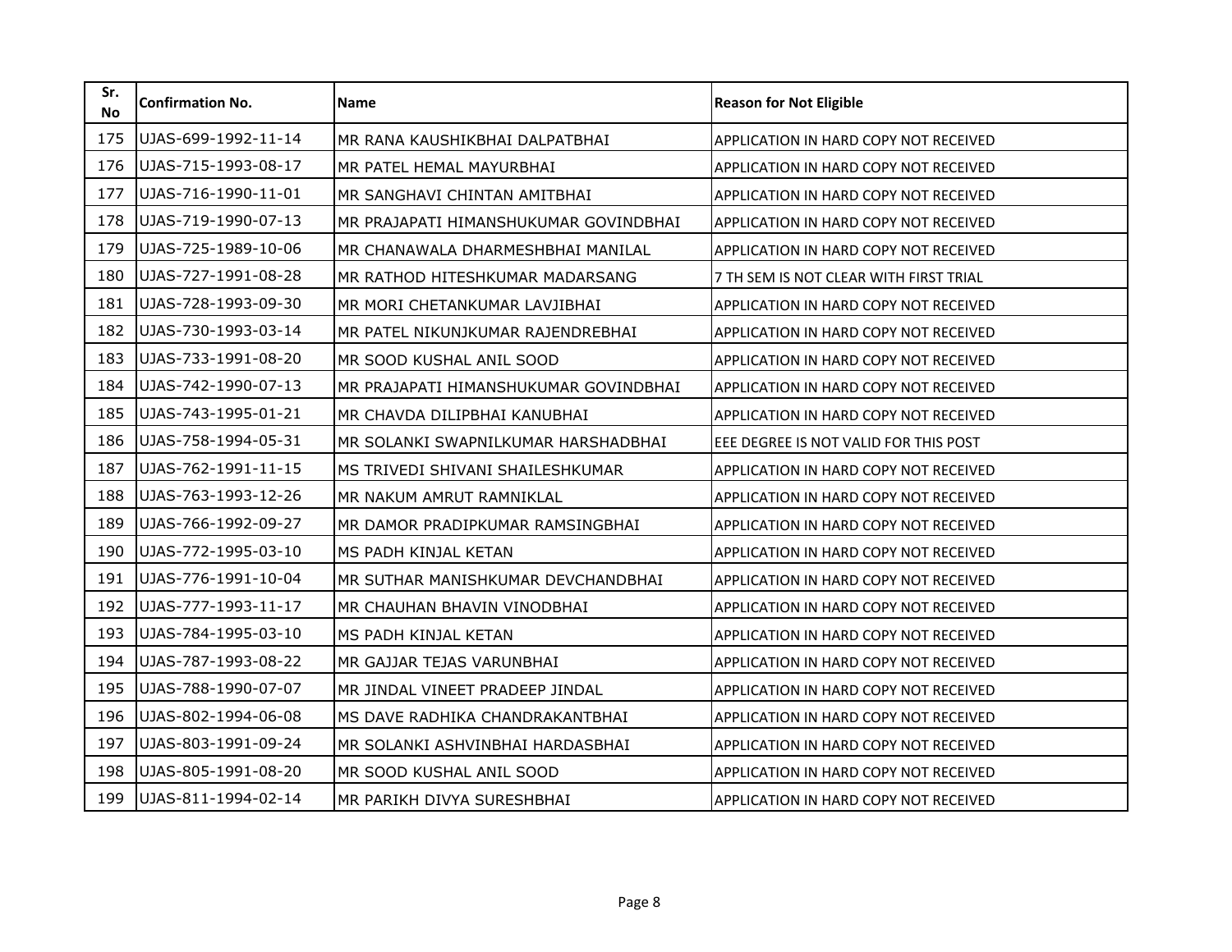| Sr. No | Confirmation No. | Name | Reason for Not Eligible |
|---|---|---|---|
| 175 | UJAS-699-1992-11-14 | MR RANA KAUSHIKBHAI DALPATBHAI | APPLICATION IN HARD COPY NOT RECEIVED |
| 176 | UJAS-715-1993-08-17 | MR PATEL HEMAL MAYURBHAI | APPLICATION IN HARD COPY NOT RECEIVED |
| 177 | UJAS-716-1990-11-01 | MR SANGHAVI CHINTAN AMITBHAI | APPLICATION IN HARD COPY NOT RECEIVED |
| 178 | UJAS-719-1990-07-13 | MR PRAJAPATI HIMANSHUKUMAR GOVINDBHAI | APPLICATION IN HARD COPY NOT RECEIVED |
| 179 | UJAS-725-1989-10-06 | MR CHANAWALA DHARMESHBHAI MANILAL | APPLICATION IN HARD COPY NOT RECEIVED |
| 180 | UJAS-727-1991-08-28 | MR RATHOD HITESHKUMAR MADARSANG | 7 TH SEM IS NOT CLEAR WITH FIRST TRIAL |
| 181 | UJAS-728-1993-09-30 | MR MORI CHETANKUMAR LAVJIBHAI | APPLICATION IN HARD COPY NOT RECEIVED |
| 182 | UJAS-730-1993-03-14 | MR PATEL NIKUNJKUMAR RAJENDREBHAI | APPLICATION IN HARD COPY NOT RECEIVED |
| 183 | UJAS-733-1991-08-20 | MR SOOD KUSHAL ANIL SOOD | APPLICATION IN HARD COPY NOT RECEIVED |
| 184 | UJAS-742-1990-07-13 | MR PRAJAPATI HIMANSHUKUMAR GOVINDBHAI | APPLICATION IN HARD COPY NOT RECEIVED |
| 185 | UJAS-743-1995-01-21 | MR CHAVDA DILIPBHAI KANUBHAI | APPLICATION IN HARD COPY NOT RECEIVED |
| 186 | UJAS-758-1994-05-31 | MR SOLANKI SWAPNILKUMAR HARSHADBHAI | EEE DEGREE IS NOT VALID FOR THIS POST |
| 187 | UJAS-762-1991-11-15 | MS TRIVEDI SHIVANI SHAILESHKUMAR | APPLICATION IN HARD COPY NOT RECEIVED |
| 188 | UJAS-763-1993-12-26 | MR NAKUM AMRUT RAMNIKLAL | APPLICATION IN HARD COPY NOT RECEIVED |
| 189 | UJAS-766-1992-09-27 | MR DAMOR PRADIPKUMAR RAMSINGBHAI | APPLICATION IN HARD COPY NOT RECEIVED |
| 190 | UJAS-772-1995-03-10 | MS PADH KINJAL KETAN | APPLICATION IN HARD COPY NOT RECEIVED |
| 191 | UJAS-776-1991-10-04 | MR SUTHAR MANISHKUMAR DEVCHANDBHAI | APPLICATION IN HARD COPY NOT RECEIVED |
| 192 | UJAS-777-1993-11-17 | MR CHAUHAN BHAVIN VINODBHAI | APPLICATION IN HARD COPY NOT RECEIVED |
| 193 | UJAS-784-1995-03-10 | MS PADH KINJAL KETAN | APPLICATION IN HARD COPY NOT RECEIVED |
| 194 | UJAS-787-1993-08-22 | MR GAJJAR TEJAS VARUNBHAI | APPLICATION IN HARD COPY NOT RECEIVED |
| 195 | UJAS-788-1990-07-07 | MR JINDAL VINEET PRADEEP JINDAL | APPLICATION IN HARD COPY NOT RECEIVED |
| 196 | UJAS-802-1994-06-08 | MS DAVE RADHIKA CHANDRAKANTBHAI | APPLICATION IN HARD COPY NOT RECEIVED |
| 197 | UJAS-803-1991-09-24 | MR SOLANKI ASHVINBHAI HARDASBHAI | APPLICATION IN HARD COPY NOT RECEIVED |
| 198 | UJAS-805-1991-08-20 | MR SOOD KUSHAL ANIL SOOD | APPLICATION IN HARD COPY NOT RECEIVED |
| 199 | UJAS-811-1994-02-14 | MR PARIKH DIVYA SURESHBHAI | APPLICATION IN HARD COPY NOT RECEIVED |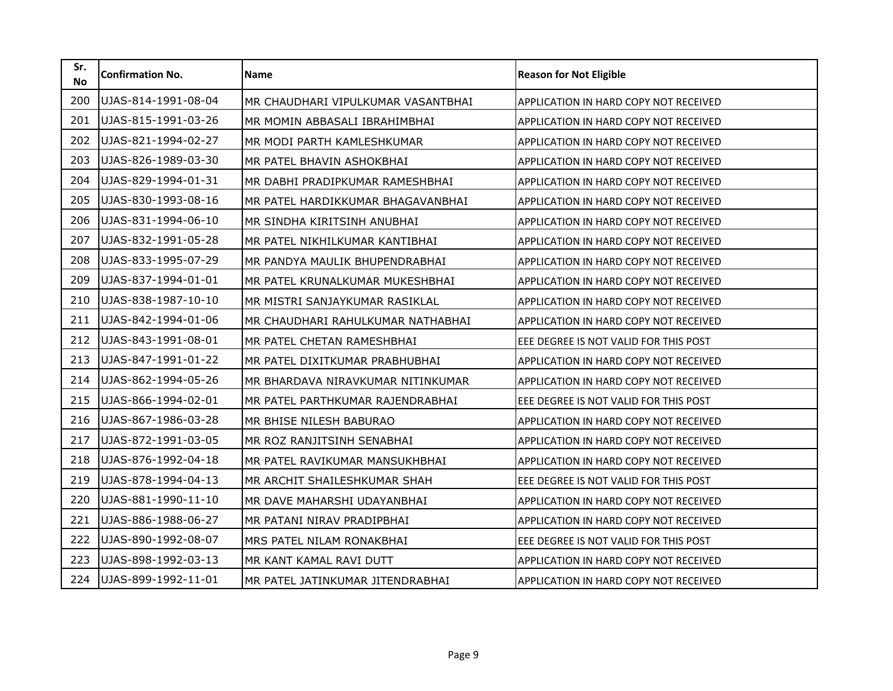| Sr. No | Confirmation No. | Name | Reason for Not Eligible |
|---|---|---|---|
| 200 | UJAS-814-1991-08-04 | MR CHAUDHARI VIPULKUMAR VASANTBHAI | APPLICATION IN HARD COPY NOT RECEIVED |
| 201 | UJAS-815-1991-03-26 | MR MOMIN ABBASALI IBRAHIMBHAI | APPLICATION IN HARD COPY NOT RECEIVED |
| 202 | UJAS-821-1994-02-27 | MR MODI PARTH KAMLESHKUMAR | APPLICATION IN HARD COPY NOT RECEIVED |
| 203 | UJAS-826-1989-03-30 | MR PATEL BHAVIN ASHOKBHAI | APPLICATION IN HARD COPY NOT RECEIVED |
| 204 | UJAS-829-1994-01-31 | MR DABHI PRADIPKUMAR RAMESHBHAI | APPLICATION IN HARD COPY NOT RECEIVED |
| 205 | UJAS-830-1993-08-16 | MR PATEL HARDIKKUMAR BHAGAVANBHAI | APPLICATION IN HARD COPY NOT RECEIVED |
| 206 | UJAS-831-1994-06-10 | MR SINDHA KIRITSINH ANUBHAI | APPLICATION IN HARD COPY NOT RECEIVED |
| 207 | UJAS-832-1991-05-28 | MR PATEL NIKHILKUMAR KANTIBHAI | APPLICATION IN HARD COPY NOT RECEIVED |
| 208 | UJAS-833-1995-07-29 | MR PANDYA MAULIK BHUPENDRABHAI | APPLICATION IN HARD COPY NOT RECEIVED |
| 209 | UJAS-837-1994-01-01 | MR PATEL KRUNALKUMAR MUKESHBHAI | APPLICATION IN HARD COPY NOT RECEIVED |
| 210 | UJAS-838-1987-10-10 | MR MISTRI SANJAYKUMAR RASIKLAL | APPLICATION IN HARD COPY NOT RECEIVED |
| 211 | UJAS-842-1994-01-06 | MR CHAUDHARI RAHULKUMAR NATHABHAI | APPLICATION IN HARD COPY NOT RECEIVED |
| 212 | UJAS-843-1991-08-01 | MR PATEL CHETAN RAMESHBHAI | EEE DEGREE IS NOT VALID FOR THIS POST |
| 213 | UJAS-847-1991-01-22 | MR PATEL DIXITKUMAR PRABHUBHAI | APPLICATION IN HARD COPY NOT RECEIVED |
| 214 | UJAS-862-1994-05-26 | MR BHARDAVA NIRAVKUMAR NITINKUMAR | APPLICATION IN HARD COPY NOT RECEIVED |
| 215 | UJAS-866-1994-02-01 | MR PATEL PARTHKUMAR RAJENDRABHAI | EEE DEGREE IS NOT VALID FOR THIS POST |
| 216 | UJAS-867-1986-03-28 | MR BHISE NILESH BABURAO | APPLICATION IN HARD COPY NOT RECEIVED |
| 217 | UJAS-872-1991-03-05 | MR ROZ RANJITSINH SENABHAI | APPLICATION IN HARD COPY NOT RECEIVED |
| 218 | UJAS-876-1992-04-18 | MR PATEL RAVIKUMAR MANSUKHBHAI | APPLICATION IN HARD COPY NOT RECEIVED |
| 219 | UJAS-878-1994-04-13 | MR ARCHIT SHAILESHKUMAR SHAH | EEE DEGREE IS NOT VALID FOR THIS POST |
| 220 | UJAS-881-1990-11-10 | MR DAVE MAHARSHI UDAYANBHAI | APPLICATION IN HARD COPY NOT RECEIVED |
| 221 | UJAS-886-1988-06-27 | MR PATANI NIRAV PRADIPBHAI | APPLICATION IN HARD COPY NOT RECEIVED |
| 222 | UJAS-890-1992-08-07 | MRS PATEL NILAM RONAKBHAI | EEE DEGREE IS NOT VALID FOR THIS POST |
| 223 | UJAS-898-1992-03-13 | MR KANT KAMAL RAVI DUTT | APPLICATION IN HARD COPY NOT RECEIVED |
| 224 | UJAS-899-1992-11-01 | MR PATEL JATINKUMAR JITENDRABHAI | APPLICATION IN HARD COPY NOT RECEIVED |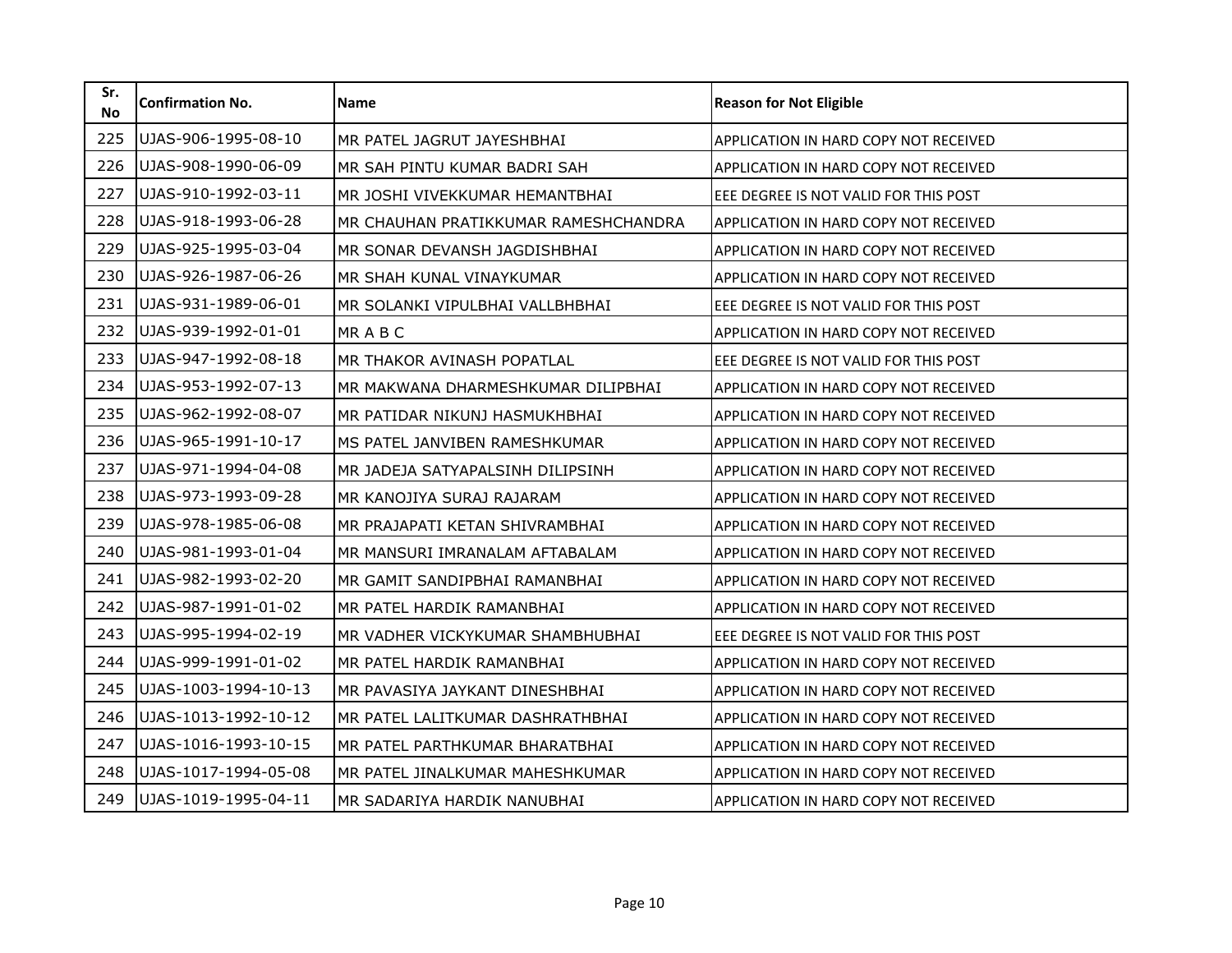| Sr. No | Confirmation No. | Name | Reason for Not Eligible |
|---|---|---|---|
| 225 | UJAS-906-1995-08-10 | MR PATEL JAGRUT JAYESHBHAI | APPLICATION IN HARD COPY NOT RECEIVED |
| 226 | UJAS-908-1990-06-09 | MR SAH PINTU KUMAR BADRI SAH | APPLICATION IN HARD COPY NOT RECEIVED |
| 227 | UJAS-910-1992-03-11 | MR JOSHI VIVEKKUMAR HEMANTBHAI | EEE DEGREE IS NOT VALID FOR THIS POST |
| 228 | UJAS-918-1993-06-28 | MR CHAUHAN PRATIKKUMAR RAMESHCHANDRA | APPLICATION IN HARD COPY NOT RECEIVED |
| 229 | UJAS-925-1995-03-04 | MR SONAR DEVANSH JAGDISHBHAI | APPLICATION IN HARD COPY NOT RECEIVED |
| 230 | UJAS-926-1987-06-26 | MR SHAH KUNAL VINAYKUMAR | APPLICATION IN HARD COPY NOT RECEIVED |
| 231 | UJAS-931-1989-06-01 | MR SOLANKI VIPULBHAI VALLBHBHAI | EEE DEGREE IS NOT VALID FOR THIS POST |
| 232 | UJAS-939-1992-01-01 | MR A B C | APPLICATION IN HARD COPY NOT RECEIVED |
| 233 | UJAS-947-1992-08-18 | MR THAKOR AVINASH POPATLAL | EEE DEGREE IS NOT VALID FOR THIS POST |
| 234 | UJAS-953-1992-07-13 | MR MAKWANA DHARMESHKUMAR DILIPBHAI | APPLICATION IN HARD COPY NOT RECEIVED |
| 235 | UJAS-962-1992-08-07 | MR PATIDAR NIKUNJ HASMUKHBHAI | APPLICATION IN HARD COPY NOT RECEIVED |
| 236 | UJAS-965-1991-10-17 | MS PATEL JANVIBEN RAMESHKUMAR | APPLICATION IN HARD COPY NOT RECEIVED |
| 237 | UJAS-971-1994-04-08 | MR JADEJA SATYAPALSINH DILIPSINH | APPLICATION IN HARD COPY NOT RECEIVED |
| 238 | UJAS-973-1993-09-28 | MR KANOJIYA SURAJ RAJARAM | APPLICATION IN HARD COPY NOT RECEIVED |
| 239 | UJAS-978-1985-06-08 | MR PRAJAPATI KETAN SHIVRAMBHAI | APPLICATION IN HARD COPY NOT RECEIVED |
| 240 | UJAS-981-1993-01-04 | MR MANSURI IMRANALAM AFTABALAM | APPLICATION IN HARD COPY NOT RECEIVED |
| 241 | UJAS-982-1993-02-20 | MR GAMIT SANDIPBHAI RAMANBHAI | APPLICATION IN HARD COPY NOT RECEIVED |
| 242 | UJAS-987-1991-01-02 | MR PATEL HARDIK RAMANBHAI | APPLICATION IN HARD COPY NOT RECEIVED |
| 243 | UJAS-995-1994-02-19 | MR VADHER VICKYKUMAR SHAMBHUBHAI | EEE DEGREE IS NOT VALID FOR THIS POST |
| 244 | UJAS-999-1991-01-02 | MR PATEL HARDIK RAMANBHAI | APPLICATION IN HARD COPY NOT RECEIVED |
| 245 | UJAS-1003-1994-10-13 | MR PAVASIYA JAYKANT DINESHBHAI | APPLICATION IN HARD COPY NOT RECEIVED |
| 246 | UJAS-1013-1992-10-12 | MR PATEL LALITKUMAR DASHRATHBHAI | APPLICATION IN HARD COPY NOT RECEIVED |
| 247 | UJAS-1016-1993-10-15 | MR PATEL PARTHKUMAR BHARATBHAI | APPLICATION IN HARD COPY NOT RECEIVED |
| 248 | UJAS-1017-1994-05-08 | MR PATEL JINALKUMAR MAHESHKUMAR | APPLICATION IN HARD COPY NOT RECEIVED |
| 249 | UJAS-1019-1995-04-11 | MR SADARIYA HARDIK NANUBHAI | APPLICATION IN HARD COPY NOT RECEIVED |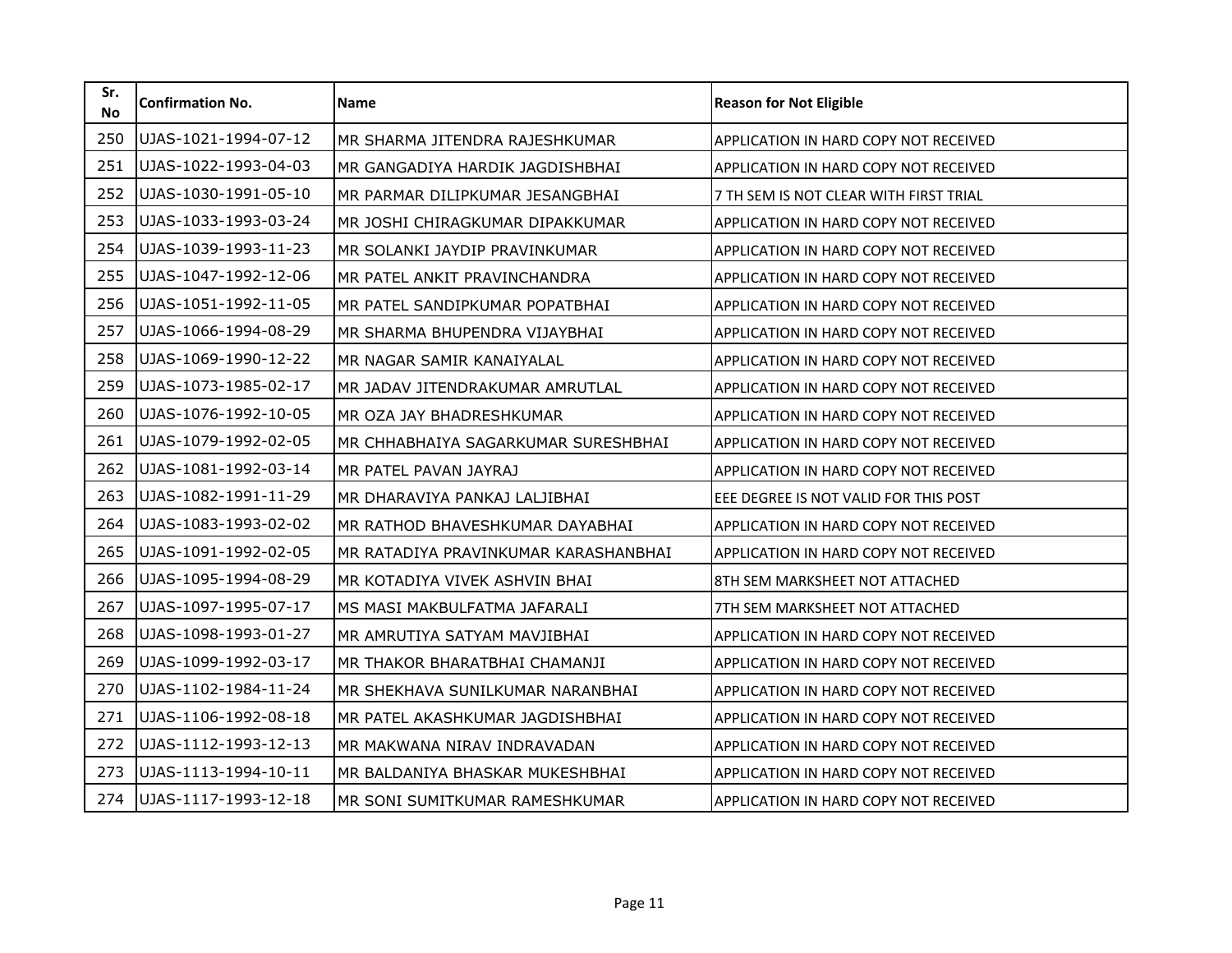| Sr. No | Confirmation No. | Name | Reason for Not Eligible |
|---|---|---|---|
| 250 | UJAS-1021-1994-07-12 | MR SHARMA JITENDRA RAJESHKUMAR | APPLICATION IN HARD COPY NOT RECEIVED |
| 251 | UJAS-1022-1993-04-03 | MR GANGADIYA HARDIK JAGDISHBHAI | APPLICATION IN HARD COPY NOT RECEIVED |
| 252 | UJAS-1030-1991-05-10 | MR PARMAR DILIPKUMAR JESANGBHAI | 7 TH SEM IS NOT CLEAR WITH FIRST TRIAL |
| 253 | UJAS-1033-1993-03-24 | MR JOSHI CHIRAGKUMAR DIPAKKUMAR | APPLICATION IN HARD COPY NOT RECEIVED |
| 254 | UJAS-1039-1993-11-23 | MR SOLANKI JAYDIP PRAVINKUMAR | APPLICATION IN HARD COPY NOT RECEIVED |
| 255 | UJAS-1047-1992-12-06 | MR PATEL ANKIT PRAVINCHANDRA | APPLICATION IN HARD COPY NOT RECEIVED |
| 256 | UJAS-1051-1992-11-05 | MR PATEL SANDIPKUMAR POPATBHAI | APPLICATION IN HARD COPY NOT RECEIVED |
| 257 | UJAS-1066-1994-08-29 | MR SHARMA BHUPENDRA VIJAYBHAI | APPLICATION IN HARD COPY NOT RECEIVED |
| 258 | UJAS-1069-1990-12-22 | MR NAGAR SAMIR KANAIYALAL | APPLICATION IN HARD COPY NOT RECEIVED |
| 259 | UJAS-1073-1985-02-17 | MR JADAV JITENDRAKUMAR AMRUTLAL | APPLICATION IN HARD COPY NOT RECEIVED |
| 260 | UJAS-1076-1992-10-05 | MR OZA JAY BHADRESHKUMAR | APPLICATION IN HARD COPY NOT RECEIVED |
| 261 | UJAS-1079-1992-02-05 | MR CHHABHAIYA SAGARKUMAR SURESHBHAI | APPLICATION IN HARD COPY NOT RECEIVED |
| 262 | UJAS-1081-1992-03-14 | MR PATEL PAVAN JAYRAJ | APPLICATION IN HARD COPY NOT RECEIVED |
| 263 | UJAS-1082-1991-11-29 | MR DHARAVIYA PANKAJ LALJIBHAI | EEE DEGREE IS NOT VALID FOR THIS POST |
| 264 | UJAS-1083-1993-02-02 | MR RATHOD BHAVESHKUMAR DAYABHAI | APPLICATION IN HARD COPY NOT RECEIVED |
| 265 | UJAS-1091-1992-02-05 | MR RATADIYA PRAVINKUMAR KARASHANBHAI | APPLICATION IN HARD COPY NOT RECEIVED |
| 266 | UJAS-1095-1994-08-29 | MR KOTADIYA VIVEK ASHVIN BHAI | 8TH SEM MARKSHEET NOT ATTACHED |
| 267 | UJAS-1097-1995-07-17 | MS MASI MAKBULFATMA JAFARALI | 7TH SEM MARKSHEET NOT ATTACHED |
| 268 | UJAS-1098-1993-01-27 | MR AMRUTIYA SATYAM MAVJIBHAI | APPLICATION IN HARD COPY NOT RECEIVED |
| 269 | UJAS-1099-1992-03-17 | MR THAKOR BHARATBHAI CHAMANJI | APPLICATION IN HARD COPY NOT RECEIVED |
| 270 | UJAS-1102-1984-11-24 | MR SHEKHAVA SUNILKUMAR NARANBHAI | APPLICATION IN HARD COPY NOT RECEIVED |
| 271 | UJAS-1106-1992-08-18 | MR PATEL AKASHKUMAR JAGDISHBHAI | APPLICATION IN HARD COPY NOT RECEIVED |
| 272 | UJAS-1112-1993-12-13 | MR MAKWANA NIRAV INDRAVADAN | APPLICATION IN HARD COPY NOT RECEIVED |
| 273 | UJAS-1113-1994-10-11 | MR BALDANIYA BHASKAR MUKESHBHAI | APPLICATION IN HARD COPY NOT RECEIVED |
| 274 | UJAS-1117-1993-12-18 | MR SONI SUMITKUMAR RAMESHKUMAR | APPLICATION IN HARD COPY NOT RECEIVED |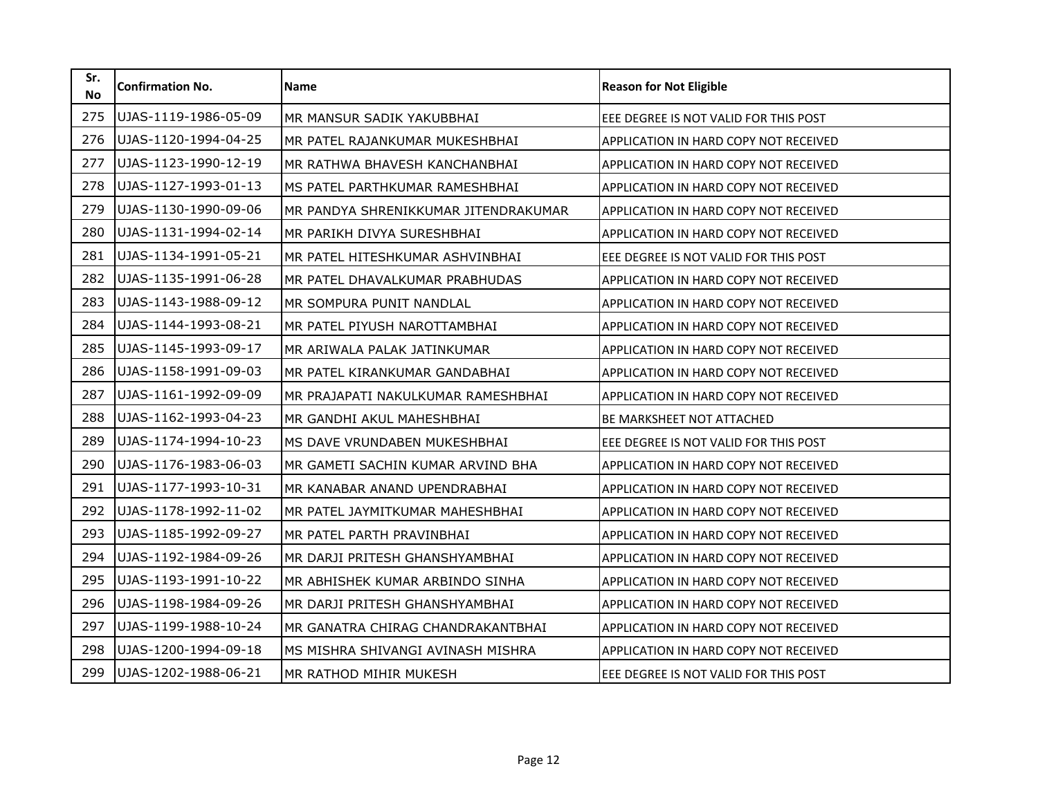| Sr. No | Confirmation No. | Name | Reason for Not Eligible |
|---|---|---|---|
| 275 | UJAS-1119-1986-05-09 | MR MANSUR SADIK YAKUBBHAI | EEE DEGREE IS NOT VALID FOR THIS POST |
| 276 | UJAS-1120-1994-04-25 | MR PATEL RAJANKUMAR MUKESHBHAI | APPLICATION IN HARD COPY NOT RECEIVED |
| 277 | UJAS-1123-1990-12-19 | MR RATHWA BHAVESH KANCHANBHAI | APPLICATION IN HARD COPY NOT RECEIVED |
| 278 | UJAS-1127-1993-01-13 | MS PATEL PARTHKUMAR RAMESHBHAI | APPLICATION IN HARD COPY NOT RECEIVED |
| 279 | UJAS-1130-1990-09-06 | MR PANDYA SHRENIKKUMAR JITENDRAKUMAR | APPLICATION IN HARD COPY NOT RECEIVED |
| 280 | UJAS-1131-1994-02-14 | MR PARIKH DIVYA SURESHBHAI | APPLICATION IN HARD COPY NOT RECEIVED |
| 281 | UJAS-1134-1991-05-21 | MR PATEL HITESHKUMAR ASHVINBHAI | EEE DEGREE IS NOT VALID FOR THIS POST |
| 282 | UJAS-1135-1991-06-28 | MR PATEL DHAVALKUMAR PRABHUDAS | APPLICATION IN HARD COPY NOT RECEIVED |
| 283 | UJAS-1143-1988-09-12 | MR SOMPURA PUNIT NANDLAL | APPLICATION IN HARD COPY NOT RECEIVED |
| 284 | UJAS-1144-1993-08-21 | MR PATEL PIYUSH NAROTTAMBHAI | APPLICATION IN HARD COPY NOT RECEIVED |
| 285 | UJAS-1145-1993-09-17 | MR ARIWALA PALAK JATINKUMAR | APPLICATION IN HARD COPY NOT RECEIVED |
| 286 | UJAS-1158-1991-09-03 | MR PATEL KIRANKUMAR GANDABHAI | APPLICATION IN HARD COPY NOT RECEIVED |
| 287 | UJAS-1161-1992-09-09 | MR PRAJAPATI NAKULKUMAR RAMESHBHAI | APPLICATION IN HARD COPY NOT RECEIVED |
| 288 | UJAS-1162-1993-04-23 | MR GANDHI AKUL MAHESHBHAI | BE MARKSHEET NOT ATTACHED |
| 289 | UJAS-1174-1994-10-23 | MS DAVE VRUNDABEN MUKESHBHAI | EEE DEGREE IS NOT VALID FOR THIS POST |
| 290 | UJAS-1176-1983-06-03 | MR GAMETI SACHIN KUMAR ARVIND BHA | APPLICATION IN HARD COPY NOT RECEIVED |
| 291 | UJAS-1177-1993-10-31 | MR KANABAR ANAND UPENDRABHAI | APPLICATION IN HARD COPY NOT RECEIVED |
| 292 | UJAS-1178-1992-11-02 | MR PATEL JAYMITKUMAR MAHESHBHAI | APPLICATION IN HARD COPY NOT RECEIVED |
| 293 | UJAS-1185-1992-09-27 | MR PATEL PARTH PRAVINBHAI | APPLICATION IN HARD COPY NOT RECEIVED |
| 294 | UJAS-1192-1984-09-26 | MR DARJI PRITESH GHANSHYAMBHAI | APPLICATION IN HARD COPY NOT RECEIVED |
| 295 | UJAS-1193-1991-10-22 | MR ABHISHEK KUMAR ARBINDO SINHA | APPLICATION IN HARD COPY NOT RECEIVED |
| 296 | UJAS-1198-1984-09-26 | MR DARJI PRITESH GHANSHYAMBHAI | APPLICATION IN HARD COPY NOT RECEIVED |
| 297 | UJAS-1199-1988-10-24 | MR GANATRA CHIRAG CHANDRAKANTBHAI | APPLICATION IN HARD COPY NOT RECEIVED |
| 298 | UJAS-1200-1994-09-18 | MS MISHRA SHIVANGI AVINASH MISHRA | APPLICATION IN HARD COPY NOT RECEIVED |
| 299 | UJAS-1202-1988-06-21 | MR RATHOD MIHIR MUKESH | EEE DEGREE IS NOT VALID FOR THIS POST |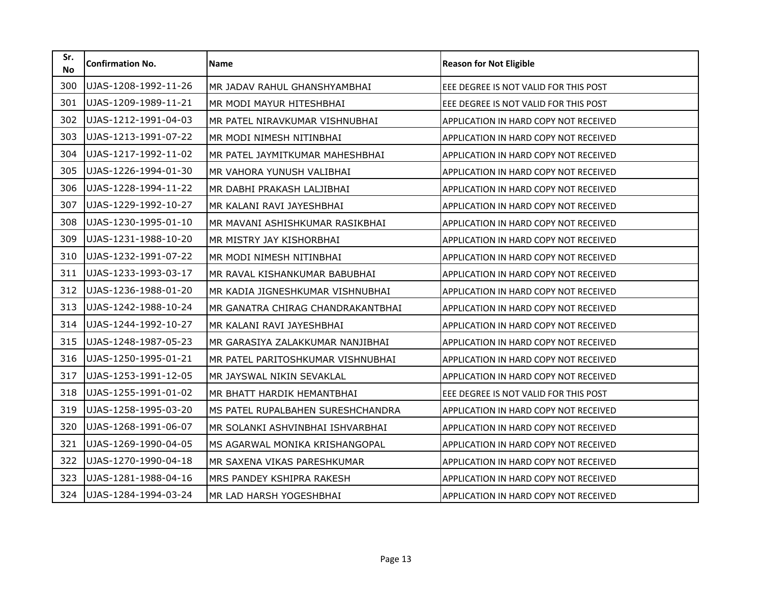| Sr. No | Confirmation No. | Name | Reason for Not Eligible |
|---|---|---|---|
| 300 | UJAS-1208-1992-11-26 | MR JADAV RAHUL GHANSHYAMBHAI | EEE DEGREE IS NOT VALID FOR THIS POST |
| 301 | UJAS-1209-1989-11-21 | MR MODI MAYUR HITESHBHAI | EEE DEGREE IS NOT VALID FOR THIS POST |
| 302 | UJAS-1212-1991-04-03 | MR PATEL NIRAVKUMAR VISHNUBHAI | APPLICATION IN HARD COPY NOT RECEIVED |
| 303 | UJAS-1213-1991-07-22 | MR MODI NIMESH NITINBHAI | APPLICATION IN HARD COPY NOT RECEIVED |
| 304 | UJAS-1217-1992-11-02 | MR PATEL JAYMITKUMAR MAHESHBHAI | APPLICATION IN HARD COPY NOT RECEIVED |
| 305 | UJAS-1226-1994-01-30 | MR VAHORA YUNUSH VALIBHAI | APPLICATION IN HARD COPY NOT RECEIVED |
| 306 | UJAS-1228-1994-11-22 | MR DABHI PRAKASH LALJIBHAI | APPLICATION IN HARD COPY NOT RECEIVED |
| 307 | UJAS-1229-1992-10-27 | MR KALANI RAVI JAYESHBHAI | APPLICATION IN HARD COPY NOT RECEIVED |
| 308 | UJAS-1230-1995-01-10 | MR MAVANI ASHISHKUMAR RASIKBHAI | APPLICATION IN HARD COPY NOT RECEIVED |
| 309 | UJAS-1231-1988-10-20 | MR MISTRY JAY KISHORBHAI | APPLICATION IN HARD COPY NOT RECEIVED |
| 310 | UJAS-1232-1991-07-22 | MR MODI NIMESH NITINBHAI | APPLICATION IN HARD COPY NOT RECEIVED |
| 311 | UJAS-1233-1993-03-17 | MR RAVAL KISHANKUMAR BABUBHAI | APPLICATION IN HARD COPY NOT RECEIVED |
| 312 | UJAS-1236-1988-01-20 | MR KADIA JIGNESHKUMAR VISHNUBHAI | APPLICATION IN HARD COPY NOT RECEIVED |
| 313 | UJAS-1242-1988-10-24 | MR GANATRA CHIRAG CHANDRAKANTBHAI | APPLICATION IN HARD COPY NOT RECEIVED |
| 314 | UJAS-1244-1992-10-27 | MR KALANI RAVI JAYESHBHAI | APPLICATION IN HARD COPY NOT RECEIVED |
| 315 | UJAS-1248-1987-05-23 | MR GARASIYA ZALAKKUMAR NANJIBHAI | APPLICATION IN HARD COPY NOT RECEIVED |
| 316 | UJAS-1250-1995-01-21 | MR PATEL PARITOSHKUMAR VISHNUBHAI | APPLICATION IN HARD COPY NOT RECEIVED |
| 317 | UJAS-1253-1991-12-05 | MR JAYSWAL NIKIN SEVAKLAL | APPLICATION IN HARD COPY NOT RECEIVED |
| 318 | UJAS-1255-1991-01-02 | MR BHATT HARDIK HEMANTBHAI | EEE DEGREE IS NOT VALID FOR THIS POST |
| 319 | UJAS-1258-1995-03-20 | MS PATEL RUPALBAHEN SURESHCHANDRA | APPLICATION IN HARD COPY NOT RECEIVED |
| 320 | UJAS-1268-1991-06-07 | MR SOLANKI ASHVINBHAI ISHVARBHAI | APPLICATION IN HARD COPY NOT RECEIVED |
| 321 | UJAS-1269-1990-04-05 | MS AGARWAL MONIKA KRISHANGOPAL | APPLICATION IN HARD COPY NOT RECEIVED |
| 322 | UJAS-1270-1990-04-18 | MR SAXENA VIKAS PARESHKUMAR | APPLICATION IN HARD COPY NOT RECEIVED |
| 323 | UJAS-1281-1988-04-16 | MRS PANDEY KSHIPRA RAKESH | APPLICATION IN HARD COPY NOT RECEIVED |
| 324 | UJAS-1284-1994-03-24 | MR LAD HARSH YOGESHBHAI | APPLICATION IN HARD COPY NOT RECEIVED |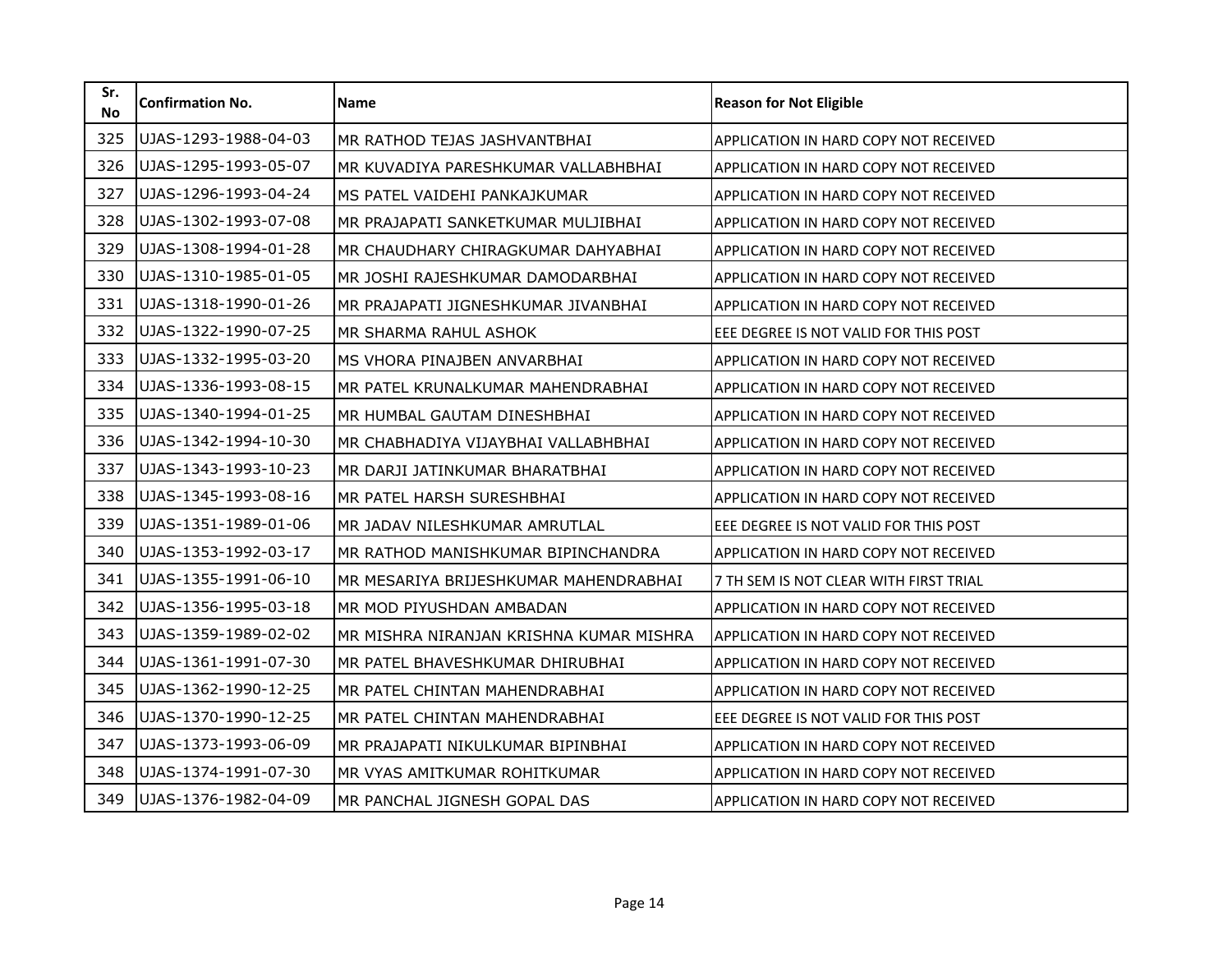| Sr. No | Confirmation No. | Name | Reason for Not Eligible |
|---|---|---|---|
| 325 | UJAS-1293-1988-04-03 | MR RATHOD TEJAS JASHVANTBHAI | APPLICATION IN HARD COPY NOT RECEIVED |
| 326 | UJAS-1295-1993-05-07 | MR KUVADIYA PARESHKUMAR VALLABHBHAI | APPLICATION IN HARD COPY NOT RECEIVED |
| 327 | UJAS-1296-1993-04-24 | MS PATEL VAIDEHI PANKAJKUMAR | APPLICATION IN HARD COPY NOT RECEIVED |
| 328 | UJAS-1302-1993-07-08 | MR PRAJAPATI SANKETKUMAR MULJIBHAI | APPLICATION IN HARD COPY NOT RECEIVED |
| 329 | UJAS-1308-1994-01-28 | MR CHAUDHARY CHIRAGKUMAR DAHYABHAI | APPLICATION IN HARD COPY NOT RECEIVED |
| 330 | UJAS-1310-1985-01-05 | MR JOSHI RAJESHKUMAR DAMODARBHAI | APPLICATION IN HARD COPY NOT RECEIVED |
| 331 | UJAS-1318-1990-01-26 | MR PRAJAPATI JIGNESHKUMAR JIVANBHAI | APPLICATION IN HARD COPY NOT RECEIVED |
| 332 | UJAS-1322-1990-07-25 | MR SHARMA RAHUL ASHOK | EEE DEGREE IS NOT VALID FOR THIS POST |
| 333 | UJAS-1332-1995-03-20 | MS VHORA PINAJBEN ANVARBHAI | APPLICATION IN HARD COPY NOT RECEIVED |
| 334 | UJAS-1336-1993-08-15 | MR PATEL KRUNALKUMAR MAHENDRABHAI | APPLICATION IN HARD COPY NOT RECEIVED |
| 335 | UJAS-1340-1994-01-25 | MR HUMBAL GAUTAM DINESHBHAI | APPLICATION IN HARD COPY NOT RECEIVED |
| 336 | UJAS-1342-1994-10-30 | MR CHABHADIYA VIJAYBHAI VALLABHBHAI | APPLICATION IN HARD COPY NOT RECEIVED |
| 337 | UJAS-1343-1993-10-23 | MR DARJI JATINKUMAR BHARATBHAI | APPLICATION IN HARD COPY NOT RECEIVED |
| 338 | UJAS-1345-1993-08-16 | MR PATEL HARSH SURESHBHAI | APPLICATION IN HARD COPY NOT RECEIVED |
| 339 | UJAS-1351-1989-01-06 | MR JADAV NILESHKUMAR AMRUTLAL | EEE DEGREE IS NOT VALID FOR THIS POST |
| 340 | UJAS-1353-1992-03-17 | MR RATHOD MANISHKUMAR BIPINCHANDRA | APPLICATION IN HARD COPY NOT RECEIVED |
| 341 | UJAS-1355-1991-06-10 | MR MESARIYA BRIJESHKUMAR MAHENDRABHAI | 7 TH SEM IS NOT CLEAR WITH FIRST TRIAL |
| 342 | UJAS-1356-1995-03-18 | MR MOD PIYUSHDAN AMBADAN | APPLICATION IN HARD COPY NOT RECEIVED |
| 343 | UJAS-1359-1989-02-02 | MR MISHRA NIRANJAN KRISHNA KUMAR MISHRA | APPLICATION IN HARD COPY NOT RECEIVED |
| 344 | UJAS-1361-1991-07-30 | MR PATEL BHAVESHKUMAR DHIRUBHAI | APPLICATION IN HARD COPY NOT RECEIVED |
| 345 | UJAS-1362-1990-12-25 | MR PATEL CHINTAN MAHENDRABHAI | APPLICATION IN HARD COPY NOT RECEIVED |
| 346 | UJAS-1370-1990-12-25 | MR PATEL CHINTAN MAHENDRABHAI | EEE DEGREE IS NOT VALID FOR THIS POST |
| 347 | UJAS-1373-1993-06-09 | MR PRAJAPATI NIKULKUMAR BIPINBHAI | APPLICATION IN HARD COPY NOT RECEIVED |
| 348 | UJAS-1374-1991-07-30 | MR VYAS AMITKUMAR ROHITKUMAR | APPLICATION IN HARD COPY NOT RECEIVED |
| 349 | UJAS-1376-1982-04-09 | MR PANCHAL JIGNESH GOPAL DAS | APPLICATION IN HARD COPY NOT RECEIVED |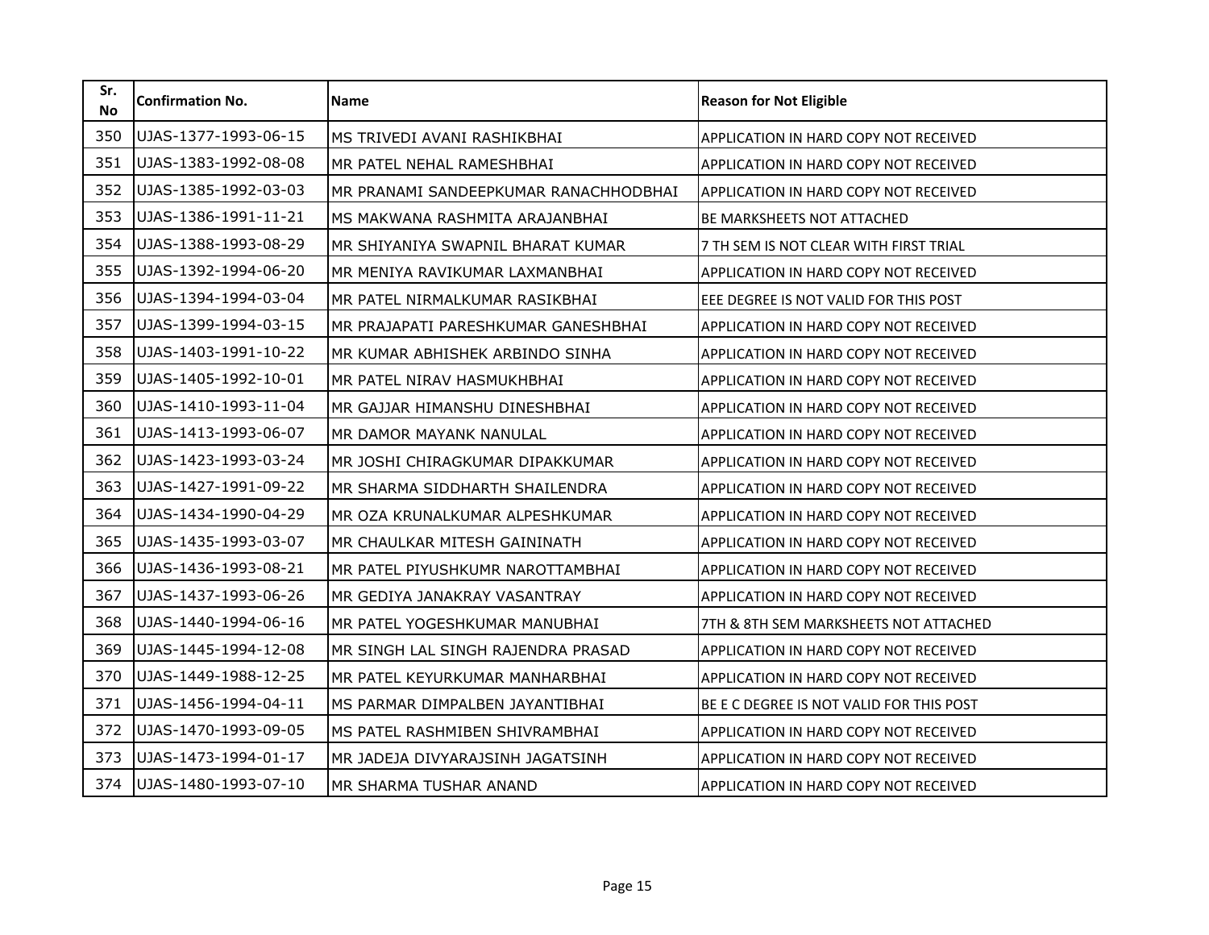| Sr. No | Confirmation No. | Name | Reason for Not Eligible |
|---|---|---|---|
| 350 | UJAS-1377-1993-06-15 | MS TRIVEDI AVANI RASHIKBHAI | APPLICATION IN HARD COPY NOT RECEIVED |
| 351 | UJAS-1383-1992-08-08 | MR PATEL NEHAL RAMESHBHAI | APPLICATION IN HARD COPY NOT RECEIVED |
| 352 | UJAS-1385-1992-03-03 | MR PRANAMI SANDEEPKUMAR RANACHHODBHAI | APPLICATION IN HARD COPY NOT RECEIVED |
| 353 | UJAS-1386-1991-11-21 | MS MAKWANA RASHMITA ARAJANBHAI | BE MARKSHEETS NOT ATTACHED |
| 354 | UJAS-1388-1993-08-29 | MR SHIYANIYA SWAPNIL BHARAT KUMAR | 7 TH SEM IS NOT CLEAR WITH FIRST TRIAL |
| 355 | UJAS-1392-1994-06-20 | MR MENIYA RAVIKUMAR LAXMANBHAI | APPLICATION IN HARD COPY NOT RECEIVED |
| 356 | UJAS-1394-1994-03-04 | MR PATEL NIRMALKUMAR RASIKBHAI | EEE DEGREE IS NOT VALID FOR THIS POST |
| 357 | UJAS-1399-1994-03-15 | MR PRAJAPATI PARESHKUMAR GANESHBHAI | APPLICATION IN HARD COPY NOT RECEIVED |
| 358 | UJAS-1403-1991-10-22 | MR KUMAR ABHISHEK ARBINDO SINHA | APPLICATION IN HARD COPY NOT RECEIVED |
| 359 | UJAS-1405-1992-10-01 | MR PATEL NIRAV HASMUKHBHAI | APPLICATION IN HARD COPY NOT RECEIVED |
| 360 | UJAS-1410-1993-11-04 | MR GAJJAR HIMANSHU DINESHBHAI | APPLICATION IN HARD COPY NOT RECEIVED |
| 361 | UJAS-1413-1993-06-07 | MR DAMOR MAYANK NANULAL | APPLICATION IN HARD COPY NOT RECEIVED |
| 362 | UJAS-1423-1993-03-24 | MR JOSHI CHIRAGKUMAR DIPAKKUMAR | APPLICATION IN HARD COPY NOT RECEIVED |
| 363 | UJAS-1427-1991-09-22 | MR SHARMA SIDDHARTH SHAILENDRA | APPLICATION IN HARD COPY NOT RECEIVED |
| 364 | UJAS-1434-1990-04-29 | MR OZA KRUNALKUMAR ALPESHKUMAR | APPLICATION IN HARD COPY NOT RECEIVED |
| 365 | UJAS-1435-1993-03-07 | MR CHAULKAR MITESH GAININATH | APPLICATION IN HARD COPY NOT RECEIVED |
| 366 | UJAS-1436-1993-08-21 | MR PATEL PIYUSHKUMR NAROTTAMBHAI | APPLICATION IN HARD COPY NOT RECEIVED |
| 367 | UJAS-1437-1993-06-26 | MR GEDIYA JANAKRAY VASANTRAY | APPLICATION IN HARD COPY NOT RECEIVED |
| 368 | UJAS-1440-1994-06-16 | MR PATEL YOGESHKUMAR MANUBHAI | 7TH & 8TH SEM MARKSHEETS NOT ATTACHED |
| 369 | UJAS-1445-1994-12-08 | MR SINGH LAL SINGH RAJENDRA PRASAD | APPLICATION IN HARD COPY NOT RECEIVED |
| 370 | UJAS-1449-1988-12-25 | MR PATEL KEYURKUMAR MANHARBHAI | APPLICATION IN HARD COPY NOT RECEIVED |
| 371 | UJAS-1456-1994-04-11 | MS PARMAR DIMPALBEN JAYANTIBHAI | BE E C DEGREE IS NOT VALID FOR THIS POST |
| 372 | UJAS-1470-1993-09-05 | MS PATEL RASHMIBEN SHIVRAMBHAI | APPLICATION IN HARD COPY NOT RECEIVED |
| 373 | UJAS-1473-1994-01-17 | MR JADEJA DIVYARAJSINH JAGATSINH | APPLICATION IN HARD COPY NOT RECEIVED |
| 374 | UJAS-1480-1993-07-10 | MR SHARMA TUSHAR ANAND | APPLICATION IN HARD COPY NOT RECEIVED |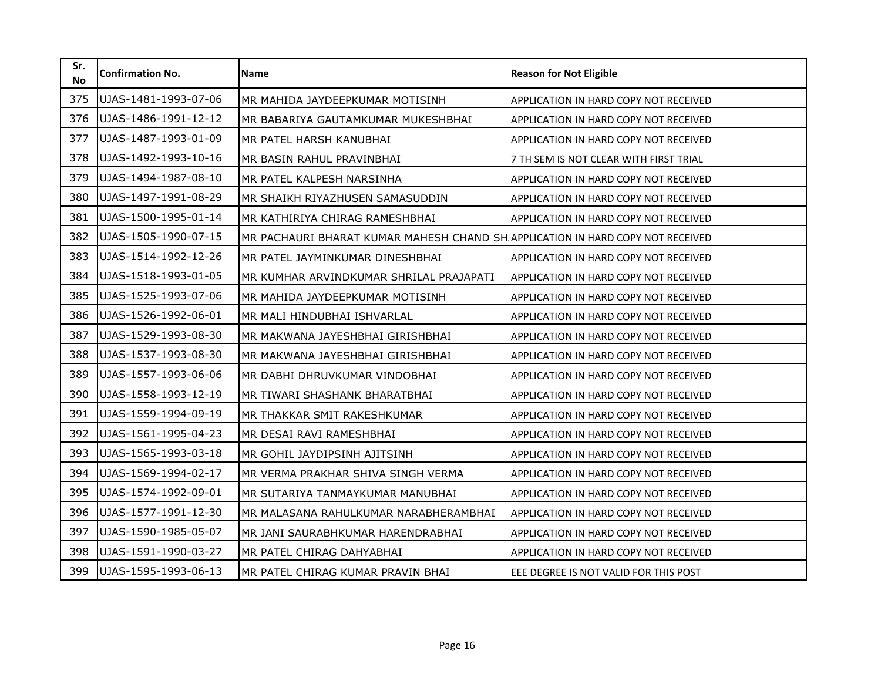| Sr. No | Confirmation No. | Name | Reason for Not Eligible |
|---|---|---|---|
| 375 | UJAS-1481-1993-07-06 | MR MAHIDA JAYDEEPKUMAR MOTISINH | APPLICATION IN HARD COPY NOT RECEIVED |
| 376 | UJAS-1486-1991-12-12 | MR BABARIYA GAUTAMKUMAR MUKESHBHAI | APPLICATION IN HARD COPY NOT RECEIVED |
| 377 | UJAS-1487-1993-01-09 | MR PATEL HARSH KANUBHAI | APPLICATION IN HARD COPY NOT RECEIVED |
| 378 | UJAS-1492-1993-10-16 | MR BASIN RAHUL PRAVINBHAI | 7 TH SEM IS NOT CLEAR WITH FIRST TRIAL |
| 379 | UJAS-1494-1987-08-10 | MR PATEL KALPESH NARSINHA | APPLICATION IN HARD COPY NOT RECEIVED |
| 380 | UJAS-1497-1991-08-29 | MR SHAIKH RIYAZHUSEN SAMASUDDIN | APPLICATION IN HARD COPY NOT RECEIVED |
| 381 | UJAS-1500-1995-01-14 | MR KATHIRIYA CHIRAG RAMESHBHAI | APPLICATION IN HARD COPY NOT RECEIVED |
| 382 | UJAS-1505-1990-07-15 | MR PACHAURI BHARAT KUMAR MAHESH CHAND SH | APPLICATION IN HARD COPY NOT RECEIVED |
| 383 | UJAS-1514-1992-12-26 | MR PATEL JAYMINKUMAR DINESHBHAI | APPLICATION IN HARD COPY NOT RECEIVED |
| 384 | UJAS-1518-1993-01-05 | MR KUMHAR ARVINDKUMAR SHRILAL PRAJAPATI | APPLICATION IN HARD COPY NOT RECEIVED |
| 385 | UJAS-1525-1993-07-06 | MR MAHIDA JAYDEEPKUMAR MOTISINH | APPLICATION IN HARD COPY NOT RECEIVED |
| 386 | UJAS-1526-1992-06-01 | MR MALI HINDUBHAI ISHVARLAL | APPLICATION IN HARD COPY NOT RECEIVED |
| 387 | UJAS-1529-1993-08-30 | MR MAKWANA JAYESHBHAI GIRISHBHAI | APPLICATION IN HARD COPY NOT RECEIVED |
| 388 | UJAS-1537-1993-08-30 | MR MAKWANA JAYESHBHAI GIRISHBHAI | APPLICATION IN HARD COPY NOT RECEIVED |
| 389 | UJAS-1557-1993-06-06 | MR DABHI DHRUVKUMAR VINDOBHAI | APPLICATION IN HARD COPY NOT RECEIVED |
| 390 | UJAS-1558-1993-12-19 | MR TIWARI SHASHANK BHARATBHAI | APPLICATION IN HARD COPY NOT RECEIVED |
| 391 | UJAS-1559-1994-09-19 | MR THAKKAR SMIT RAKESHKUMAR | APPLICATION IN HARD COPY NOT RECEIVED |
| 392 | UJAS-1561-1995-04-23 | MR DESAI RAVI RAMESHBHAI | APPLICATION IN HARD COPY NOT RECEIVED |
| 393 | UJAS-1565-1993-03-18 | MR GOHIL JAYDIPSINH AJITSINH | APPLICATION IN HARD COPY NOT RECEIVED |
| 394 | UJAS-1569-1994-02-17 | MR VERMA PRAKHAR SHIVA SINGH VERMA | APPLICATION IN HARD COPY NOT RECEIVED |
| 395 | UJAS-1574-1992-09-01 | MR SUTARIYA TANMAYKUMAR MANUBHAI | APPLICATION IN HARD COPY NOT RECEIVED |
| 396 | UJAS-1577-1991-12-30 | MR MALASANA RAHULKUMAR NARABHERAMBHAI | APPLICATION IN HARD COPY NOT RECEIVED |
| 397 | UJAS-1590-1985-05-07 | MR JANI SAURABHKUMAR HARENDRABHAI | APPLICATION IN HARD COPY NOT RECEIVED |
| 398 | UJAS-1591-1990-03-27 | MR PATEL CHIRAG DAHYABHAI | APPLICATION IN HARD COPY NOT RECEIVED |
| 399 | UJAS-1595-1993-06-13 | MR PATEL CHIRAG KUMAR PRAVIN BHAI | EEE DEGREE IS NOT VALID FOR THIS POST |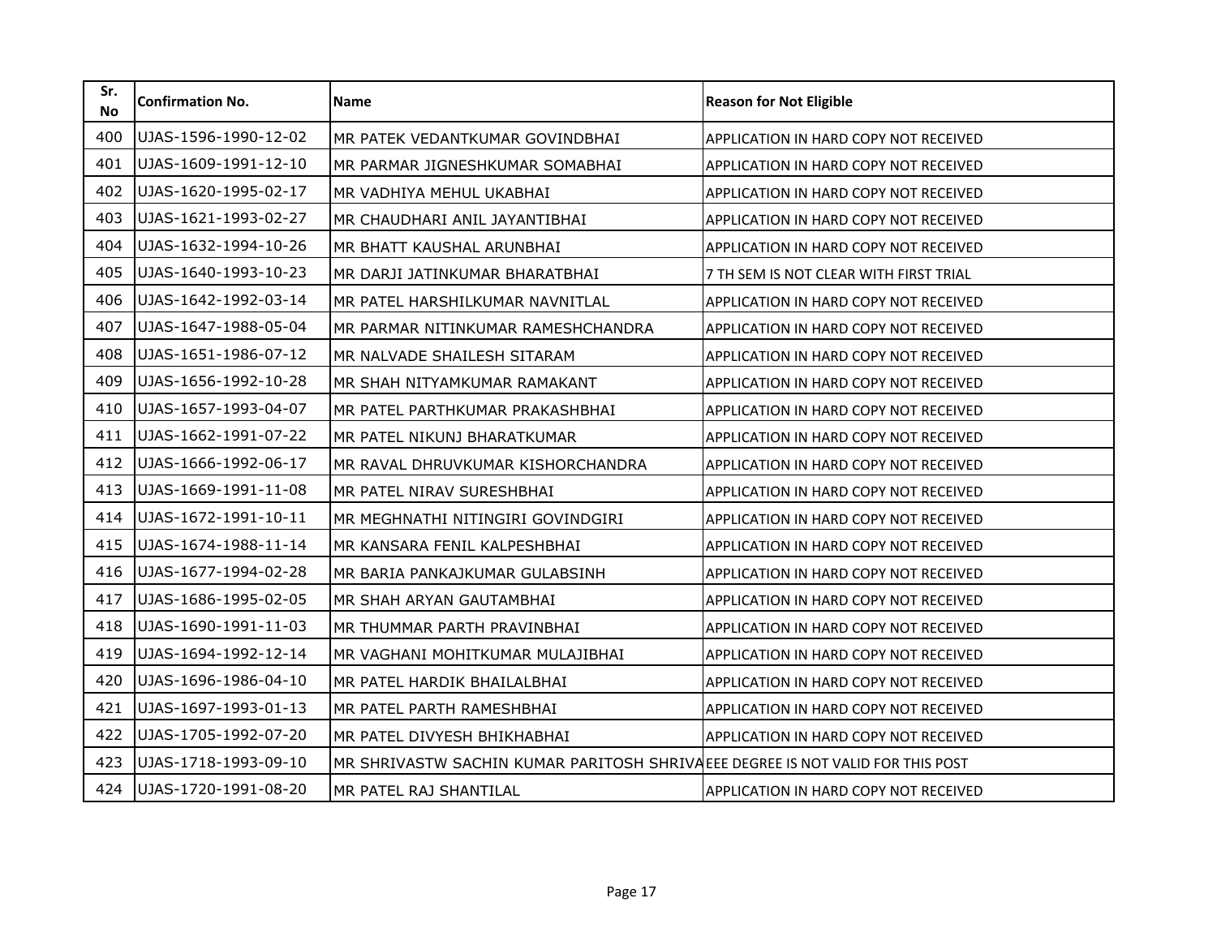| Sr. No | Confirmation No. | Name | Reason for Not Eligible |
|---|---|---|---|
| 400 | UJAS-1596-1990-12-02 | MR PATEK VEDANTKUMAR GOVINDBHAI | APPLICATION IN HARD COPY NOT RECEIVED |
| 401 | UJAS-1609-1991-12-10 | MR PARMAR JIGNESHKUMAR SOMABHAI | APPLICATION IN HARD COPY NOT RECEIVED |
| 402 | UJAS-1620-1995-02-17 | MR VADHIYA MEHUL UKABHAI | APPLICATION IN HARD COPY NOT RECEIVED |
| 403 | UJAS-1621-1993-02-27 | MR CHAUDHARI ANIL JAYANTIBHAI | APPLICATION IN HARD COPY NOT RECEIVED |
| 404 | UJAS-1632-1994-10-26 | MR BHATT KAUSHAL ARUNBHAI | APPLICATION IN HARD COPY NOT RECEIVED |
| 405 | UJAS-1640-1993-10-23 | MR DARJI JATINKUMAR BHARATBHAI | 7 TH SEM IS NOT CLEAR WITH FIRST TRIAL |
| 406 | UJAS-1642-1992-03-14 | MR PATEL HARSHILKUMAR NAVNITLAL | APPLICATION IN HARD COPY NOT RECEIVED |
| 407 | UJAS-1647-1988-05-04 | MR PARMAR NITINKUMAR RAMESHCHANDRA | APPLICATION IN HARD COPY NOT RECEIVED |
| 408 | UJAS-1651-1986-07-12 | MR NALVADE SHAILESH SITARAM | APPLICATION IN HARD COPY NOT RECEIVED |
| 409 | UJAS-1656-1992-10-28 | MR SHAH NITYAMKUMAR RAMAKANT | APPLICATION IN HARD COPY NOT RECEIVED |
| 410 | UJAS-1657-1993-04-07 | MR PATEL PARTHKUMAR PRAKASHBHAI | APPLICATION IN HARD COPY NOT RECEIVED |
| 411 | UJAS-1662-1991-07-22 | MR PATEL NIKUNJ BHARATKUMAR | APPLICATION IN HARD COPY NOT RECEIVED |
| 412 | UJAS-1666-1992-06-17 | MR RAVAL DHRUVKUMAR KISHORCHANDRA | APPLICATION IN HARD COPY NOT RECEIVED |
| 413 | UJAS-1669-1991-11-08 | MR PATEL NIRAV SURESHBHAI | APPLICATION IN HARD COPY NOT RECEIVED |
| 414 | UJAS-1672-1991-10-11 | MR MEGHNATHI NITINGIRI GOVINDGIRI | APPLICATION IN HARD COPY NOT RECEIVED |
| 415 | UJAS-1674-1988-11-14 | MR KANSARA FENIL KALPESHBHAI | APPLICATION IN HARD COPY NOT RECEIVED |
| 416 | UJAS-1677-1994-02-28 | MR BARIA PANKAJKUMAR GULABSINH | APPLICATION IN HARD COPY NOT RECEIVED |
| 417 | UJAS-1686-1995-02-05 | MR SHAH ARYAN GAUTAMBHAI | APPLICATION IN HARD COPY NOT RECEIVED |
| 418 | UJAS-1690-1991-11-03 | MR THUMMAR PARTH PRAVINBHAI | APPLICATION IN HARD COPY NOT RECEIVED |
| 419 | UJAS-1694-1992-12-14 | MR VAGHANI MOHITKUMAR MULAJIBHAI | APPLICATION IN HARD COPY NOT RECEIVED |
| 420 | UJAS-1696-1986-04-10 | MR PATEL HARDIK BHAILALBHAI | APPLICATION IN HARD COPY NOT RECEIVED |
| 421 | UJAS-1697-1993-01-13 | MR PATEL PARTH RAMESHBHAI | APPLICATION IN HARD COPY NOT RECEIVED |
| 422 | UJAS-1705-1992-07-20 | MR PATEL DIVYESH BHIKHABHAI | APPLICATION IN HARD COPY NOT RECEIVED |
| 423 | UJAS-1718-1993-09-10 | MR SHRIVASTW SACHIN KUMAR PARITOSH SHRIVA | EEE DEGREE IS NOT VALID FOR THIS POST |
| 424 | UJAS-1720-1991-08-20 | MR PATEL RAJ SHANTILAL | APPLICATION IN HARD COPY NOT RECEIVED |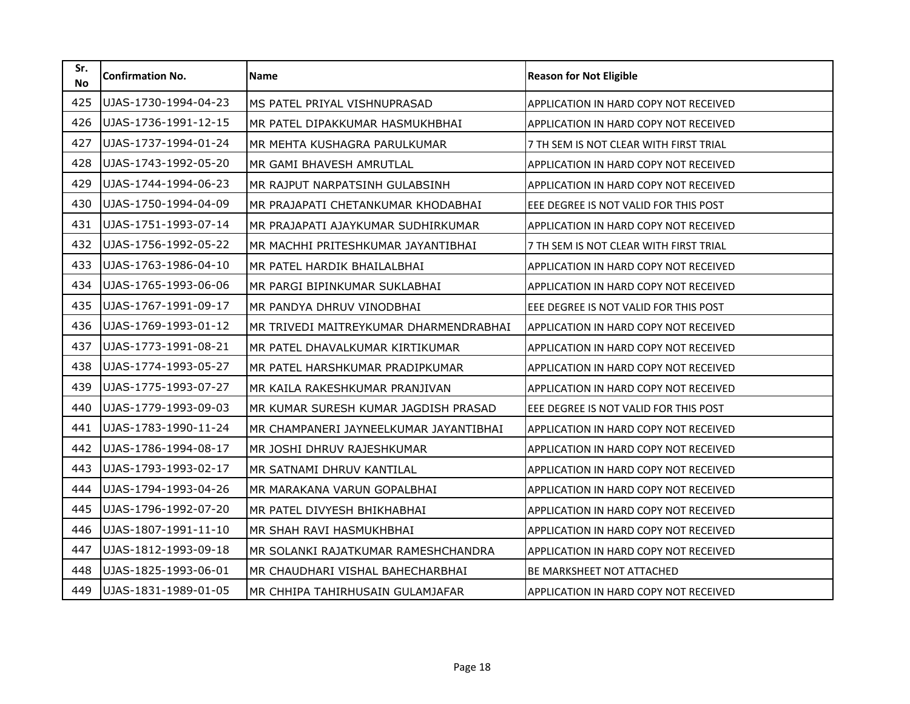| Sr. No | Confirmation No. | Name | Reason for Not Eligible |
|---|---|---|---|
| 425 | UJAS-1730-1994-04-23 | MS PATEL PRIYAL VISHNUPRASAD | APPLICATION IN HARD COPY NOT RECEIVED |
| 426 | UJAS-1736-1991-12-15 | MR PATEL DIPAKKUMAR HASMUKHBHAI | APPLICATION IN HARD COPY NOT RECEIVED |
| 427 | UJAS-1737-1994-01-24 | MR MEHTA KUSHAGRA PARULKUMAR | 7 TH SEM IS NOT CLEAR WITH FIRST TRIAL |
| 428 | UJAS-1743-1992-05-20 | MR GAMI BHAVESH AMRUTLAL | APPLICATION IN HARD COPY NOT RECEIVED |
| 429 | UJAS-1744-1994-06-23 | MR RAJPUT NARPATSINH GULABSINH | APPLICATION IN HARD COPY NOT RECEIVED |
| 430 | UJAS-1750-1994-04-09 | MR PRAJAPATI CHETANKUMAR KHODABHAI | EEE DEGREE IS NOT VALID FOR THIS POST |
| 431 | UJAS-1751-1993-07-14 | MR PRAJAPATI AJAYKUMAR SUDHIRKUMAR | APPLICATION IN HARD COPY NOT RECEIVED |
| 432 | UJAS-1756-1992-05-22 | MR MACHHI PRITESHKUMAR JAYANTIBHAI | 7 TH SEM IS NOT CLEAR WITH FIRST TRIAL |
| 433 | UJAS-1763-1986-04-10 | MR PATEL HARDIK BHAILALBHAI | APPLICATION IN HARD COPY NOT RECEIVED |
| 434 | UJAS-1765-1993-06-06 | MR PARGI BIPINKUMAR SUKLABHAI | APPLICATION IN HARD COPY NOT RECEIVED |
| 435 | UJAS-1767-1991-09-17 | MR PANDYA DHRUV VINODBHAI | EEE DEGREE IS NOT VALID FOR THIS POST |
| 436 | UJAS-1769-1993-01-12 | MR TRIVEDI MAITREYKUMAR DHARMENDRABHAI | APPLICATION IN HARD COPY NOT RECEIVED |
| 437 | UJAS-1773-1991-08-21 | MR PATEL DHAVALKUMAR KIRTIKUMAR | APPLICATION IN HARD COPY NOT RECEIVED |
| 438 | UJAS-1774-1993-05-27 | MR PATEL HARSHKUMAR PRADIPKUMAR | APPLICATION IN HARD COPY NOT RECEIVED |
| 439 | UJAS-1775-1993-07-27 | MR KAILA RAKESHKUMAR PRANJIVAN | APPLICATION IN HARD COPY NOT RECEIVED |
| 440 | UJAS-1779-1993-09-03 | MR KUMAR SURESH KUMAR JAGDISH PRASAD | EEE DEGREE IS NOT VALID FOR THIS POST |
| 441 | UJAS-1783-1990-11-24 | MR CHAMPANERI JAYNEELKUMAR JAYANTIBHAI | APPLICATION IN HARD COPY NOT RECEIVED |
| 442 | UJAS-1786-1994-08-17 | MR JOSHI DHRUV RAJESHKUMAR | APPLICATION IN HARD COPY NOT RECEIVED |
| 443 | UJAS-1793-1993-02-17 | MR SATNAMI DHRUV KANTILAL | APPLICATION IN HARD COPY NOT RECEIVED |
| 444 | UJAS-1794-1993-04-26 | MR MARAKANA VARUN GOPALBHAI | APPLICATION IN HARD COPY NOT RECEIVED |
| 445 | UJAS-1796-1992-07-20 | MR PATEL DIVYESH BHIKHABHAI | APPLICATION IN HARD COPY NOT RECEIVED |
| 446 | UJAS-1807-1991-11-10 | MR SHAH RAVI HASMUKHBHAI | APPLICATION IN HARD COPY NOT RECEIVED |
| 447 | UJAS-1812-1993-09-18 | MR SOLANKI RAJATKUMAR RAMESHCHANDRA | APPLICATION IN HARD COPY NOT RECEIVED |
| 448 | UJAS-1825-1993-06-01 | MR CHAUDHARI VISHAL BAHECHARBHAI | BE MARKSHEET NOT ATTACHED |
| 449 | UJAS-1831-1989-01-05 | MR CHHIPA TAHIRHUSAIN GULAMJAFAR | APPLICATION IN HARD COPY NOT RECEIVED |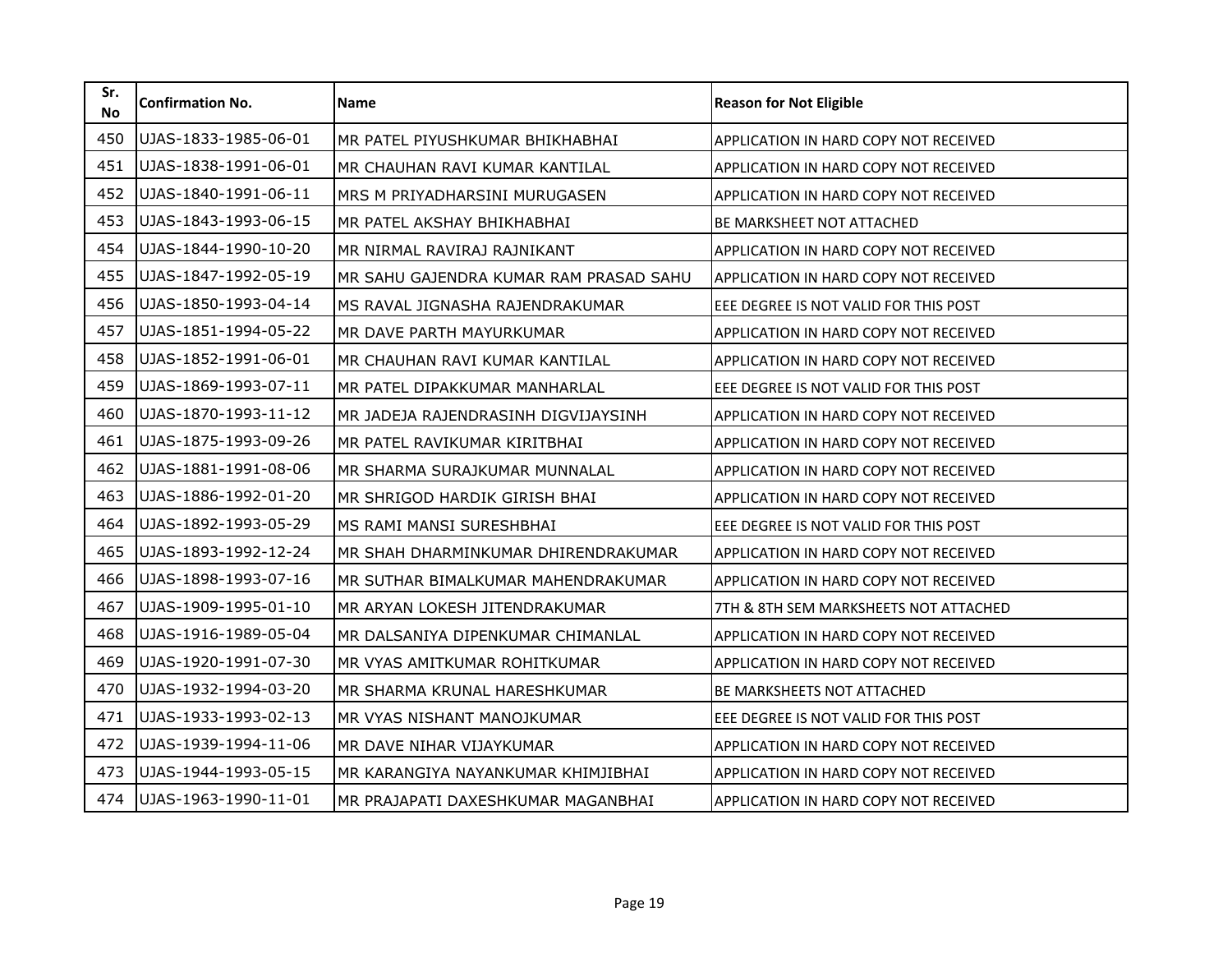| Sr. No | Confirmation No. | Name | Reason for Not Eligible |
|---|---|---|---|
| 450 | UJAS-1833-1985-06-01 | MR PATEL PIYUSHKUMAR BHIKHABHAI | APPLICATION IN HARD COPY NOT RECEIVED |
| 451 | UJAS-1838-1991-06-01 | MR CHAUHAN RAVI KUMAR KANTILAL | APPLICATION IN HARD COPY NOT RECEIVED |
| 452 | UJAS-1840-1991-06-11 | MRS M PRIYADHARSINI MURUGASEN | APPLICATION IN HARD COPY NOT RECEIVED |
| 453 | UJAS-1843-1993-06-15 | MR PATEL AKSHAY BHIKHABHAI | BE MARKSHEET NOT ATTACHED |
| 454 | UJAS-1844-1990-10-20 | MR NIRMAL RAVIRAJ RAJNIKANT | APPLICATION IN HARD COPY NOT RECEIVED |
| 455 | UJAS-1847-1992-05-19 | MR SAHU GAJENDRA KUMAR RAM PRASAD SAHU | APPLICATION IN HARD COPY NOT RECEIVED |
| 456 | UJAS-1850-1993-04-14 | MS RAVAL JIGNASHA RAJENDRAKUMAR | EEE DEGREE IS NOT VALID FOR THIS POST |
| 457 | UJAS-1851-1994-05-22 | MR DAVE PARTH MAYURKUMAR | APPLICATION IN HARD COPY NOT RECEIVED |
| 458 | UJAS-1852-1991-06-01 | MR CHAUHAN RAVI KUMAR KANTILAL | APPLICATION IN HARD COPY NOT RECEIVED |
| 459 | UJAS-1869-1993-07-11 | MR PATEL DIPAKKUMAR MANHARLAL | EEE DEGREE IS NOT VALID FOR THIS POST |
| 460 | UJAS-1870-1993-11-12 | MR JADEJA RAJENDRASINH DIGVIJAYSINH | APPLICATION IN HARD COPY NOT RECEIVED |
| 461 | UJAS-1875-1993-09-26 | MR PATEL RAVIKUMAR KIRITBHAI | APPLICATION IN HARD COPY NOT RECEIVED |
| 462 | UJAS-1881-1991-08-06 | MR SHARMA SURAJKUMAR MUNNALAL | APPLICATION IN HARD COPY NOT RECEIVED |
| 463 | UJAS-1886-1992-01-20 | MR SHRIGOD HARDIK GIRISH BHAI | APPLICATION IN HARD COPY NOT RECEIVED |
| 464 | UJAS-1892-1993-05-29 | MS RAMI MANSI SURESHBHAI | EEE DEGREE IS NOT VALID FOR THIS POST |
| 465 | UJAS-1893-1992-12-24 | MR SHAH DHARMINKUMAR DHIRENDRAKUMAR | APPLICATION IN HARD COPY NOT RECEIVED |
| 466 | UJAS-1898-1993-07-16 | MR SUTHAR BIMALKUMAR MAHENDRAKUMAR | APPLICATION IN HARD COPY NOT RECEIVED |
| 467 | UJAS-1909-1995-01-10 | MR ARYAN LOKESH JITENDRAKUMAR | 7TH & 8TH SEM MARKSHEETS NOT ATTACHED |
| 468 | UJAS-1916-1989-05-04 | MR DALSANIYA DIPENKUMAR CHIMANLAL | APPLICATION IN HARD COPY NOT RECEIVED |
| 469 | UJAS-1920-1991-07-30 | MR VYAS AMITKUMAR ROHITKUMAR | APPLICATION IN HARD COPY NOT RECEIVED |
| 470 | UJAS-1932-1994-03-20 | MR SHARMA KRUNAL HARESHKUMAR | BE MARKSHEETS NOT ATTACHED |
| 471 | UJAS-1933-1993-02-13 | MR VYAS NISHANT MANOJKUMAR | EEE DEGREE IS NOT VALID FOR THIS POST |
| 472 | UJAS-1939-1994-11-06 | MR DAVE NIHAR VIJAYKUMAR | APPLICATION IN HARD COPY NOT RECEIVED |
| 473 | UJAS-1944-1993-05-15 | MR KARANGIYA NAYANKUMAR KHIMJIBHAI | APPLICATION IN HARD COPY NOT RECEIVED |
| 474 | UJAS-1963-1990-11-01 | MR PRAJAPATI DAXESHKUMAR MAGANBHAI | APPLICATION IN HARD COPY NOT RECEIVED |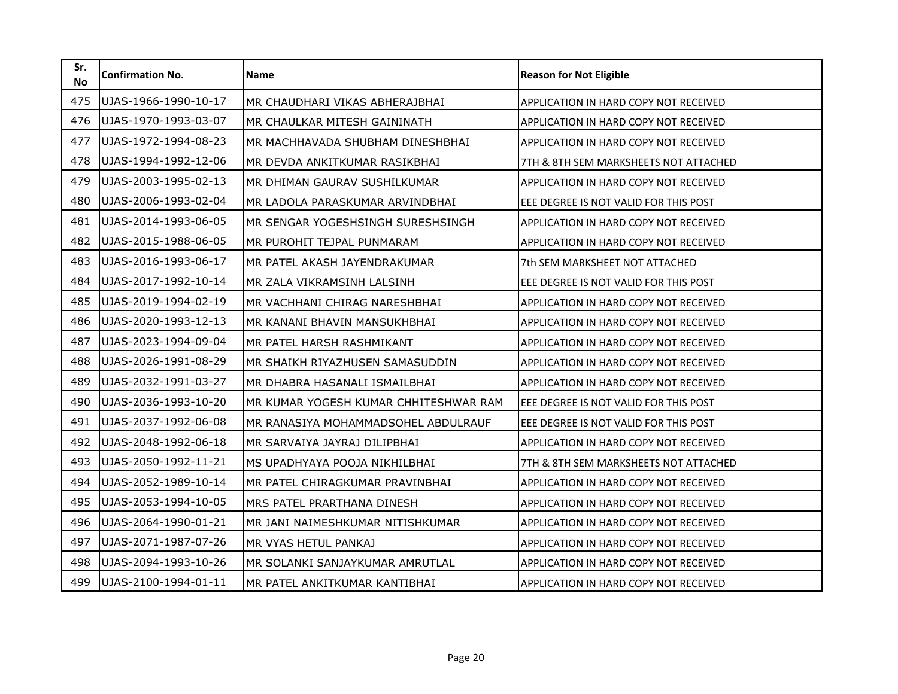| Sr. No | Confirmation No. | Name | Reason for Not Eligible |
|---|---|---|---|
| 475 | UJAS-1966-1990-10-17 | MR CHAUDHARI VIKAS ABHERAJBHAI | APPLICATION IN HARD COPY NOT RECEIVED |
| 476 | UJAS-1970-1993-03-07 | MR CHAULKAR MITESH GAININATH | APPLICATION IN HARD COPY NOT RECEIVED |
| 477 | UJAS-1972-1994-08-23 | MR MACHHAVADA SHUBHAM DINESHBHAI | APPLICATION IN HARD COPY NOT RECEIVED |
| 478 | UJAS-1994-1992-12-06 | MR DEVDA ANKITKUMAR RASIKBHAI | 7TH & 8TH SEM MARKSHEETS NOT ATTACHED |
| 479 | UJAS-2003-1995-02-13 | MR DHIMAN GAURAV SUSHILKUMAR | APPLICATION IN HARD COPY NOT RECEIVED |
| 480 | UJAS-2006-1993-02-04 | MR LADOLA PARASKUMAR ARVINDBHAI | EEE DEGREE IS NOT VALID FOR THIS POST |
| 481 | UJAS-2014-1993-06-05 | MR SENGAR YOGESHSINGH SURESHSINGH | APPLICATION IN HARD COPY NOT RECEIVED |
| 482 | UJAS-2015-1988-06-05 | MR PUROHIT TEJPAL PUNMARAM | APPLICATION IN HARD COPY NOT RECEIVED |
| 483 | UJAS-2016-1993-06-17 | MR PATEL AKASH JAYENDRAKUMAR | 7th SEM MARKSHEET NOT ATTACHED |
| 484 | UJAS-2017-1992-10-14 | MR ZALA VIKRAMSINH LALSINH | EEE DEGREE IS NOT VALID FOR THIS POST |
| 485 | UJAS-2019-1994-02-19 | MR VACHHANI CHIRAG NARESHBHAI | APPLICATION IN HARD COPY NOT RECEIVED |
| 486 | UJAS-2020-1993-12-13 | MR KANANI BHAVIN MANSUKHBHAI | APPLICATION IN HARD COPY NOT RECEIVED |
| 487 | UJAS-2023-1994-09-04 | MR PATEL HARSH RASHMIKANT | APPLICATION IN HARD COPY NOT RECEIVED |
| 488 | UJAS-2026-1991-08-29 | MR SHAIKH RIYAZHUSEN SAMASUDDIN | APPLICATION IN HARD COPY NOT RECEIVED |
| 489 | UJAS-2032-1991-03-27 | MR DHABRA HASANALI ISMAILBHAI | APPLICATION IN HARD COPY NOT RECEIVED |
| 490 | UJAS-2036-1993-10-20 | MR KUMAR YOGESH KUMAR CHHITESHWAR RAM | EEE DEGREE IS NOT VALID FOR THIS POST |
| 491 | UJAS-2037-1992-06-08 | MR RANASIYA MOHAMMADSOHEL ABDULRAUF | EEE DEGREE IS NOT VALID FOR THIS POST |
| 492 | UJAS-2048-1992-06-18 | MR SARVAIYA JAYRAJ DILIPBHAI | APPLICATION IN HARD COPY NOT RECEIVED |
| 493 | UJAS-2050-1992-11-21 | MS UPADHYAYA POOJA NIKHILBHAI | 7TH & 8TH SEM MARKSHEETS NOT ATTACHED |
| 494 | UJAS-2052-1989-10-14 | MR PATEL CHIRAGKUMAR PRAVINBHAI | APPLICATION IN HARD COPY NOT RECEIVED |
| 495 | UJAS-2053-1994-10-05 | MRS PATEL PRARTHANA DINESH | APPLICATION IN HARD COPY NOT RECEIVED |
| 496 | UJAS-2064-1990-01-21 | MR JANI NAIMESHKUMAR NITISHKUMAR | APPLICATION IN HARD COPY NOT RECEIVED |
| 497 | UJAS-2071-1987-07-26 | MR VYAS HETUL PANKAJ | APPLICATION IN HARD COPY NOT RECEIVED |
| 498 | UJAS-2094-1993-10-26 | MR SOLANKI SANJAYKUMAR AMRUTLAL | APPLICATION IN HARD COPY NOT RECEIVED |
| 499 | UJAS-2100-1994-01-11 | MR PATEL ANKITKUMAR KANTIBHAI | APPLICATION IN HARD COPY NOT RECEIVED |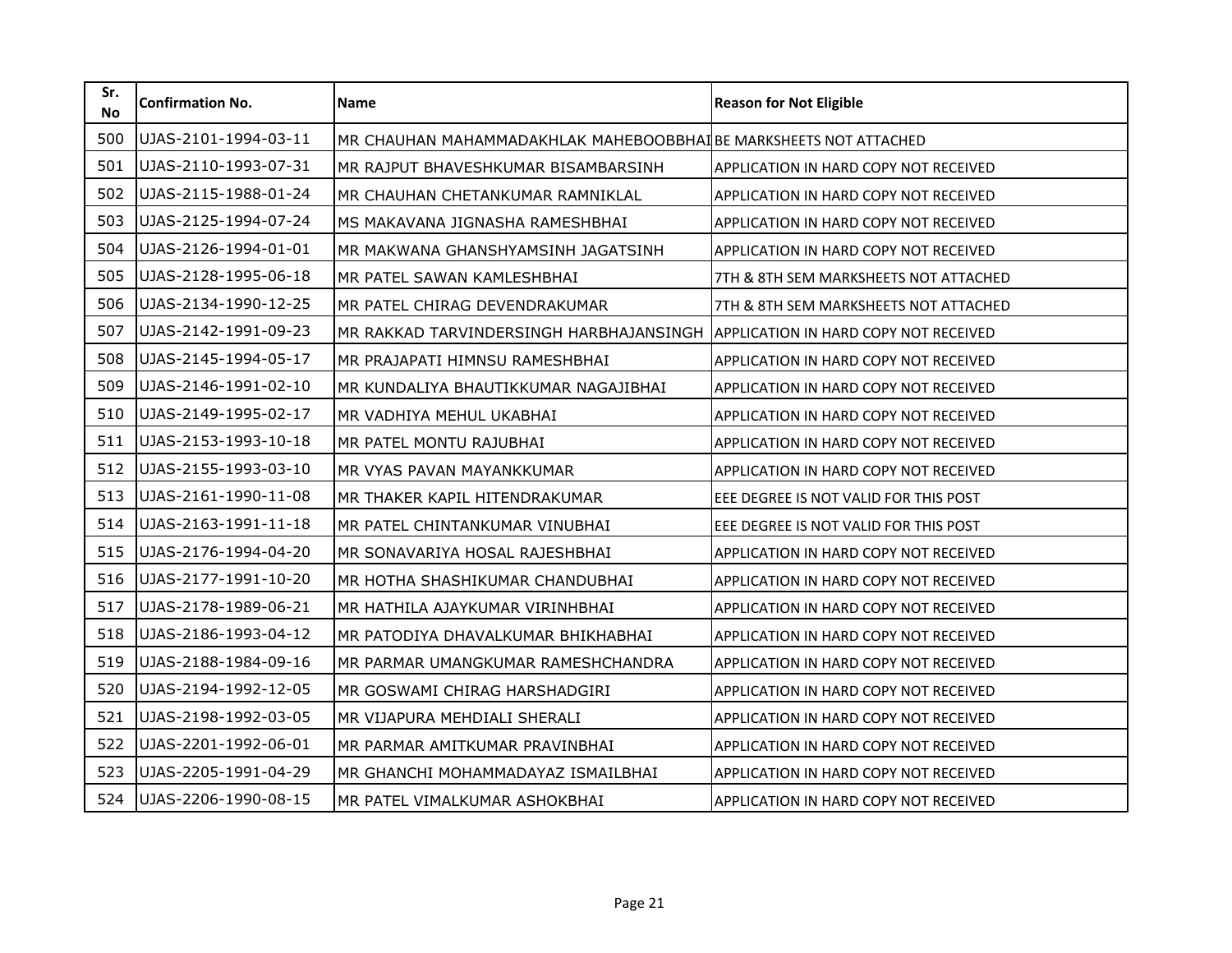| Sr. No | Confirmation No. | Name | Reason for Not Eligible |
|---|---|---|---|
| 500 | UJAS-2101-1994-03-11 | MR CHAUHAN MAHAMMADAKHLAK MAHEBOOBBHAI | BE MARKSHEETS NOT ATTACHED |
| 501 | UJAS-2110-1993-07-31 | MR RAJPUT BHAVESHKUMAR BISAMBARSINH | APPLICATION IN HARD COPY NOT RECEIVED |
| 502 | UJAS-2115-1988-01-24 | MR CHAUHAN CHETANKUMAR RAMNIKLAL | APPLICATION IN HARD COPY NOT RECEIVED |
| 503 | UJAS-2125-1994-07-24 | MS MAKAVANA JIGNASHA RAMESHBHAI | APPLICATION IN HARD COPY NOT RECEIVED |
| 504 | UJAS-2126-1994-01-01 | MR MAKWANA GHANSHYAMSINH JAGATSINH | APPLICATION IN HARD COPY NOT RECEIVED |
| 505 | UJAS-2128-1995-06-18 | MR PATEL SAWAN KAMLESHBHAI | 7TH & 8TH SEM MARKSHEETS NOT ATTACHED |
| 506 | UJAS-2134-1990-12-25 | MR PATEL CHIRAG DEVENDRAKUMAR | 7TH & 8TH SEM MARKSHEETS NOT ATTACHED |
| 507 | UJAS-2142-1991-09-23 | MR RAKKAD TARVINDERSINGH HARBHAJANSINGH | APPLICATION IN HARD COPY NOT RECEIVED |
| 508 | UJAS-2145-1994-05-17 | MR PRAJAPATI HIMNSU RAMESHBHAI | APPLICATION IN HARD COPY NOT RECEIVED |
| 509 | UJAS-2146-1991-02-10 | MR KUNDALIYA BHAUTIKKUMAR NAGAJIBHAI | APPLICATION IN HARD COPY NOT RECEIVED |
| 510 | UJAS-2149-1995-02-17 | MR VADHIYA MEHUL UKABHAI | APPLICATION IN HARD COPY NOT RECEIVED |
| 511 | UJAS-2153-1993-10-18 | MR PATEL MONTU RAJUBHAI | APPLICATION IN HARD COPY NOT RECEIVED |
| 512 | UJAS-2155-1993-03-10 | MR VYAS PAVAN MAYANKKUMAR | APPLICATION IN HARD COPY NOT RECEIVED |
| 513 | UJAS-2161-1990-11-08 | MR THAKER KAPIL HITENDRAKUMAR | EEE DEGREE IS NOT VALID FOR THIS POST |
| 514 | UJAS-2163-1991-11-18 | MR PATEL CHINTANKUMAR VINUBHAI | EEE DEGREE IS NOT VALID FOR THIS POST |
| 515 | UJAS-2176-1994-04-20 | MR SONAVARIYA HOSAL RAJESHBHAI | APPLICATION IN HARD COPY NOT RECEIVED |
| 516 | UJAS-2177-1991-10-20 | MR HOTHA SHASHIKUMAR CHANDUBHAI | APPLICATION IN HARD COPY NOT RECEIVED |
| 517 | UJAS-2178-1989-06-21 | MR HATHILA AJAYKUMAR VIRINHBHAI | APPLICATION IN HARD COPY NOT RECEIVED |
| 518 | UJAS-2186-1993-04-12 | MR PATODIYA DHAVALKUMAR BHIKHABHAI | APPLICATION IN HARD COPY NOT RECEIVED |
| 519 | UJAS-2188-1984-09-16 | MR PARMAR UMANGKUMAR RAMESHCHANDRA | APPLICATION IN HARD COPY NOT RECEIVED |
| 520 | UJAS-2194-1992-12-05 | MR GOSWAMI CHIRAG HARSHADGIRI | APPLICATION IN HARD COPY NOT RECEIVED |
| 521 | UJAS-2198-1992-03-05 | MR VIJAPURA MEHDIALI SHERALI | APPLICATION IN HARD COPY NOT RECEIVED |
| 522 | UJAS-2201-1992-06-01 | MR PARMAR AMITKUMAR PRAVINBHAI | APPLICATION IN HARD COPY NOT RECEIVED |
| 523 | UJAS-2205-1991-04-29 | MR GHANCHI MOHAMMADAYAZ ISMAILBHAI | APPLICATION IN HARD COPY NOT RECEIVED |
| 524 | UJAS-2206-1990-08-15 | MR PATEL VIMALKUMAR ASHOKBHAI | APPLICATION IN HARD COPY NOT RECEIVED |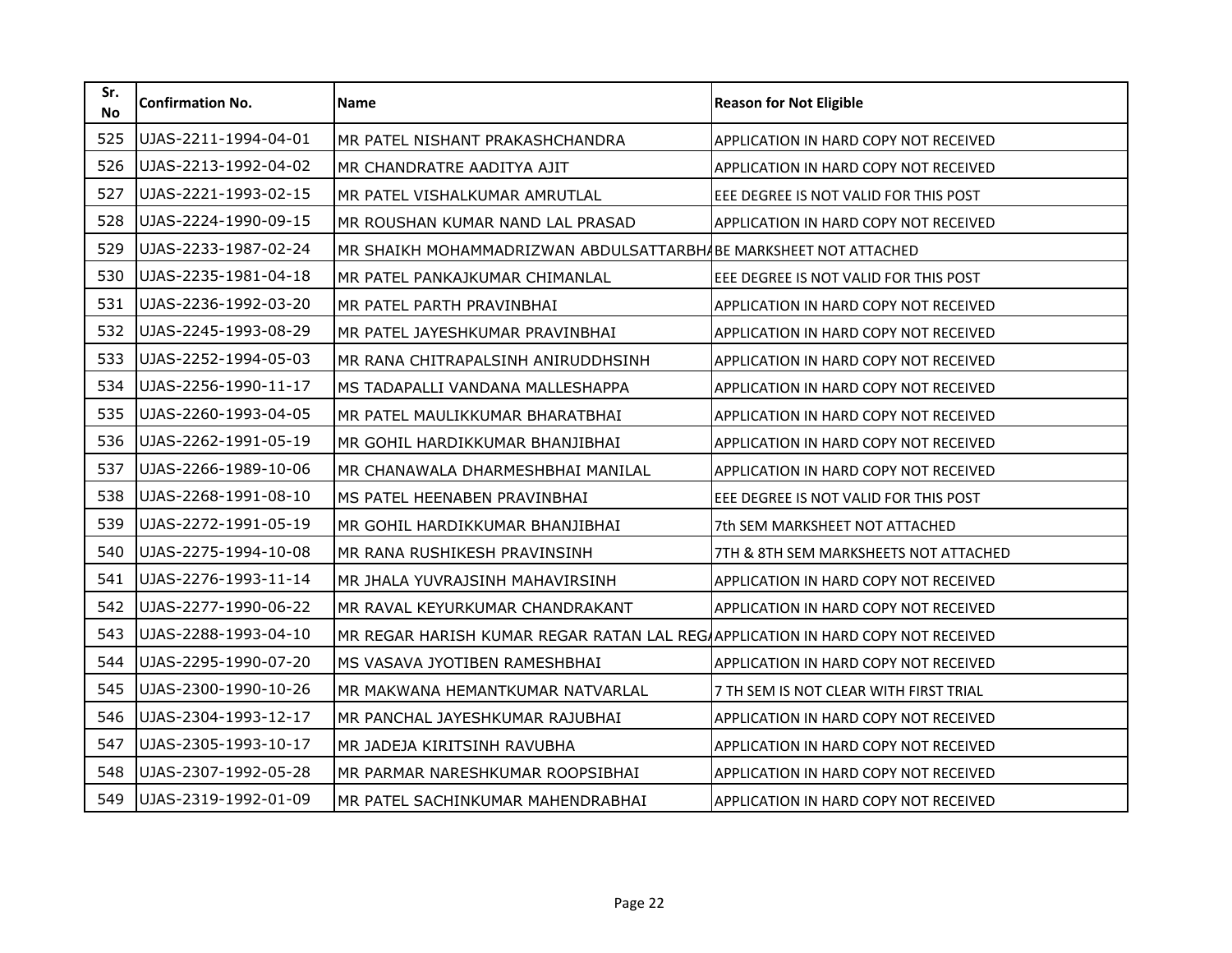| Sr. No | Confirmation No. | Name | Reason for Not Eligible |
|---|---|---|---|
| 525 | UJAS-2211-1994-04-01 | MR PATEL NISHANT PRAKASHCHANDRA | APPLICATION IN HARD COPY NOT RECEIVED |
| 526 | UJAS-2213-1992-04-02 | MR CHANDRATRE AADITYA AJIT | APPLICATION IN HARD COPY NOT RECEIVED |
| 527 | UJAS-2221-1993-02-15 | MR PATEL VISHALKUMAR AMRUTLAL | EEE DEGREE IS NOT VALID FOR THIS POST |
| 528 | UJAS-2224-1990-09-15 | MR ROUSHAN KUMAR NAND LAL PRASAD | APPLICATION IN HARD COPY NOT RECEIVED |
| 529 | UJAS-2233-1987-02-24 | MR SHAIKH MOHAMMADRIZWAN ABDULSATTARBHA | BE MARKSHEET NOT ATTACHED |
| 530 | UJAS-2235-1981-04-18 | MR PATEL PANKAJKUMAR CHIMANLAL | EEE DEGREE IS NOT VALID FOR THIS POST |
| 531 | UJAS-2236-1992-03-20 | MR PATEL PARTH PRAVINBHAI | APPLICATION IN HARD COPY NOT RECEIVED |
| 532 | UJAS-2245-1993-08-29 | MR PATEL JAYESHKUMAR PRAVINBHAI | APPLICATION IN HARD COPY NOT RECEIVED |
| 533 | UJAS-2252-1994-05-03 | MR RANA CHITRAPALSINH ANIRUDDHSINH | APPLICATION IN HARD COPY NOT RECEIVED |
| 534 | UJAS-2256-1990-11-17 | MS TADAPALLI VANDANA MALLESHAPPA | APPLICATION IN HARD COPY NOT RECEIVED |
| 535 | UJAS-2260-1993-04-05 | MR PATEL MAULIKKUMAR BHARATBHAI | APPLICATION IN HARD COPY NOT RECEIVED |
| 536 | UJAS-2262-1991-05-19 | MR GOHIL HARDIKKUMAR BHANJIBHAI | APPLICATION IN HARD COPY NOT RECEIVED |
| 537 | UJAS-2266-1989-10-06 | MR CHANAWALA DHARMESHBHAI MANILAL | APPLICATION IN HARD COPY NOT RECEIVED |
| 538 | UJAS-2268-1991-08-10 | MS PATEL HEENABEN PRAVINBHAI | EEE DEGREE IS NOT VALID FOR THIS POST |
| 539 | UJAS-2272-1991-05-19 | MR GOHIL HARDIKKUMAR BHANJIBHAI | 7th SEM MARKSHEET NOT ATTACHED |
| 540 | UJAS-2275-1994-10-08 | MR RANA RUSHIKESH PRAVINSINH | 7TH & 8TH SEM MARKSHEETS NOT ATTACHED |
| 541 | UJAS-2276-1993-11-14 | MR JHALA YUVRAJSINH MAHAVIRSINH | APPLICATION IN HARD COPY NOT RECEIVED |
| 542 | UJAS-2277-1990-06-22 | MR RAVAL KEYURKUMAR CHANDRAKANT | APPLICATION IN HARD COPY NOT RECEIVED |
| 543 | UJAS-2288-1993-04-10 | MR REGAR HARISH KUMAR REGAR RATAN LAL REGA | APPLICATION IN HARD COPY NOT RECEIVED |
| 544 | UJAS-2295-1990-07-20 | MS VASAVA JYOTIBEN RAMESHBHAI | APPLICATION IN HARD COPY NOT RECEIVED |
| 545 | UJAS-2300-1990-10-26 | MR MAKWANA HEMANTKUMAR NATVARLAL | 7 TH SEM IS NOT CLEAR WITH FIRST TRIAL |
| 546 | UJAS-2304-1993-12-17 | MR PANCHAL JAYESHKUMAR RAJUBHAI | APPLICATION IN HARD COPY NOT RECEIVED |
| 547 | UJAS-2305-1993-10-17 | MR JADEJA KIRITSINH RAVUBHA | APPLICATION IN HARD COPY NOT RECEIVED |
| 548 | UJAS-2307-1992-05-28 | MR PARMAR NARESHKUMAR ROOPSIBHAI | APPLICATION IN HARD COPY NOT RECEIVED |
| 549 | UJAS-2319-1992-01-09 | MR PATEL SACHINKUMAR MAHENDRABHAI | APPLICATION IN HARD COPY NOT RECEIVED |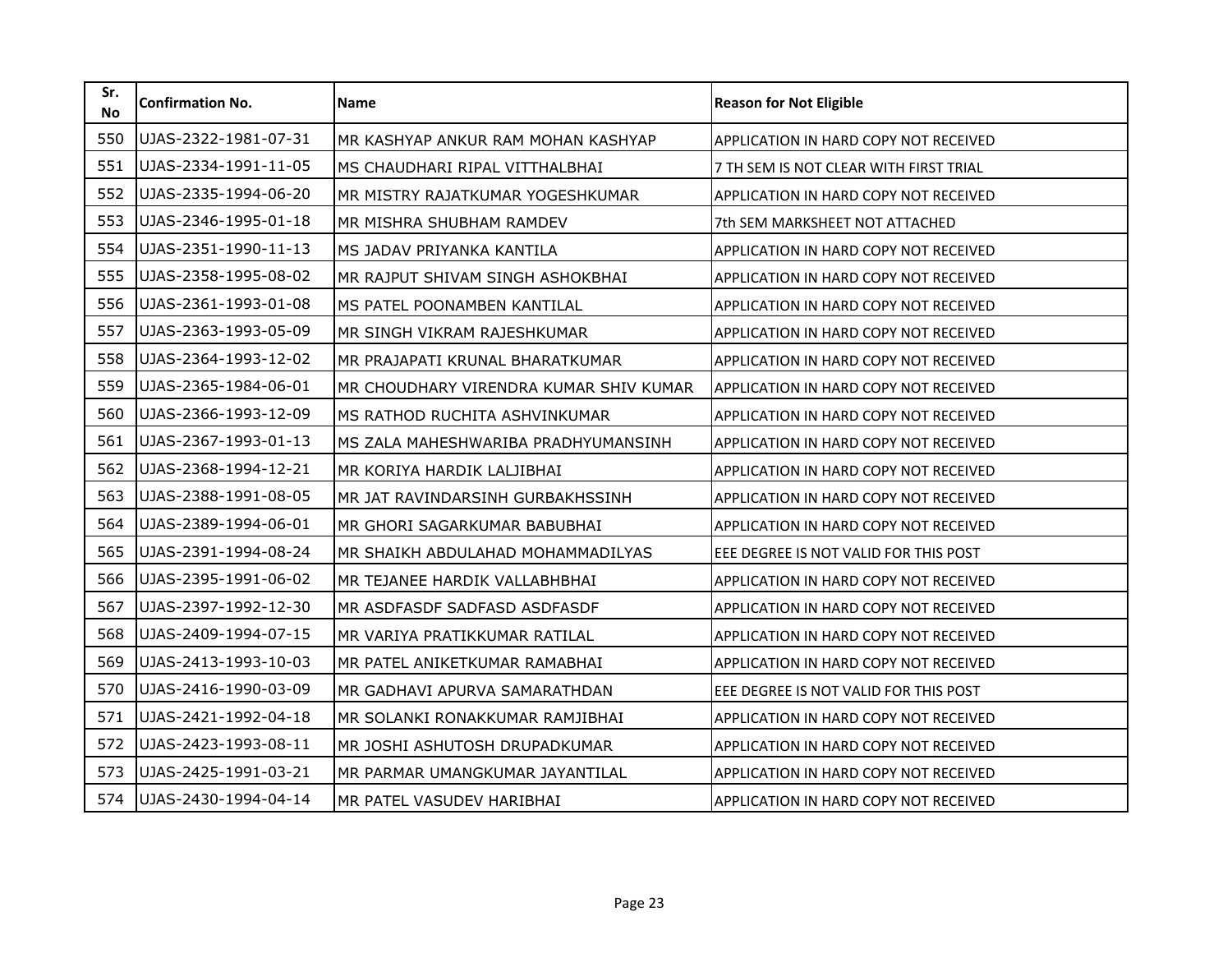| Sr. No | Confirmation No. | Name | Reason for Not Eligible |
|---|---|---|---|
| 550 | UJAS-2322-1981-07-31 | MR KASHYAP ANKUR RAM MOHAN KASHYAP | APPLICATION IN HARD COPY NOT RECEIVED |
| 551 | UJAS-2334-1991-11-05 | MS CHAUDHARI RIPAL VITTHALBHAI | 7 TH SEM IS NOT CLEAR WITH FIRST TRIAL |
| 552 | UJAS-2335-1994-06-20 | MR MISTRY RAJATKUMAR YOGESHKUMAR | APPLICATION IN HARD COPY NOT RECEIVED |
| 553 | UJAS-2346-1995-01-18 | MR MISHRA SHUBHAM RAMDEV | 7th SEM MARKSHEET NOT ATTACHED |
| 554 | UJAS-2351-1990-11-13 | MS JADAV PRIYANKA KANTILA | APPLICATION IN HARD COPY NOT RECEIVED |
| 555 | UJAS-2358-1995-08-02 | MR RAJPUT SHIVAM SINGH ASHOKBHAI | APPLICATION IN HARD COPY NOT RECEIVED |
| 556 | UJAS-2361-1993-01-08 | MS PATEL POONAMBEN KANTILAL | APPLICATION IN HARD COPY NOT RECEIVED |
| 557 | UJAS-2363-1993-05-09 | MR SINGH VIKRAM RAJESHKUMAR | APPLICATION IN HARD COPY NOT RECEIVED |
| 558 | UJAS-2364-1993-12-02 | MR PRAJAPATI KRUNAL BHARATKUMAR | APPLICATION IN HARD COPY NOT RECEIVED |
| 559 | UJAS-2365-1984-06-01 | MR CHOUDHARY VIRENDRA KUMAR SHIV KUMAR | APPLICATION IN HARD COPY NOT RECEIVED |
| 560 | UJAS-2366-1993-12-09 | MS RATHOD RUCHITA ASHVINKUMAR | APPLICATION IN HARD COPY NOT RECEIVED |
| 561 | UJAS-2367-1993-01-13 | MS ZALA MAHESHWARIBA PRADHYUMANSINH | APPLICATION IN HARD COPY NOT RECEIVED |
| 562 | UJAS-2368-1994-12-21 | MR KORIYA HARDIK LALJIBHAI | APPLICATION IN HARD COPY NOT RECEIVED |
| 563 | UJAS-2388-1991-08-05 | MR JAT RAVINDARSINH GURBAKHSSINH | APPLICATION IN HARD COPY NOT RECEIVED |
| 564 | UJAS-2389-1994-06-01 | MR GHORI SAGARKUMAR BABUBHAI | APPLICATION IN HARD COPY NOT RECEIVED |
| 565 | UJAS-2391-1994-08-24 | MR SHAIKH ABDULAHAD MOHAMMADILYAS | EEE DEGREE IS NOT VALID FOR THIS POST |
| 566 | UJAS-2395-1991-06-02 | MR TEJANEE HARDIK VALLABHBHAI | APPLICATION IN HARD COPY NOT RECEIVED |
| 567 | UJAS-2397-1992-12-30 | MR ASDFASDF SADFASD ASDFASDF | APPLICATION IN HARD COPY NOT RECEIVED |
| 568 | UJAS-2409-1994-07-15 | MR VARIYA PRATIKKUMAR RATILAL | APPLICATION IN HARD COPY NOT RECEIVED |
| 569 | UJAS-2413-1993-10-03 | MR PATEL ANIKETKUMAR RAMABHAI | APPLICATION IN HARD COPY NOT RECEIVED |
| 570 | UJAS-2416-1990-03-09 | MR GADHAVI APURVA SAMARATHDAN | EEE DEGREE IS NOT VALID FOR THIS POST |
| 571 | UJAS-2421-1992-04-18 | MR SOLANKI RONAKKUMAR RAMJIBHAI | APPLICATION IN HARD COPY NOT RECEIVED |
| 572 | UJAS-2423-1993-08-11 | MR JOSHI ASHUTOSH DRUPADKUMAR | APPLICATION IN HARD COPY NOT RECEIVED |
| 573 | UJAS-2425-1991-03-21 | MR PARMAR UMANGKUMAR JAYANTILAL | APPLICATION IN HARD COPY NOT RECEIVED |
| 574 | UJAS-2430-1994-04-14 | MR PATEL VASUDEV HARIBHAI | APPLICATION IN HARD COPY NOT RECEIVED |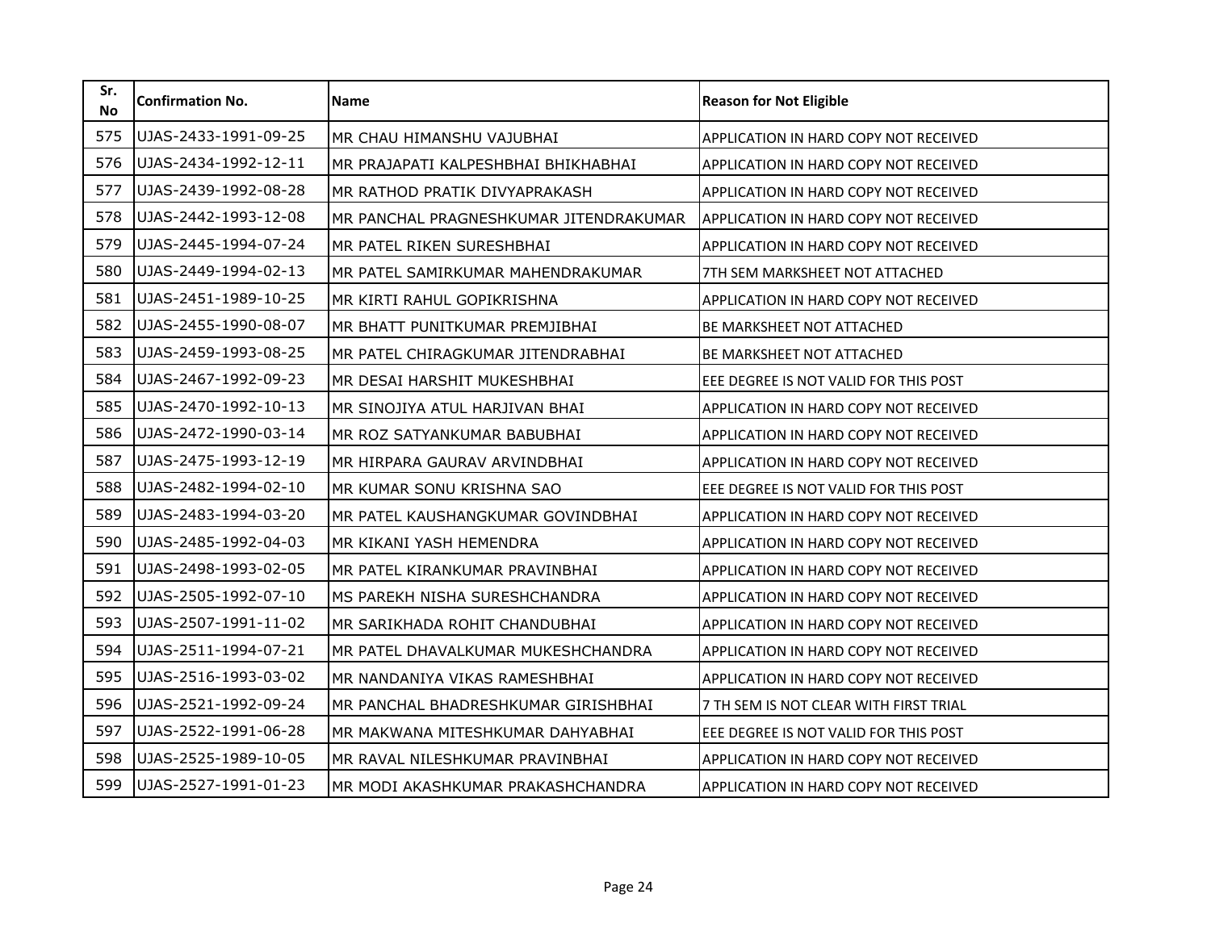| Sr. No | Confirmation No. | Name | Reason for Not Eligible |
|---|---|---|---|
| 575 | UJAS-2433-1991-09-25 | MR CHAU HIMANSHU VAJUBHAI | APPLICATION IN HARD COPY NOT RECEIVED |
| 576 | UJAS-2434-1992-12-11 | MR PRAJAPATI KALPESHBHAI BHIKHABHAI | APPLICATION IN HARD COPY NOT RECEIVED |
| 577 | UJAS-2439-1992-08-28 | MR RATHOD PRATIK DIVYAPRAKASH | APPLICATION IN HARD COPY NOT RECEIVED |
| 578 | UJAS-2442-1993-12-08 | MR PANCHAL PRAGNESHKUMAR JITENDRAKUMAR | APPLICATION IN HARD COPY NOT RECEIVED |
| 579 | UJAS-2445-1994-07-24 | MR PATEL RIKEN SURESHBHAI | APPLICATION IN HARD COPY NOT RECEIVED |
| 580 | UJAS-2449-1994-02-13 | MR PATEL SAMIRKUMAR MAHENDRAKUMAR | 7TH SEM MARKSHEET NOT ATTACHED |
| 581 | UJAS-2451-1989-10-25 | MR KIRTI RAHUL GOPIKRISHNA | APPLICATION IN HARD COPY NOT RECEIVED |
| 582 | UJAS-2455-1990-08-07 | MR BHATT PUNITKUMAR PREMJIBHAI | BE MARKSHEET NOT ATTACHED |
| 583 | UJAS-2459-1993-08-25 | MR PATEL CHIRAGKUMAR JITENDRABHAI | BE MARKSHEET NOT ATTACHED |
| 584 | UJAS-2467-1992-09-23 | MR DESAI HARSHIT MUKESHBHAI | EEE DEGREE IS NOT VALID FOR THIS POST |
| 585 | UJAS-2470-1992-10-13 | MR SINOJIYA ATUL HARJIVAN BHAI | APPLICATION IN HARD COPY NOT RECEIVED |
| 586 | UJAS-2472-1990-03-14 | MR ROZ SATYANKUMAR BABUBHAI | APPLICATION IN HARD COPY NOT RECEIVED |
| 587 | UJAS-2475-1993-12-19 | MR HIRPARA GAURAV ARVINDBHAI | APPLICATION IN HARD COPY NOT RECEIVED |
| 588 | UJAS-2482-1994-02-10 | MR KUMAR SONU KRISHNA SAO | EEE DEGREE IS NOT VALID FOR THIS POST |
| 589 | UJAS-2483-1994-03-20 | MR PATEL KAUSHANGKUMAR GOVINDBHAI | APPLICATION IN HARD COPY NOT RECEIVED |
| 590 | UJAS-2485-1992-04-03 | MR KIKANI YASH HEMENDRA | APPLICATION IN HARD COPY NOT RECEIVED |
| 591 | UJAS-2498-1993-02-05 | MR PATEL KIRANKUMAR PRAVINBHAI | APPLICATION IN HARD COPY NOT RECEIVED |
| 592 | UJAS-2505-1992-07-10 | MS PAREKH NISHA SURESHCHANDRA | APPLICATION IN HARD COPY NOT RECEIVED |
| 593 | UJAS-2507-1991-11-02 | MR SARIKHADA ROHIT CHANDUBHAI | APPLICATION IN HARD COPY NOT RECEIVED |
| 594 | UJAS-2511-1994-07-21 | MR PATEL DHAVALKUMAR MUKESHCHANDRA | APPLICATION IN HARD COPY NOT RECEIVED |
| 595 | UJAS-2516-1993-03-02 | MR NANDANIYA VIKAS RAMESHBHAI | APPLICATION IN HARD COPY NOT RECEIVED |
| 596 | UJAS-2521-1992-09-24 | MR PANCHAL BHADRESHKUMAR GIRISHBHAI | 7 TH SEM IS NOT CLEAR WITH FIRST TRIAL |
| 597 | UJAS-2522-1991-06-28 | MR MAKWANA MITESHKUMAR DAHYABHAI | EEE DEGREE IS NOT VALID FOR THIS POST |
| 598 | UJAS-2525-1989-10-05 | MR RAVAL NILESHKUMAR PRAVINBHAI | APPLICATION IN HARD COPY NOT RECEIVED |
| 599 | UJAS-2527-1991-01-23 | MR MODI AKASHKUMAR PRAKASHCHANDRA | APPLICATION IN HARD COPY NOT RECEIVED |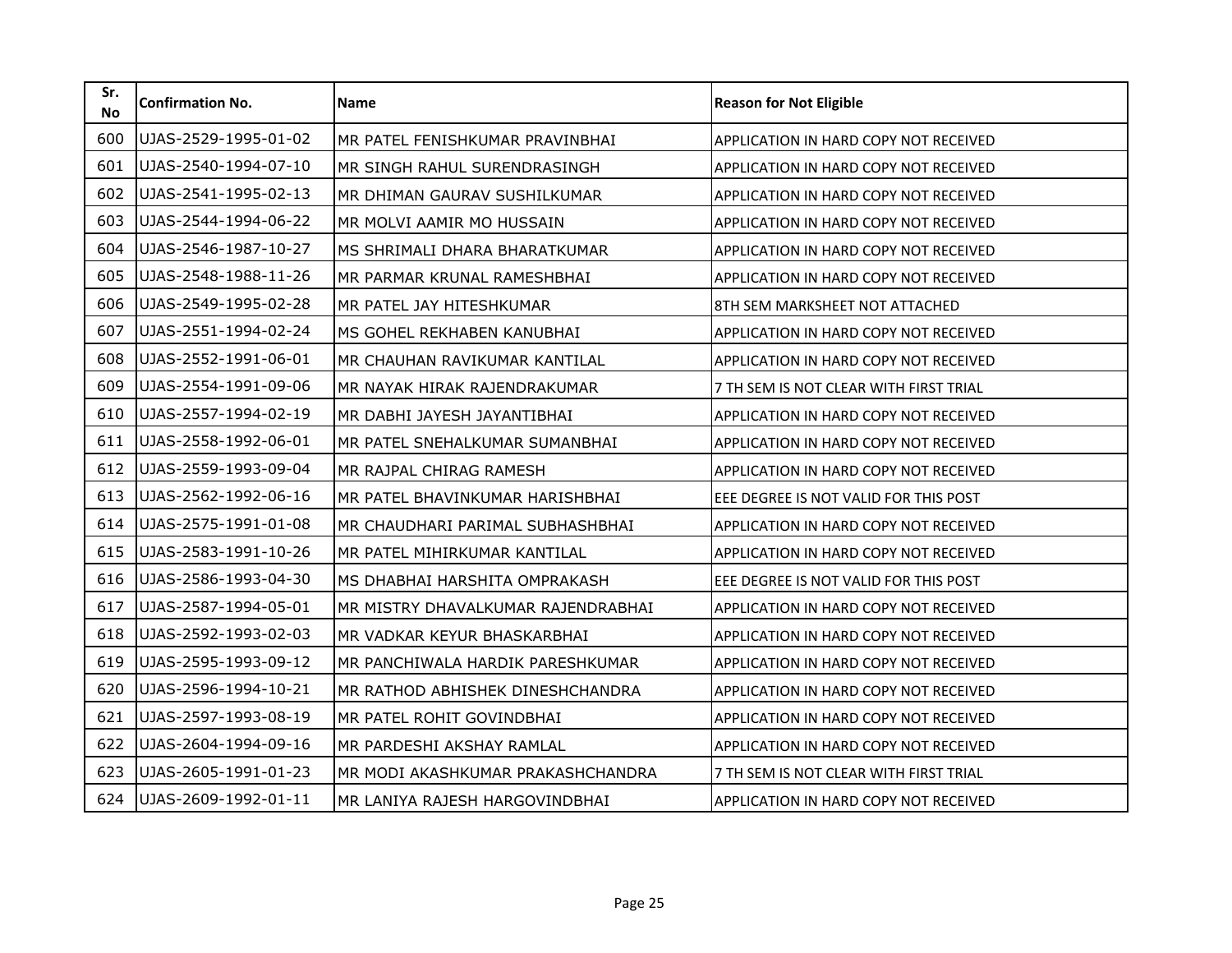| Sr. No | Confirmation No. | Name | Reason for Not Eligible |
|---|---|---|---|
| 600 | UJAS-2529-1995-01-02 | MR PATEL FENISHKUMAR PRAVINBHAI | APPLICATION IN HARD COPY NOT RECEIVED |
| 601 | UJAS-2540-1994-07-10 | MR SINGH RAHUL SURENDRASINGH | APPLICATION IN HARD COPY NOT RECEIVED |
| 602 | UJAS-2541-1995-02-13 | MR DHIMAN GAURAV SUSHILKUMAR | APPLICATION IN HARD COPY NOT RECEIVED |
| 603 | UJAS-2544-1994-06-22 | MR MOLVI AAMIR MO HUSSAIN | APPLICATION IN HARD COPY NOT RECEIVED |
| 604 | UJAS-2546-1987-10-27 | MS SHRIMALI DHARA BHARATKUMAR | APPLICATION IN HARD COPY NOT RECEIVED |
| 605 | UJAS-2548-1988-11-26 | MR PARMAR KRUNAL RAMESHBHAI | APPLICATION IN HARD COPY NOT RECEIVED |
| 606 | UJAS-2549-1995-02-28 | MR PATEL JAY HITESHKUMAR | 8TH SEM MARKSHEET NOT ATTACHED |
| 607 | UJAS-2551-1994-02-24 | MS GOHEL REKHABEN KANUBHAI | APPLICATION IN HARD COPY NOT RECEIVED |
| 608 | UJAS-2552-1991-06-01 | MR CHAUHAN RAVIKUMAR KANTILAL | APPLICATION IN HARD COPY NOT RECEIVED |
| 609 | UJAS-2554-1991-09-06 | MR NAYAK HIRAK RAJENDRAKUMAR | 7 TH SEM IS NOT CLEAR WITH FIRST TRIAL |
| 610 | UJAS-2557-1994-02-19 | MR DABHI JAYESH JAYANTIBHAI | APPLICATION IN HARD COPY NOT RECEIVED |
| 611 | UJAS-2558-1992-06-01 | MR PATEL SNEHALKUMAR SUMANBHAI | APPLICATION IN HARD COPY NOT RECEIVED |
| 612 | UJAS-2559-1993-09-04 | MR RAJPAL CHIRAG RAMESH | APPLICATION IN HARD COPY NOT RECEIVED |
| 613 | UJAS-2562-1992-06-16 | MR PATEL BHAVINKUMAR HARISHBHAI | EEE DEGREE IS NOT VALID FOR THIS POST |
| 614 | UJAS-2575-1991-01-08 | MR CHAUDHARI PARIMAL SUBHASHBHAI | APPLICATION IN HARD COPY NOT RECEIVED |
| 615 | UJAS-2583-1991-10-26 | MR PATEL MIHIRKUMAR KANTILAL | APPLICATION IN HARD COPY NOT RECEIVED |
| 616 | UJAS-2586-1993-04-30 | MS DHABHAI HARSHITA OMPRAKASH | EEE DEGREE IS NOT VALID FOR THIS POST |
| 617 | UJAS-2587-1994-05-01 | MR MISTRY DHAVALKUMAR RAJENDRABHAI | APPLICATION IN HARD COPY NOT RECEIVED |
| 618 | UJAS-2592-1993-02-03 | MR VADKAR KEYUR BHASKARBHAI | APPLICATION IN HARD COPY NOT RECEIVED |
| 619 | UJAS-2595-1993-09-12 | MR PANCHIWALA HARDIK PARESHKUMAR | APPLICATION IN HARD COPY NOT RECEIVED |
| 620 | UJAS-2596-1994-10-21 | MR RATHOD ABHISHEK DINESHCHANDRA | APPLICATION IN HARD COPY NOT RECEIVED |
| 621 | UJAS-2597-1993-08-19 | MR PATEL ROHIT GOVINDBHAI | APPLICATION IN HARD COPY NOT RECEIVED |
| 622 | UJAS-2604-1994-09-16 | MR PARDESHI AKSHAY RAMLAL | APPLICATION IN HARD COPY NOT RECEIVED |
| 623 | UJAS-2605-1991-01-23 | MR MODI AKASHKUMAR PRAKASHCHANDRA | 7 TH SEM IS NOT CLEAR WITH FIRST TRIAL |
| 624 | UJAS-2609-1992-01-11 | MR LANIYA RAJESH HARGOVINDBHAI | APPLICATION IN HARD COPY NOT RECEIVED |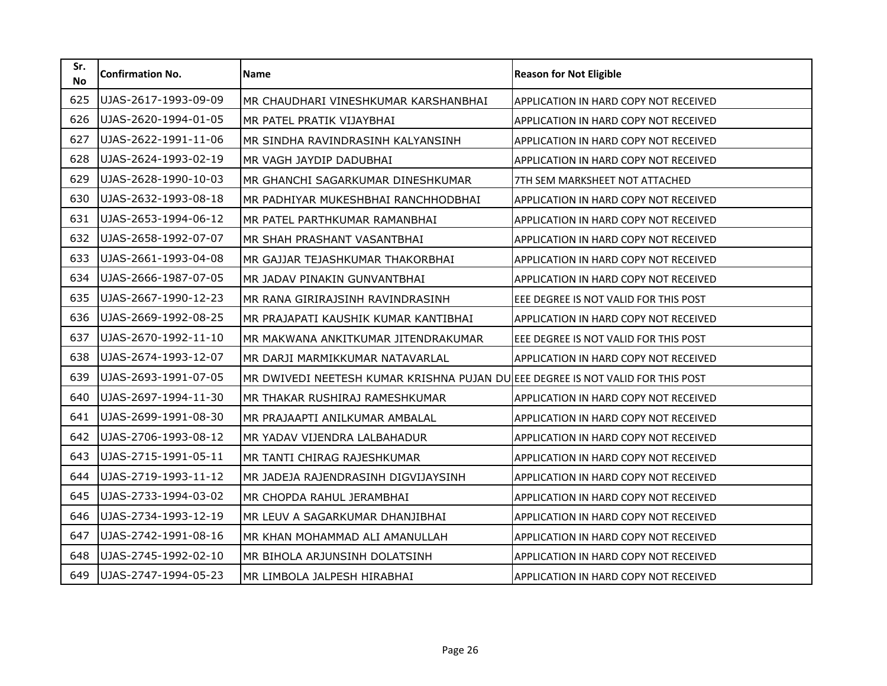| Sr. No | Confirmation No. | Name | Reason for Not Eligible |
|---|---|---|---|
| 625 | UJAS-2617-1993-09-09 | MR CHAUDHARI VINESHKUMAR KARSHANBHAI | APPLICATION IN HARD COPY NOT RECEIVED |
| 626 | UJAS-2620-1994-01-05 | MR PATEL PRATIK VIJAYBHAI | APPLICATION IN HARD COPY NOT RECEIVED |
| 627 | UJAS-2622-1991-11-06 | MR SINDHA RAVINDRASINH KALYANSINH | APPLICATION IN HARD COPY NOT RECEIVED |
| 628 | UJAS-2624-1993-02-19 | MR VAGH JAYDIP DADUBHAI | APPLICATION IN HARD COPY NOT RECEIVED |
| 629 | UJAS-2628-1990-10-03 | MR GHANCHI SAGARKUMAR DINESHKUMAR | 7TH SEM MARKSHEET NOT ATTACHED |
| 630 | UJAS-2632-1993-08-18 | MR PADHIYAR MUKESHBHAI RANCHHODBHAI | APPLICATION IN HARD COPY NOT RECEIVED |
| 631 | UJAS-2653-1994-06-12 | MR PATEL PARTHKUMAR RAMANBHAI | APPLICATION IN HARD COPY NOT RECEIVED |
| 632 | UJAS-2658-1992-07-07 | MR SHAH PRASHANT VASANTBHAI | APPLICATION IN HARD COPY NOT RECEIVED |
| 633 | UJAS-2661-1993-04-08 | MR GAJJAR TEJASHKUMAR THAKORBHAI | APPLICATION IN HARD COPY NOT RECEIVED |
| 634 | UJAS-2666-1987-07-05 | MR JADAV PINAKIN GUNVANTBHAI | APPLICATION IN HARD COPY NOT RECEIVED |
| 635 | UJAS-2667-1990-12-23 | MR RANA GIRIRAJSINH RAVINDRASINH | EEE DEGREE IS NOT VALID FOR THIS POST |
| 636 | UJAS-2669-1992-08-25 | MR PRAJAPATI KAUSHIK KUMAR KANTIBHAI | APPLICATION IN HARD COPY NOT RECEIVED |
| 637 | UJAS-2670-1992-11-10 | MR MAKWANA ANKITKUMAR JITENDRAKUMAR | EEE DEGREE IS NOT VALID FOR THIS POST |
| 638 | UJAS-2674-1993-12-07 | MR DARJI MARMIKKUMAR NATAVARLAL | APPLICATION IN HARD COPY NOT RECEIVED |
| 639 | UJAS-2693-1991-07-05 | MR DWIVEDI NEETESH KUMAR KRISHNA PUJAN DU | EEE DEGREE IS NOT VALID FOR THIS POST |
| 640 | UJAS-2697-1994-11-30 | MR THAKAR RUSHIRAJ RAMESHKUMAR | APPLICATION IN HARD COPY NOT RECEIVED |
| 641 | UJAS-2699-1991-08-30 | MR PRAJAAPTI ANILKUMAR AMBALAL | APPLICATION IN HARD COPY NOT RECEIVED |
| 642 | UJAS-2706-1993-08-12 | MR YADAV VIJENDRA LALBAHADUR | APPLICATION IN HARD COPY NOT RECEIVED |
| 643 | UJAS-2715-1991-05-11 | MR TANTI CHIRAG RAJESHKUMAR | APPLICATION IN HARD COPY NOT RECEIVED |
| 644 | UJAS-2719-1993-11-12 | MR JADEJA RAJENDRASINH DIGVIJAYSINH | APPLICATION IN HARD COPY NOT RECEIVED |
| 645 | UJAS-2733-1994-03-02 | MR CHOPDA RAHUL JERAMBHAI | APPLICATION IN HARD COPY NOT RECEIVED |
| 646 | UJAS-2734-1993-12-19 | MR LEUV A SAGARKUMAR DHANJIBHAI | APPLICATION IN HARD COPY NOT RECEIVED |
| 647 | UJAS-2742-1991-08-16 | MR KHAN MOHAMMAD ALI AMANULLAH | APPLICATION IN HARD COPY NOT RECEIVED |
| 648 | UJAS-2745-1992-02-10 | MR BIHOLA ARJUNSINH DOLATSINH | APPLICATION IN HARD COPY NOT RECEIVED |
| 649 | UJAS-2747-1994-05-23 | MR LIMBOLA JALPESH HIRABHAI | APPLICATION IN HARD COPY NOT RECEIVED |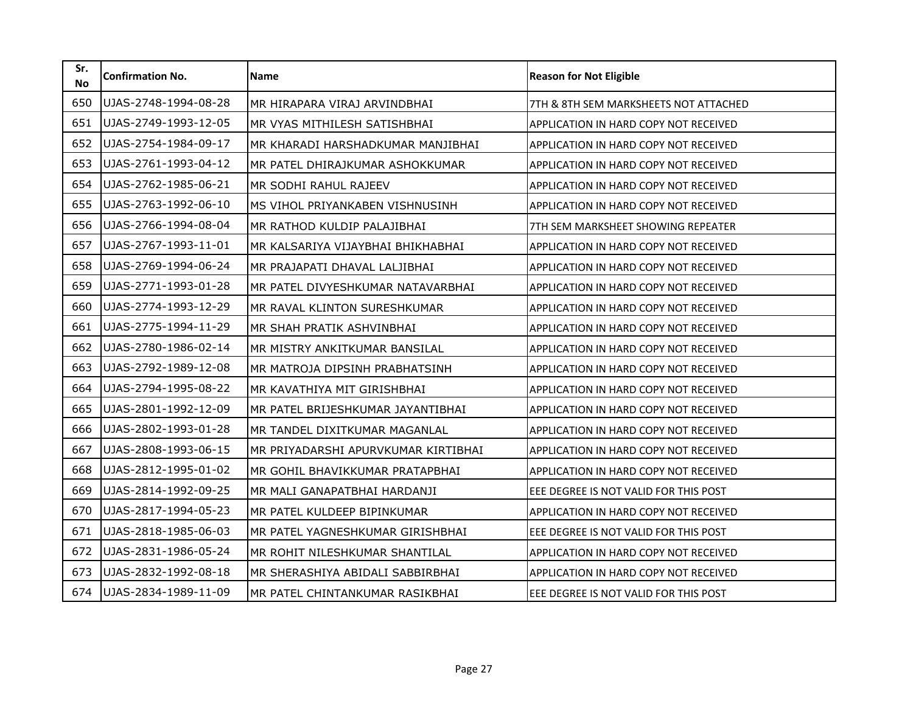| Sr. No | Confirmation No. | Name | Reason for Not Eligible |
|---|---|---|---|
| 650 | UJAS-2748-1994-08-28 | MR HIRAPARA VIRAJ ARVINDBHAI | 7TH & 8TH SEM MARKSHEETS NOT ATTACHED |
| 651 | UJAS-2749-1993-12-05 | MR VYAS MITHILESH SATISHBHAI | APPLICATION IN HARD COPY NOT RECEIVED |
| 652 | UJAS-2754-1984-09-17 | MR KHARADI HARSHADKUMAR MANJIBHAI | APPLICATION IN HARD COPY NOT RECEIVED |
| 653 | UJAS-2761-1993-04-12 | MR PATEL DHIRAJKUMAR ASHOKKUMAR | APPLICATION IN HARD COPY NOT RECEIVED |
| 654 | UJAS-2762-1985-06-21 | MR SODHI RAHUL RAJEEV | APPLICATION IN HARD COPY NOT RECEIVED |
| 655 | UJAS-2763-1992-06-10 | MS VIHOL PRIYANKABEN VISHNUSINH | APPLICATION IN HARD COPY NOT RECEIVED |
| 656 | UJAS-2766-1994-08-04 | MR RATHOD KULDIP PALAJIBHAI | 7TH SEM MARKSHEET SHOWING REPEATER |
| 657 | UJAS-2767-1993-11-01 | MR KALSARIYA VIJAYBHAI BHIKHABHAI | APPLICATION IN HARD COPY NOT RECEIVED |
| 658 | UJAS-2769-1994-06-24 | MR PRAJAPATI DHAVAL LALJIBHAI | APPLICATION IN HARD COPY NOT RECEIVED |
| 659 | UJAS-2771-1993-01-28 | MR PATEL DIVYESHKUMAR NATAVARBHAI | APPLICATION IN HARD COPY NOT RECEIVED |
| 660 | UJAS-2774-1993-12-29 | MR RAVAL KLINTON SURESHKUMAR | APPLICATION IN HARD COPY NOT RECEIVED |
| 661 | UJAS-2775-1994-11-29 | MR SHAH PRATIK ASHVINBHAI | APPLICATION IN HARD COPY NOT RECEIVED |
| 662 | UJAS-2780-1986-02-14 | MR MISTRY ANKITKUMAR BANSILAL | APPLICATION IN HARD COPY NOT RECEIVED |
| 663 | UJAS-2792-1989-12-08 | MR MATROJA DIPSINH PRABHATSINH | APPLICATION IN HARD COPY NOT RECEIVED |
| 664 | UJAS-2794-1995-08-22 | MR KAVATHIYA MIT GIRISHBHAI | APPLICATION IN HARD COPY NOT RECEIVED |
| 665 | UJAS-2801-1992-12-09 | MR PATEL BRIJESHKUMAR JAYANTIBHAI | APPLICATION IN HARD COPY NOT RECEIVED |
| 666 | UJAS-2802-1993-01-28 | MR TANDEL DIXITKUMAR MAGANLAL | APPLICATION IN HARD COPY NOT RECEIVED |
| 667 | UJAS-2808-1993-06-15 | MR PRIYADARSHI APURVKUMAR KIRTIBHAI | APPLICATION IN HARD COPY NOT RECEIVED |
| 668 | UJAS-2812-1995-01-02 | MR GOHIL BHAVIKKUMAR PRATAPBHAI | APPLICATION IN HARD COPY NOT RECEIVED |
| 669 | UJAS-2814-1992-09-25 | MR MALI GANAPATBHAI HARDANJI | EEE DEGREE IS NOT VALID FOR THIS POST |
| 670 | UJAS-2817-1994-05-23 | MR PATEL KULDEEP BIPINKUMAR | APPLICATION IN HARD COPY NOT RECEIVED |
| 671 | UJAS-2818-1985-06-03 | MR PATEL YAGNESHKUMAR GIRISHBHAI | EEE DEGREE IS NOT VALID FOR THIS POST |
| 672 | UJAS-2831-1986-05-24 | MR ROHIT NILESHKUMAR SHANTILAL | APPLICATION IN HARD COPY NOT RECEIVED |
| 673 | UJAS-2832-1992-08-18 | MR SHERASHIYA ABIDALI SABBIRBHAI | APPLICATION IN HARD COPY NOT RECEIVED |
| 674 | UJAS-2834-1989-11-09 | MR PATEL CHINTANKUMAR RASIKBHAI | EEE DEGREE IS NOT VALID FOR THIS POST |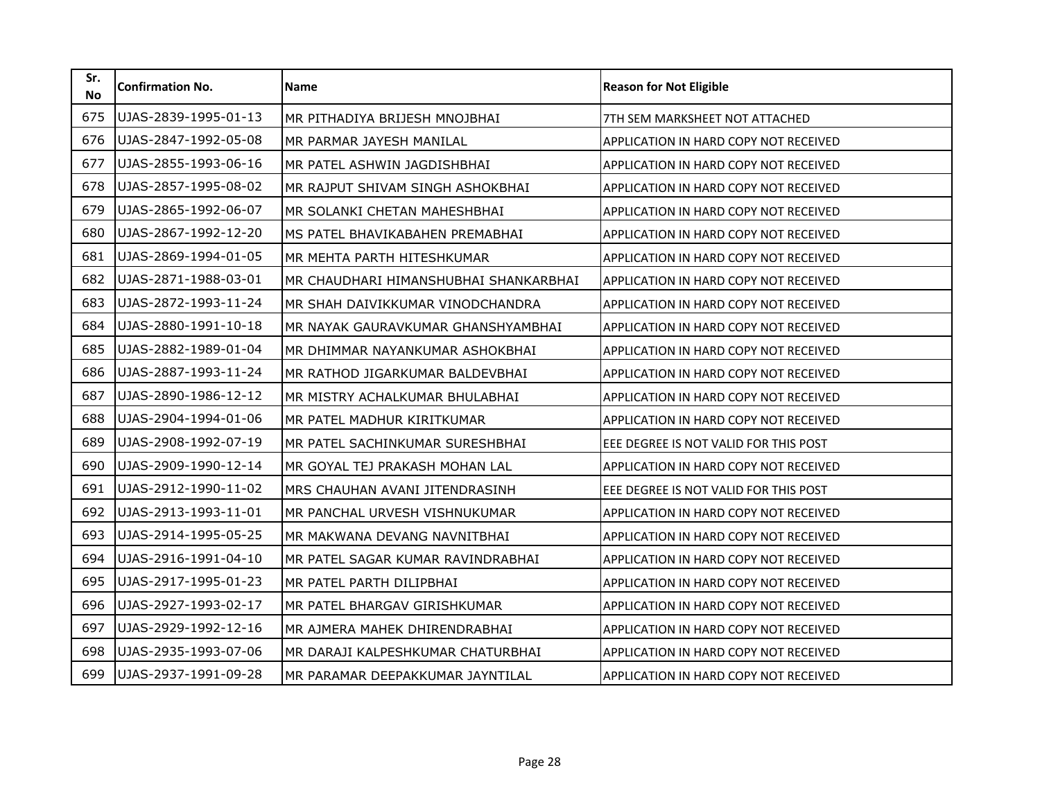| Sr. No | Confirmation No. | Name | Reason for Not Eligible |
|---|---|---|---|
| 675 | UJAS-2839-1995-01-13 | MR PITHADIYA BRIJESH MNOJBHAI | 7TH SEM MARKSHEET NOT ATTACHED |
| 676 | UJAS-2847-1992-05-08 | MR PARMAR JAYESH MANILAL | APPLICATION IN HARD COPY NOT RECEIVED |
| 677 | UJAS-2855-1993-06-16 | MR PATEL ASHWIN JAGDISHBHAI | APPLICATION IN HARD COPY NOT RECEIVED |
| 678 | UJAS-2857-1995-08-02 | MR RAJPUT SHIVAM SINGH ASHOKBHAI | APPLICATION IN HARD COPY NOT RECEIVED |
| 679 | UJAS-2865-1992-06-07 | MR SOLANKI CHETAN MAHESHBHAI | APPLICATION IN HARD COPY NOT RECEIVED |
| 680 | UJAS-2867-1992-12-20 | MS PATEL BHAVIKABAHEN PREMABHAI | APPLICATION IN HARD COPY NOT RECEIVED |
| 681 | UJAS-2869-1994-01-05 | MR MEHTA PARTH HITESHKUMAR | APPLICATION IN HARD COPY NOT RECEIVED |
| 682 | UJAS-2871-1988-03-01 | MR CHAUDHARI HIMANSHUBHAI SHANKARBHAI | APPLICATION IN HARD COPY NOT RECEIVED |
| 683 | UJAS-2872-1993-11-24 | MR SHAH DAIVIKKUMAR VINODCHANDRA | APPLICATION IN HARD COPY NOT RECEIVED |
| 684 | UJAS-2880-1991-10-18 | MR NAYAK GAURAVKUMAR GHANSHYAMBHAI | APPLICATION IN HARD COPY NOT RECEIVED |
| 685 | UJAS-2882-1989-01-04 | MR DHIMMAR NAYANKUMAR ASHOKBHAI | APPLICATION IN HARD COPY NOT RECEIVED |
| 686 | UJAS-2887-1993-11-24 | MR RATHOD JIGARKUMAR BALDEVBHAI | APPLICATION IN HARD COPY NOT RECEIVED |
| 687 | UJAS-2890-1986-12-12 | MR MISTRY ACHALKUMAR BHULABHAI | APPLICATION IN HARD COPY NOT RECEIVED |
| 688 | UJAS-2904-1994-01-06 | MR PATEL MADHUR KIRITKUMAR | APPLICATION IN HARD COPY NOT RECEIVED |
| 689 | UJAS-2908-1992-07-19 | MR PATEL SACHINKUMAR SURESHBHAI | EEE DEGREE IS NOT VALID FOR THIS POST |
| 690 | UJAS-2909-1990-12-14 | MR GOYAL TEJ PRAKASH MOHAN LAL | APPLICATION IN HARD COPY NOT RECEIVED |
| 691 | UJAS-2912-1990-11-02 | MRS CHAUHAN AVANI JITENDRASINH | EEE DEGREE IS NOT VALID FOR THIS POST |
| 692 | UJAS-2913-1993-11-01 | MR PANCHAL URVESH VISHNUKUMAR | APPLICATION IN HARD COPY NOT RECEIVED |
| 693 | UJAS-2914-1995-05-25 | MR MAKWANA DEVANG NAVNITBHAI | APPLICATION IN HARD COPY NOT RECEIVED |
| 694 | UJAS-2916-1991-04-10 | MR PATEL SAGAR KUMAR RAVINDRABHAI | APPLICATION IN HARD COPY NOT RECEIVED |
| 695 | UJAS-2917-1995-01-23 | MR PATEL PARTH DILIPBHAI | APPLICATION IN HARD COPY NOT RECEIVED |
| 696 | UJAS-2927-1993-02-17 | MR PATEL BHARGAV GIRISHKUMAR | APPLICATION IN HARD COPY NOT RECEIVED |
| 697 | UJAS-2929-1992-12-16 | MR AJMERA MAHEK DHIRENDRABHAI | APPLICATION IN HARD COPY NOT RECEIVED |
| 698 | UJAS-2935-1993-07-06 | MR DARAJI KALPESHKUMAR CHATURBHAI | APPLICATION IN HARD COPY NOT RECEIVED |
| 699 | UJAS-2937-1991-09-28 | MR PARAMAR DEEPAKKUMAR JAYNTILAL | APPLICATION IN HARD COPY NOT RECEIVED |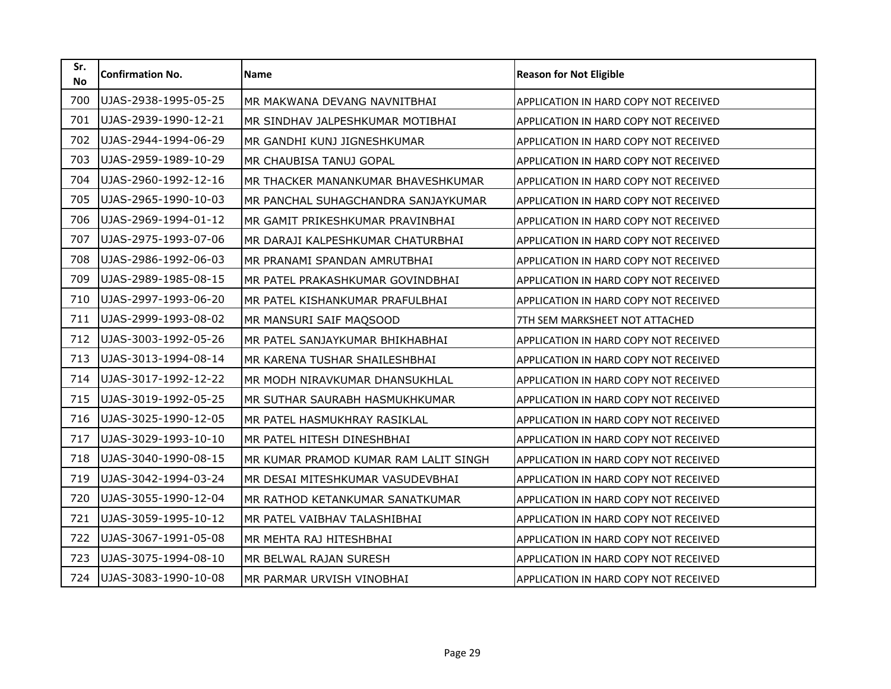| Sr. No | Confirmation No. | Name | Reason for Not Eligible |
|---|---|---|---|
| 700 | UJAS-2938-1995-05-25 | MR MAKWANA DEVANG NAVNITBHAI | APPLICATION IN HARD COPY NOT RECEIVED |
| 701 | UJAS-2939-1990-12-21 | MR SINDHAV JALPESHKUMAR MOTIBHAI | APPLICATION IN HARD COPY NOT RECEIVED |
| 702 | UJAS-2944-1994-06-29 | MR GANDHI KUNJ JIGNESHKUMAR | APPLICATION IN HARD COPY NOT RECEIVED |
| 703 | UJAS-2959-1989-10-29 | MR CHAUBISA TANUJ GOPAL | APPLICATION IN HARD COPY NOT RECEIVED |
| 704 | UJAS-2960-1992-12-16 | MR THACKER MANANKUMAR BHAVESHKUMAR | APPLICATION IN HARD COPY NOT RECEIVED |
| 705 | UJAS-2965-1990-10-03 | MR PANCHAL SUHAGCHANDRA SANJAYKUMAR | APPLICATION IN HARD COPY NOT RECEIVED |
| 706 | UJAS-2969-1994-01-12 | MR GAMIT PRIKESHKUMAR PRAVINBHAI | APPLICATION IN HARD COPY NOT RECEIVED |
| 707 | UJAS-2975-1993-07-06 | MR DARAJI KALPESHKUMAR CHATURBHAI | APPLICATION IN HARD COPY NOT RECEIVED |
| 708 | UJAS-2986-1992-06-03 | MR PRANAMI SPANDAN AMRUTBHAI | APPLICATION IN HARD COPY NOT RECEIVED |
| 709 | UJAS-2989-1985-08-15 | MR PATEL PRAKASHKUMAR GOVINDBHAI | APPLICATION IN HARD COPY NOT RECEIVED |
| 710 | UJAS-2997-1993-06-20 | MR PATEL KISHANKUMAR PRAFULBHAI | APPLICATION IN HARD COPY NOT RECEIVED |
| 711 | UJAS-2999-1993-08-02 | MR MANSURI SAIF MAQSOOD | 7TH SEM MARKSHEET NOT ATTACHED |
| 712 | UJAS-3003-1992-05-26 | MR PATEL SANJAYKUMAR BHIKHABHAI | APPLICATION IN HARD COPY NOT RECEIVED |
| 713 | UJAS-3013-1994-08-14 | MR KARENA TUSHAR SHAILESHBHAI | APPLICATION IN HARD COPY NOT RECEIVED |
| 714 | UJAS-3017-1992-12-22 | MR MODH NIRAVKUMAR DHANSUKHLAL | APPLICATION IN HARD COPY NOT RECEIVED |
| 715 | UJAS-3019-1992-05-25 | MR SUTHAR SAURABH HASMUKHKUMAR | APPLICATION IN HARD COPY NOT RECEIVED |
| 716 | UJAS-3025-1990-12-05 | MR PATEL HASMUKHRAY RASIKLAL | APPLICATION IN HARD COPY NOT RECEIVED |
| 717 | UJAS-3029-1993-10-10 | MR PATEL HITESH DINESHBHAI | APPLICATION IN HARD COPY NOT RECEIVED |
| 718 | UJAS-3040-1990-08-15 | MR KUMAR PRAMOD KUMAR RAM LALIT SINGH | APPLICATION IN HARD COPY NOT RECEIVED |
| 719 | UJAS-3042-1994-03-24 | MR DESAI MITESHKUMAR VASUDEVBHAI | APPLICATION IN HARD COPY NOT RECEIVED |
| 720 | UJAS-3055-1990-12-04 | MR RATHOD KETANKUMAR SANATKUMAR | APPLICATION IN HARD COPY NOT RECEIVED |
| 721 | UJAS-3059-1995-10-12 | MR PATEL VAIBHAV TALASHIBHAI | APPLICATION IN HARD COPY NOT RECEIVED |
| 722 | UJAS-3067-1991-05-08 | MR MEHTA RAJ HITESHBHAI | APPLICATION IN HARD COPY NOT RECEIVED |
| 723 | UJAS-3075-1994-08-10 | MR BELWAL RAJAN SURESH | APPLICATION IN HARD COPY NOT RECEIVED |
| 724 | UJAS-3083-1990-10-08 | MR PARMAR URVISH VINOBHAI | APPLICATION IN HARD COPY NOT RECEIVED |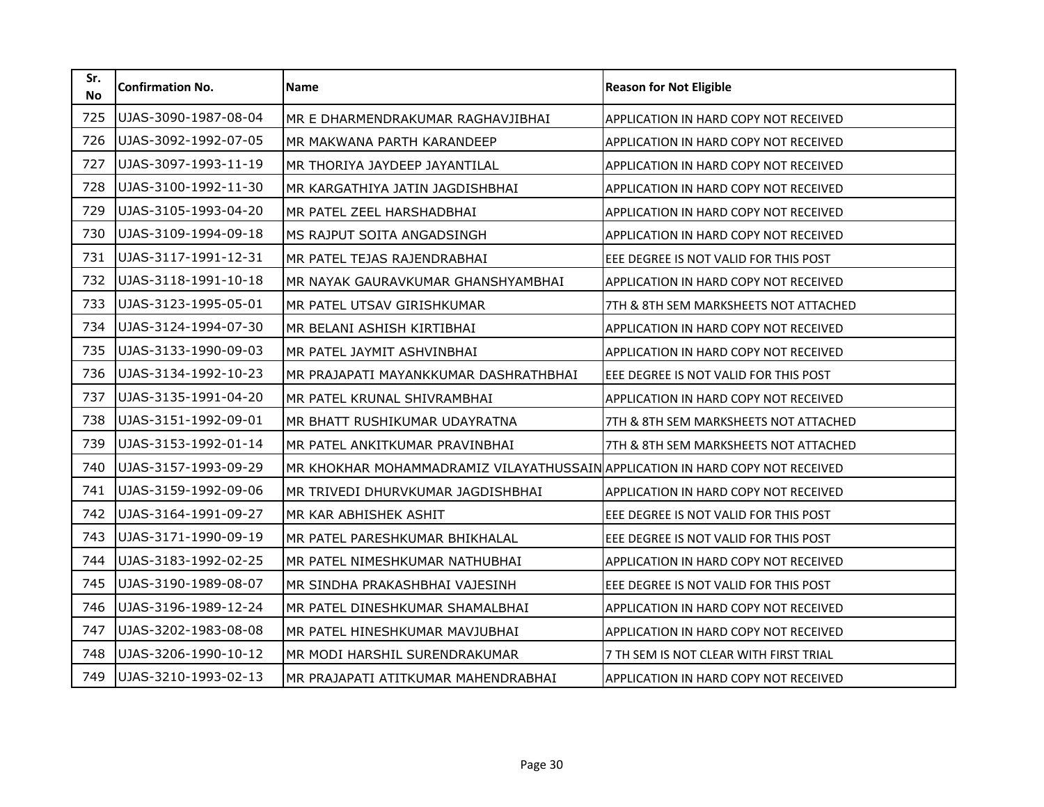| Sr. No | Confirmation No. | Name | Reason for Not Eligible |
|---|---|---|---|
| 725 | UJAS-3090-1987-08-04 | MR E DHARMENDRAKUMAR RAGHAVJIBHAI | APPLICATION IN HARD COPY NOT RECEIVED |
| 726 | UJAS-3092-1992-07-05 | MR MAKWANA PARTH KARANDEEP | APPLICATION IN HARD COPY NOT RECEIVED |
| 727 | UJAS-3097-1993-11-19 | MR THORIYA JAYDEEP JAYANTILAL | APPLICATION IN HARD COPY NOT RECEIVED |
| 728 | UJAS-3100-1992-11-30 | MR KARGATHIYA JATIN JAGDISHBHAI | APPLICATION IN HARD COPY NOT RECEIVED |
| 729 | UJAS-3105-1993-04-20 | MR PATEL ZEEL HARSHADBHAI | APPLICATION IN HARD COPY NOT RECEIVED |
| 730 | UJAS-3109-1994-09-18 | MS RAJPUT SOITA ANGADSINGH | APPLICATION IN HARD COPY NOT RECEIVED |
| 731 | UJAS-3117-1991-12-31 | MR PATEL TEJAS RAJENDRABHAI | EEE DEGREE IS NOT VALID FOR THIS POST |
| 732 | UJAS-3118-1991-10-18 | MR NAYAK GAURAVKUMAR GHANSHYAMBHAI | APPLICATION IN HARD COPY NOT RECEIVED |
| 733 | UJAS-3123-1995-05-01 | MR PATEL UTSAV GIRISHKUMAR | 7TH & 8TH SEM MARKSHEETS NOT ATTACHED |
| 734 | UJAS-3124-1994-07-30 | MR BELANI ASHISH KIRTIBHAI | APPLICATION IN HARD COPY NOT RECEIVED |
| 735 | UJAS-3133-1990-09-03 | MR PATEL JAYMIT ASHVINBHAI | APPLICATION IN HARD COPY NOT RECEIVED |
| 736 | UJAS-3134-1992-10-23 | MR PRAJAPATI MAYANKKUMAR DASHRATHBHAI | EEE DEGREE IS NOT VALID FOR THIS POST |
| 737 | UJAS-3135-1991-04-20 | MR PATEL KRUNAL SHIVRAMBHAI | APPLICATION IN HARD COPY NOT RECEIVED |
| 738 | UJAS-3151-1992-09-01 | MR BHATT RUSHIKUMAR UDAYRATNA | 7TH & 8TH SEM MARKSHEETS NOT ATTACHED |
| 739 | UJAS-3153-1992-01-14 | MR PATEL ANKITKUMAR PRAVINBHAI | 7TH & 8TH SEM MARKSHEETS NOT ATTACHED |
| 740 | UJAS-3157-1993-09-29 | MR KHOKHAR MOHAMMADRAMIZ VILAYATHUSSAIN | APPLICATION IN HARD COPY NOT RECEIVED |
| 741 | UJAS-3159-1992-09-06 | MR TRIVEDI DHURVKUMAR JAGDISHBHAI | APPLICATION IN HARD COPY NOT RECEIVED |
| 742 | UJAS-3164-1991-09-27 | MR KAR ABHISHEK ASHIT | EEE DEGREE IS NOT VALID FOR THIS POST |
| 743 | UJAS-3171-1990-09-19 | MR PATEL PARESHKUMAR BHIKHALAL | EEE DEGREE IS NOT VALID FOR THIS POST |
| 744 | UJAS-3183-1992-02-25 | MR PATEL NIMESHKUMAR NATHUBHAI | APPLICATION IN HARD COPY NOT RECEIVED |
| 745 | UJAS-3190-1989-08-07 | MR SINDHA PRAKASHBHAI VAJESINH | EEE DEGREE IS NOT VALID FOR THIS POST |
| 746 | UJAS-3196-1989-12-24 | MR PATEL DINESHKUMAR SHAMALBHAI | APPLICATION IN HARD COPY NOT RECEIVED |
| 747 | UJAS-3202-1983-08-08 | MR PATEL HINESHKUMAR MAVJUBHAI | APPLICATION IN HARD COPY NOT RECEIVED |
| 748 | UJAS-3206-1990-10-12 | MR MODI HARSHIL SURENDRAKUMAR | 7 TH SEM IS NOT CLEAR WITH FIRST TRIAL |
| 749 | UJAS-3210-1993-02-13 | MR PRAJAPATI ATITKUMAR MAHENDRABHAI | APPLICATION IN HARD COPY NOT RECEIVED |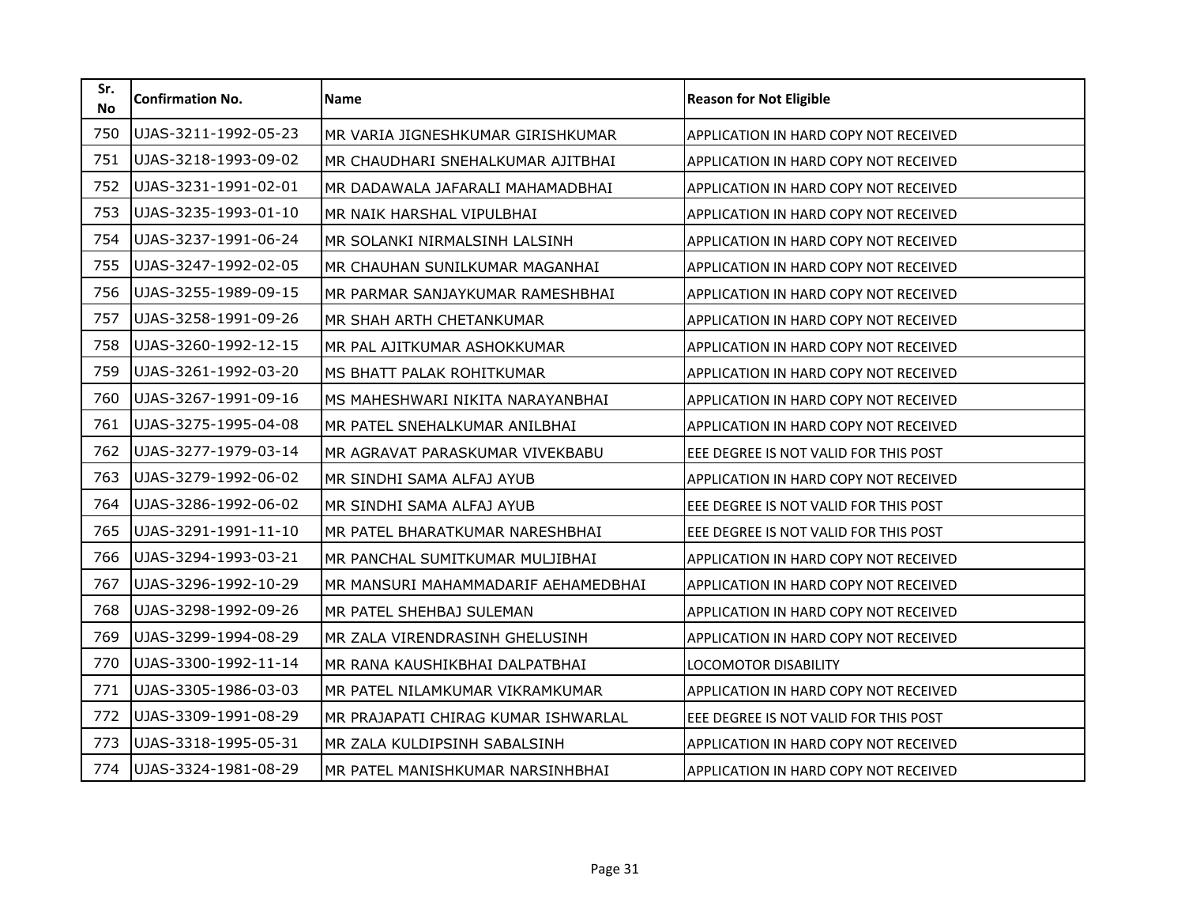| Sr. No | Confirmation No. | Name | Reason for Not Eligible |
|---|---|---|---|
| 750 | UJAS-3211-1992-05-23 | MR VARIA JIGNESHKUMAR GIRISHKUMAR | APPLICATION IN HARD COPY NOT RECEIVED |
| 751 | UJAS-3218-1993-09-02 | MR CHAUDHARI SNEHALKUMAR AJITBHAI | APPLICATION IN HARD COPY NOT RECEIVED |
| 752 | UJAS-3231-1991-02-01 | MR DADAWALA JAFARALI MAHAMADBHAI | APPLICATION IN HARD COPY NOT RECEIVED |
| 753 | UJAS-3235-1993-01-10 | MR NAIK HARSHAL VIPULBHAI | APPLICATION IN HARD COPY NOT RECEIVED |
| 754 | UJAS-3237-1991-06-24 | MR SOLANKI NIRMALSINH LALSINH | APPLICATION IN HARD COPY NOT RECEIVED |
| 755 | UJAS-3247-1992-02-05 | MR CHAUHAN SUNILKUMAR MAGANHAI | APPLICATION IN HARD COPY NOT RECEIVED |
| 756 | UJAS-3255-1989-09-15 | MR PARMAR SANJAYKUMAR RAMESHBHAI | APPLICATION IN HARD COPY NOT RECEIVED |
| 757 | UJAS-3258-1991-09-26 | MR SHAH ARTH CHETANKUMAR | APPLICATION IN HARD COPY NOT RECEIVED |
| 758 | UJAS-3260-1992-12-15 | MR PAL AJITKUMAR ASHOKKUMAR | APPLICATION IN HARD COPY NOT RECEIVED |
| 759 | UJAS-3261-1992-03-20 | MS BHATT PALAK ROHITKUMAR | APPLICATION IN HARD COPY NOT RECEIVED |
| 760 | UJAS-3267-1991-09-16 | MS MAHESHWARI NIKITA NARAYANBHAI | APPLICATION IN HARD COPY NOT RECEIVED |
| 761 | UJAS-3275-1995-04-08 | MR PATEL SNEHALKUMAR ANILBHAI | APPLICATION IN HARD COPY NOT RECEIVED |
| 762 | UJAS-3277-1979-03-14 | MR AGRAVAT PARASKUMAR VIVEKBABU | EEE DEGREE IS NOT VALID FOR THIS POST |
| 763 | UJAS-3279-1992-06-02 | MR SINDHI SAMA ALFAJ AYUB | APPLICATION IN HARD COPY NOT RECEIVED |
| 764 | UJAS-3286-1992-06-02 | MR SINDHI SAMA ALFAJ AYUB | EEE DEGREE IS NOT VALID FOR THIS POST |
| 765 | UJAS-3291-1991-11-10 | MR PATEL BHARATKUMAR NARESHBHAI | EEE DEGREE IS NOT VALID FOR THIS POST |
| 766 | UJAS-3294-1993-03-21 | MR PANCHAL SUMITKUMAR MULJIBHAI | APPLICATION IN HARD COPY NOT RECEIVED |
| 767 | UJAS-3296-1992-10-29 | MR MANSURI MAHAMMADARIF AEHAMEDBHAI | APPLICATION IN HARD COPY NOT RECEIVED |
| 768 | UJAS-3298-1992-09-26 | MR PATEL SHEHBAJ SULEMAN | APPLICATION IN HARD COPY NOT RECEIVED |
| 769 | UJAS-3299-1994-08-29 | MR ZALA VIRENDRASINH GHELUSINH | APPLICATION IN HARD COPY NOT RECEIVED |
| 770 | UJAS-3300-1992-11-14 | MR RANA KAUSHIKBHAI DALPATBHAI | LOCOMOTOR DISABILITY |
| 771 | UJAS-3305-1986-03-03 | MR PATEL NILAMKUMAR VIKRAMKUMAR | APPLICATION IN HARD COPY NOT RECEIVED |
| 772 | UJAS-3309-1991-08-29 | MR PRAJAPATI CHIRAG KUMAR ISHWARLAL | EEE DEGREE IS NOT VALID FOR THIS POST |
| 773 | UJAS-3318-1995-05-31 | MR ZALA KULDIPSINH SABALSINH | APPLICATION IN HARD COPY NOT RECEIVED |
| 774 | UJAS-3324-1981-08-29 | MR PATEL MANISHKUMAR NARSINHBHAI | APPLICATION IN HARD COPY NOT RECEIVED |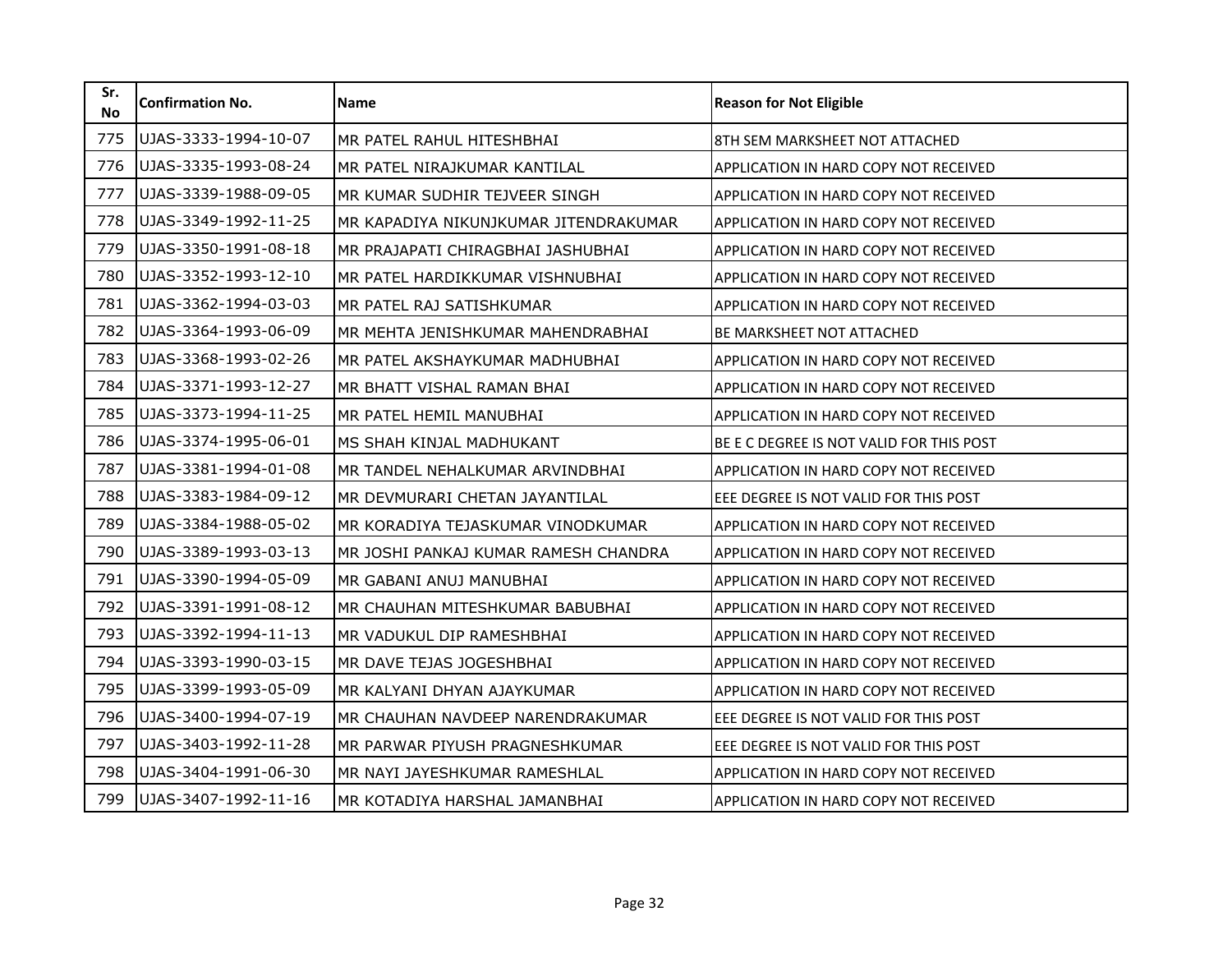| Sr. No | Confirmation No. | Name | Reason for Not Eligible |
| --- | --- | --- | --- |
| 775 | UJAS-3333-1994-10-07 | MR PATEL RAHUL HITESHBHAI | 8TH SEM MARKSHEET NOT ATTACHED |
| 776 | UJAS-3335-1993-08-24 | MR PATEL NIRAJKUMAR KANTILAL | APPLICATION IN HARD COPY NOT RECEIVED |
| 777 | UJAS-3339-1988-09-05 | MR KUMAR SUDHIR TEJVEER SINGH | APPLICATION IN HARD COPY NOT RECEIVED |
| 778 | UJAS-3349-1992-11-25 | MR KAPADIYA NIKUNJKUMAR JITENDRAKUMAR | APPLICATION IN HARD COPY NOT RECEIVED |
| 779 | UJAS-3350-1991-08-18 | MR PRAJAPATI CHIRAGBHAI JASHUBHAI | APPLICATION IN HARD COPY NOT RECEIVED |
| 780 | UJAS-3352-1993-12-10 | MR PATEL HARDIKKUMAR VISHNUBHAI | APPLICATION IN HARD COPY NOT RECEIVED |
| 781 | UJAS-3362-1994-03-03 | MR PATEL RAJ SATISHKUMAR | APPLICATION IN HARD COPY NOT RECEIVED |
| 782 | UJAS-3364-1993-06-09 | MR MEHTA JENISHKUMAR MAHENDRABHAI | BE MARKSHEET NOT ATTACHED |
| 783 | UJAS-3368-1993-02-26 | MR PATEL AKSHAYKUMAR MADHUBHAI | APPLICATION IN HARD COPY NOT RECEIVED |
| 784 | UJAS-3371-1993-12-27 | MR BHATT VISHAL RAMAN BHAI | APPLICATION IN HARD COPY NOT RECEIVED |
| 785 | UJAS-3373-1994-11-25 | MR PATEL HEMIL MANUBHAI | APPLICATION IN HARD COPY NOT RECEIVED |
| 786 | UJAS-3374-1995-06-01 | MS SHAH KINJAL MADHUKANT | BE E C DEGREE IS NOT VALID FOR THIS POST |
| 787 | UJAS-3381-1994-01-08 | MR TANDEL NEHALKUMAR ARVINDBHAI | APPLICATION IN HARD COPY NOT RECEIVED |
| 788 | UJAS-3383-1984-09-12 | MR DEVMURARI CHETAN JAYANTILAL | EEE DEGREE IS NOT VALID FOR THIS POST |
| 789 | UJAS-3384-1988-05-02 | MR KORADIYA TEJASKUMAR VINODKUMAR | APPLICATION IN HARD COPY NOT RECEIVED |
| 790 | UJAS-3389-1993-03-13 | MR JOSHI PANKAJ KUMAR RAMESH CHANDRA | APPLICATION IN HARD COPY NOT RECEIVED |
| 791 | UJAS-3390-1994-05-09 | MR GABANI ANUJ MANUBHAI | APPLICATION IN HARD COPY NOT RECEIVED |
| 792 | UJAS-3391-1991-08-12 | MR CHAUHAN MITESHKUMAR BABUBHAI | APPLICATION IN HARD COPY NOT RECEIVED |
| 793 | UJAS-3392-1994-11-13 | MR VADUKUL DIP RAMESHBHAI | APPLICATION IN HARD COPY NOT RECEIVED |
| 794 | UJAS-3393-1990-03-15 | MR DAVE TEJAS JOGESHBHAI | APPLICATION IN HARD COPY NOT RECEIVED |
| 795 | UJAS-3399-1993-05-09 | MR KALYANI DHYAN AJAYKUMAR | APPLICATION IN HARD COPY NOT RECEIVED |
| 796 | UJAS-3400-1994-07-19 | MR CHAUHAN NAVDEEP NARENDRAKUMAR | EEE DEGREE IS NOT VALID FOR THIS POST |
| 797 | UJAS-3403-1992-11-28 | MR PARWAR PIYUSH PRAGNESHKUMAR | EEE DEGREE IS NOT VALID FOR THIS POST |
| 798 | UJAS-3404-1991-06-30 | MR NAYI JAYESHKUMAR RAMESHLAL | APPLICATION IN HARD COPY NOT RECEIVED |
| 799 | UJAS-3407-1992-11-16 | MR KOTADIYA HARSHAL JAMANBHAI | APPLICATION IN HARD COPY NOT RECEIVED |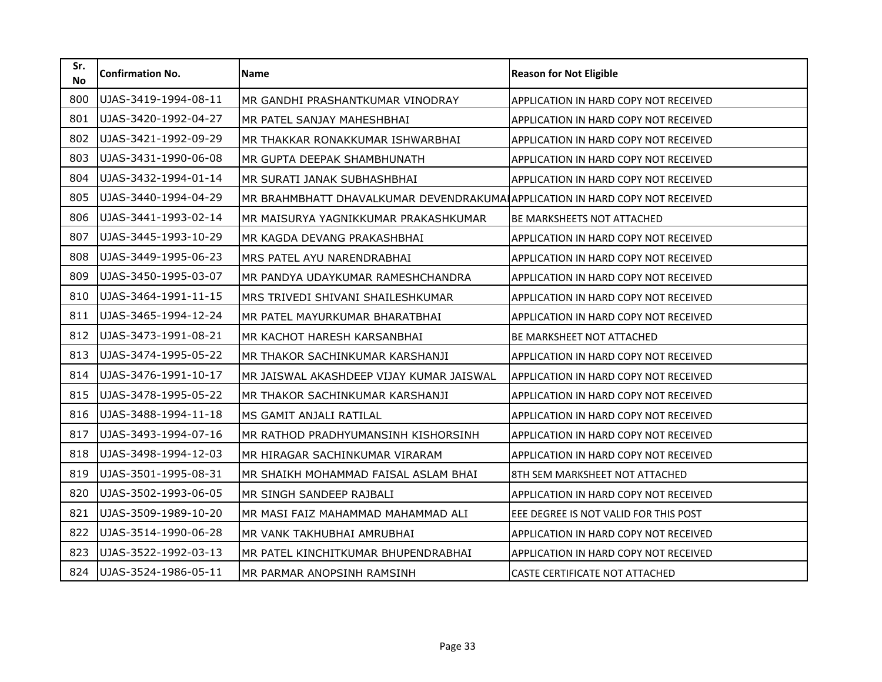| Sr. No | Confirmation No. | Name | Reason for Not Eligible |
|---|---|---|---|
| 800 | UJAS-3419-1994-08-11 | MR GANDHI PRASHANTKUMAR VINODRAY | APPLICATION IN HARD COPY NOT RECEIVED |
| 801 | UJAS-3420-1992-04-27 | MR PATEL SANJAY MAHESHBHAI | APPLICATION IN HARD COPY NOT RECEIVED |
| 802 | UJAS-3421-1992-09-29 | MR THAKKAR RONAKKUMAR ISHWARBHAI | APPLICATION IN HARD COPY NOT RECEIVED |
| 803 | UJAS-3431-1990-06-08 | MR GUPTA DEEPAK SHAMBHUNATH | APPLICATION IN HARD COPY NOT RECEIVED |
| 804 | UJAS-3432-1994-01-14 | MR SURATI JANAK SUBHASHBHAI | APPLICATION IN HARD COPY NOT RECEIVED |
| 805 | UJAS-3440-1994-04-29 | MR BRAHMBHATT DHAVALKUMAR DEVENDRAKUMAI | APPLICATION IN HARD COPY NOT RECEIVED |
| 806 | UJAS-3441-1993-02-14 | MR MAISURYA YAGNIKKUMAR PRAKASHKUMAR | BE MARKSHEETS NOT ATTACHED |
| 807 | UJAS-3445-1993-10-29 | MR KAGDA DEVANG PRAKASHBHAI | APPLICATION IN HARD COPY NOT RECEIVED |
| 808 | UJAS-3449-1995-06-23 | MRS PATEL AYU NARENDRABHAI | APPLICATION IN HARD COPY NOT RECEIVED |
| 809 | UJAS-3450-1995-03-07 | MR PANDYA UDAYKUMAR RAMESHCHANDRA | APPLICATION IN HARD COPY NOT RECEIVED |
| 810 | UJAS-3464-1991-11-15 | MRS TRIVEDI SHIVANI SHAILESHKUMAR | APPLICATION IN HARD COPY NOT RECEIVED |
| 811 | UJAS-3465-1994-12-24 | MR PATEL MAYURKUMAR BHARATBHAI | APPLICATION IN HARD COPY NOT RECEIVED |
| 812 | UJAS-3473-1991-08-21 | MR KACHOT HARESH KARSANBHAI | BE MARKSHEET NOT ATTACHED |
| 813 | UJAS-3474-1995-05-22 | MR THAKOR SACHINKUMAR KARSHANJI | APPLICATION IN HARD COPY NOT RECEIVED |
| 814 | UJAS-3476-1991-10-17 | MR JAISWAL AKASHDEEP VIJAY KUMAR JAISWAL | APPLICATION IN HARD COPY NOT RECEIVED |
| 815 | UJAS-3478-1995-05-22 | MR THAKOR SACHINKUMAR KARSHANJI | APPLICATION IN HARD COPY NOT RECEIVED |
| 816 | UJAS-3488-1994-11-18 | MS GAMIT ANJALI RATILAL | APPLICATION IN HARD COPY NOT RECEIVED |
| 817 | UJAS-3493-1994-07-16 | MR RATHOD PRADHYUMANSINH KISHORSINH | APPLICATION IN HARD COPY NOT RECEIVED |
| 818 | UJAS-3498-1994-12-03 | MR HIRAGAR SACHINKUMAR VIRARAM | APPLICATION IN HARD COPY NOT RECEIVED |
| 819 | UJAS-3501-1995-08-31 | MR SHAIKH MOHAMMAD FAISAL ASLAM BHAI | 8TH SEM MARKSHEET NOT ATTACHED |
| 820 | UJAS-3502-1993-06-05 | MR SINGH SANDEEP RAJBALI | APPLICATION IN HARD COPY NOT RECEIVED |
| 821 | UJAS-3509-1989-10-20 | MR MASI FAIZ MAHAMMAD MAHAMMAD ALI | EEE DEGREE IS NOT VALID FOR THIS POST |
| 822 | UJAS-3514-1990-06-28 | MR VANK TAKHUBHAI AMRUBHAI | APPLICATION IN HARD COPY NOT RECEIVED |
| 823 | UJAS-3522-1992-03-13 | MR PATEL KINCHITKUMAR BHUPENDRABHAI | APPLICATION IN HARD COPY NOT RECEIVED |
| 824 | UJAS-3524-1986-05-11 | MR PARMAR ANOPSINH RAMSINH | CASTE CERTIFICATE NOT ATTACHED |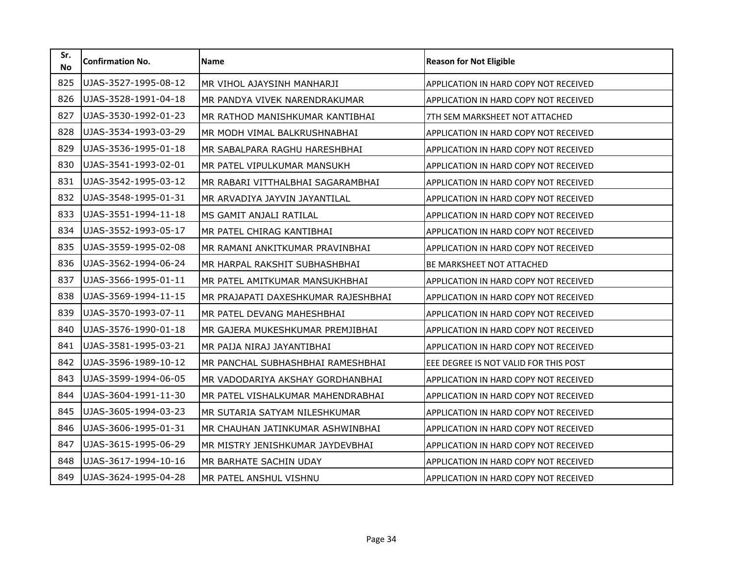| Sr. No | Confirmation No. | Name | Reason for Not Eligible |
|---|---|---|---|
| 825 | UJAS-3527-1995-08-12 | MR VIHOL AJAYSINH MANHARJI | APPLICATION IN HARD COPY NOT RECEIVED |
| 826 | UJAS-3528-1991-04-18 | MR PANDYA VIVEK NARENDRAKUMAR | APPLICATION IN HARD COPY NOT RECEIVED |
| 827 | UJAS-3530-1992-01-23 | MR RATHOD MANISHKUMAR KANTIBHAI | 7TH SEM MARKSHEET NOT ATTACHED |
| 828 | UJAS-3534-1993-03-29 | MR MODH VIMAL BALKRUSHNABHAI | APPLICATION IN HARD COPY NOT RECEIVED |
| 829 | UJAS-3536-1995-01-18 | MR SABALPARA RAGHU HARESHBHAI | APPLICATION IN HARD COPY NOT RECEIVED |
| 830 | UJAS-3541-1993-02-01 | MR PATEL VIPULKUMAR MANSUKH | APPLICATION IN HARD COPY NOT RECEIVED |
| 831 | UJAS-3542-1995-03-12 | MR RABARI VITTHALBHAI SAGARAMBHAI | APPLICATION IN HARD COPY NOT RECEIVED |
| 832 | UJAS-3548-1995-01-31 | MR ARVADIYA JAYVIN JAYANTILAL | APPLICATION IN HARD COPY NOT RECEIVED |
| 833 | UJAS-3551-1994-11-18 | MS GAMIT ANJALI RATILAL | APPLICATION IN HARD COPY NOT RECEIVED |
| 834 | UJAS-3552-1993-05-17 | MR PATEL CHIRAG KANTIBHAI | APPLICATION IN HARD COPY NOT RECEIVED |
| 835 | UJAS-3559-1995-02-08 | MR RAMANI ANKITKUMAR PRAVINBHAI | APPLICATION IN HARD COPY NOT RECEIVED |
| 836 | UJAS-3562-1994-06-24 | MR HARPAL RAKSHIT SUBHASHBHAI | BE MARKSHEET NOT ATTACHED |
| 837 | UJAS-3566-1995-01-11 | MR PATEL AMITKUMAR MANSUKHBHAI | APPLICATION IN HARD COPY NOT RECEIVED |
| 838 | UJAS-3569-1994-11-15 | MR PRAJAPATI DAXESHKUMAR RAJESHBHAI | APPLICATION IN HARD COPY NOT RECEIVED |
| 839 | UJAS-3570-1993-07-11 | MR PATEL DEVANG MAHESHBHAI | APPLICATION IN HARD COPY NOT RECEIVED |
| 840 | UJAS-3576-1990-01-18 | MR GAJERA MUKESHKUMAR PREMJIBHAI | APPLICATION IN HARD COPY NOT RECEIVED |
| 841 | UJAS-3581-1995-03-21 | MR PAIJA NIRAJ JAYANTIBHAI | APPLICATION IN HARD COPY NOT RECEIVED |
| 842 | UJAS-3596-1989-10-12 | MR PANCHAL SUBHASHBHAI RAMESHBHAI | EEE DEGREE IS NOT VALID FOR THIS POST |
| 843 | UJAS-3599-1994-06-05 | MR VADODARIYA AKSHAY GORDHANBHAI | APPLICATION IN HARD COPY NOT RECEIVED |
| 844 | UJAS-3604-1991-11-30 | MR PATEL VISHALKUMAR MAHENDRABHAI | APPLICATION IN HARD COPY NOT RECEIVED |
| 845 | UJAS-3605-1994-03-23 | MR SUTARIA SATYAM NILESHKUMAR | APPLICATION IN HARD COPY NOT RECEIVED |
| 846 | UJAS-3606-1995-01-31 | MR CHAUHAN JATINKUMAR ASHWINBHAI | APPLICATION IN HARD COPY NOT RECEIVED |
| 847 | UJAS-3615-1995-06-29 | MR MISTRY JENISHKUMAR JAYDEVBHAI | APPLICATION IN HARD COPY NOT RECEIVED |
| 848 | UJAS-3617-1994-10-16 | MR BARHATE SACHIN UDAY | APPLICATION IN HARD COPY NOT RECEIVED |
| 849 | UJAS-3624-1995-04-28 | MR PATEL ANSHUL VISHNU | APPLICATION IN HARD COPY NOT RECEIVED |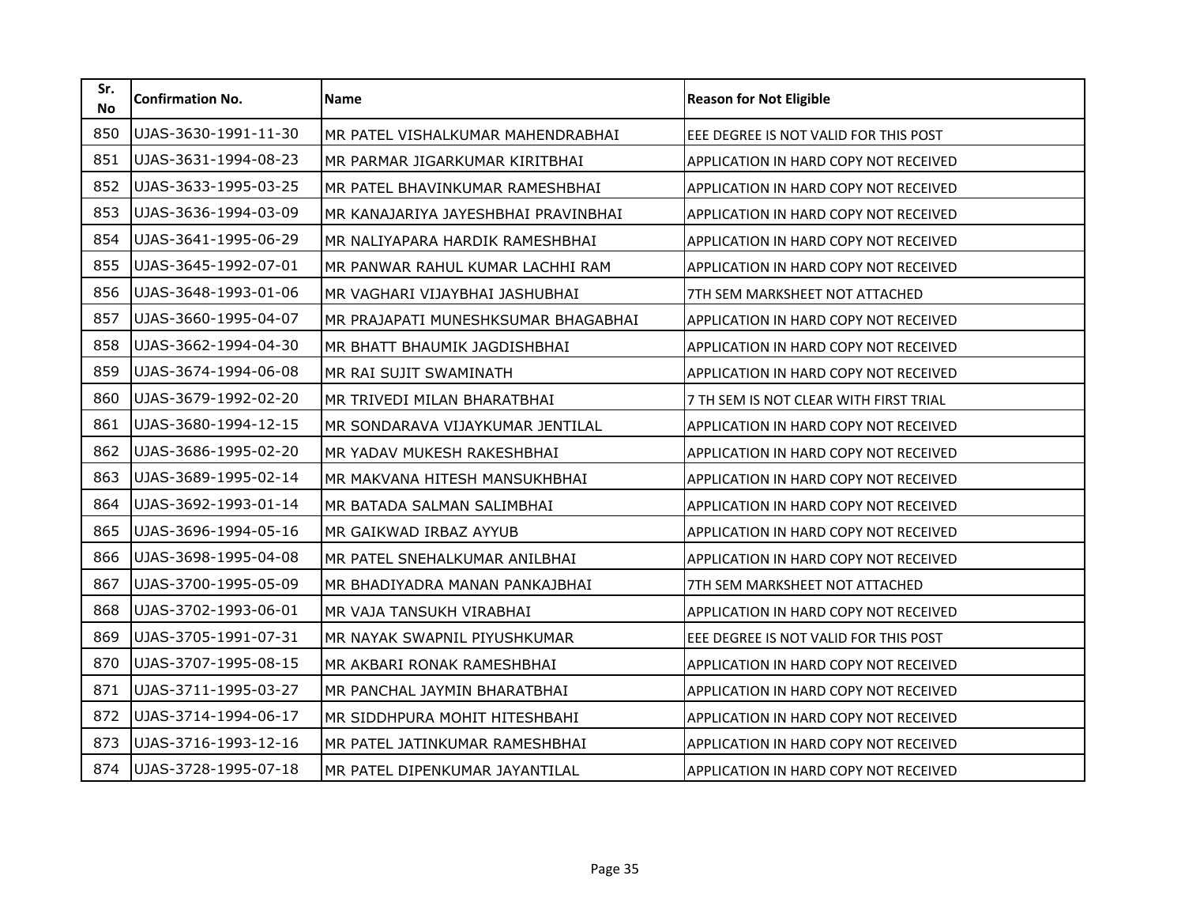| Sr. No | Confirmation No. | Name | Reason for Not Eligible |
|---|---|---|---|
| 850 | UJAS-3630-1991-11-30 | MR PATEL VISHALKUMAR MAHENDRABHAI | EEE DEGREE IS NOT VALID FOR THIS POST |
| 851 | UJAS-3631-1994-08-23 | MR PARMAR JIGARKUMAR KIRITBHAI | APPLICATION IN HARD COPY NOT RECEIVED |
| 852 | UJAS-3633-1995-03-25 | MR PATEL BHAVINKUMAR RAMESHBHAI | APPLICATION IN HARD COPY NOT RECEIVED |
| 853 | UJAS-3636-1994-03-09 | MR KANAJARIYA JAYESHBHAI PRAVINBHAI | APPLICATION IN HARD COPY NOT RECEIVED |
| 854 | UJAS-3641-1995-06-29 | MR NALIYAPARA HARDIK RAMESHBHAI | APPLICATION IN HARD COPY NOT RECEIVED |
| 855 | UJAS-3645-1992-07-01 | MR PANWAR RAHUL KUMAR LACHHI RAM | APPLICATION IN HARD COPY NOT RECEIVED |
| 856 | UJAS-3648-1993-01-06 | MR VAGHARI VIJAYBHAI JASHUBHAI | 7TH SEM MARKSHEET NOT ATTACHED |
| 857 | UJAS-3660-1995-04-07 | MR PRAJAPATI MUNESHKSUMAR BHAGABHAI | APPLICATION IN HARD COPY NOT RECEIVED |
| 858 | UJAS-3662-1994-04-30 | MR BHATT BHAUMIK JAGDISHBHAI | APPLICATION IN HARD COPY NOT RECEIVED |
| 859 | UJAS-3674-1994-06-08 | MR RAI SUJIT SWAMINATH | APPLICATION IN HARD COPY NOT RECEIVED |
| 860 | UJAS-3679-1992-02-20 | MR TRIVEDI MILAN BHARATBHAI | 7 TH SEM IS NOT CLEAR WITH FIRST TRIAL |
| 861 | UJAS-3680-1994-12-15 | MR SONDARAVA VIJAYKUMAR JENTILAL | APPLICATION IN HARD COPY NOT RECEIVED |
| 862 | UJAS-3686-1995-02-20 | MR YADAV MUKESH RAKESHBHAI | APPLICATION IN HARD COPY NOT RECEIVED |
| 863 | UJAS-3689-1995-02-14 | MR MAKVANA HITESH MANSUKHBHAI | APPLICATION IN HARD COPY NOT RECEIVED |
| 864 | UJAS-3692-1993-01-14 | MR BATADA SALMAN SALIMBHAI | APPLICATION IN HARD COPY NOT RECEIVED |
| 865 | UJAS-3696-1994-05-16 | MR GAIKWAD IRBAZ AYYUB | APPLICATION IN HARD COPY NOT RECEIVED |
| 866 | UJAS-3698-1995-04-08 | MR PATEL SNEHALKUMAR ANILBHAI | APPLICATION IN HARD COPY NOT RECEIVED |
| 867 | UJAS-3700-1995-05-09 | MR BHADIYADRA MANAN PANKAJBHAI | 7TH SEM MARKSHEET NOT ATTACHED |
| 868 | UJAS-3702-1993-06-01 | MR VAJA TANSUKH VIRABHAI | APPLICATION IN HARD COPY NOT RECEIVED |
| 869 | UJAS-3705-1991-07-31 | MR NAYAK SWAPNIL PIYUSHKUMAR | EEE DEGREE IS NOT VALID FOR THIS POST |
| 870 | UJAS-3707-1995-08-15 | MR AKBARI RONAK RAMESHBHAI | APPLICATION IN HARD COPY NOT RECEIVED |
| 871 | UJAS-3711-1995-03-27 | MR PANCHAL JAYMIN BHARATBHAI | APPLICATION IN HARD COPY NOT RECEIVED |
| 872 | UJAS-3714-1994-06-17 | MR SIDDHPURA MOHIT HITESHBAHI | APPLICATION IN HARD COPY NOT RECEIVED |
| 873 | UJAS-3716-1993-12-16 | MR PATEL JATINKUMAR RAMESHBHAI | APPLICATION IN HARD COPY NOT RECEIVED |
| 874 | UJAS-3728-1995-07-18 | MR PATEL DIPENKUMAR JAYANTILAL | APPLICATION IN HARD COPY NOT RECEIVED |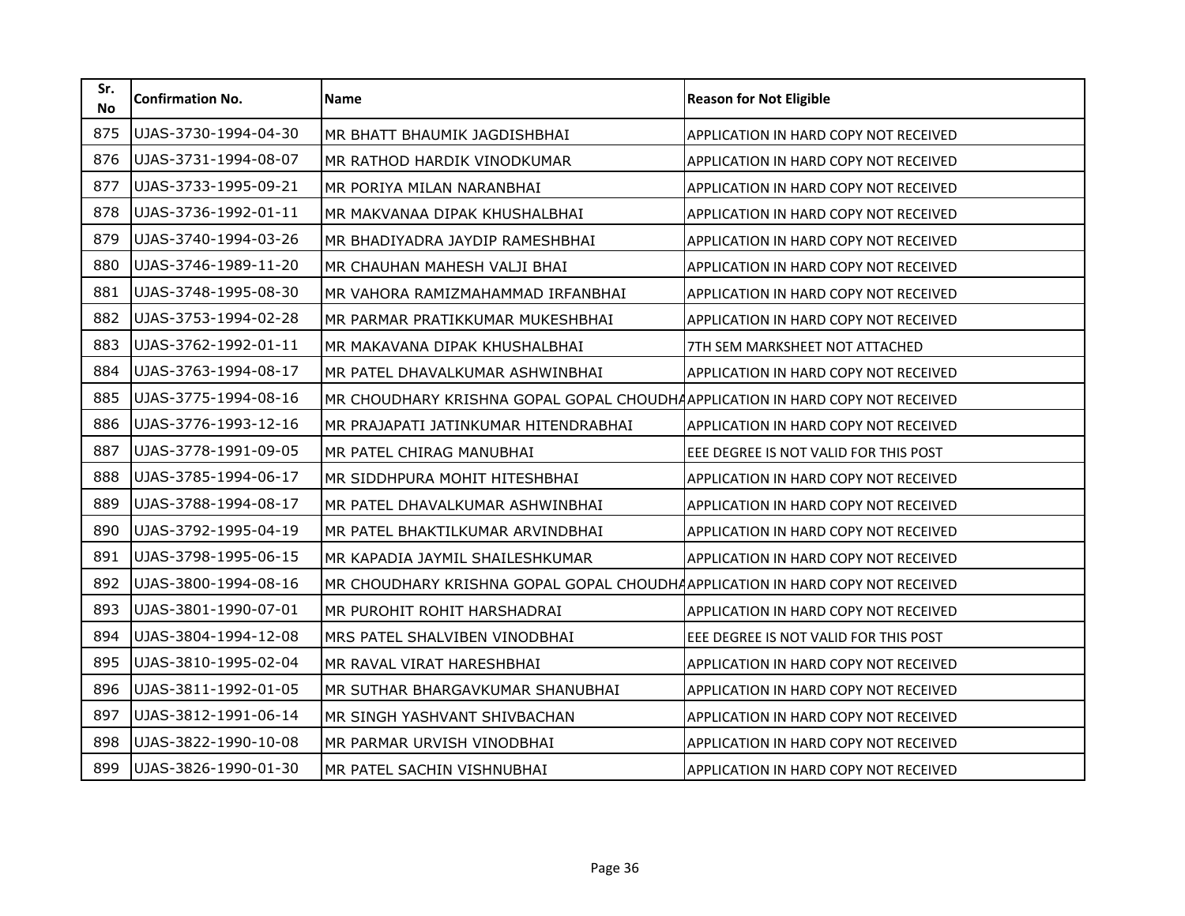| Sr. No | Confirmation No. | Name | Reason for Not Eligible |
|---|---|---|---|
| 875 | UJAS-3730-1994-04-30 | MR BHATT BHAUMIK JAGDISHBHAI | APPLICATION IN HARD COPY NOT RECEIVED |
| 876 | UJAS-3731-1994-08-07 | MR RATHOD HARDIK VINODKUMAR | APPLICATION IN HARD COPY NOT RECEIVED |
| 877 | UJAS-3733-1995-09-21 | MR PORIYA MILAN NARANBHAI | APPLICATION IN HARD COPY NOT RECEIVED |
| 878 | UJAS-3736-1992-01-11 | MR MAKVANAA DIPAK KHUSHALBHAI | APPLICATION IN HARD COPY NOT RECEIVED |
| 879 | UJAS-3740-1994-03-26 | MR BHADIYADRA JAYDIP RAMESHBHAI | APPLICATION IN HARD COPY NOT RECEIVED |
| 880 | UJAS-3746-1989-11-20 | MR CHAUHAN MAHESH VALJI BHAI | APPLICATION IN HARD COPY NOT RECEIVED |
| 881 | UJAS-3748-1995-08-30 | MR VAHORA RAMIZMAHAMMAD IRFANBHAI | APPLICATION IN HARD COPY NOT RECEIVED |
| 882 | UJAS-3753-1994-02-28 | MR PARMAR PRATIKKUMAR MUKESHBHAI | APPLICATION IN HARD COPY NOT RECEIVED |
| 883 | UJAS-3762-1992-01-11 | MR MAKAVANA DIPAK KHUSHALBHAI | 7TH SEM MARKSHEET NOT ATTACHED |
| 884 | UJAS-3763-1994-08-17 | MR PATEL DHAVALKUMAR ASHWINBHAI | APPLICATION IN HARD COPY NOT RECEIVED |
| 885 | UJAS-3775-1994-08-16 | MR CHOUDHARY KRISHNA GOPAL GOPAL CHOUDHA | APPLICATION IN HARD COPY NOT RECEIVED |
| 886 | UJAS-3776-1993-12-16 | MR PRAJAPATI JATINKUMAR HITENDRABHAI | APPLICATION IN HARD COPY NOT RECEIVED |
| 887 | UJAS-3778-1991-09-05 | MR PATEL CHIRAG MANUBHAI | EEE DEGREE IS NOT VALID FOR THIS POST |
| 888 | UJAS-3785-1994-06-17 | MR SIDDHPURA MOHIT HITESHBHAI | APPLICATION IN HARD COPY NOT RECEIVED |
| 889 | UJAS-3788-1994-08-17 | MR PATEL DHAVALKUMAR ASHWINBHAI | APPLICATION IN HARD COPY NOT RECEIVED |
| 890 | UJAS-3792-1995-04-19 | MR PATEL BHAKTILKUMAR ARVINDBHAI | APPLICATION IN HARD COPY NOT RECEIVED |
| 891 | UJAS-3798-1995-06-15 | MR KAPADIA JAYMIL SHAILESHKUMAR | APPLICATION IN HARD COPY NOT RECEIVED |
| 892 | UJAS-3800-1994-08-16 | MR CHOUDHARY KRISHNA GOPAL GOPAL CHOUDHA | APPLICATION IN HARD COPY NOT RECEIVED |
| 893 | UJAS-3801-1990-07-01 | MR PUROHIT ROHIT HARSHADRAI | APPLICATION IN HARD COPY NOT RECEIVED |
| 894 | UJAS-3804-1994-12-08 | MRS PATEL SHALVIBEN VINODBHAI | EEE DEGREE IS NOT VALID FOR THIS POST |
| 895 | UJAS-3810-1995-02-04 | MR RAVAL VIRAT HARESHBHAI | APPLICATION IN HARD COPY NOT RECEIVED |
| 896 | UJAS-3811-1992-01-05 | MR SUTHAR BHARGAVKUMAR SHANUBHAI | APPLICATION IN HARD COPY NOT RECEIVED |
| 897 | UJAS-3812-1991-06-14 | MR SINGH YASHVANT SHIVBACHAN | APPLICATION IN HARD COPY NOT RECEIVED |
| 898 | UJAS-3822-1990-10-08 | MR PARMAR URVISH VINODBHAI | APPLICATION IN HARD COPY NOT RECEIVED |
| 899 | UJAS-3826-1990-01-30 | MR PATEL SACHIN VISHNUBHAI | APPLICATION IN HARD COPY NOT RECEIVED |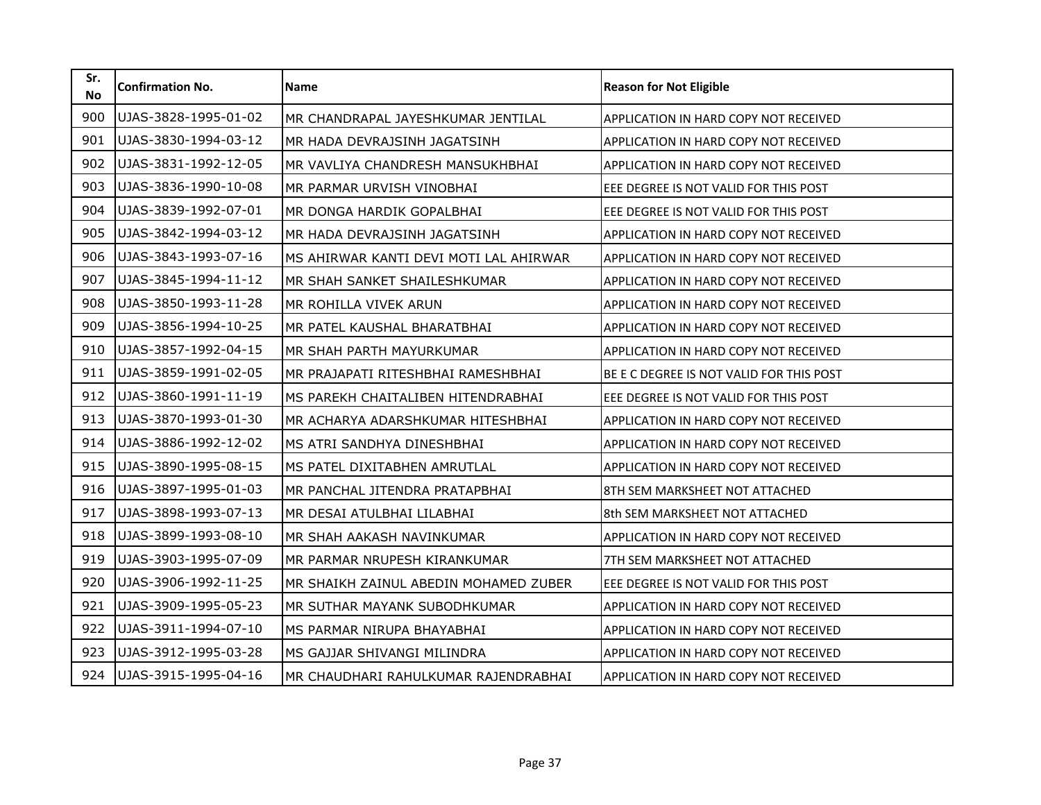| Sr. No | Confirmation No. | Name | Reason for Not Eligible |
|---|---|---|---|
| 900 | UJAS-3828-1995-01-02 | MR CHANDRAPAL JAYESHKUMAR JENTILAL | APPLICATION IN HARD COPY NOT RECEIVED |
| 901 | UJAS-3830-1994-03-12 | MR HADA DEVRAJSINH JAGATSINH | APPLICATION IN HARD COPY NOT RECEIVED |
| 902 | UJAS-3831-1992-12-05 | MR VAVLIYA CHANDRESH MANSUKHBHAI | APPLICATION IN HARD COPY NOT RECEIVED |
| 903 | UJAS-3836-1990-10-08 | MR PARMAR URVISH VINOBHAI | EEE DEGREE IS NOT VALID FOR THIS POST |
| 904 | UJAS-3839-1992-07-01 | MR DONGA HARDIK GOPALBHAI | EEE DEGREE IS NOT VALID FOR THIS POST |
| 905 | UJAS-3842-1994-03-12 | MR HADA DEVRAJSINH JAGATSINH | APPLICATION IN HARD COPY NOT RECEIVED |
| 906 | UJAS-3843-1993-07-16 | MS AHIRWAR KANTI DEVI MOTI LAL AHIRWAR | APPLICATION IN HARD COPY NOT RECEIVED |
| 907 | UJAS-3845-1994-11-12 | MR SHAH SANKET SHAILESHKUMAR | APPLICATION IN HARD COPY NOT RECEIVED |
| 908 | UJAS-3850-1993-11-28 | MR ROHILLA VIVEK ARUN | APPLICATION IN HARD COPY NOT RECEIVED |
| 909 | UJAS-3856-1994-10-25 | MR PATEL KAUSHAL BHARATBHAI | APPLICATION IN HARD COPY NOT RECEIVED |
| 910 | UJAS-3857-1992-04-15 | MR SHAH PARTH MAYURKUMAR | APPLICATION IN HARD COPY NOT RECEIVED |
| 911 | UJAS-3859-1991-02-05 | MR PRAJAPATI RITESHBHAI RAMESHBHAI | BE E C DEGREE IS NOT VALID FOR THIS POST |
| 912 | UJAS-3860-1991-11-19 | MS PAREKH CHAITALIBEN HITENDRABHAI | EEE DEGREE IS NOT VALID FOR THIS POST |
| 913 | UJAS-3870-1993-01-30 | MR ACHARYA ADARSHKUMAR HITESHBHAI | APPLICATION IN HARD COPY NOT RECEIVED |
| 914 | UJAS-3886-1992-12-02 | MS ATRI SANDHYA DINESHBHAI | APPLICATION IN HARD COPY NOT RECEIVED |
| 915 | UJAS-3890-1995-08-15 | MS PATEL DIXITABHEN AMRUTLAL | APPLICATION IN HARD COPY NOT RECEIVED |
| 916 | UJAS-3897-1995-01-03 | MR PANCHAL JITENDRA PRATAPBHAI | 8TH SEM MARKSHEET NOT ATTACHED |
| 917 | UJAS-3898-1993-07-13 | MR DESAI ATULBHAI LILABHAI | 8th SEM MARKSHEET NOT ATTACHED |
| 918 | UJAS-3899-1993-08-10 | MR SHAH AAKASH NAVINKUMAR | APPLICATION IN HARD COPY NOT RECEIVED |
| 919 | UJAS-3903-1995-07-09 | MR PARMAR NRUPESH KIRANKUMAR | 7TH SEM MARKSHEET NOT ATTACHED |
| 920 | UJAS-3906-1992-11-25 | MR SHAIKH ZAINUL ABEDIN MOHAMED ZUBER | EEE DEGREE IS NOT VALID FOR THIS POST |
| 921 | UJAS-3909-1995-05-23 | MR SUTHAR MAYANK SUBODHKUMAR | APPLICATION IN HARD COPY NOT RECEIVED |
| 922 | UJAS-3911-1994-07-10 | MS PARMAR NIRUPA BHAYABHAI | APPLICATION IN HARD COPY NOT RECEIVED |
| 923 | UJAS-3912-1995-03-28 | MS GAJJAR SHIVANGI MILINDRA | APPLICATION IN HARD COPY NOT RECEIVED |
| 924 | UJAS-3915-1995-04-16 | MR CHAUDHARI RAHULKUMAR RAJENDRABHAI | APPLICATION IN HARD COPY NOT RECEIVED |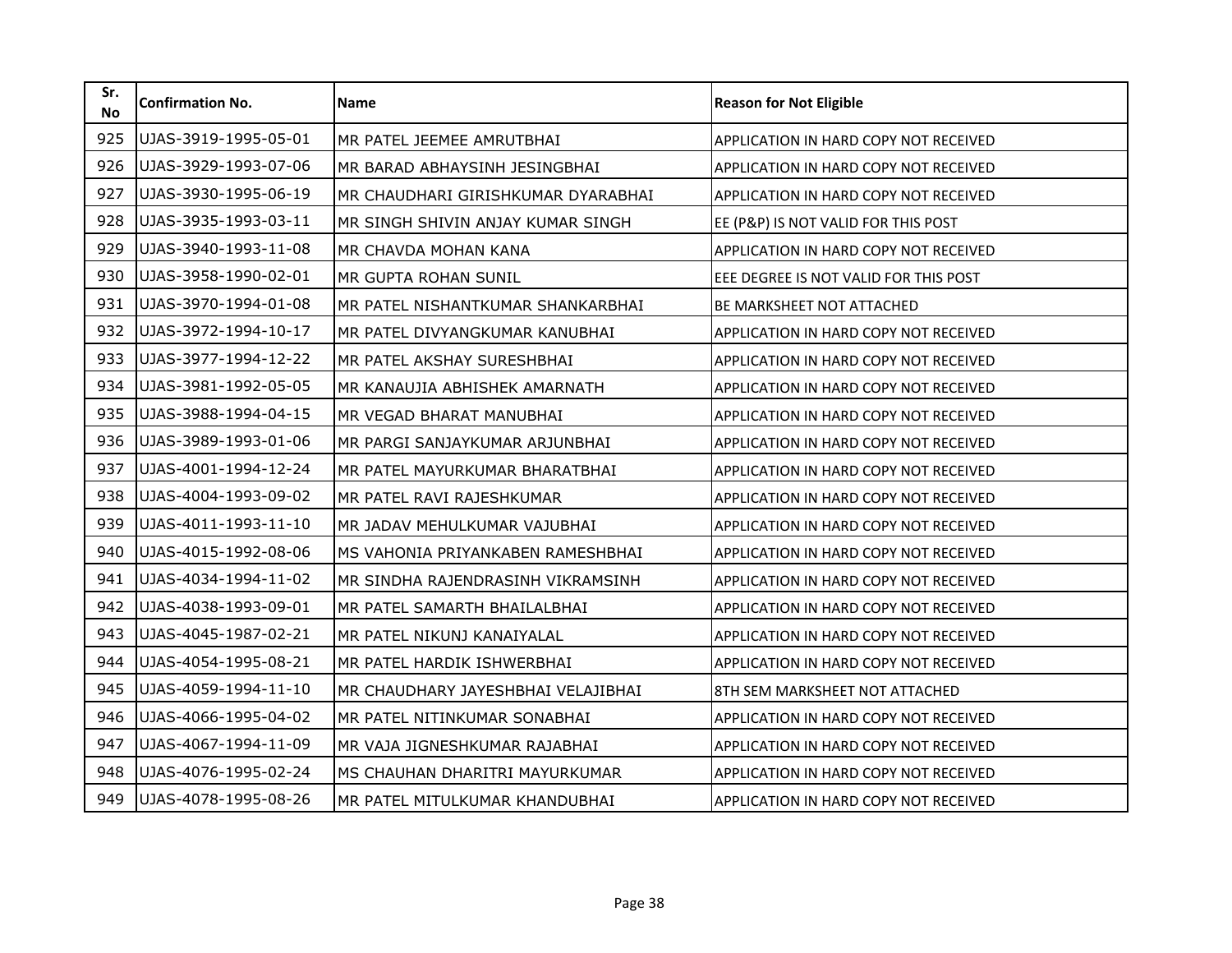| Sr. No | Confirmation No. | Name | Reason for Not Eligible |
|---|---|---|---|
| 925 | UJAS-3919-1995-05-01 | MR PATEL JEEMEE AMRUTBHAI | APPLICATION IN HARD COPY NOT RECEIVED |
| 926 | UJAS-3929-1993-07-06 | MR BARAD ABHAYSINH JESINGBHAI | APPLICATION IN HARD COPY NOT RECEIVED |
| 927 | UJAS-3930-1995-06-19 | MR CHAUDHARI GIRISHKUMAR DYARABHAI | APPLICATION IN HARD COPY NOT RECEIVED |
| 928 | UJAS-3935-1993-03-11 | MR SINGH SHIVIN ANJAY KUMAR SINGH | EE (P&P) IS NOT VALID FOR THIS POST |
| 929 | UJAS-3940-1993-11-08 | MR CHAVDA MOHAN KANA | APPLICATION IN HARD COPY NOT RECEIVED |
| 930 | UJAS-3958-1990-02-01 | MR GUPTA ROHAN SUNIL | EEE DEGREE IS NOT VALID FOR THIS POST |
| 931 | UJAS-3970-1994-01-08 | MR PATEL NISHANTKUMAR SHANKARBHAI | BE MARKSHEET NOT ATTACHED |
| 932 | UJAS-3972-1994-10-17 | MR PATEL DIVYANGKUMAR KANUBHAI | APPLICATION IN HARD COPY NOT RECEIVED |
| 933 | UJAS-3977-1994-12-22 | MR PATEL AKSHAY SURESHBHAI | APPLICATION IN HARD COPY NOT RECEIVED |
| 934 | UJAS-3981-1992-05-05 | MR KANAUJIA ABHISHEK AMARNATH | APPLICATION IN HARD COPY NOT RECEIVED |
| 935 | UJAS-3988-1994-04-15 | MR VEGAD BHARAT MANUBHAI | APPLICATION IN HARD COPY NOT RECEIVED |
| 936 | UJAS-3989-1993-01-06 | MR PARGI SANJAYKUMAR ARJUNBHAI | APPLICATION IN HARD COPY NOT RECEIVED |
| 937 | UJAS-4001-1994-12-24 | MR PATEL MAYURKUMAR BHARATBHAI | APPLICATION IN HARD COPY NOT RECEIVED |
| 938 | UJAS-4004-1993-09-02 | MR PATEL RAVI RAJESHKUMAR | APPLICATION IN HARD COPY NOT RECEIVED |
| 939 | UJAS-4011-1993-11-10 | MR JADAV MEHULKUMAR VAJUBHAI | APPLICATION IN HARD COPY NOT RECEIVED |
| 940 | UJAS-4015-1992-08-06 | MS VAHONIA PRIYANKABEN RAMESHBHAI | APPLICATION IN HARD COPY NOT RECEIVED |
| 941 | UJAS-4034-1994-11-02 | MR SINDHA RAJENDRASINH VIKRAMSINH | APPLICATION IN HARD COPY NOT RECEIVED |
| 942 | UJAS-4038-1993-09-01 | MR PATEL SAMARTH BHAILALBHAI | APPLICATION IN HARD COPY NOT RECEIVED |
| 943 | UJAS-4045-1987-02-21 | MR PATEL NIKUNJ KANAIYALAL | APPLICATION IN HARD COPY NOT RECEIVED |
| 944 | UJAS-4054-1995-08-21 | MR PATEL HARDIK ISHWERBHAI | APPLICATION IN HARD COPY NOT RECEIVED |
| 945 | UJAS-4059-1994-11-10 | MR CHAUDHARY JAYESHBHAI VELAJIBHAI | 8TH SEM MARKSHEET NOT ATTACHED |
| 946 | UJAS-4066-1995-04-02 | MR PATEL NITINKUMAR SONABHAI | APPLICATION IN HARD COPY NOT RECEIVED |
| 947 | UJAS-4067-1994-11-09 | MR VAJA JIGNESHKUMAR RAJABHAI | APPLICATION IN HARD COPY NOT RECEIVED |
| 948 | UJAS-4076-1995-02-24 | MS CHAUHAN DHARITRI MAYURKUMAR | APPLICATION IN HARD COPY NOT RECEIVED |
| 949 | UJAS-4078-1995-08-26 | MR PATEL MITULKUMAR KHANDUBHAI | APPLICATION IN HARD COPY NOT RECEIVED |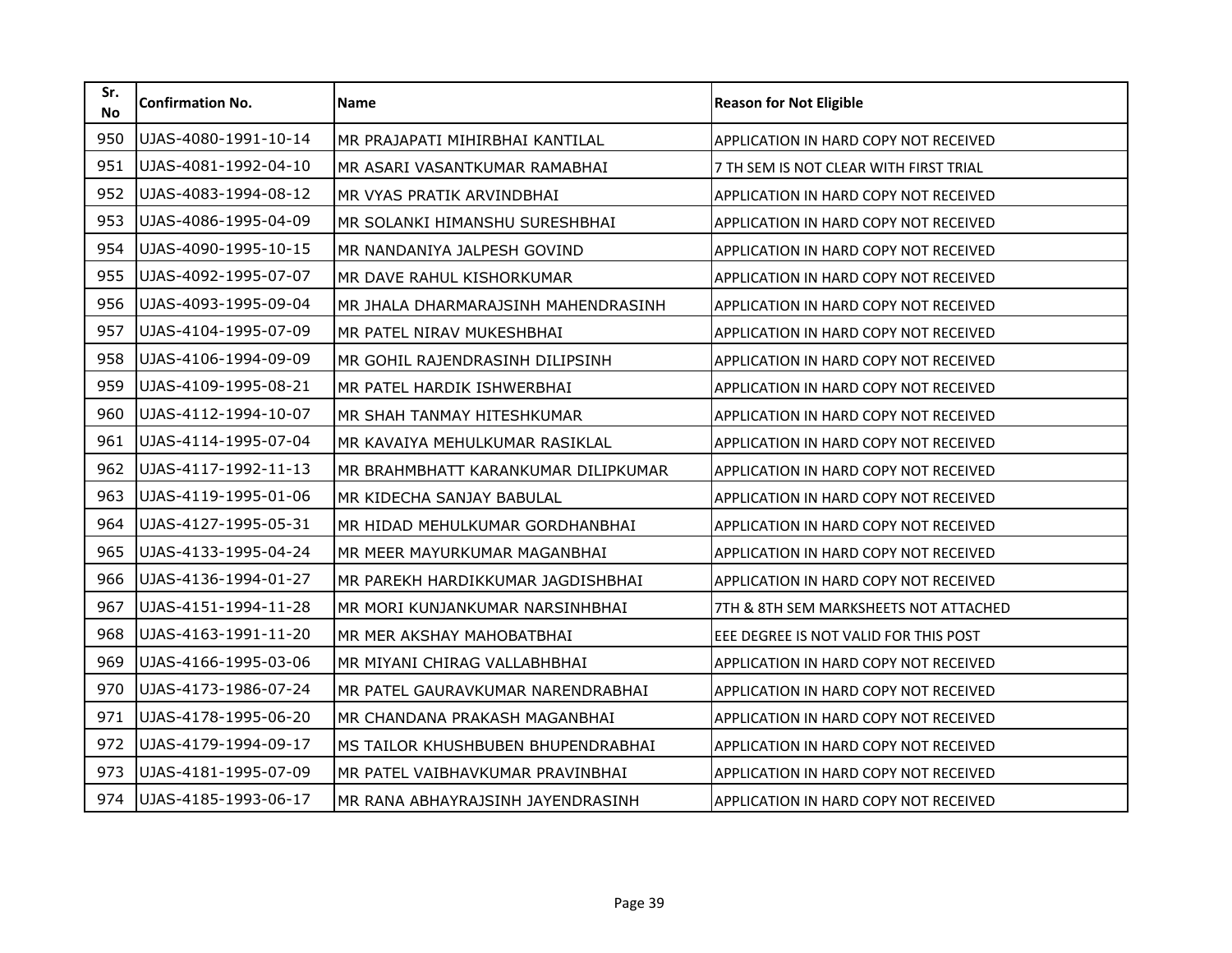| Sr. No | Confirmation No. | Name | Reason for Not Eligible |
|---|---|---|---|
| 950 | UJAS-4080-1991-10-14 | MR PRAJAPATI MIHIRBHAI KANTILAL | APPLICATION IN HARD COPY NOT RECEIVED |
| 951 | UJAS-4081-1992-04-10 | MR ASARI VASANTKUMAR RAMABHAI | 7 TH SEM IS NOT CLEAR WITH FIRST TRIAL |
| 952 | UJAS-4083-1994-08-12 | MR VYAS PRATIK ARVINDBHAI | APPLICATION IN HARD COPY NOT RECEIVED |
| 953 | UJAS-4086-1995-04-09 | MR SOLANKI HIMANSHU SURESHBHAI | APPLICATION IN HARD COPY NOT RECEIVED |
| 954 | UJAS-4090-1995-10-15 | MR NANDANIYA JALPESH GOVIND | APPLICATION IN HARD COPY NOT RECEIVED |
| 955 | UJAS-4092-1995-07-07 | MR DAVE RAHUL KISHORKUMAR | APPLICATION IN HARD COPY NOT RECEIVED |
| 956 | UJAS-4093-1995-09-04 | MR JHALA DHARMARAJSINH MAHENDRASINH | APPLICATION IN HARD COPY NOT RECEIVED |
| 957 | UJAS-4104-1995-07-09 | MR PATEL NIRAV MUKESHBHAI | APPLICATION IN HARD COPY NOT RECEIVED |
| 958 | UJAS-4106-1994-09-09 | MR GOHIL RAJENDRASINH DILIPSINH | APPLICATION IN HARD COPY NOT RECEIVED |
| 959 | UJAS-4109-1995-08-21 | MR PATEL HARDIK ISHWERBHAI | APPLICATION IN HARD COPY NOT RECEIVED |
| 960 | UJAS-4112-1994-10-07 | MR SHAH TANMAY HITESHKUMAR | APPLICATION IN HARD COPY NOT RECEIVED |
| 961 | UJAS-4114-1995-07-04 | MR KAVAIYA MEHULKUMAR RASIKLAL | APPLICATION IN HARD COPY NOT RECEIVED |
| 962 | UJAS-4117-1992-11-13 | MR BRAHMBHATT KARANKUMAR DILIPKUMAR | APPLICATION IN HARD COPY NOT RECEIVED |
| 963 | UJAS-4119-1995-01-06 | MR KIDECHA SANJAY BABULAL | APPLICATION IN HARD COPY NOT RECEIVED |
| 964 | UJAS-4127-1995-05-31 | MR HIDAD MEHULKUMAR GORDHANBHAI | APPLICATION IN HARD COPY NOT RECEIVED |
| 965 | UJAS-4133-1995-04-24 | MR MEER MAYURKUMAR MAGANBHAI | APPLICATION IN HARD COPY NOT RECEIVED |
| 966 | UJAS-4136-1994-01-27 | MR PAREKH HARDIKKUMAR JAGDISHBHAI | APPLICATION IN HARD COPY NOT RECEIVED |
| 967 | UJAS-4151-1994-11-28 | MR MORI KUNJANKUMAR NARSINHBHAI | 7TH & 8TH SEM MARKSHEETS NOT ATTACHED |
| 968 | UJAS-4163-1991-11-20 | MR MER AKSHAY MAHOBATBHAI | EEE DEGREE IS NOT VALID FOR THIS POST |
| 969 | UJAS-4166-1995-03-06 | MR MIYANI CHIRAG VALLABHBHAI | APPLICATION IN HARD COPY NOT RECEIVED |
| 970 | UJAS-4173-1986-07-24 | MR PATEL GAURAVKUMAR NARENDRABHAI | APPLICATION IN HARD COPY NOT RECEIVED |
| 971 | UJAS-4178-1995-06-20 | MR CHANDANA PRAKASH MAGANBHAI | APPLICATION IN HARD COPY NOT RECEIVED |
| 972 | UJAS-4179-1994-09-17 | MS TAILOR KHUSHBUBEN BHUPENDRABHAI | APPLICATION IN HARD COPY NOT RECEIVED |
| 973 | UJAS-4181-1995-07-09 | MR PATEL VAIBHAVKUMAR PRAVINBHAI | APPLICATION IN HARD COPY NOT RECEIVED |
| 974 | UJAS-4185-1993-06-17 | MR RANA ABHAYRAJSINH JAYENDRASINH | APPLICATION IN HARD COPY NOT RECEIVED |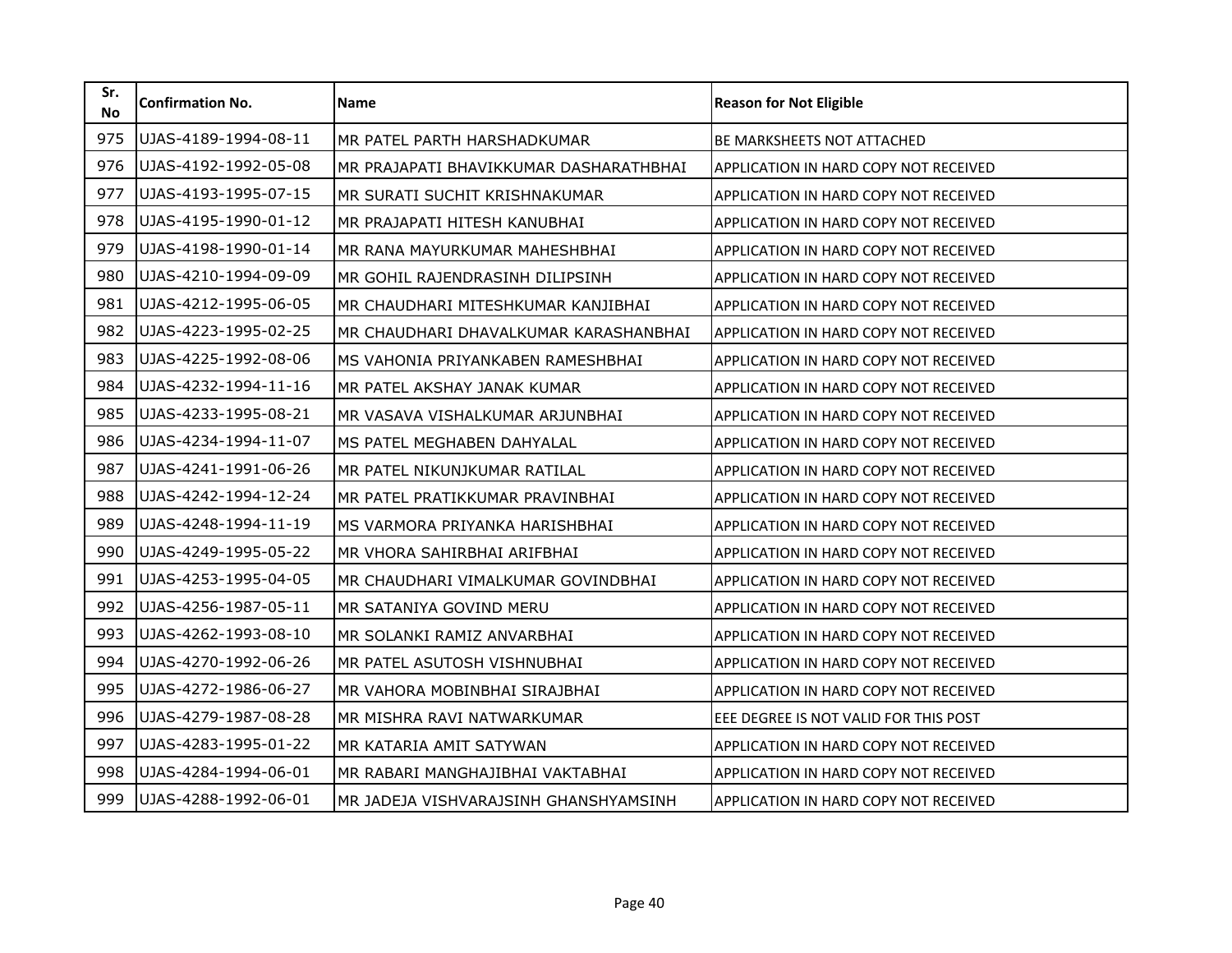| Sr. No | Confirmation No. | Name | Reason for Not Eligible |
|---|---|---|---|
| 975 | UJAS-4189-1994-08-11 | MR PATEL PARTH HARSHADKUMAR | BE MARKSHEETS NOT ATTACHED |
| 976 | UJAS-4192-1992-05-08 | MR PRAJAPATI BHAVIKKUMAR DASHARATHBHAI | APPLICATION IN HARD COPY NOT RECEIVED |
| 977 | UJAS-4193-1995-07-15 | MR SURATI SUCHIT KRISHNAKUMAR | APPLICATION IN HARD COPY NOT RECEIVED |
| 978 | UJAS-4195-1990-01-12 | MR PRAJAPATI HITESH KANUBHAI | APPLICATION IN HARD COPY NOT RECEIVED |
| 979 | UJAS-4198-1990-01-14 | MR RANA MAYURKUMAR MAHESHBHAI | APPLICATION IN HARD COPY NOT RECEIVED |
| 980 | UJAS-4210-1994-09-09 | MR GOHIL RAJENDRASINH DILIPSINH | APPLICATION IN HARD COPY NOT RECEIVED |
| 981 | UJAS-4212-1995-06-05 | MR CHAUDHARI MITESHKUMAR KANJIBHAI | APPLICATION IN HARD COPY NOT RECEIVED |
| 982 | UJAS-4223-1995-02-25 | MR CHAUDHARI DHAVALKUMAR KARASHANBHAI | APPLICATION IN HARD COPY NOT RECEIVED |
| 983 | UJAS-4225-1992-08-06 | MS VAHONIA PRIYANKABEN RAMESHBHAI | APPLICATION IN HARD COPY NOT RECEIVED |
| 984 | UJAS-4232-1994-11-16 | MR PATEL AKSHAY JANAK KUMAR | APPLICATION IN HARD COPY NOT RECEIVED |
| 985 | UJAS-4233-1995-08-21 | MR VASAVA VISHALKUMAR ARJUNBHAI | APPLICATION IN HARD COPY NOT RECEIVED |
| 986 | UJAS-4234-1994-11-07 | MS PATEL MEGHABEN DAHYALAL | APPLICATION IN HARD COPY NOT RECEIVED |
| 987 | UJAS-4241-1991-06-26 | MR PATEL NIKUNJKUMAR RATILAL | APPLICATION IN HARD COPY NOT RECEIVED |
| 988 | UJAS-4242-1994-12-24 | MR PATEL PRATIKKUMAR PRAVINBHAI | APPLICATION IN HARD COPY NOT RECEIVED |
| 989 | UJAS-4248-1994-11-19 | MS VARMORA PRIYANKA HARISHBHAI | APPLICATION IN HARD COPY NOT RECEIVED |
| 990 | UJAS-4249-1995-05-22 | MR VHORA SAHIRBHAI ARIFBHAI | APPLICATION IN HARD COPY NOT RECEIVED |
| 991 | UJAS-4253-1995-04-05 | MR CHAUDHARI VIMALKUMAR GOVINDBHAI | APPLICATION IN HARD COPY NOT RECEIVED |
| 992 | UJAS-4256-1987-05-11 | MR SATANIYA GOVIND MERU | APPLICATION IN HARD COPY NOT RECEIVED |
| 993 | UJAS-4262-1993-08-10 | MR SOLANKI RAMIZ ANVARBHAI | APPLICATION IN HARD COPY NOT RECEIVED |
| 994 | UJAS-4270-1992-06-26 | MR PATEL ASUTOSH VISHNUBHAI | APPLICATION IN HARD COPY NOT RECEIVED |
| 995 | UJAS-4272-1986-06-27 | MR VAHORA MOBINBHAI SIRAJBHAI | APPLICATION IN HARD COPY NOT RECEIVED |
| 996 | UJAS-4279-1987-08-28 | MR MISHRA RAVI NATWARKUMAR | EEE DEGREE IS NOT VALID FOR THIS POST |
| 997 | UJAS-4283-1995-01-22 | MR KATARIA AMIT SATYWAN | APPLICATION IN HARD COPY NOT RECEIVED |
| 998 | UJAS-4284-1994-06-01 | MR RABARI MANGHAJIBHAI VAKTABHAI | APPLICATION IN HARD COPY NOT RECEIVED |
| 999 | UJAS-4288-1992-06-01 | MR JADEJA VISHVARAJSINH GHANSHYAMSINH | APPLICATION IN HARD COPY NOT RECEIVED |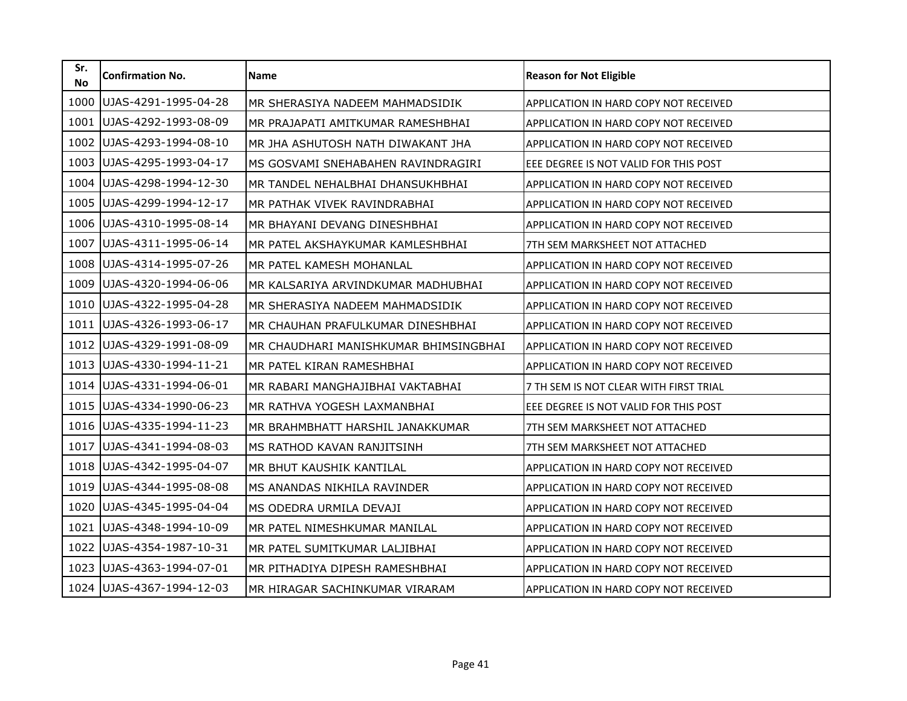| Sr. No | Confirmation No. | Name | Reason for Not Eligible |
| --- | --- | --- | --- |
| 1000 | UJAS-4291-1995-04-28 | MR SHERASIYA NADEEM MAHMADSIDIK | APPLICATION IN HARD COPY NOT RECEIVED |
| 1001 | UJAS-4292-1993-08-09 | MR PRAJAPATI AMITKUMAR RAMESHBHAI | APPLICATION IN HARD COPY NOT RECEIVED |
| 1002 | UJAS-4293-1994-08-10 | MR JHA ASHUTOSH NATH DIWAKANT JHA | APPLICATION IN HARD COPY NOT RECEIVED |
| 1003 | UJAS-4295-1993-04-17 | MS GOSVAMI SNEHABAHEN RAVINDRAGIRI | EEE DEGREE IS NOT VALID FOR THIS POST |
| 1004 | UJAS-4298-1994-12-30 | MR TANDEL NEHALBHAI DHANSUKHBHAI | APPLICATION IN HARD COPY NOT RECEIVED |
| 1005 | UJAS-4299-1994-12-17 | MR PATHAK VIVEK RAVINDRABHAI | APPLICATION IN HARD COPY NOT RECEIVED |
| 1006 | UJAS-4310-1995-08-14 | MR BHAYANI DEVANG DINESHBHAI | APPLICATION IN HARD COPY NOT RECEIVED |
| 1007 | UJAS-4311-1995-06-14 | MR PATEL AKSHAYKUMAR KAMLESHBHAI | 7TH SEM MARKSHEET NOT ATTACHED |
| 1008 | UJAS-4314-1995-07-26 | MR PATEL KAMESH MOHANLAL | APPLICATION IN HARD COPY NOT RECEIVED |
| 1009 | UJAS-4320-1994-06-06 | MR KALSARIYA ARVINDKUMAR MADHUBHAI | APPLICATION IN HARD COPY NOT RECEIVED |
| 1010 | UJAS-4322-1995-04-28 | MR SHERASIYA NADEEM MAHMADSIDIK | APPLICATION IN HARD COPY NOT RECEIVED |
| 1011 | UJAS-4326-1993-06-17 | MR CHAUHAN PRAFULKUMAR DINESHBHAI | APPLICATION IN HARD COPY NOT RECEIVED |
| 1012 | UJAS-4329-1991-08-09 | MR CHAUDHARI MANISHKUMAR BHIMSINGBHAI | APPLICATION IN HARD COPY NOT RECEIVED |
| 1013 | UJAS-4330-1994-11-21 | MR PATEL KIRAN RAMESHBHAI | APPLICATION IN HARD COPY NOT RECEIVED |
| 1014 | UJAS-4331-1994-06-01 | MR RABARI MANGHAJIBHAI VAKTABHAI | 7 TH SEM IS NOT CLEAR WITH FIRST TRIAL |
| 1015 | UJAS-4334-1990-06-23 | MR RATHVA YOGESH LAXMANBHAI | EEE DEGREE IS NOT VALID FOR THIS POST |
| 1016 | UJAS-4335-1994-11-23 | MR BRAHMBHATT HARSHIL JANAKKUMAR | 7TH SEM MARKSHEET NOT ATTACHED |
| 1017 | UJAS-4341-1994-08-03 | MS RATHOD KAVAN RANJITSINH | 7TH SEM MARKSHEET NOT ATTACHED |
| 1018 | UJAS-4342-1995-04-07 | MR BHUT KAUSHIK KANTILAL | APPLICATION IN HARD COPY NOT RECEIVED |
| 1019 | UJAS-4344-1995-08-08 | MS ANANDAS NIKHILA RAVINDER | APPLICATION IN HARD COPY NOT RECEIVED |
| 1020 | UJAS-4345-1995-04-04 | MS ODEDRA URMILA DEVAJI | APPLICATION IN HARD COPY NOT RECEIVED |
| 1021 | UJAS-4348-1994-10-09 | MR PATEL NIMESHKUMAR MANILAL | APPLICATION IN HARD COPY NOT RECEIVED |
| 1022 | UJAS-4354-1987-10-31 | MR PATEL SUMITKUMAR LALJIBHAI | APPLICATION IN HARD COPY NOT RECEIVED |
| 1023 | UJAS-4363-1994-07-01 | MR PITHADIYA DIPESH RAMESHBHAI | APPLICATION IN HARD COPY NOT RECEIVED |
| 1024 | UJAS-4367-1994-12-03 | MR HIRAGAR SACHINKUMAR VIRARAM | APPLICATION IN HARD COPY NOT RECEIVED |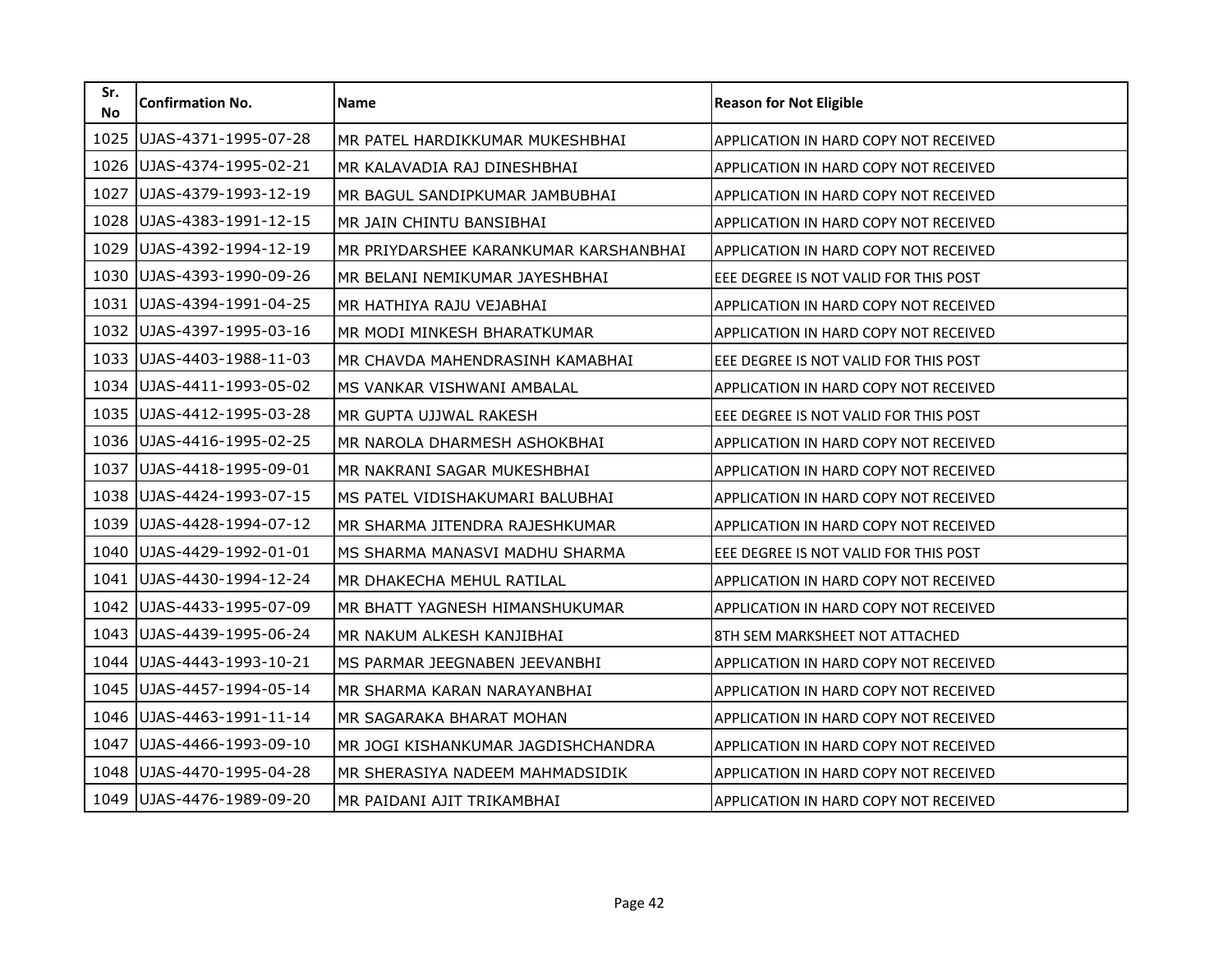| Sr. No | Confirmation No. | Name | Reason for Not Eligible |
|---|---|---|---|
| 1025 | UJAS-4371-1995-07-28 | MR PATEL HARDIKKUMAR MUKESHBHAI | APPLICATION IN HARD COPY NOT RECEIVED |
| 1026 | UJAS-4374-1995-02-21 | MR KALAVADIA RAJ DINESHBHAI | APPLICATION IN HARD COPY NOT RECEIVED |
| 1027 | UJAS-4379-1993-12-19 | MR BAGUL SANDIPKUMAR JAMBUBHAI | APPLICATION IN HARD COPY NOT RECEIVED |
| 1028 | UJAS-4383-1991-12-15 | MR JAIN CHINTU BANSIBHAI | APPLICATION IN HARD COPY NOT RECEIVED |
| 1029 | UJAS-4392-1994-12-19 | MR PRIYDARSHEE KARANKUMAR KARSHANBHAI | APPLICATION IN HARD COPY NOT RECEIVED |
| 1030 | UJAS-4393-1990-09-26 | MR BELANI NEMIKUMAR JAYESHBHAI | EEE DEGREE IS NOT VALID FOR THIS POST |
| 1031 | UJAS-4394-1991-04-25 | MR HATHIYA RAJU VEJABHAI | APPLICATION IN HARD COPY NOT RECEIVED |
| 1032 | UJAS-4397-1995-03-16 | MR MODI MINKESH BHARATKUMAR | APPLICATION IN HARD COPY NOT RECEIVED |
| 1033 | UJAS-4403-1988-11-03 | MR CHAVDA MAHENDRASINH KAMABHAI | EEE DEGREE IS NOT VALID FOR THIS POST |
| 1034 | UJAS-4411-1993-05-02 | MS VANKAR VISHWANI AMBALAL | APPLICATION IN HARD COPY NOT RECEIVED |
| 1035 | UJAS-4412-1995-03-28 | MR GUPTA UJJWAL RAKESH | EEE DEGREE IS NOT VALID FOR THIS POST |
| 1036 | UJAS-4416-1995-02-25 | MR NAROLA DHARMESH ASHOKBHAI | APPLICATION IN HARD COPY NOT RECEIVED |
| 1037 | UJAS-4418-1995-09-01 | MR NAKRANI SAGAR MUKESHBHAI | APPLICATION IN HARD COPY NOT RECEIVED |
| 1038 | UJAS-4424-1993-07-15 | MS PATEL VIDISHAKUMARI BALUBHAI | APPLICATION IN HARD COPY NOT RECEIVED |
| 1039 | UJAS-4428-1994-07-12 | MR SHARMA JITENDRA RAJESHKUMAR | APPLICATION IN HARD COPY NOT RECEIVED |
| 1040 | UJAS-4429-1992-01-01 | MS SHARMA MANASVI MADHU SHARMA | EEE DEGREE IS NOT VALID FOR THIS POST |
| 1041 | UJAS-4430-1994-12-24 | MR DHAKECHA MEHUL RATILAL | APPLICATION IN HARD COPY NOT RECEIVED |
| 1042 | UJAS-4433-1995-07-09 | MR BHATT YAGNESH HIMANSHUKUMAR | APPLICATION IN HARD COPY NOT RECEIVED |
| 1043 | UJAS-4439-1995-06-24 | MR NAKUM ALKESH KANJIBHAI | 8TH SEM MARKSHEET NOT ATTACHED |
| 1044 | UJAS-4443-1993-10-21 | MS PARMAR JEEGNABEN JEEVANBHI | APPLICATION IN HARD COPY NOT RECEIVED |
| 1045 | UJAS-4457-1994-05-14 | MR SHARMA KARAN NARAYANBHAI | APPLICATION IN HARD COPY NOT RECEIVED |
| 1046 | UJAS-4463-1991-11-14 | MR SAGARAKA BHARAT MOHAN | APPLICATION IN HARD COPY NOT RECEIVED |
| 1047 | UJAS-4466-1993-09-10 | MR JOGI KISHANKUMAR JAGDISHCHANDRA | APPLICATION IN HARD COPY NOT RECEIVED |
| 1048 | UJAS-4470-1995-04-28 | MR SHERASIYA NADEEM MAHMADSIDIK | APPLICATION IN HARD COPY NOT RECEIVED |
| 1049 | UJAS-4476-1989-09-20 | MR PAIDANI AJIT TRIKAMBHAI | APPLICATION IN HARD COPY NOT RECEIVED |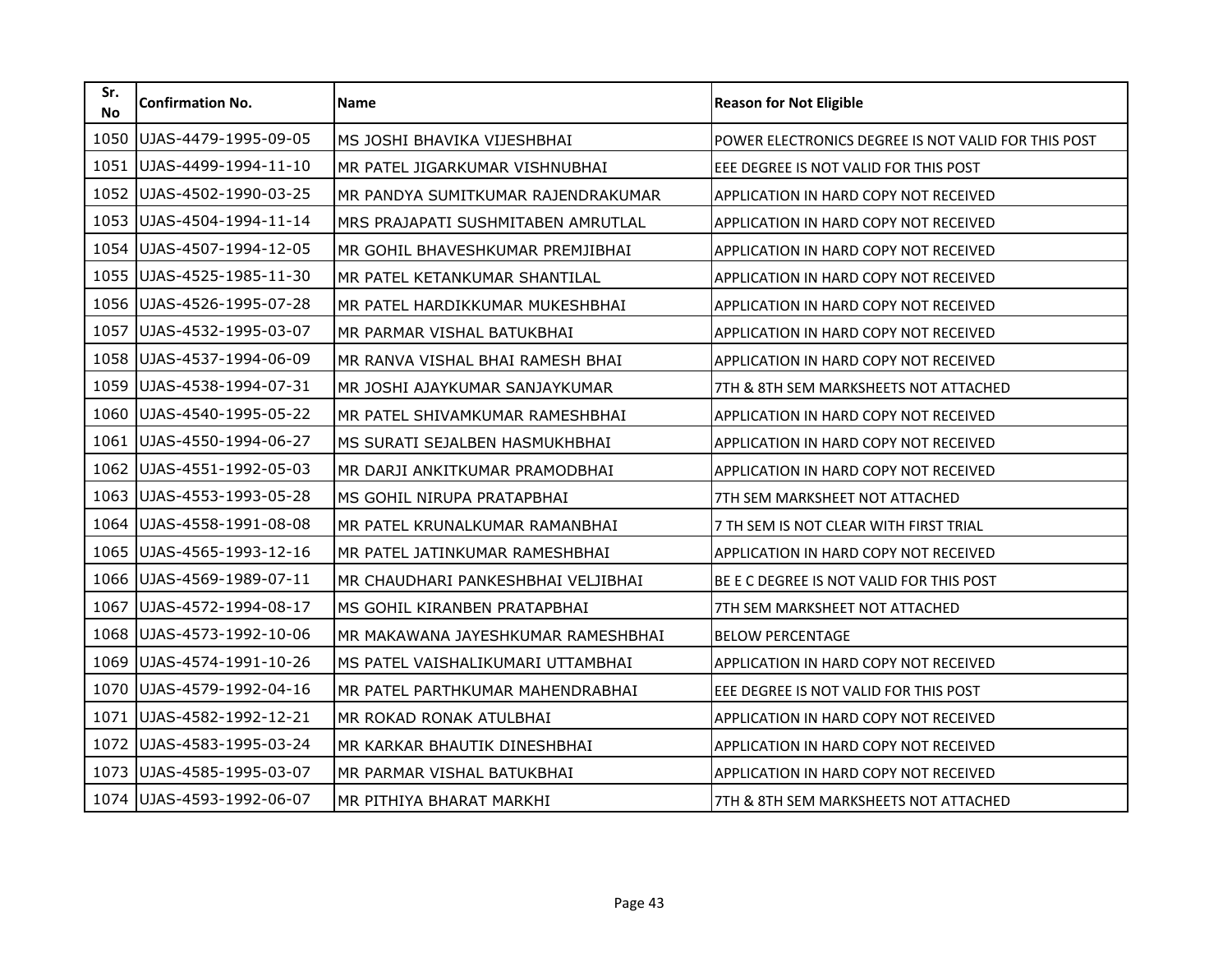| Sr. No | Confirmation No. | Name | Reason for Not Eligible |
|---|---|---|---|
| 1050 | UJAS-4479-1995-09-05 | MS JOSHI BHAVIKA VIJESHBHAI | POWER ELECTRONICS DEGREE IS NOT VALID FOR THIS POST |
| 1051 | UJAS-4499-1994-11-10 | MR PATEL JIGARKUMAR VISHNUBHAI | EEE DEGREE IS NOT VALID FOR THIS POST |
| 1052 | UJAS-4502-1990-03-25 | MR PANDYA SUMITKUMAR RAJENDRAKUMAR | APPLICATION IN HARD COPY NOT RECEIVED |
| 1053 | UJAS-4504-1994-11-14 | MRS PRAJAPATI SUSHMITABEN AMRUTLAL | APPLICATION IN HARD COPY NOT RECEIVED |
| 1054 | UJAS-4507-1994-12-05 | MR GOHIL BHAVESHKUMAR PREMJIBHAI | APPLICATION IN HARD COPY NOT RECEIVED |
| 1055 | UJAS-4525-1985-11-30 | MR PATEL KETANKUMAR SHANTILAL | APPLICATION IN HARD COPY NOT RECEIVED |
| 1056 | UJAS-4526-1995-07-28 | MR PATEL HARDIKKUMAR MUKESHBHAI | APPLICATION IN HARD COPY NOT RECEIVED |
| 1057 | UJAS-4532-1995-03-07 | MR PARMAR VISHAL BATUKBHAI | APPLICATION IN HARD COPY NOT RECEIVED |
| 1058 | UJAS-4537-1994-06-09 | MR RANVA VISHAL BHAI RAMESH BHAI | APPLICATION IN HARD COPY NOT RECEIVED |
| 1059 | UJAS-4538-1994-07-31 | MR JOSHI AJAYKUMAR SANJAYKUMAR | 7TH & 8TH SEM MARKSHEETS NOT ATTACHED |
| 1060 | UJAS-4540-1995-05-22 | MR PATEL SHIVAMKUMAR RAMESHBHAI | APPLICATION IN HARD COPY NOT RECEIVED |
| 1061 | UJAS-4550-1994-06-27 | MS SURATI SEJALBEN HASMUKHBHAI | APPLICATION IN HARD COPY NOT RECEIVED |
| 1062 | UJAS-4551-1992-05-03 | MR DARJI ANKITKUMAR PRAMODBHAI | APPLICATION IN HARD COPY NOT RECEIVED |
| 1063 | UJAS-4553-1993-05-28 | MS GOHIL NIRUPA PRATAPBHAI | 7TH SEM MARKSHEET NOT ATTACHED |
| 1064 | UJAS-4558-1991-08-08 | MR PATEL KRUNALKUMAR RAMANBHAI | 7 TH SEM IS NOT CLEAR WITH FIRST TRIAL |
| 1065 | UJAS-4565-1993-12-16 | MR PATEL JATINKUMAR RAMESHBHAI | APPLICATION IN HARD COPY NOT RECEIVED |
| 1066 | UJAS-4569-1989-07-11 | MR CHAUDHARI PANKESHBHAI VELJIBHAI | BE E C DEGREE IS NOT VALID FOR THIS POST |
| 1067 | UJAS-4572-1994-08-17 | MS GOHIL KIRANBEN PRATAPBHAI | 7TH SEM MARKSHEET NOT ATTACHED |
| 1068 | UJAS-4573-1992-10-06 | MR MAKAWANA JAYESHKUMAR RAMESHBHAI | BELOW PERCENTAGE |
| 1069 | UJAS-4574-1991-10-26 | MS PATEL VAISHALIKUMARI UTTAMBHAI | APPLICATION IN HARD COPY NOT RECEIVED |
| 1070 | UJAS-4579-1992-04-16 | MR PATEL PARTHKUMAR MAHENDRABHAI | EEE DEGREE IS NOT VALID FOR THIS POST |
| 1071 | UJAS-4582-1992-12-21 | MR ROKAD RONAK ATULBHAI | APPLICATION IN HARD COPY NOT RECEIVED |
| 1072 | UJAS-4583-1995-03-24 | MR KARKAR BHAUTIK DINESHBHAI | APPLICATION IN HARD COPY NOT RECEIVED |
| 1073 | UJAS-4585-1995-03-07 | MR PARMAR VISHAL BATUKBHAI | APPLICATION IN HARD COPY NOT RECEIVED |
| 1074 | UJAS-4593-1992-06-07 | MR PITHIYA BHARAT MARKHI | 7TH & 8TH SEM MARKSHEETS NOT ATTACHED |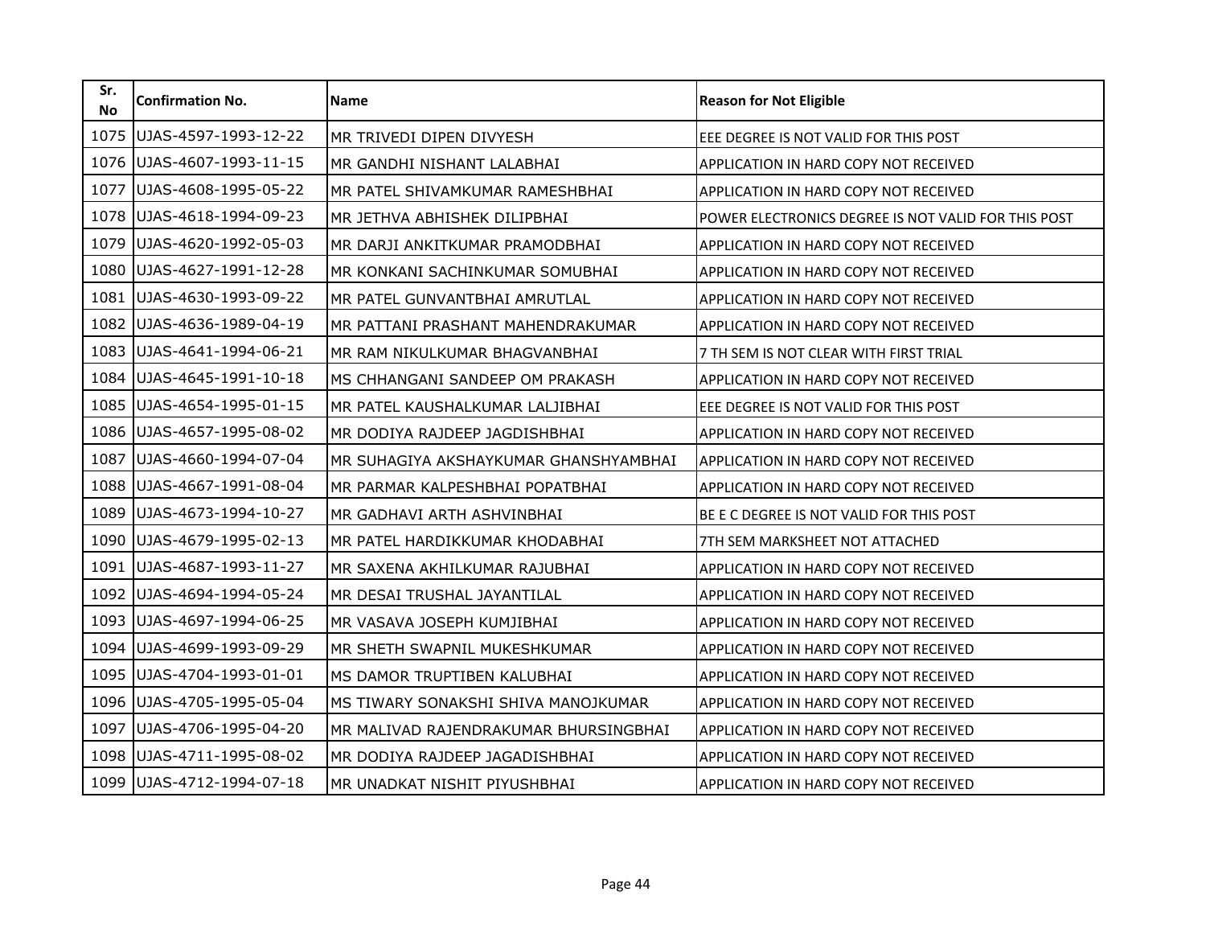| Sr. No | Confirmation No. | Name | Reason for Not Eligible |
|---|---|---|---|
| 1075 | UJAS-4597-1993-12-22 | MR TRIVEDI DIPEN DIVYESH | EEE DEGREE IS NOT VALID FOR THIS POST |
| 1076 | UJAS-4607-1993-11-15 | MR GANDHI NISHANT LALABHAI | APPLICATION IN HARD COPY NOT RECEIVED |
| 1077 | UJAS-4608-1995-05-22 | MR PATEL SHIVAMKUMAR RAMESHBHAI | APPLICATION IN HARD COPY NOT RECEIVED |
| 1078 | UJAS-4618-1994-09-23 | MR JETHVA ABHISHEK DILIPBHAI | POWER ELECTRONICS DEGREE IS NOT VALID FOR THIS POST |
| 1079 | UJAS-4620-1992-05-03 | MR DARJI ANKITKUMAR PRAMODBHAI | APPLICATION IN HARD COPY NOT RECEIVED |
| 1080 | UJAS-4627-1991-12-28 | MR KONKANI SACHINKUMAR SOMUBHAI | APPLICATION IN HARD COPY NOT RECEIVED |
| 1081 | UJAS-4630-1993-09-22 | MR PATEL GUNVANTBHAI AMRUTLAL | APPLICATION IN HARD COPY NOT RECEIVED |
| 1082 | UJAS-4636-1989-04-19 | MR PATTANI PRASHANT MAHENDRAKUMAR | APPLICATION IN HARD COPY NOT RECEIVED |
| 1083 | UJAS-4641-1994-06-21 | MR RAM NIKULKUMAR BHAGVANBHAI | 7 TH SEM IS NOT CLEAR WITH FIRST TRIAL |
| 1084 | UJAS-4645-1991-10-18 | MS CHHANGANI SANDEEP OM PRAKASH | APPLICATION IN HARD COPY NOT RECEIVED |
| 1085 | UJAS-4654-1995-01-15 | MR PATEL KAUSHALKUMAR LALJIBHAI | EEE DEGREE IS NOT VALID FOR THIS POST |
| 1086 | UJAS-4657-1995-08-02 | MR DODIYA RAJDEEP JAGDISHBHAI | APPLICATION IN HARD COPY NOT RECEIVED |
| 1087 | UJAS-4660-1994-07-04 | MR SUHAGIYA AKSHAYKUMAR GHANSHYAMBHAI | APPLICATION IN HARD COPY NOT RECEIVED |
| 1088 | UJAS-4667-1991-08-04 | MR PARMAR KALPESHBHAI POPATBHAI | APPLICATION IN HARD COPY NOT RECEIVED |
| 1089 | UJAS-4673-1994-10-27 | MR GADHAVI ARTH ASHVINBHAI | BE E C DEGREE IS NOT VALID FOR THIS POST |
| 1090 | UJAS-4679-1995-02-13 | MR PATEL HARDIKKUMAR KHODABHAI | 7TH SEM MARKSHEET NOT ATTACHED |
| 1091 | UJAS-4687-1993-11-27 | MR SAXENA AKHILKUMAR RAJUBHAI | APPLICATION IN HARD COPY NOT RECEIVED |
| 1092 | UJAS-4694-1994-05-24 | MR DESAI TRUSHAL JAYANTILAL | APPLICATION IN HARD COPY NOT RECEIVED |
| 1093 | UJAS-4697-1994-06-25 | MR VASAVA JOSEPH KUMJIBHAI | APPLICATION IN HARD COPY NOT RECEIVED |
| 1094 | UJAS-4699-1993-09-29 | MR SHETH SWAPNIL MUKESHKUMAR | APPLICATION IN HARD COPY NOT RECEIVED |
| 1095 | UJAS-4704-1993-01-01 | MS DAMOR TRUPTIBEN KALUBHAI | APPLICATION IN HARD COPY NOT RECEIVED |
| 1096 | UJAS-4705-1995-05-04 | MS TIWARY SONAKSHI SHIVA MANOJKUMAR | APPLICATION IN HARD COPY NOT RECEIVED |
| 1097 | UJAS-4706-1995-04-20 | MR MALIVAD RAJENDRAKUMAR BHURSINGBHAI | APPLICATION IN HARD COPY NOT RECEIVED |
| 1098 | UJAS-4711-1995-08-02 | MR DODIYA RAJDEEP JAGADISHBHAI | APPLICATION IN HARD COPY NOT RECEIVED |
| 1099 | UJAS-4712-1994-07-18 | MR UNADKAT NISHIT PIYUSHBHAI | APPLICATION IN HARD COPY NOT RECEIVED |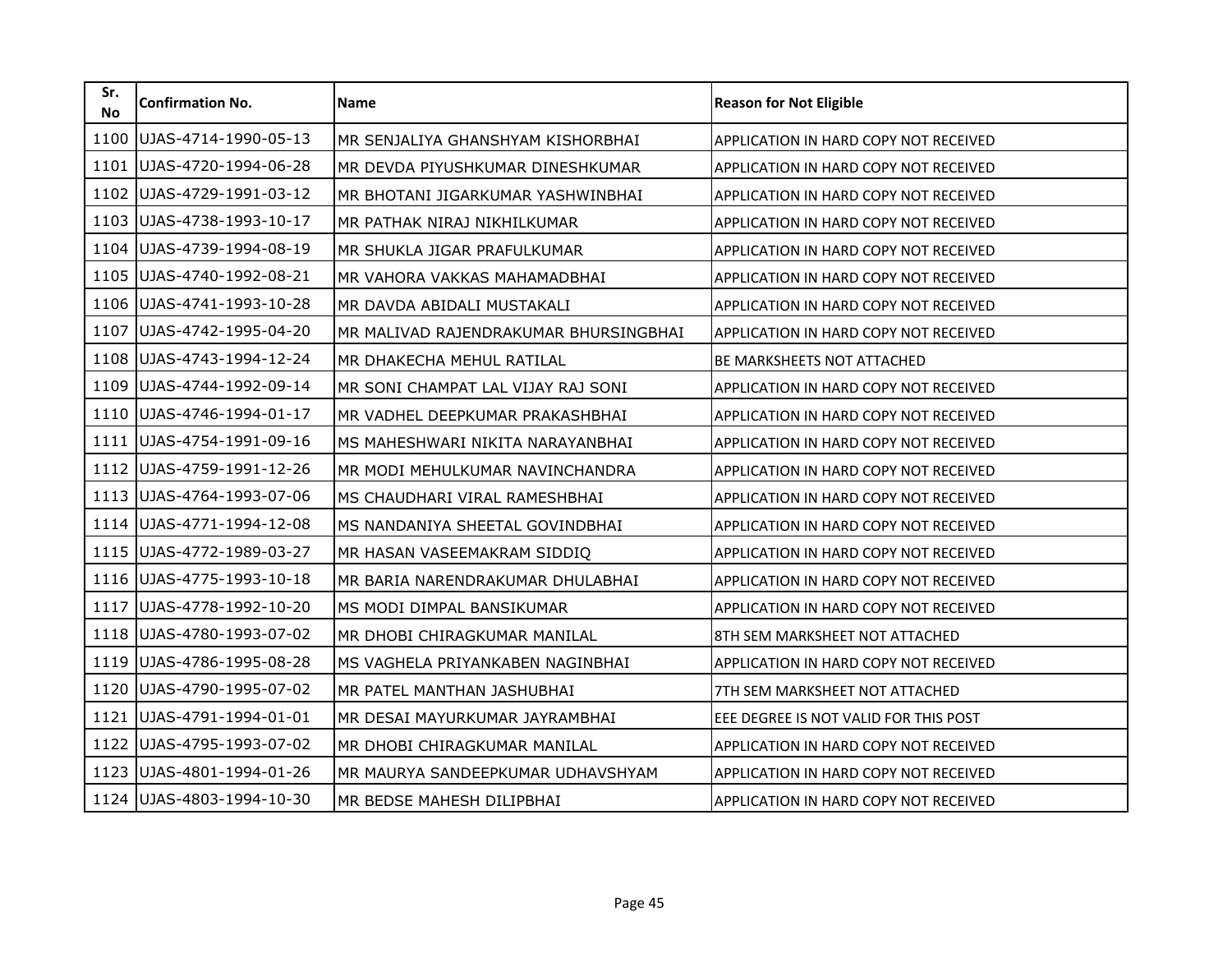| Sr. No | Confirmation No. | Name | Reason for Not Eligible |
|---|---|---|---|
| 1100 | UJAS-4714-1990-05-13 | MR SENJALIYA GHANSHYAM KISHORBHAI | APPLICATION IN HARD COPY NOT RECEIVED |
| 1101 | UJAS-4720-1994-06-28 | MR DEVDA PIYUSHKUMAR DINESHKUMAR | APPLICATION IN HARD COPY NOT RECEIVED |
| 1102 | UJAS-4729-1991-03-12 | MR BHOTANI JIGARKUMAR YASHWINBHAI | APPLICATION IN HARD COPY NOT RECEIVED |
| 1103 | UJAS-4738-1993-10-17 | MR PATHAK NIRAJ NIKHILKUMAR | APPLICATION IN HARD COPY NOT RECEIVED |
| 1104 | UJAS-4739-1994-08-19 | MR SHUKLA JIGAR PRAFULKUMAR | APPLICATION IN HARD COPY NOT RECEIVED |
| 1105 | UJAS-4740-1992-08-21 | MR VAHORA VAKKAS MAHAMADBHAI | APPLICATION IN HARD COPY NOT RECEIVED |
| 1106 | UJAS-4741-1993-10-28 | MR DAVDA ABIDALI MUSTAKALI | APPLICATION IN HARD COPY NOT RECEIVED |
| 1107 | UJAS-4742-1995-04-20 | MR MALIVAD RAJENDRAKUMAR BHURSINGBHAI | APPLICATION IN HARD COPY NOT RECEIVED |
| 1108 | UJAS-4743-1994-12-24 | MR DHAKECHA MEHUL RATILAL | BE MARKSHEETS NOT ATTACHED |
| 1109 | UJAS-4744-1992-09-14 | MR SONI CHAMPAT LAL VIJAY RAJ SONI | APPLICATION IN HARD COPY NOT RECEIVED |
| 1110 | UJAS-4746-1994-01-17 | MR VADHEL DEEPKUMAR PRAKASHBHAI | APPLICATION IN HARD COPY NOT RECEIVED |
| 1111 | UJAS-4754-1991-09-16 | MS MAHESHWARI NIKITA NARAYANBHAI | APPLICATION IN HARD COPY NOT RECEIVED |
| 1112 | UJAS-4759-1991-12-26 | MR MODI MEHULKUMAR NAVINCHANDRA | APPLICATION IN HARD COPY NOT RECEIVED |
| 1113 | UJAS-4764-1993-07-06 | MS CHAUDHARI VIRAL RAMESHBHAI | APPLICATION IN HARD COPY NOT RECEIVED |
| 1114 | UJAS-4771-1994-12-08 | MS NANDANIYA SHEETAL GOVINDBHAI | APPLICATION IN HARD COPY NOT RECEIVED |
| 1115 | UJAS-4772-1989-03-27 | MR HASAN VASEEMAKRAM SIDDIQ | APPLICATION IN HARD COPY NOT RECEIVED |
| 1116 | UJAS-4775-1993-10-18 | MR BARIA NARENDRAKUMAR DHULABHAI | APPLICATION IN HARD COPY NOT RECEIVED |
| 1117 | UJAS-4778-1992-10-20 | MS MODI DIMPAL BANSIKUMAR | APPLICATION IN HARD COPY NOT RECEIVED |
| 1118 | UJAS-4780-1993-07-02 | MR DHOBI CHIRAGKUMAR MANILAL | 8TH SEM MARKSHEET NOT ATTACHED |
| 1119 | UJAS-4786-1995-08-28 | MS VAGHELA PRIYANKABEN NAGINBHAI | APPLICATION IN HARD COPY NOT RECEIVED |
| 1120 | UJAS-4790-1995-07-02 | MR PATEL MANTHAN JASHUBHAI | 7TH SEM MARKSHEET NOT ATTACHED |
| 1121 | UJAS-4791-1994-01-01 | MR DESAI MAYURKUMAR JAYRAMBHAI | EEE DEGREE IS NOT VALID FOR THIS POST |
| 1122 | UJAS-4795-1993-07-02 | MR DHOBI CHIRAGKUMAR MANILAL | APPLICATION IN HARD COPY NOT RECEIVED |
| 1123 | UJAS-4801-1994-01-26 | MR MAURYA SANDEEPKUMAR UDHAVSHYAM | APPLICATION IN HARD COPY NOT RECEIVED |
| 1124 | UJAS-4803-1994-10-30 | MR BEDSE MAHESH DILIPBHAI | APPLICATION IN HARD COPY NOT RECEIVED |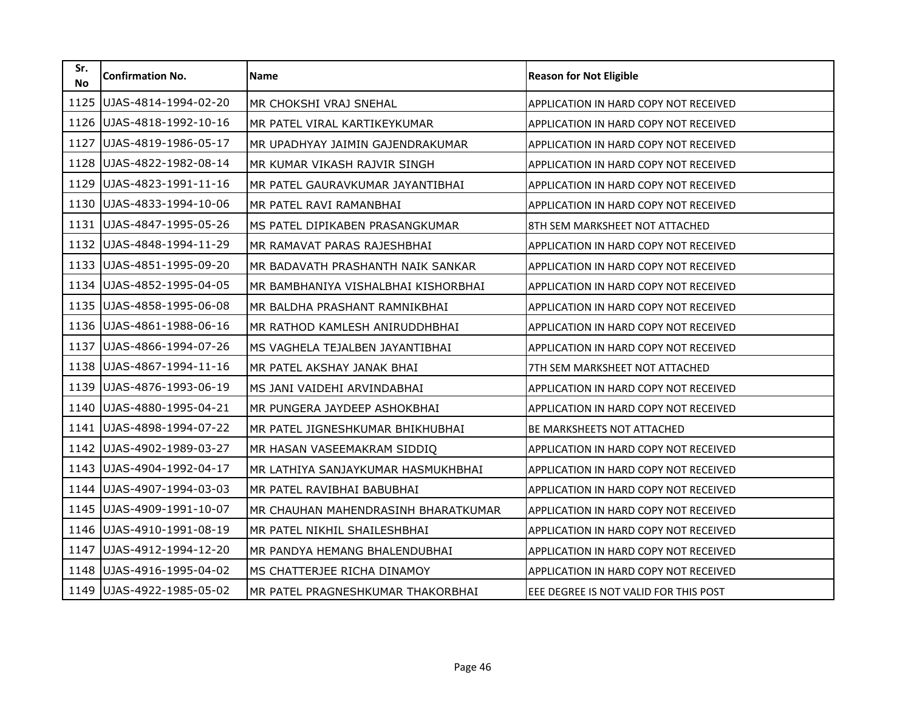| Sr. No | Confirmation No. | Name | Reason for Not Eligible |
|---|---|---|---|
| 1125 | UJAS-4814-1994-02-20 | MR CHOKSHI VRAJ SNEHAL | APPLICATION IN HARD COPY NOT RECEIVED |
| 1126 | UJAS-4818-1992-10-16 | MR PATEL VIRAL KARTIKEYKUMAR | APPLICATION IN HARD COPY NOT RECEIVED |
| 1127 | UJAS-4819-1986-05-17 | MR UPADHYAY JAIMIN GAJENDRAKUMAR | APPLICATION IN HARD COPY NOT RECEIVED |
| 1128 | UJAS-4822-1982-08-14 | MR KUMAR VIKASH RAJVIR SINGH | APPLICATION IN HARD COPY NOT RECEIVED |
| 1129 | UJAS-4823-1991-11-16 | MR PATEL GAURAVKUMAR JAYANTIBHAI | APPLICATION IN HARD COPY NOT RECEIVED |
| 1130 | UJAS-4833-1994-10-06 | MR PATEL RAVI RAMANBHAI | APPLICATION IN HARD COPY NOT RECEIVED |
| 1131 | UJAS-4847-1995-05-26 | MS PATEL DIPIKABEN PRASANGKUMAR | 8TH SEM MARKSHEET NOT ATTACHED |
| 1132 | UJAS-4848-1994-11-29 | MR RAMAVAT PARAS RAJESHBHAI | APPLICATION IN HARD COPY NOT RECEIVED |
| 1133 | UJAS-4851-1995-09-20 | MR BADAVATH PRASHANTH NAIK SANKAR | APPLICATION IN HARD COPY NOT RECEIVED |
| 1134 | UJAS-4852-1995-04-05 | MR BAMBHANIYA VISHALBHAI KISHORBHAI | APPLICATION IN HARD COPY NOT RECEIVED |
| 1135 | UJAS-4858-1995-06-08 | MR BALDHA PRASHANT RAMNIKBHAI | APPLICATION IN HARD COPY NOT RECEIVED |
| 1136 | UJAS-4861-1988-06-16 | MR RATHOD KAMLESH ANIRUDDHBHAI | APPLICATION IN HARD COPY NOT RECEIVED |
| 1137 | UJAS-4866-1994-07-26 | MS VAGHELA TEJALBEN JAYANTIBHAI | APPLICATION IN HARD COPY NOT RECEIVED |
| 1138 | UJAS-4867-1994-11-16 | MR PATEL AKSHAY JANAK BHAI | 7TH SEM MARKSHEET NOT ATTACHED |
| 1139 | UJAS-4876-1993-06-19 | MS JANI VAIDEHI ARVINDABHAI | APPLICATION IN HARD COPY NOT RECEIVED |
| 1140 | UJAS-4880-1995-04-21 | MR PUNGERA JAYDEEP ASHOKBHAI | APPLICATION IN HARD COPY NOT RECEIVED |
| 1141 | UJAS-4898-1994-07-22 | MR PATEL JIGNESHKUMAR BHIKHUBHAI | BE MARKSHEETS NOT ATTACHED |
| 1142 | UJAS-4902-1989-03-27 | MR HASAN VASEEMAKRAM SIDDIQ | APPLICATION IN HARD COPY NOT RECEIVED |
| 1143 | UJAS-4904-1992-04-17 | MR LATHIYA SANJAYKUMAR HASMUKHBHAI | APPLICATION IN HARD COPY NOT RECEIVED |
| 1144 | UJAS-4907-1994-03-03 | MR PATEL RAVIBHAI BABUBHAI | APPLICATION IN HARD COPY NOT RECEIVED |
| 1145 | UJAS-4909-1991-10-07 | MR CHAUHAN MAHENDRASINH BHARATKUMAR | APPLICATION IN HARD COPY NOT RECEIVED |
| 1146 | UJAS-4910-1991-08-19 | MR PATEL NIKHIL SHAILESHBHAI | APPLICATION IN HARD COPY NOT RECEIVED |
| 1147 | UJAS-4912-1994-12-20 | MR PANDYA HEMANG BHALENDUBHAI | APPLICATION IN HARD COPY NOT RECEIVED |
| 1148 | UJAS-4916-1995-04-02 | MS CHATTERJEE RICHA DINAMOY | APPLICATION IN HARD COPY NOT RECEIVED |
| 1149 | UJAS-4922-1985-05-02 | MR PATEL PRAGNESHKUMAR THAKORBHAI | EEE DEGREE IS NOT VALID FOR THIS POST |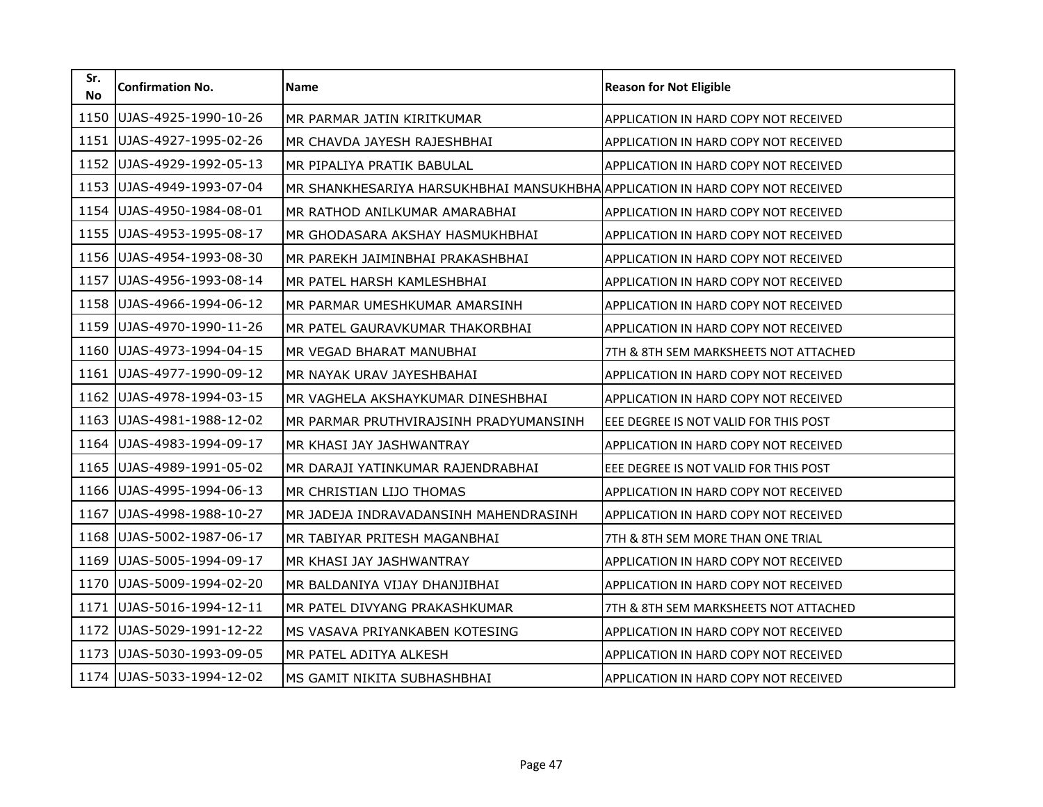| Sr. No | Confirmation No. | Name | Reason for Not Eligible |
|---|---|---|---|
| 1150 | UJAS-4925-1990-10-26 | MR PARMAR JATIN KIRITKUMAR | APPLICATION IN HARD COPY NOT RECEIVED |
| 1151 | UJAS-4927-1995-02-26 | MR CHAVDA JAYESH RAJESHBHAI | APPLICATION IN HARD COPY NOT RECEIVED |
| 1152 | UJAS-4929-1992-05-13 | MR PIPALIYA PRATIK BABULAL | APPLICATION IN HARD COPY NOT RECEIVED |
| 1153 | UJAS-4949-1993-07-04 | MR SHANKHESARIYA HARSUKHBHAI MANSUKHBHA | APPLICATION IN HARD COPY NOT RECEIVED |
| 1154 | UJAS-4950-1984-08-01 | MR RATHOD ANILKUMAR AMARABHAI | APPLICATION IN HARD COPY NOT RECEIVED |
| 1155 | UJAS-4953-1995-08-17 | MR GHODASARA AKSHAY HASMUKHBHAI | APPLICATION IN HARD COPY NOT RECEIVED |
| 1156 | UJAS-4954-1993-08-30 | MR PAREKH JAIMINBHAI PRAKASHBHAI | APPLICATION IN HARD COPY NOT RECEIVED |
| 1157 | UJAS-4956-1993-08-14 | MR PATEL HARSH KAMLESHBHAI | APPLICATION IN HARD COPY NOT RECEIVED |
| 1158 | UJAS-4966-1994-06-12 | MR PARMAR UMESHKUMAR AMARSINH | APPLICATION IN HARD COPY NOT RECEIVED |
| 1159 | UJAS-4970-1990-11-26 | MR PATEL GAURAVKUMAR THAKORBHAI | APPLICATION IN HARD COPY NOT RECEIVED |
| 1160 | UJAS-4973-1994-04-15 | MR VEGAD BHARAT MANUBHAI | 7TH & 8TH SEM MARKSHEETS NOT ATTACHED |
| 1161 | UJAS-4977-1990-09-12 | MR NAYAK URAV JAYESHBAHAI | APPLICATION IN HARD COPY NOT RECEIVED |
| 1162 | UJAS-4978-1994-03-15 | MR VAGHELA AKSHAYKUMAR DINESHBHAI | APPLICATION IN HARD COPY NOT RECEIVED |
| 1163 | UJAS-4981-1988-12-02 | MR PARMAR PRUTHVIRAJSINH PRADYUMANSINH | EEE DEGREE IS NOT VALID FOR THIS POST |
| 1164 | UJAS-4983-1994-09-17 | MR KHASI JAY JASHWANTRAY | APPLICATION IN HARD COPY NOT RECEIVED |
| 1165 | UJAS-4989-1991-05-02 | MR DARAJI YATINKUMAR RAJENDRABHAI | EEE DEGREE IS NOT VALID FOR THIS POST |
| 1166 | UJAS-4995-1994-06-13 | MR CHRISTIAN LIJO THOMAS | APPLICATION IN HARD COPY NOT RECEIVED |
| 1167 | UJAS-4998-1988-10-27 | MR JADEJA INDRAVADANSINH MAHENDRASINH | APPLICATION IN HARD COPY NOT RECEIVED |
| 1168 | UJAS-5002-1987-06-17 | MR TABIYAR PRITESH MAGANBHAI | 7TH & 8TH SEM MORE THAN ONE TRIAL |
| 1169 | UJAS-5005-1994-09-17 | MR KHASI JAY JASHWANTRAY | APPLICATION IN HARD COPY NOT RECEIVED |
| 1170 | UJAS-5009-1994-02-20 | MR BALDANIYA VIJAY DHANJIBHAI | APPLICATION IN HARD COPY NOT RECEIVED |
| 1171 | UJAS-5016-1994-12-11 | MR PATEL DIVYANG PRAKASHKUMAR | 7TH & 8TH SEM MARKSHEETS NOT ATTACHED |
| 1172 | UJAS-5029-1991-12-22 | MS VASAVA PRIYANKABEN KOTESING | APPLICATION IN HARD COPY NOT RECEIVED |
| 1173 | UJAS-5030-1993-09-05 | MR PATEL ADITYA ALKESH | APPLICATION IN HARD COPY NOT RECEIVED |
| 1174 | UJAS-5033-1994-12-02 | MS GAMIT NIKITA SUBHASHBHAI | APPLICATION IN HARD COPY NOT RECEIVED |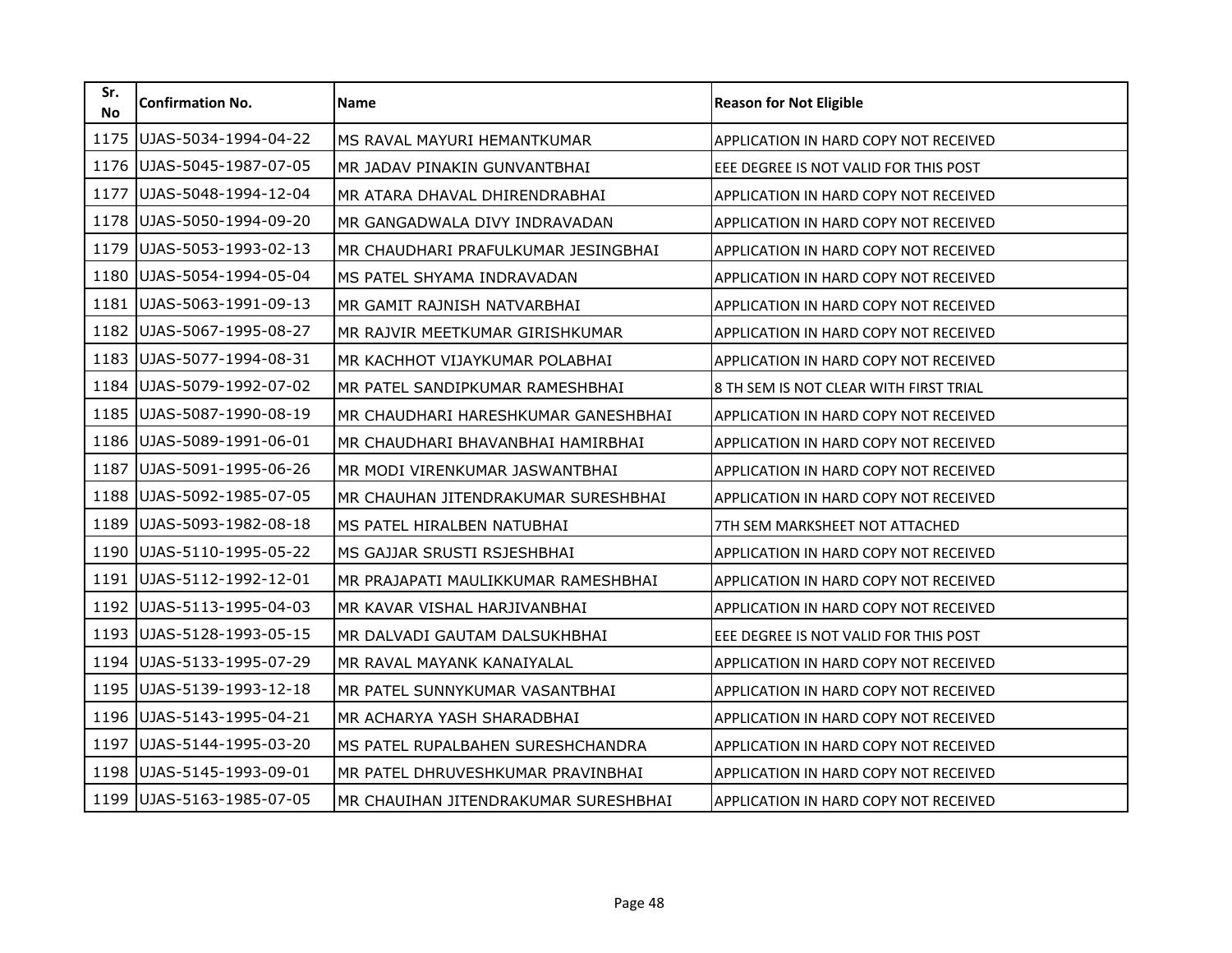| Sr. No | Confirmation No. | Name | Reason for Not Eligible |
|---|---|---|---|
| 1175 | UJAS-5034-1994-04-22 | MS RAVAL MAYURI HEMANTKUMAR | APPLICATION IN HARD COPY NOT RECEIVED |
| 1176 | UJAS-5045-1987-07-05 | MR JADAV PINAKIN GUNVANTBHAI | EEE DEGREE IS NOT VALID FOR THIS POST |
| 1177 | UJAS-5048-1994-12-04 | MR ATARA DHAVAL DHIRENDRABHAI | APPLICATION IN HARD COPY NOT RECEIVED |
| 1178 | UJAS-5050-1994-09-20 | MR GANGADWALA DIVY INDRAVADAN | APPLICATION IN HARD COPY NOT RECEIVED |
| 1179 | UJAS-5053-1993-02-13 | MR CHAUDHARI PRAFULKUMAR JESINGBHAI | APPLICATION IN HARD COPY NOT RECEIVED |
| 1180 | UJAS-5054-1994-05-04 | MS PATEL SHYAMA INDRAVADAN | APPLICATION IN HARD COPY NOT RECEIVED |
| 1181 | UJAS-5063-1991-09-13 | MR GAMIT RAJNISH NATVARBHAI | APPLICATION IN HARD COPY NOT RECEIVED |
| 1182 | UJAS-5067-1995-08-27 | MR RAJVIR MEETKUMAR GIRISHKUMAR | APPLICATION IN HARD COPY NOT RECEIVED |
| 1183 | UJAS-5077-1994-08-31 | MR KACHHOT VIJAYKUMAR POLABHAI | APPLICATION IN HARD COPY NOT RECEIVED |
| 1184 | UJAS-5079-1992-07-02 | MR PATEL SANDIPKUMAR RAMESHBHAI | 8 TH SEM IS NOT CLEAR WITH FIRST TRIAL |
| 1185 | UJAS-5087-1990-08-19 | MR CHAUDHARI HARESHKUMAR GANESHBHAI | APPLICATION IN HARD COPY NOT RECEIVED |
| 1186 | UJAS-5089-1991-06-01 | MR CHAUDHARI BHAVANBHAI HAMIRBHAI | APPLICATION IN HARD COPY NOT RECEIVED |
| 1187 | UJAS-5091-1995-06-26 | MR MODI VIRENKUMAR JASWANTBHAI | APPLICATION IN HARD COPY NOT RECEIVED |
| 1188 | UJAS-5092-1985-07-05 | MR CHAUHAN JITENDRAKUMAR SURESHBHAI | APPLICATION IN HARD COPY NOT RECEIVED |
| 1189 | UJAS-5093-1982-08-18 | MS PATEL HIRALBEN NATUBHAI | 7TH SEM MARKSHEET NOT ATTACHED |
| 1190 | UJAS-5110-1995-05-22 | MS GAJJAR SRUSTI RSJESHBHAI | APPLICATION IN HARD COPY NOT RECEIVED |
| 1191 | UJAS-5112-1992-12-01 | MR PRAJAPATI MAULIKKUMAR RAMESHBHAI | APPLICATION IN HARD COPY NOT RECEIVED |
| 1192 | UJAS-5113-1995-04-03 | MR KAVAR VISHAL HARJIVANBHAI | APPLICATION IN HARD COPY NOT RECEIVED |
| 1193 | UJAS-5128-1993-05-15 | MR DALVADI GAUTAM DALSUKHBHAI | EEE DEGREE IS NOT VALID FOR THIS POST |
| 1194 | UJAS-5133-1995-07-29 | MR RAVAL MAYANK KANAIYALAL | APPLICATION IN HARD COPY NOT RECEIVED |
| 1195 | UJAS-5139-1993-12-18 | MR PATEL SUNNYKUMAR VASANTBHAI | APPLICATION IN HARD COPY NOT RECEIVED |
| 1196 | UJAS-5143-1995-04-21 | MR ACHARYA YASH SHARADBHAI | APPLICATION IN HARD COPY NOT RECEIVED |
| 1197 | UJAS-5144-1995-03-20 | MS PATEL RUPALBAHEN SURESHCHANDRA | APPLICATION IN HARD COPY NOT RECEIVED |
| 1198 | UJAS-5145-1993-09-01 | MR PATEL DHRUVESHKUMAR PRAVINBHAI | APPLICATION IN HARD COPY NOT RECEIVED |
| 1199 | UJAS-5163-1985-07-05 | MR CHAUIHAN JITENDRAKUMAR SURESHBHAI | APPLICATION IN HARD COPY NOT RECEIVED |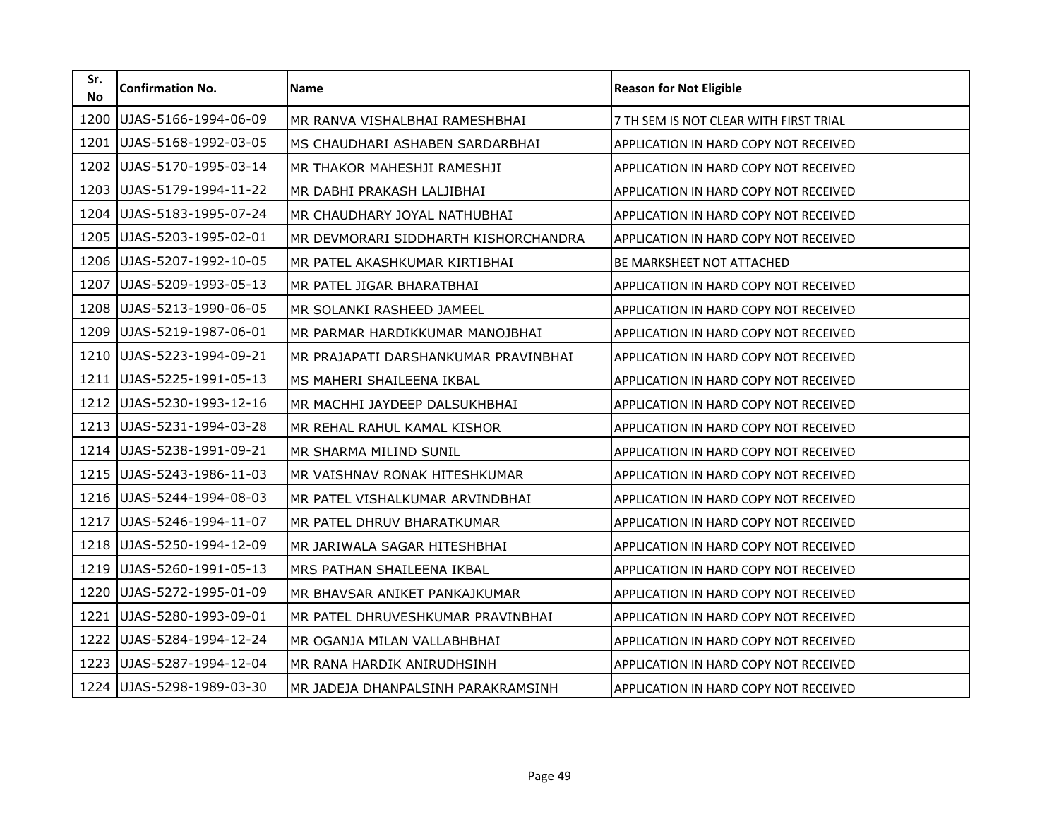| Sr. No | Confirmation No. | Name | Reason for Not Eligible |
|---|---|---|---|
| 1200 | UJAS-5166-1994-06-09 | MR RANVA VISHALBHAI RAMESHBHAI | 7 TH SEM IS NOT CLEAR WITH FIRST TRIAL |
| 1201 | UJAS-5168-1992-03-05 | MS CHAUDHARI ASHABEN SARDARBHAI | APPLICATION IN HARD COPY NOT RECEIVED |
| 1202 | UJAS-5170-1995-03-14 | MR THAKOR MAHESHJI RAMESHJI | APPLICATION IN HARD COPY NOT RECEIVED |
| 1203 | UJAS-5179-1994-11-22 | MR DABHI PRAKASH LALJIBHAI | APPLICATION IN HARD COPY NOT RECEIVED |
| 1204 | UJAS-5183-1995-07-24 | MR CHAUDHARY JOYAL NATHUBHAI | APPLICATION IN HARD COPY NOT RECEIVED |
| 1205 | UJAS-5203-1995-02-01 | MR DEVMORARI SIDDHARTH KISHORCHANDRA | APPLICATION IN HARD COPY NOT RECEIVED |
| 1206 | UJAS-5207-1992-10-05 | MR PATEL AKASHKUMAR KIRTIBHAI | BE MARKSHEET NOT ATTACHED |
| 1207 | UJAS-5209-1993-05-13 | MR PATEL JIGAR BHARATBHAI | APPLICATION IN HARD COPY NOT RECEIVED |
| 1208 | UJAS-5213-1990-06-05 | MR SOLANKI RASHEED JAMEEL | APPLICATION IN HARD COPY NOT RECEIVED |
| 1209 | UJAS-5219-1987-06-01 | MR PARMAR HARDIKKUMAR MANOJBHAI | APPLICATION IN HARD COPY NOT RECEIVED |
| 1210 | UJAS-5223-1994-09-21 | MR PRAJAPATI DARSHANKUMAR PRAVINBHAI | APPLICATION IN HARD COPY NOT RECEIVED |
| 1211 | UJAS-5225-1991-05-13 | MS MAHERI SHAILEENA IKBAL | APPLICATION IN HARD COPY NOT RECEIVED |
| 1212 | UJAS-5230-1993-12-16 | MR MACHHI JAYDEEP DALSUKHBHAI | APPLICATION IN HARD COPY NOT RECEIVED |
| 1213 | UJAS-5231-1994-03-28 | MR REHAL RAHUL KAMAL KISHOR | APPLICATION IN HARD COPY NOT RECEIVED |
| 1214 | UJAS-5238-1991-09-21 | MR SHARMA MILIND SUNIL | APPLICATION IN HARD COPY NOT RECEIVED |
| 1215 | UJAS-5243-1986-11-03 | MR VAISHNAV RONAK HITESHKUMAR | APPLICATION IN HARD COPY NOT RECEIVED |
| 1216 | UJAS-5244-1994-08-03 | MR PATEL VISHALKUMAR ARVINDBHAI | APPLICATION IN HARD COPY NOT RECEIVED |
| 1217 | UJAS-5246-1994-11-07 | MR PATEL DHRUV BHARATKUMAR | APPLICATION IN HARD COPY NOT RECEIVED |
| 1218 | UJAS-5250-1994-12-09 | MR JARIWALA SAGAR HITESHBHAI | APPLICATION IN HARD COPY NOT RECEIVED |
| 1219 | UJAS-5260-1991-05-13 | MRS PATHAN SHAILEENA IKBAL | APPLICATION IN HARD COPY NOT RECEIVED |
| 1220 | UJAS-5272-1995-01-09 | MR BHAVSAR ANIKET PANKAJKUMAR | APPLICATION IN HARD COPY NOT RECEIVED |
| 1221 | UJAS-5280-1993-09-01 | MR PATEL DHRUVESHKUMAR PRAVINBHAI | APPLICATION IN HARD COPY NOT RECEIVED |
| 1222 | UJAS-5284-1994-12-24 | MR OGANJA MILAN VALLABHBHAI | APPLICATION IN HARD COPY NOT RECEIVED |
| 1223 | UJAS-5287-1994-12-04 | MR RANA HARDIK ANIRUDHSINH | APPLICATION IN HARD COPY NOT RECEIVED |
| 1224 | UJAS-5298-1989-03-30 | MR JADEJA DHANPALSINH PARAKRAMSINH | APPLICATION IN HARD COPY NOT RECEIVED |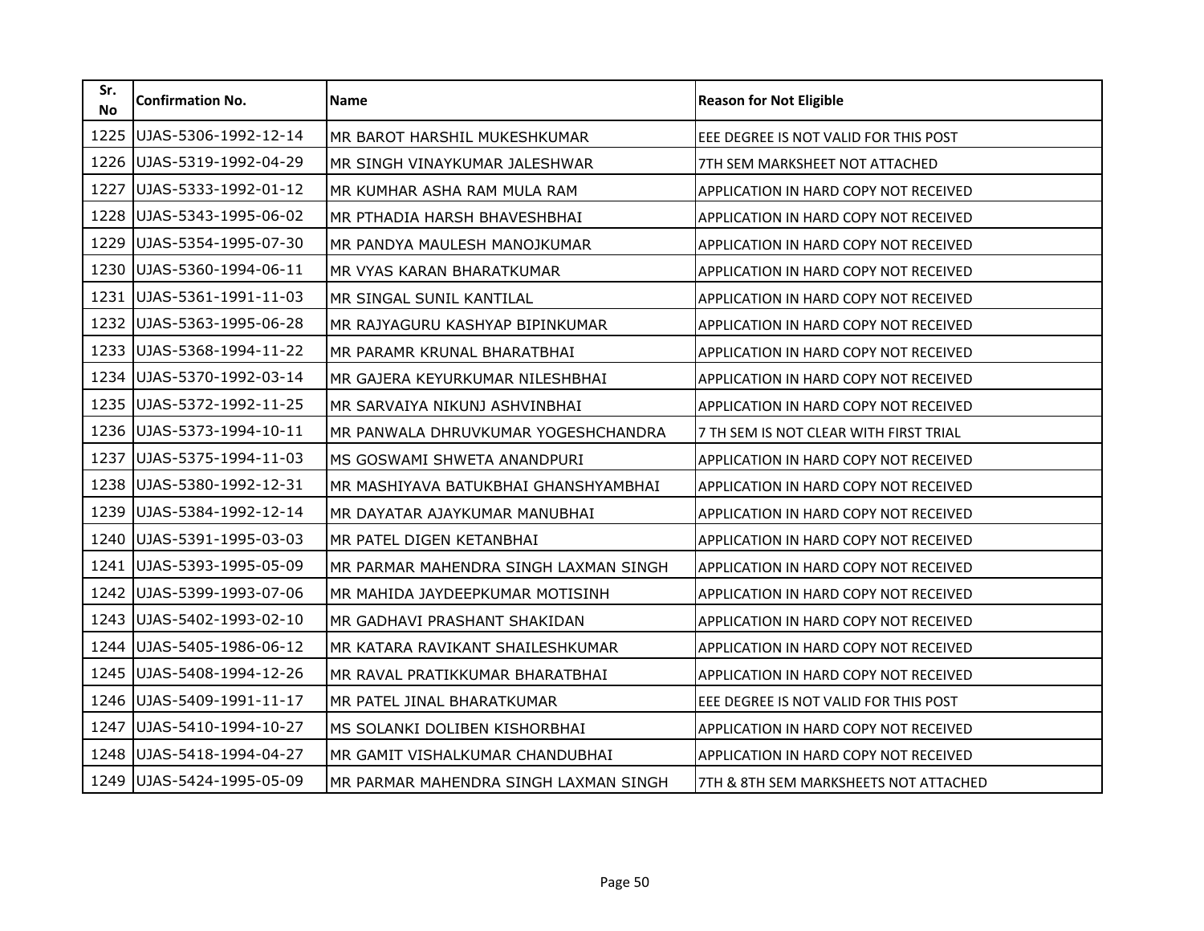| Sr. No | Confirmation No. | Name | Reason for Not Eligible |
|---|---|---|---|
| 1225 | UJAS-5306-1992-12-14 | MR BAROT HARSHIL MUKESHKUMAR | EEE DEGREE IS NOT VALID FOR THIS POST |
| 1226 | UJAS-5319-1992-04-29 | MR SINGH VINAYKUMAR JALESHWAR | 7TH SEM MARKSHEET NOT ATTACHED |
| 1227 | UJAS-5333-1992-01-12 | MR KUMHAR ASHA RAM MULA RAM | APPLICATION IN HARD COPY NOT RECEIVED |
| 1228 | UJAS-5343-1995-06-02 | MR PTHADIA HARSH BHAVESHBHAI | APPLICATION IN HARD COPY NOT RECEIVED |
| 1229 | UJAS-5354-1995-07-30 | MR PANDYA MAULESH MANOJKUMAR | APPLICATION IN HARD COPY NOT RECEIVED |
| 1230 | UJAS-5360-1994-06-11 | MR VYAS KARAN BHARATKUMAR | APPLICATION IN HARD COPY NOT RECEIVED |
| 1231 | UJAS-5361-1991-11-03 | MR SINGAL SUNIL KANTILAL | APPLICATION IN HARD COPY NOT RECEIVED |
| 1232 | UJAS-5363-1995-06-28 | MR RAJYAGURU KASHYAP BIPINKUMAR | APPLICATION IN HARD COPY NOT RECEIVED |
| 1233 | UJAS-5368-1994-11-22 | MR PARAMR KRUNAL BHARATBHAI | APPLICATION IN HARD COPY NOT RECEIVED |
| 1234 | UJAS-5370-1992-03-14 | MR GAJERA KEYURKUMAR NILESHBHAI | APPLICATION IN HARD COPY NOT RECEIVED |
| 1235 | UJAS-5372-1992-11-25 | MR SARVAIYA NIKUNJ ASHVINBHAI | APPLICATION IN HARD COPY NOT RECEIVED |
| 1236 | UJAS-5373-1994-10-11 | MR PANWALA DHRUVKUMAR YOGESHCHANDRA | 7 TH SEM IS NOT CLEAR WITH FIRST TRIAL |
| 1237 | UJAS-5375-1994-11-03 | MS GOSWAMI SHWETA ANANDPURI | APPLICATION IN HARD COPY NOT RECEIVED |
| 1238 | UJAS-5380-1992-12-31 | MR MASHIYAVA BATUKBHAI GHANSHYAMBHAI | APPLICATION IN HARD COPY NOT RECEIVED |
| 1239 | UJAS-5384-1992-12-14 | MR DAYATAR AJAYKUMAR MANUBHAI | APPLICATION IN HARD COPY NOT RECEIVED |
| 1240 | UJAS-5391-1995-03-03 | MR PATEL DIGEN KETANBHAI | APPLICATION IN HARD COPY NOT RECEIVED |
| 1241 | UJAS-5393-1995-05-09 | MR PARMAR MAHENDRA SINGH LAXMAN SINGH | APPLICATION IN HARD COPY NOT RECEIVED |
| 1242 | UJAS-5399-1993-07-06 | MR MAHIDA JAYDEEPKUMAR MOTISINH | APPLICATION IN HARD COPY NOT RECEIVED |
| 1243 | UJAS-5402-1993-02-10 | MR GADHAVI PRASHANT SHAKIDAN | APPLICATION IN HARD COPY NOT RECEIVED |
| 1244 | UJAS-5405-1986-06-12 | MR KATARA RAVIKANT SHAILESHKUMAR | APPLICATION IN HARD COPY NOT RECEIVED |
| 1245 | UJAS-5408-1994-12-26 | MR RAVAL PRATIKKUMAR BHARATBHAI | APPLICATION IN HARD COPY NOT RECEIVED |
| 1246 | UJAS-5409-1991-11-17 | MR PATEL JINAL BHARATKUMAR | EEE DEGREE IS NOT VALID FOR THIS POST |
| 1247 | UJAS-5410-1994-10-27 | MS SOLANKI DOLIBEN KISHORBHAI | APPLICATION IN HARD COPY NOT RECEIVED |
| 1248 | UJAS-5418-1994-04-27 | MR GAMIT VISHALKUMAR CHANDUBHAI | APPLICATION IN HARD COPY NOT RECEIVED |
| 1249 | UJAS-5424-1995-05-09 | MR PARMAR MAHENDRA SINGH LAXMAN SINGH | 7TH & 8TH SEM MARKSHEETS NOT ATTACHED |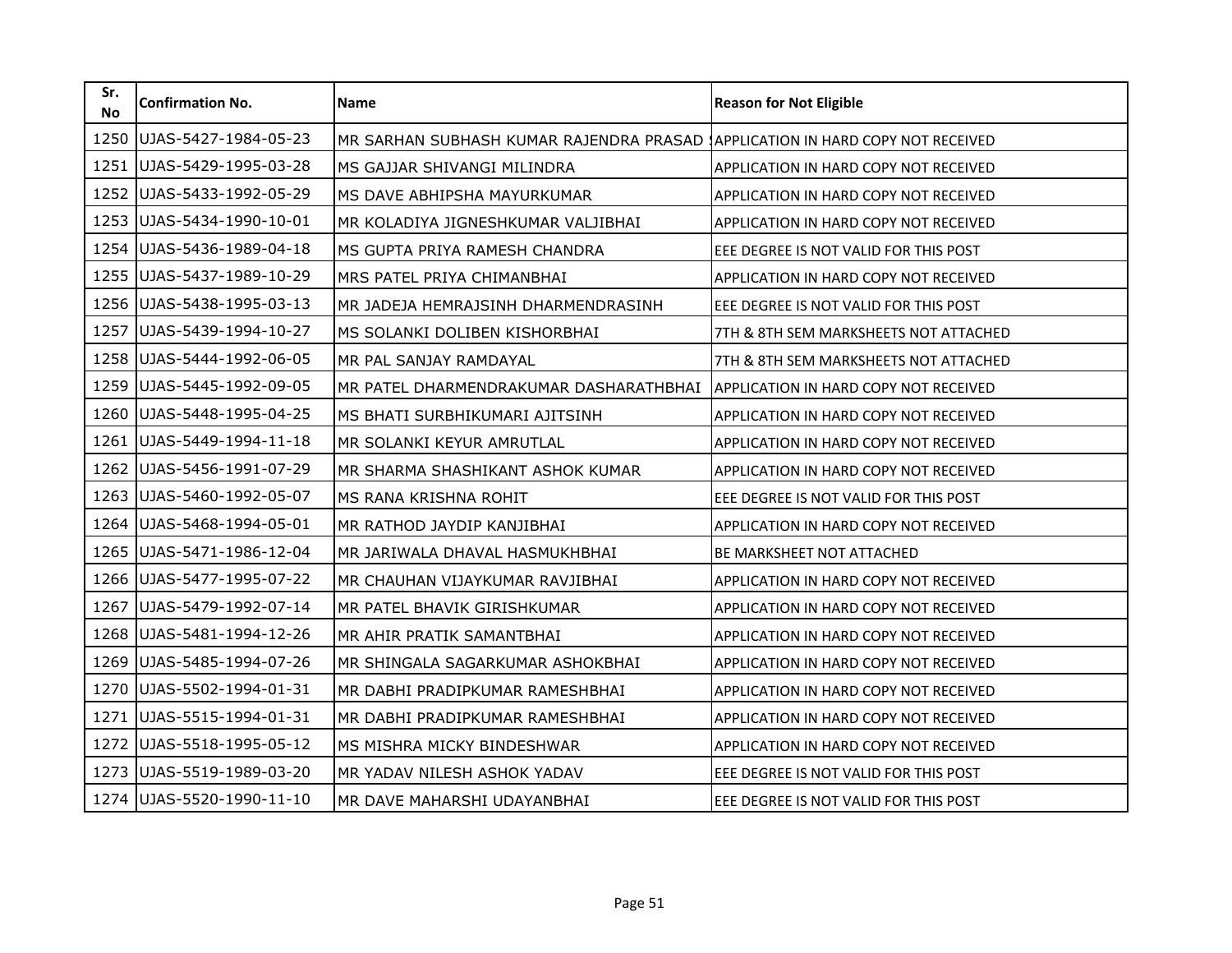| Sr. No | Confirmation No. | Name | Reason for Not Eligible |
|---|---|---|---|
| 1250 | UJAS-5427-1984-05-23 | MR SARHAN SUBHASH KUMAR RAJENDRA PRASAD S | APPLICATION IN HARD COPY NOT RECEIVED |
| 1251 | UJAS-5429-1995-03-28 | MS GAJJAR SHIVANGI MILINDRA | APPLICATION IN HARD COPY NOT RECEIVED |
| 1252 | UJAS-5433-1992-05-29 | MS DAVE ABHIPSHA MAYURKUMAR | APPLICATION IN HARD COPY NOT RECEIVED |
| 1253 | UJAS-5434-1990-10-01 | MR KOLADIYA JIGNESHKUMAR VALJIBHAI | APPLICATION IN HARD COPY NOT RECEIVED |
| 1254 | UJAS-5436-1989-04-18 | MS GUPTA PRIYA RAMESH CHANDRA | EEE DEGREE IS NOT VALID FOR THIS POST |
| 1255 | UJAS-5437-1989-10-29 | MRS PATEL PRIYA CHIMANBHAI | APPLICATION IN HARD COPY NOT RECEIVED |
| 1256 | UJAS-5438-1995-03-13 | MR JADEJA HEMRAJSINH DHARMENDRASINH | EEE DEGREE IS NOT VALID FOR THIS POST |
| 1257 | UJAS-5439-1994-10-27 | MS SOLANKI DOLIBEN KISHORBHAI | 7TH & 8TH SEM MARKSHEETS NOT ATTACHED |
| 1258 | UJAS-5444-1992-06-05 | MR PAL SANJAY RAMDAYAL | 7TH & 8TH SEM MARKSHEETS NOT ATTACHED |
| 1259 | UJAS-5445-1992-09-05 | MR PATEL DHARMENDRAKUMAR DASHARATHBHAI | APPLICATION IN HARD COPY NOT RECEIVED |
| 1260 | UJAS-5448-1995-04-25 | MS BHATI SURBHIKUMARI AJITSINH | APPLICATION IN HARD COPY NOT RECEIVED |
| 1261 | UJAS-5449-1994-11-18 | MR SOLANKI KEYUR AMRUTLAL | APPLICATION IN HARD COPY NOT RECEIVED |
| 1262 | UJAS-5456-1991-07-29 | MR SHARMA SHASHIKANT ASHOK KUMAR | APPLICATION IN HARD COPY NOT RECEIVED |
| 1263 | UJAS-5460-1992-05-07 | MS RANA KRISHNA ROHIT | EEE DEGREE IS NOT VALID FOR THIS POST |
| 1264 | UJAS-5468-1994-05-01 | MR RATHOD JAYDIP KANJIBHAI | APPLICATION IN HARD COPY NOT RECEIVED |
| 1265 | UJAS-5471-1986-12-04 | MR JARIWALA DHAVAL HASMUKHBHAI | BE MARKSHEET NOT ATTACHED |
| 1266 | UJAS-5477-1995-07-22 | MR CHAUHAN VIJAYKUMAR RAVJIBHAI | APPLICATION IN HARD COPY NOT RECEIVED |
| 1267 | UJAS-5479-1992-07-14 | MR PATEL BHAVIK GIRISHKUMAR | APPLICATION IN HARD COPY NOT RECEIVED |
| 1268 | UJAS-5481-1994-12-26 | MR AHIR PRATIK SAMANTBHAI | APPLICATION IN HARD COPY NOT RECEIVED |
| 1269 | UJAS-5485-1994-07-26 | MR SHINGALA SAGARKUMAR ASHOKBHAI | APPLICATION IN HARD COPY NOT RECEIVED |
| 1270 | UJAS-5502-1994-01-31 | MR DABHI PRADIPKUMAR RAMESHBHAI | APPLICATION IN HARD COPY NOT RECEIVED |
| 1271 | UJAS-5515-1994-01-31 | MR DABHI PRADIPKUMAR RAMESHBHAI | APPLICATION IN HARD COPY NOT RECEIVED |
| 1272 | UJAS-5518-1995-05-12 | MS MISHRA MICKY BINDESHWAR | APPLICATION IN HARD COPY NOT RECEIVED |
| 1273 | UJAS-5519-1989-03-20 | MR YADAV NILESH ASHOK YADAV | EEE DEGREE IS NOT VALID FOR THIS POST |
| 1274 | UJAS-5520-1990-11-10 | MR DAVE MAHARSHI UDAYANBHAI | EEE DEGREE IS NOT VALID FOR THIS POST |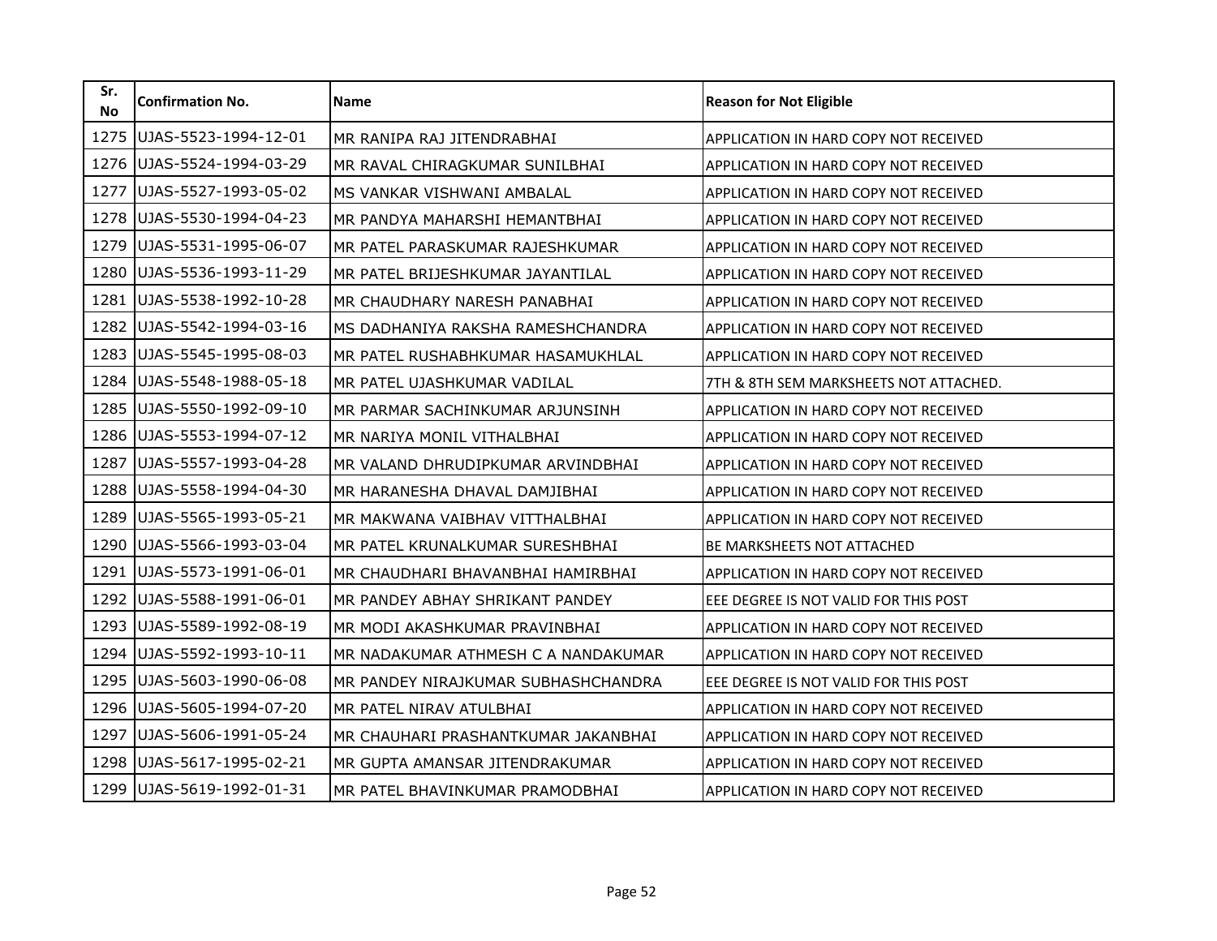| Sr. No | Confirmation No. | Name | Reason for Not Eligible |
|---|---|---|---|
| 1275 | UJAS-5523-1994-12-01 | MR RANIPA RAJ JITENDRABHAI | APPLICATION IN HARD COPY NOT RECEIVED |
| 1276 | UJAS-5524-1994-03-29 | MR RAVAL CHIRAGKUMAR SUNILBHAI | APPLICATION IN HARD COPY NOT RECEIVED |
| 1277 | UJAS-5527-1993-05-02 | MS VANKAR VISHWANI AMBALAL | APPLICATION IN HARD COPY NOT RECEIVED |
| 1278 | UJAS-5530-1994-04-23 | MR PANDYA MAHARSHI HEMANTBHAI | APPLICATION IN HARD COPY NOT RECEIVED |
| 1279 | UJAS-5531-1995-06-07 | MR PATEL PARASKUMAR RAJESHKUMAR | APPLICATION IN HARD COPY NOT RECEIVED |
| 1280 | UJAS-5536-1993-11-29 | MR PATEL BRIJESHKUMAR JAYANTILAL | APPLICATION IN HARD COPY NOT RECEIVED |
| 1281 | UJAS-5538-1992-10-28 | MR CHAUDHARY NARESH PANABHAI | APPLICATION IN HARD COPY NOT RECEIVED |
| 1282 | UJAS-5542-1994-03-16 | MS DADHANIYA RAKSHA RAMESHCHANDRA | APPLICATION IN HARD COPY NOT RECEIVED |
| 1283 | UJAS-5545-1995-08-03 | MR PATEL RUSHABHKUMAR HASAMUKHLAL | APPLICATION IN HARD COPY NOT RECEIVED |
| 1284 | UJAS-5548-1988-05-18 | MR PATEL UJASHKUMAR VADILAL | 7TH & 8TH SEM MARKSHEETS NOT ATTACHED. |
| 1285 | UJAS-5550-1992-09-10 | MR PARMAR SACHINKUMAR ARJUNSINH | APPLICATION IN HARD COPY NOT RECEIVED |
| 1286 | UJAS-5553-1994-07-12 | MR NARIYA MONIL VITHALBHAI | APPLICATION IN HARD COPY NOT RECEIVED |
| 1287 | UJAS-5557-1993-04-28 | MR VALAND DHRUDIPKUMAR ARVINDBHAI | APPLICATION IN HARD COPY NOT RECEIVED |
| 1288 | UJAS-5558-1994-04-30 | MR HARANESHA DHAVAL DAMJIBHAI | APPLICATION IN HARD COPY NOT RECEIVED |
| 1289 | UJAS-5565-1993-05-21 | MR MAKWANA VAIBHAV VITTHALBHAI | APPLICATION IN HARD COPY NOT RECEIVED |
| 1290 | UJAS-5566-1993-03-04 | MR PATEL KRUNALKUMAR SURESHBHAI | BE MARKSHEETS NOT ATTACHED |
| 1291 | UJAS-5573-1991-06-01 | MR CHAUDHARI BHAVANBHAI HAMIRBHAI | APPLICATION IN HARD COPY NOT RECEIVED |
| 1292 | UJAS-5588-1991-06-01 | MR PANDEY ABHAY SHRIKANT PANDEY | EEE DEGREE IS NOT VALID FOR THIS POST |
| 1293 | UJAS-5589-1992-08-19 | MR MODI AKASHKUMAR PRAVINBHAI | APPLICATION IN HARD COPY NOT RECEIVED |
| 1294 | UJAS-5592-1993-10-11 | MR NADAKUMAR ATHMESH C A NANDAKUMAR | APPLICATION IN HARD COPY NOT RECEIVED |
| 1295 | UJAS-5603-1990-06-08 | MR PANDEY NIRAJKUMAR SUBHASHCHANDRA | EEE DEGREE IS NOT VALID FOR THIS POST |
| 1296 | UJAS-5605-1994-07-20 | MR PATEL NIRAV ATULBHAI | APPLICATION IN HARD COPY NOT RECEIVED |
| 1297 | UJAS-5606-1991-05-24 | MR CHAUHARI PRASHANTKUMAR JAKANBHAI | APPLICATION IN HARD COPY NOT RECEIVED |
| 1298 | UJAS-5617-1995-02-21 | MR GUPTA AMANSAR JITENDRAKUMAR | APPLICATION IN HARD COPY NOT RECEIVED |
| 1299 | UJAS-5619-1992-01-31 | MR PATEL BHAVINKUMAR PRAMODBHAI | APPLICATION IN HARD COPY NOT RECEIVED |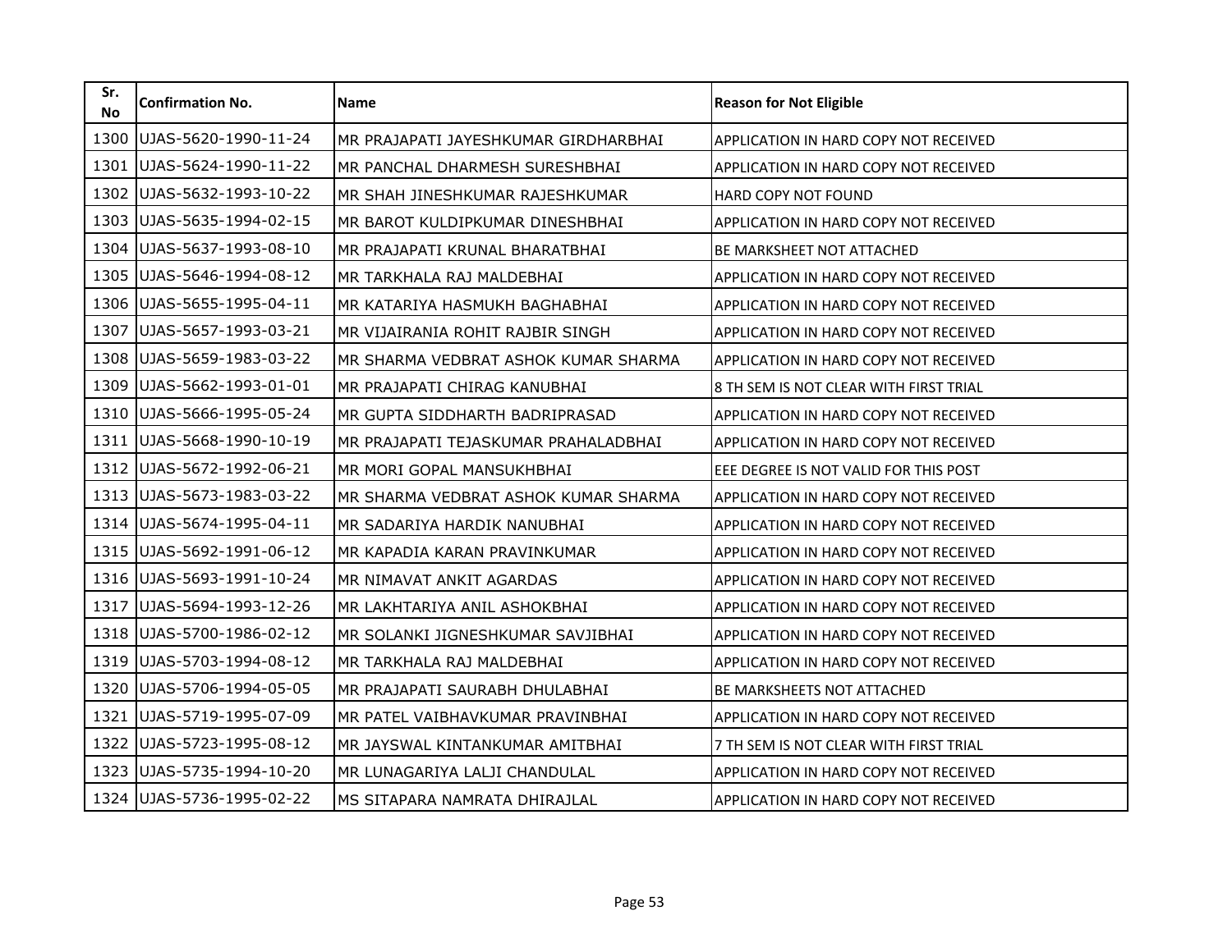| Sr. No | Confirmation No. | Name | Reason for Not Eligible |
|---|---|---|---|
| 1300 | UJAS-5620-1990-11-24 | MR PRAJAPATI JAYESHKUMAR GIRDHARBHAI | APPLICATION IN HARD COPY NOT RECEIVED |
| 1301 | UJAS-5624-1990-11-22 | MR PANCHAL DHARMESH SURESHBHAI | APPLICATION IN HARD COPY NOT RECEIVED |
| 1302 | UJAS-5632-1993-10-22 | MR SHAH JINESHKUMAR RAJESHKUMAR | HARD COPY NOT FOUND |
| 1303 | UJAS-5635-1994-02-15 | MR BAROT KULDIPKUMAR DINESHBHAI | APPLICATION IN HARD COPY NOT RECEIVED |
| 1304 | UJAS-5637-1993-08-10 | MR PRAJAPATI KRUNAL BHARATBHAI | BE MARKSHEET NOT ATTACHED |
| 1305 | UJAS-5646-1994-08-12 | MR TARKHALA RAJ MALDEBHAI | APPLICATION IN HARD COPY NOT RECEIVED |
| 1306 | UJAS-5655-1995-04-11 | MR KATARIYA HASMUKH BAGHABHAI | APPLICATION IN HARD COPY NOT RECEIVED |
| 1307 | UJAS-5657-1993-03-21 | MR VIJAIRANIA ROHIT RAJBIR SINGH | APPLICATION IN HARD COPY NOT RECEIVED |
| 1308 | UJAS-5659-1983-03-22 | MR SHARMA VEDBRAT ASHOK KUMAR SHARMA | APPLICATION IN HARD COPY NOT RECEIVED |
| 1309 | UJAS-5662-1993-01-01 | MR PRAJAPATI CHIRAG KANUBHAI | 8 TH SEM IS NOT CLEAR WITH FIRST TRIAL |
| 1310 | UJAS-5666-1995-05-24 | MR GUPTA SIDDHARTH BADRIPRASAD | APPLICATION IN HARD COPY NOT RECEIVED |
| 1311 | UJAS-5668-1990-10-19 | MR PRAJAPATI TEJASKUMAR PRAHALADBHAI | APPLICATION IN HARD COPY NOT RECEIVED |
| 1312 | UJAS-5672-1992-06-21 | MR MORI GOPAL MANSUKHBHAI | EEE DEGREE IS NOT VALID FOR THIS POST |
| 1313 | UJAS-5673-1983-03-22 | MR SHARMA VEDBRAT ASHOK KUMAR SHARMA | APPLICATION IN HARD COPY NOT RECEIVED |
| 1314 | UJAS-5674-1995-04-11 | MR SADARIYA HARDIK NANUBHAI | APPLICATION IN HARD COPY NOT RECEIVED |
| 1315 | UJAS-5692-1991-06-12 | MR KAPADIA KARAN PRAVINKUMAR | APPLICATION IN HARD COPY NOT RECEIVED |
| 1316 | UJAS-5693-1991-10-24 | MR NIMAVAT ANKIT AGARDAS | APPLICATION IN HARD COPY NOT RECEIVED |
| 1317 | UJAS-5694-1993-12-26 | MR LAKHTARIYA ANIL ASHOKBHAI | APPLICATION IN HARD COPY NOT RECEIVED |
| 1318 | UJAS-5700-1986-02-12 | MR SOLANKI JIGNESHKUMAR SAVJIBHAI | APPLICATION IN HARD COPY NOT RECEIVED |
| 1319 | UJAS-5703-1994-08-12 | MR TARKHALA RAJ MALDEBHAI | APPLICATION IN HARD COPY NOT RECEIVED |
| 1320 | UJAS-5706-1994-05-05 | MR PRAJAPATI SAURABH DHULABHAI | BE MARKSHEETS NOT ATTACHED |
| 1321 | UJAS-5719-1995-07-09 | MR PATEL VAIBHAVKUMAR PRAVINBHAI | APPLICATION IN HARD COPY NOT RECEIVED |
| 1322 | UJAS-5723-1995-08-12 | MR JAYSWAL KINTANKUMAR AMITBHAI | 7 TH SEM IS NOT CLEAR WITH FIRST TRIAL |
| 1323 | UJAS-5735-1994-10-20 | MR LUNAGARIYA LALJI CHANDULAL | APPLICATION IN HARD COPY NOT RECEIVED |
| 1324 | UJAS-5736-1995-02-22 | MS SITAPARA NAMRATA DHIRAJLAL | APPLICATION IN HARD COPY NOT RECEIVED |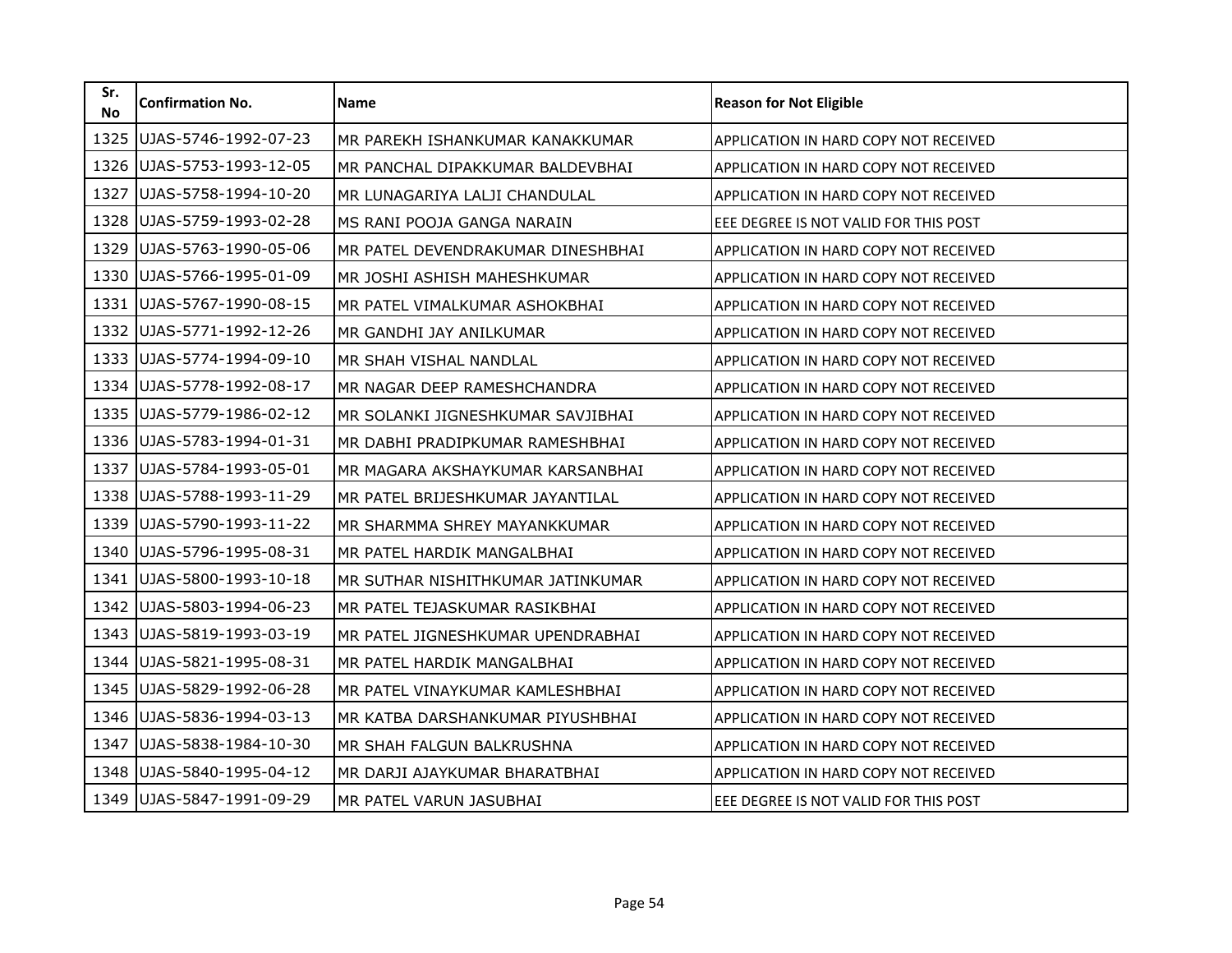| Sr. No | Confirmation No. | Name | Reason for Not Eligible |
|---|---|---|---|
| 1325 | UJAS-5746-1992-07-23 | MR PAREKH ISHANKUMAR KANAKKUMAR | APPLICATION IN HARD COPY NOT RECEIVED |
| 1326 | UJAS-5753-1993-12-05 | MR PANCHAL DIPAKKUMAR BALDEVBHAI | APPLICATION IN HARD COPY NOT RECEIVED |
| 1327 | UJAS-5758-1994-10-20 | MR LUNAGARIYA LALJI CHANDULAL | APPLICATION IN HARD COPY NOT RECEIVED |
| 1328 | UJAS-5759-1993-02-28 | MS RANI POOJA GANGA NARAIN | EEE DEGREE IS NOT VALID FOR THIS POST |
| 1329 | UJAS-5763-1990-05-06 | MR PATEL DEVENDRAKUMAR DINESHBHAI | APPLICATION IN HARD COPY NOT RECEIVED |
| 1330 | UJAS-5766-1995-01-09 | MR JOSHI ASHISH MAHESHKUMAR | APPLICATION IN HARD COPY NOT RECEIVED |
| 1331 | UJAS-5767-1990-08-15 | MR PATEL VIMALKUMAR ASHOKBHAI | APPLICATION IN HARD COPY NOT RECEIVED |
| 1332 | UJAS-5771-1992-12-26 | MR GANDHI JAY ANILKUMAR | APPLICATION IN HARD COPY NOT RECEIVED |
| 1333 | UJAS-5774-1994-09-10 | MR SHAH VISHAL NANDLAL | APPLICATION IN HARD COPY NOT RECEIVED |
| 1334 | UJAS-5778-1992-08-17 | MR NAGAR DEEP RAMESHCHANDRA | APPLICATION IN HARD COPY NOT RECEIVED |
| 1335 | UJAS-5779-1986-02-12 | MR SOLANKI JIGNESHKUMAR SAVJIBHAI | APPLICATION IN HARD COPY NOT RECEIVED |
| 1336 | UJAS-5783-1994-01-31 | MR DABHI PRADIPKUMAR RAMESHBHAI | APPLICATION IN HARD COPY NOT RECEIVED |
| 1337 | UJAS-5784-1993-05-01 | MR MAGARA AKSHAYKUMAR KARSANBHAI | APPLICATION IN HARD COPY NOT RECEIVED |
| 1338 | UJAS-5788-1993-11-29 | MR PATEL BRIJESHKUMAR JAYANTILAL | APPLICATION IN HARD COPY NOT RECEIVED |
| 1339 | UJAS-5790-1993-11-22 | MR SHARMMA SHREY MAYANKKUMAR | APPLICATION IN HARD COPY NOT RECEIVED |
| 1340 | UJAS-5796-1995-08-31 | MR PATEL HARDIK MANGALBHAI | APPLICATION IN HARD COPY NOT RECEIVED |
| 1341 | UJAS-5800-1993-10-18 | MR SUTHAR NISHITHKUMAR JATINKUMAR | APPLICATION IN HARD COPY NOT RECEIVED |
| 1342 | UJAS-5803-1994-06-23 | MR PATEL TEJASKUMAR RASIKBHAI | APPLICATION IN HARD COPY NOT RECEIVED |
| 1343 | UJAS-5819-1993-03-19 | MR PATEL JIGNESHKUMAR UPENDRABHAI | APPLICATION IN HARD COPY NOT RECEIVED |
| 1344 | UJAS-5821-1995-08-31 | MR PATEL HARDIK MANGALBHAI | APPLICATION IN HARD COPY NOT RECEIVED |
| 1345 | UJAS-5829-1992-06-28 | MR PATEL VINAYKUMAR KAMLESHBHAI | APPLICATION IN HARD COPY NOT RECEIVED |
| 1346 | UJAS-5836-1994-03-13 | MR KATBA DARSHANKUMAR PIYUSHBHAI | APPLICATION IN HARD COPY NOT RECEIVED |
| 1347 | UJAS-5838-1984-10-30 | MR SHAH FALGUN BALKRUSHNA | APPLICATION IN HARD COPY NOT RECEIVED |
| 1348 | UJAS-5840-1995-04-12 | MR DARJI AJAYKUMAR BHARATBHAI | APPLICATION IN HARD COPY NOT RECEIVED |
| 1349 | UJAS-5847-1991-09-29 | MR PATEL VARUN JASUBHAI | EEE DEGREE IS NOT VALID FOR THIS POST |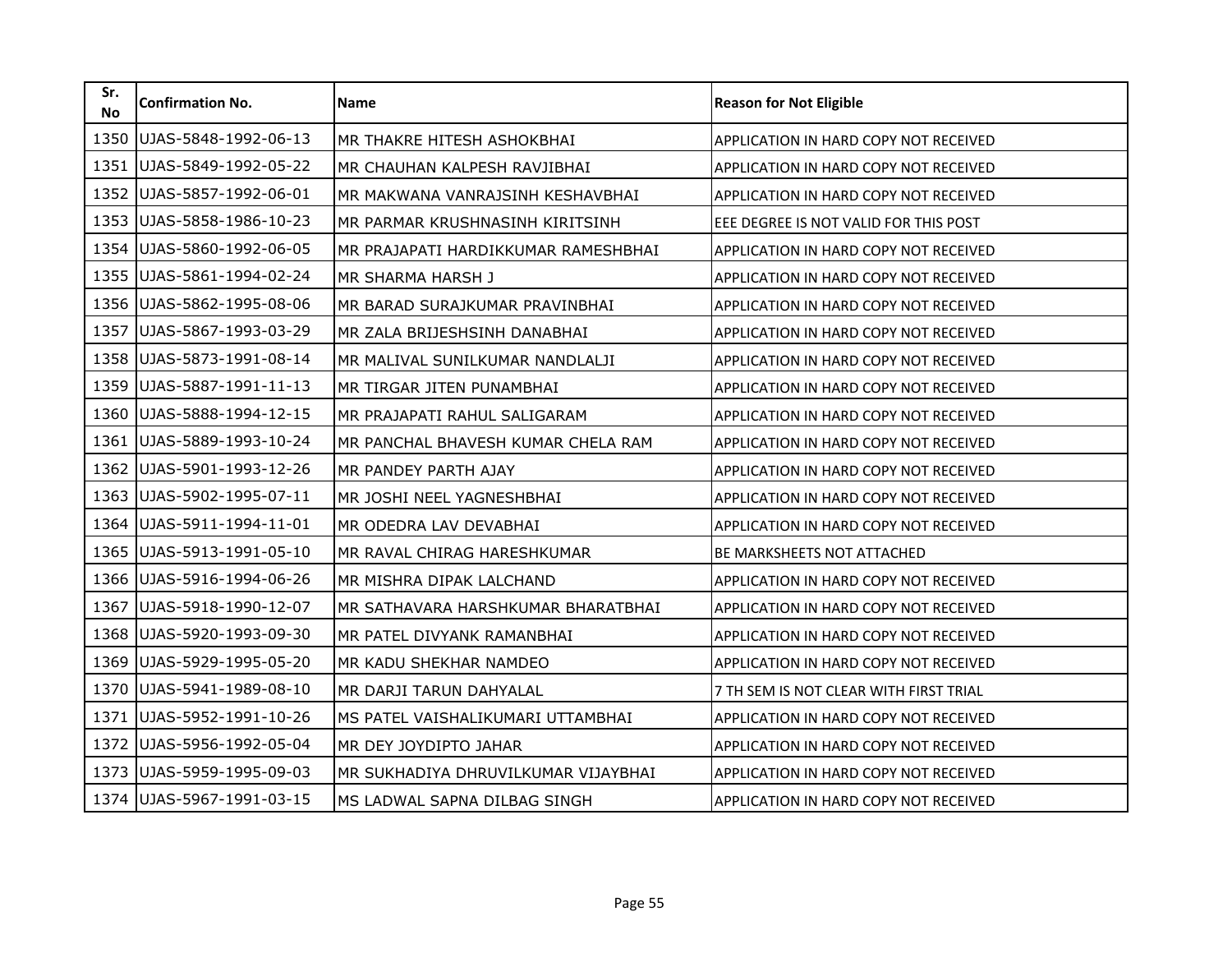| Sr. No | Confirmation No. | Name | Reason for Not Eligible |
|---|---|---|---|
| 1350 | UJAS-5848-1992-06-13 | MR THAKRE HITESH ASHOKBHAI | APPLICATION IN HARD COPY NOT RECEIVED |
| 1351 | UJAS-5849-1992-05-22 | MR CHAUHAN KALPESH RAVJIBHAI | APPLICATION IN HARD COPY NOT RECEIVED |
| 1352 | UJAS-5857-1992-06-01 | MR MAKWANA VANRAJSINH KESHAVBHAI | APPLICATION IN HARD COPY NOT RECEIVED |
| 1353 | UJAS-5858-1986-10-23 | MR PARMAR KRUSHNASINH KIRITSINH | EEE DEGREE IS NOT VALID FOR THIS POST |
| 1354 | UJAS-5860-1992-06-05 | MR PRAJAPATI HARDIKKUMAR RAMESHBHAI | APPLICATION IN HARD COPY NOT RECEIVED |
| 1355 | UJAS-5861-1994-02-24 | MR SHARMA HARSH J | APPLICATION IN HARD COPY NOT RECEIVED |
| 1356 | UJAS-5862-1995-08-06 | MR BARAD SURAJKUMAR PRAVINBHAI | APPLICATION IN HARD COPY NOT RECEIVED |
| 1357 | UJAS-5867-1993-03-29 | MR ZALA BRIJESHSINH DANABHAI | APPLICATION IN HARD COPY NOT RECEIVED |
| 1358 | UJAS-5873-1991-08-14 | MR MALIVAL SUNILKUMAR NANDLALJI | APPLICATION IN HARD COPY NOT RECEIVED |
| 1359 | UJAS-5887-1991-11-13 | MR TIRGAR JITEN PUNAMBHAI | APPLICATION IN HARD COPY NOT RECEIVED |
| 1360 | UJAS-5888-1994-12-15 | MR PRAJAPATI RAHUL SALIGARAM | APPLICATION IN HARD COPY NOT RECEIVED |
| 1361 | UJAS-5889-1993-10-24 | MR PANCHAL BHAVESH KUMAR CHELA RAM | APPLICATION IN HARD COPY NOT RECEIVED |
| 1362 | UJAS-5901-1993-12-26 | MR PANDEY PARTH AJAY | APPLICATION IN HARD COPY NOT RECEIVED |
| 1363 | UJAS-5902-1995-07-11 | MR JOSHI NEEL YAGNESHBHAI | APPLICATION IN HARD COPY NOT RECEIVED |
| 1364 | UJAS-5911-1994-11-01 | MR ODEDRA LAV DEVABHAI | APPLICATION IN HARD COPY NOT RECEIVED |
| 1365 | UJAS-5913-1991-05-10 | MR RAVAL CHIRAG HARESHKUMAR | BE MARKSHEETS NOT ATTACHED |
| 1366 | UJAS-5916-1994-06-26 | MR MISHRA DIPAK LALCHAND | APPLICATION IN HARD COPY NOT RECEIVED |
| 1367 | UJAS-5918-1990-12-07 | MR SATHAVARA HARSHKUMAR BHARATBHAI | APPLICATION IN HARD COPY NOT RECEIVED |
| 1368 | UJAS-5920-1993-09-30 | MR PATEL DIVYANK RAMANBHAI | APPLICATION IN HARD COPY NOT RECEIVED |
| 1369 | UJAS-5929-1995-05-20 | MR KADU SHEKHAR NAMDEO | APPLICATION IN HARD COPY NOT RECEIVED |
| 1370 | UJAS-5941-1989-08-10 | MR DARJI TARUN DAHYALAL | 7 TH SEM IS NOT CLEAR WITH FIRST TRIAL |
| 1371 | UJAS-5952-1991-10-26 | MS PATEL VAISHALIKUMARI UTTAMBHAI | APPLICATION IN HARD COPY NOT RECEIVED |
| 1372 | UJAS-5956-1992-05-04 | MR DEY JOYDIPTO JAHAR | APPLICATION IN HARD COPY NOT RECEIVED |
| 1373 | UJAS-5959-1995-09-03 | MR SUKHADIYA DHRUVILKUMAR VIJAYBHAI | APPLICATION IN HARD COPY NOT RECEIVED |
| 1374 | UJAS-5967-1991-03-15 | MS LADWAL SAPNA DILBAG SINGH | APPLICATION IN HARD COPY NOT RECEIVED |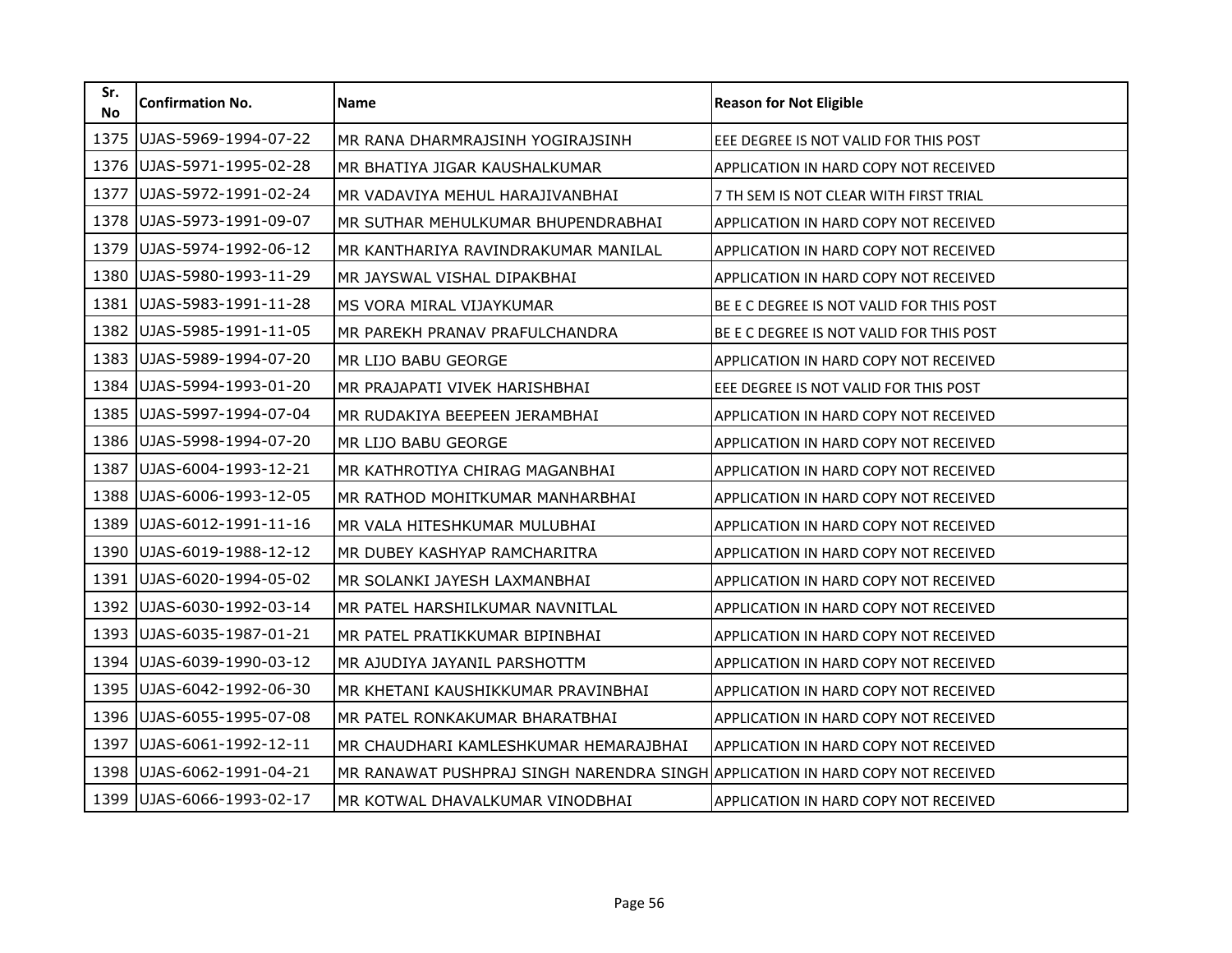| Sr. No | Confirmation No. | Name | Reason for Not Eligible |
|---|---|---|---|
| 1375 | UJAS-5969-1994-07-22 | MR RANA DHARMRAJSINH YOGIRAJSINH | EEE DEGREE IS NOT VALID FOR THIS POST |
| 1376 | UJAS-5971-1995-02-28 | MR BHATIYA JIGAR KAUSHALKUMAR | APPLICATION IN HARD COPY NOT RECEIVED |
| 1377 | UJAS-5972-1991-02-24 | MR VADAVIYA MEHUL HARAJIVANBHAI | 7 TH SEM IS NOT CLEAR WITH FIRST TRIAL |
| 1378 | UJAS-5973-1991-09-07 | MR SUTHAR MEHULKUMAR BHUPENDRABHAI | APPLICATION IN HARD COPY NOT RECEIVED |
| 1379 | UJAS-5974-1992-06-12 | MR KANTHARIYA RAVINDRAKUMAR MANILAL | APPLICATION IN HARD COPY NOT RECEIVED |
| 1380 | UJAS-5980-1993-11-29 | MR JAYSWAL VISHAL DIPAKBHAI | APPLICATION IN HARD COPY NOT RECEIVED |
| 1381 | UJAS-5983-1991-11-28 | MS VORA MIRAL VIJAYKUMAR | BE E C DEGREE IS NOT VALID FOR THIS POST |
| 1382 | UJAS-5985-1991-11-05 | MR PAREKH PRANAV PRAFULCHANDRA | BE E C DEGREE IS NOT VALID FOR THIS POST |
| 1383 | UJAS-5989-1994-07-20 | MR LIJO BABU GEORGE | APPLICATION IN HARD COPY NOT RECEIVED |
| 1384 | UJAS-5994-1993-01-20 | MR PRAJAPATI VIVEK HARISHBHAI | EEE DEGREE IS NOT VALID FOR THIS POST |
| 1385 | UJAS-5997-1994-07-04 | MR RUDAKIYA BEEPEEN JERAMBHAI | APPLICATION IN HARD COPY NOT RECEIVED |
| 1386 | UJAS-5998-1994-07-20 | MR LIJO BABU GEORGE | APPLICATION IN HARD COPY NOT RECEIVED |
| 1387 | UJAS-6004-1993-12-21 | MR KATHROTIYA CHIRAG MAGANBHAI | APPLICATION IN HARD COPY NOT RECEIVED |
| 1388 | UJAS-6006-1993-12-05 | MR RATHOD MOHITKUMAR MANHARBHAI | APPLICATION IN HARD COPY NOT RECEIVED |
| 1389 | UJAS-6012-1991-11-16 | MR VALA HITESHKUMAR MULUBHAI | APPLICATION IN HARD COPY NOT RECEIVED |
| 1390 | UJAS-6019-1988-12-12 | MR DUBEY KASHYAP RAMCHARITRA | APPLICATION IN HARD COPY NOT RECEIVED |
| 1391 | UJAS-6020-1994-05-02 | MR SOLANKI JAYESH LAXMANBHAI | APPLICATION IN HARD COPY NOT RECEIVED |
| 1392 | UJAS-6030-1992-03-14 | MR PATEL HARSHILKUMAR NAVNITLAL | APPLICATION IN HARD COPY NOT RECEIVED |
| 1393 | UJAS-6035-1987-01-21 | MR PATEL PRATIKKUMAR BIPINBHAI | APPLICATION IN HARD COPY NOT RECEIVED |
| 1394 | UJAS-6039-1990-03-12 | MR AJUDIYA JAYANIL PARSHOTTM | APPLICATION IN HARD COPY NOT RECEIVED |
| 1395 | UJAS-6042-1992-06-30 | MR KHETANI KAUSHIKKUMAR PRAVINBHAI | APPLICATION IN HARD COPY NOT RECEIVED |
| 1396 | UJAS-6055-1995-07-08 | MR PATEL RONKAKUMAR BHARATBHAI | APPLICATION IN HARD COPY NOT RECEIVED |
| 1397 | UJAS-6061-1992-12-11 | MR CHAUDHARI KAMLESHKUMAR HEMARAJBHAI | APPLICATION IN HARD COPY NOT RECEIVED |
| 1398 | UJAS-6062-1991-04-21 | MR RANAWAT PUSHPRAJ SINGH NARENDRA SINGH | APPLICATION IN HARD COPY NOT RECEIVED |
| 1399 | UJAS-6066-1993-02-17 | MR KOTWAL DHAVALKUMAR VINODBHAI | APPLICATION IN HARD COPY NOT RECEIVED |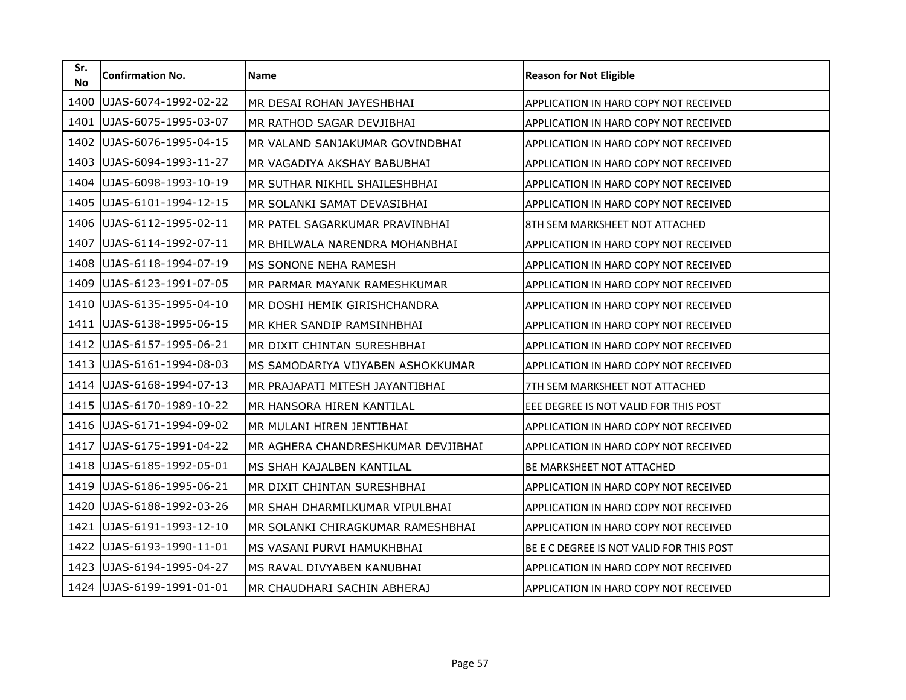| Sr. No | Confirmation No. | Name | Reason for Not Eligible |
| --- | --- | --- | --- |
| 1400 | UJAS-6074-1992-02-22 | MR DESAI ROHAN JAYESHBHAI | APPLICATION IN HARD COPY NOT RECEIVED |
| 1401 | UJAS-6075-1995-03-07 | MR RATHOD SAGAR DEVJIBHAI | APPLICATION IN HARD COPY NOT RECEIVED |
| 1402 | UJAS-6076-1995-04-15 | MR VALAND SANJAKUMAR GOVINDBHAI | APPLICATION IN HARD COPY NOT RECEIVED |
| 1403 | UJAS-6094-1993-11-27 | MR VAGADIYA AKSHAY BABUBHAI | APPLICATION IN HARD COPY NOT RECEIVED |
| 1404 | UJAS-6098-1993-10-19 | MR SUTHAR NIKHIL SHAILESHBHAI | APPLICATION IN HARD COPY NOT RECEIVED |
| 1405 | UJAS-6101-1994-12-15 | MR SOLANKI SAMAT DEVASIBHAI | APPLICATION IN HARD COPY NOT RECEIVED |
| 1406 | UJAS-6112-1995-02-11 | MR PATEL SAGARKUMAR PRAVINBHAI | 8TH SEM MARKSHEET NOT ATTACHED |
| 1407 | UJAS-6114-1992-07-11 | MR BHILWALA NARENDRA MOHANBHAI | APPLICATION IN HARD COPY NOT RECEIVED |
| 1408 | UJAS-6118-1994-07-19 | MS SONONE NEHA RAMESH | APPLICATION IN HARD COPY NOT RECEIVED |
| 1409 | UJAS-6123-1991-07-05 | MR PARMAR MAYANK RAMESHKUMAR | APPLICATION IN HARD COPY NOT RECEIVED |
| 1410 | UJAS-6135-1995-04-10 | MR DOSHI HEMIK GIRISHCHANDRA | APPLICATION IN HARD COPY NOT RECEIVED |
| 1411 | UJAS-6138-1995-06-15 | MR KHER SANDIP RAMSINHBHAI | APPLICATION IN HARD COPY NOT RECEIVED |
| 1412 | UJAS-6157-1995-06-21 | MR DIXIT CHINTAN SURESHBHAI | APPLICATION IN HARD COPY NOT RECEIVED |
| 1413 | UJAS-6161-1994-08-03 | MS SAMODARIYA VIJYABEN ASHOKKUMAR | APPLICATION IN HARD COPY NOT RECEIVED |
| 1414 | UJAS-6168-1994-07-13 | MR PRAJAPATI MITESH JAYANTIBHAI | 7TH SEM MARKSHEET NOT ATTACHED |
| 1415 | UJAS-6170-1989-10-22 | MR HANSORA HIREN KANTILAL | EEE DEGREE IS NOT VALID FOR THIS POST |
| 1416 | UJAS-6171-1994-09-02 | MR MULANI HIREN JENTIBHAI | APPLICATION IN HARD COPY NOT RECEIVED |
| 1417 | UJAS-6175-1991-04-22 | MR AGHERA CHANDRESHKUMAR DEVJIBHAI | APPLICATION IN HARD COPY NOT RECEIVED |
| 1418 | UJAS-6185-1992-05-01 | MS SHAH KAJALBEN KANTILAL | BE MARKSHEET NOT ATTACHED |
| 1419 | UJAS-6186-1995-06-21 | MR DIXIT CHINTAN SURESHBHAI | APPLICATION IN HARD COPY NOT RECEIVED |
| 1420 | UJAS-6188-1992-03-26 | MR SHAH DHARMILKUMAR VIPULBHAI | APPLICATION IN HARD COPY NOT RECEIVED |
| 1421 | UJAS-6191-1993-12-10 | MR SOLANKI CHIRAGKUMAR RAMESHBHAI | APPLICATION IN HARD COPY NOT RECEIVED |
| 1422 | UJAS-6193-1990-11-01 | MS VASANI PURVI HAMUKHBHAI | BE E C DEGREE IS NOT VALID FOR THIS POST |
| 1423 | UJAS-6194-1995-04-27 | MS RAVAL DIVYABEN KANUBHAI | APPLICATION IN HARD COPY NOT RECEIVED |
| 1424 | UJAS-6199-1991-01-01 | MR CHAUDHARI SACHIN ABHERAJ | APPLICATION IN HARD COPY NOT RECEIVED |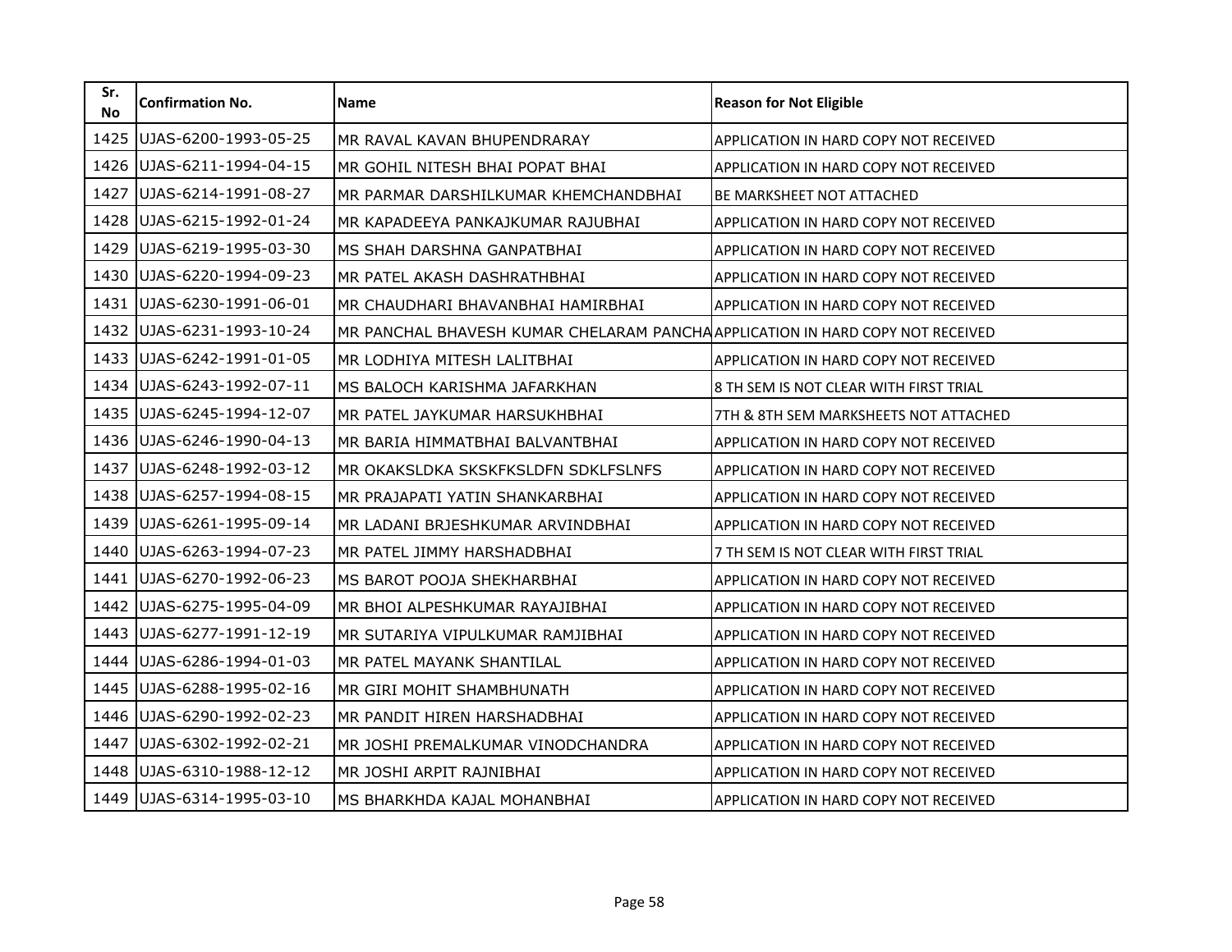| Sr. No | Confirmation No. | Name | Reason for Not Eligible |
|---|---|---|---|
| 1425 | UJAS-6200-1993-05-25 | MR RAVAL KAVAN BHUPENDRARAY | APPLICATION IN HARD COPY NOT RECEIVED |
| 1426 | UJAS-6211-1994-04-15 | MR GOHIL NITESH BHAI POPAT BHAI | APPLICATION IN HARD COPY NOT RECEIVED |
| 1427 | UJAS-6214-1991-08-27 | MR PARMAR DARSHILKUMAR KHEMCHANDBHAI | BE MARKSHEET NOT ATTACHED |
| 1428 | UJAS-6215-1992-01-24 | MR KAPADEEYA PANKAJKUMAR RAJUBHAI | APPLICATION IN HARD COPY NOT RECEIVED |
| 1429 | UJAS-6219-1995-03-30 | MS SHAH DARSHNA GANPATBHAI | APPLICATION IN HARD COPY NOT RECEIVED |
| 1430 | UJAS-6220-1994-09-23 | MR PATEL AKASH DASHRATHBHAI | APPLICATION IN HARD COPY NOT RECEIVED |
| 1431 | UJAS-6230-1991-06-01 | MR CHAUDHARI BHAVANBHAI HAMIRBHAI | APPLICATION IN HARD COPY NOT RECEIVED |
| 1432 | UJAS-6231-1993-10-24 | MR PANCHAL BHAVESH KUMAR CHELARAM PANCHA | APPLICATION IN HARD COPY NOT RECEIVED |
| 1433 | UJAS-6242-1991-01-05 | MR LODHIYA MITESH LALITBHAI | APPLICATION IN HARD COPY NOT RECEIVED |
| 1434 | UJAS-6243-1992-07-11 | MS BALOCH KARISHMA JAFARKHAN | 8 TH SEM IS NOT CLEAR WITH FIRST TRIAL |
| 1435 | UJAS-6245-1994-12-07 | MR PATEL JAYKUMAR HARSUKHBHAI | 7TH & 8TH SEM MARKSHEETS NOT ATTACHED |
| 1436 | UJAS-6246-1990-04-13 | MR BARIA HIMMATBHAI BALVANTBHAI | APPLICATION IN HARD COPY NOT RECEIVED |
| 1437 | UJAS-6248-1992-03-12 | MR OKAKSLDKA SKSKFKSLDFN SDKLFSLNFS | APPLICATION IN HARD COPY NOT RECEIVED |
| 1438 | UJAS-6257-1994-08-15 | MR PRAJAPATI YATIN SHANKARBHAI | APPLICATION IN HARD COPY NOT RECEIVED |
| 1439 | UJAS-6261-1995-09-14 | MR LADANI BRJESHKUMAR ARVINDBHAI | APPLICATION IN HARD COPY NOT RECEIVED |
| 1440 | UJAS-6263-1994-07-23 | MR PATEL JIMMY HARSHADBHAI | 7 TH SEM IS NOT CLEAR WITH FIRST TRIAL |
| 1441 | UJAS-6270-1992-06-23 | MS BAROT POOJA SHEKHARBHAI | APPLICATION IN HARD COPY NOT RECEIVED |
| 1442 | UJAS-6275-1995-04-09 | MR BHOI ALPESHKUMAR RAYAJIBHAI | APPLICATION IN HARD COPY NOT RECEIVED |
| 1443 | UJAS-6277-1991-12-19 | MR SUTARIYA VIPULKUMAR RAMJIBHAI | APPLICATION IN HARD COPY NOT RECEIVED |
| 1444 | UJAS-6286-1994-01-03 | MR PATEL MAYANK SHANTILAL | APPLICATION IN HARD COPY NOT RECEIVED |
| 1445 | UJAS-6288-1995-02-16 | MR GIRI MOHIT SHAMBHUNATH | APPLICATION IN HARD COPY NOT RECEIVED |
| 1446 | UJAS-6290-1992-02-23 | MR PANDIT HIREN HARSHADBHAI | APPLICATION IN HARD COPY NOT RECEIVED |
| 1447 | UJAS-6302-1992-02-21 | MR JOSHI PREMALKUMAR VINODCHANDRA | APPLICATION IN HARD COPY NOT RECEIVED |
| 1448 | UJAS-6310-1988-12-12 | MR JOSHI ARPIT RAJNIBHAI | APPLICATION IN HARD COPY NOT RECEIVED |
| 1449 | UJAS-6314-1995-03-10 | MS BHARKHDA KAJAL MOHANBHAI | APPLICATION IN HARD COPY NOT RECEIVED |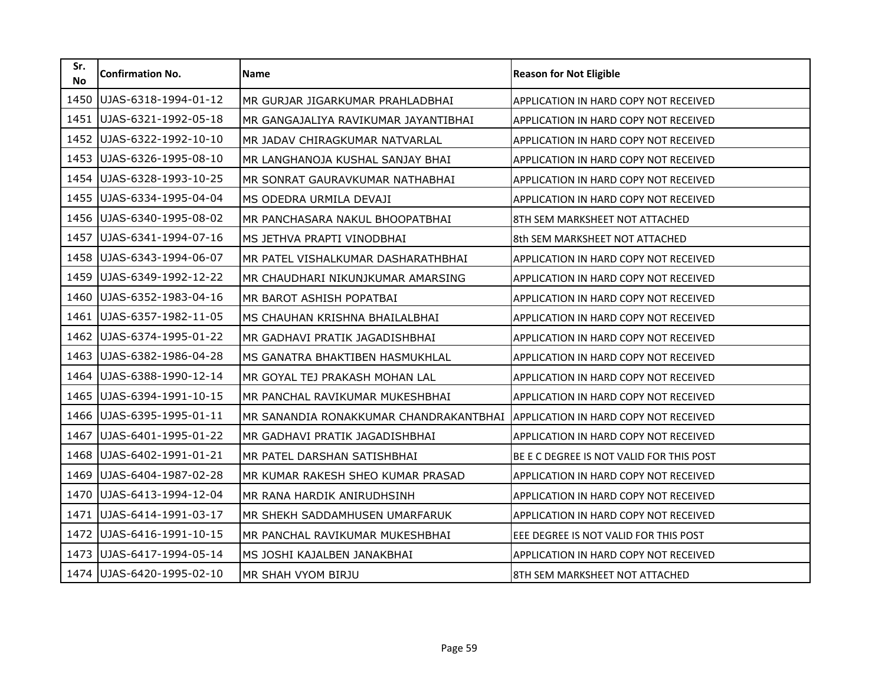| Sr. No | Confirmation No. | Name | Reason for Not Eligible |
|---|---|---|---|
| 1450 | UJAS-6318-1994-01-12 | MR GURJAR JIGARKUMAR PRAHLADBHAI | APPLICATION IN HARD COPY NOT RECEIVED |
| 1451 | UJAS-6321-1992-05-18 | MR GANGAJALIYA RAVIKUMAR JAYANTIBHAI | APPLICATION IN HARD COPY NOT RECEIVED |
| 1452 | UJAS-6322-1992-10-10 | MR JADAV CHIRAGKUMAR NATVARLAL | APPLICATION IN HARD COPY NOT RECEIVED |
| 1453 | UJAS-6326-1995-08-10 | MR LANGHANOJA KUSHAL SANJAY BHAI | APPLICATION IN HARD COPY NOT RECEIVED |
| 1454 | UJAS-6328-1993-10-25 | MR SONRAT GAURAVKUMAR NATHABHAI | APPLICATION IN HARD COPY NOT RECEIVED |
| 1455 | UJAS-6334-1995-04-04 | MS ODEDRA URMILA DEVAJI | APPLICATION IN HARD COPY NOT RECEIVED |
| 1456 | UJAS-6340-1995-08-02 | MR PANCHASARA NAKUL BHOOPATBHAI | 8TH SEM MARKSHEET NOT ATTACHED |
| 1457 | UJAS-6341-1994-07-16 | MS JETHVA PRAPTI VINODBHAI | 8th SEM MARKSHEET NOT ATTACHED |
| 1458 | UJAS-6343-1994-06-07 | MR PATEL VISHALKUMAR DASHARATHBHAI | APPLICATION IN HARD COPY NOT RECEIVED |
| 1459 | UJAS-6349-1992-12-22 | MR CHAUDHARI NIKUNJKUMAR AMARSING | APPLICATION IN HARD COPY NOT RECEIVED |
| 1460 | UJAS-6352-1983-04-16 | MR BAROT ASHISH POPATBAI | APPLICATION IN HARD COPY NOT RECEIVED |
| 1461 | UJAS-6357-1982-11-05 | MS CHAUHAN KRISHNA BHAILALBHAI | APPLICATION IN HARD COPY NOT RECEIVED |
| 1462 | UJAS-6374-1995-01-22 | MR GADHAVI PRATIK JAGADISHBHAI | APPLICATION IN HARD COPY NOT RECEIVED |
| 1463 | UJAS-6382-1986-04-28 | MS GANATRA BHAKTIBEN HASMUKHLAL | APPLICATION IN HARD COPY NOT RECEIVED |
| 1464 | UJAS-6388-1990-12-14 | MR GOYAL TEJ PRAKASH MOHAN LAL | APPLICATION IN HARD COPY NOT RECEIVED |
| 1465 | UJAS-6394-1991-10-15 | MR PANCHAL RAVIKUMAR MUKESHBHAI | APPLICATION IN HARD COPY NOT RECEIVED |
| 1466 | UJAS-6395-1995-01-11 | MR SANANDIA RONAKKUMAR CHANDRAKANTBHAI | APPLICATION IN HARD COPY NOT RECEIVED |
| 1467 | UJAS-6401-1995-01-22 | MR GADHAVI PRATIK JAGADISHBHAI | APPLICATION IN HARD COPY NOT RECEIVED |
| 1468 | UJAS-6402-1991-01-21 | MR PATEL DARSHAN SATISHBHAI | BE E C DEGREE IS NOT VALID FOR THIS POST |
| 1469 | UJAS-6404-1987-02-28 | MR KUMAR RAKESH SHEO KUMAR PRASAD | APPLICATION IN HARD COPY NOT RECEIVED |
| 1470 | UJAS-6413-1994-12-04 | MR RANA HARDIK ANIRUDHSINH | APPLICATION IN HARD COPY NOT RECEIVED |
| 1471 | UJAS-6414-1991-03-17 | MR SHEKH SADDAMHUSEN UMARFARUK | APPLICATION IN HARD COPY NOT RECEIVED |
| 1472 | UJAS-6416-1991-10-15 | MR PANCHAL RAVIKUMAR MUKESHBHAI | EEE DEGREE IS NOT VALID FOR THIS POST |
| 1473 | UJAS-6417-1994-05-14 | MS JOSHI KAJALBEN JANAKBHAI | APPLICATION IN HARD COPY NOT RECEIVED |
| 1474 | UJAS-6420-1995-02-10 | MR SHAH VYOM BIRJU | 8TH SEM MARKSHEET NOT ATTACHED |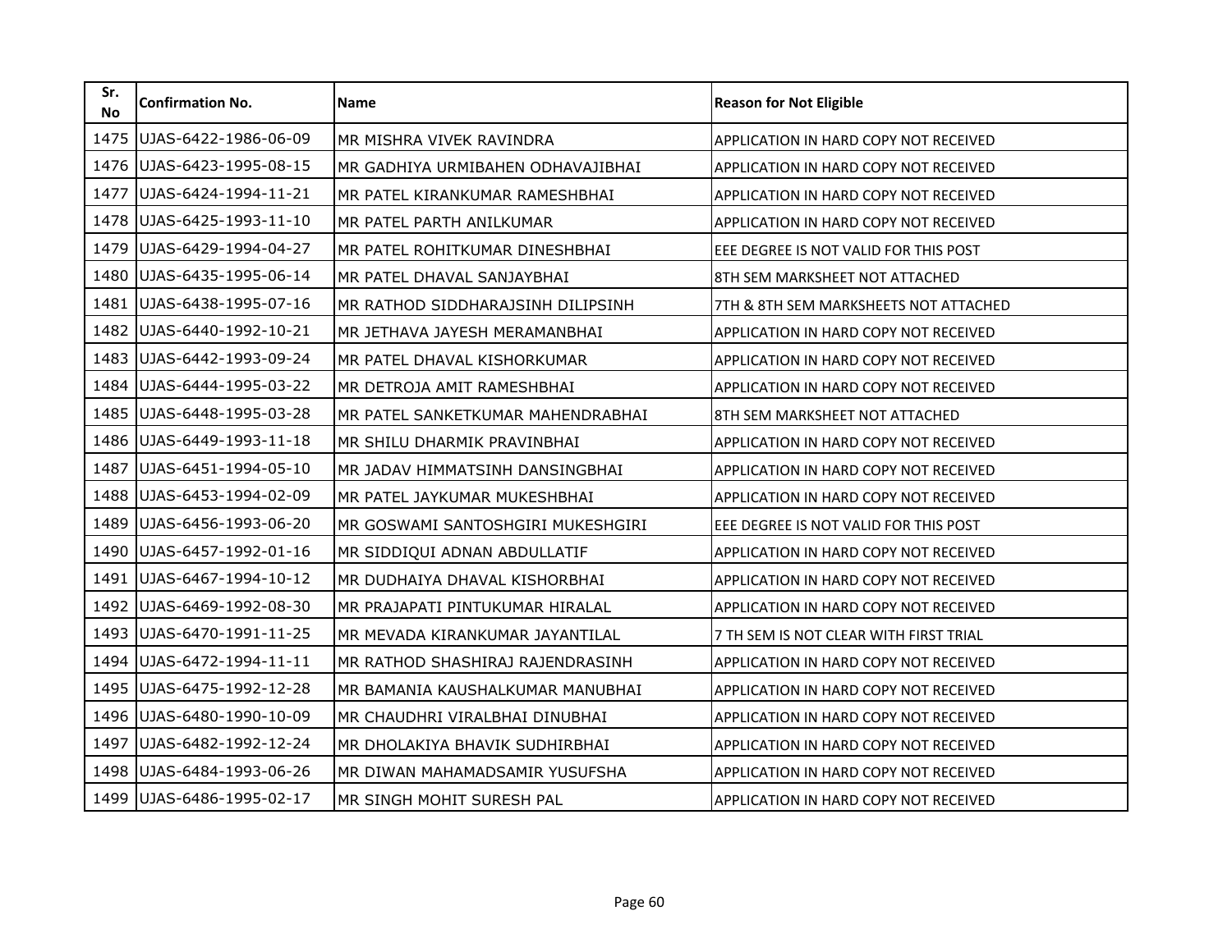| Sr. No | Confirmation No. | Name | Reason for Not Eligible |
|---|---|---|---|
| 1475 | UJAS-6422-1986-06-09 | MR MISHRA VIVEK RAVINDRA | APPLICATION IN HARD COPY NOT RECEIVED |
| 1476 | UJAS-6423-1995-08-15 | MR GADHIYA URMIBAHEN ODHAVAJIBHAI | APPLICATION IN HARD COPY NOT RECEIVED |
| 1477 | UJAS-6424-1994-11-21 | MR PATEL KIRANKUMAR RAMESHBHAI | APPLICATION IN HARD COPY NOT RECEIVED |
| 1478 | UJAS-6425-1993-11-10 | MR PATEL PARTH ANILKUMAR | APPLICATION IN HARD COPY NOT RECEIVED |
| 1479 | UJAS-6429-1994-04-27 | MR PATEL ROHITKUMAR DINESHBHAI | EEE DEGREE IS NOT VALID FOR THIS POST |
| 1480 | UJAS-6435-1995-06-14 | MR PATEL DHAVAL SANJAYBHAI | 8TH SEM MARKSHEET NOT ATTACHED |
| 1481 | UJAS-6438-1995-07-16 | MR RATHOD SIDDHARAJSINH DILIPSINH | 7TH & 8TH SEM MARKSHEETS NOT ATTACHED |
| 1482 | UJAS-6440-1992-10-21 | MR JETHAVA JAYESH MERAMANBHAI | APPLICATION IN HARD COPY NOT RECEIVED |
| 1483 | UJAS-6442-1993-09-24 | MR PATEL DHAVAL KISHORKUMAR | APPLICATION IN HARD COPY NOT RECEIVED |
| 1484 | UJAS-6444-1995-03-22 | MR DETROJA AMIT RAMESHBHAI | APPLICATION IN HARD COPY NOT RECEIVED |
| 1485 | UJAS-6448-1995-03-28 | MR PATEL SANKETKUMAR MAHENDRABHAI | 8TH SEM MARKSHEET NOT ATTACHED |
| 1486 | UJAS-6449-1993-11-18 | MR SHILU DHARMIK PRAVINBHAI | APPLICATION IN HARD COPY NOT RECEIVED |
| 1487 | UJAS-6451-1994-05-10 | MR JADAV HIMMATSINH DANSINGBHAI | APPLICATION IN HARD COPY NOT RECEIVED |
| 1488 | UJAS-6453-1994-02-09 | MR PATEL JAYKUMAR MUKESHBHAI | APPLICATION IN HARD COPY NOT RECEIVED |
| 1489 | UJAS-6456-1993-06-20 | MR GOSWAMI SANTOSHGIRI MUKESHGIRI | EEE DEGREE IS NOT VALID FOR THIS POST |
| 1490 | UJAS-6457-1992-01-16 | MR SIDDIQUI ADNAN ABDULLATIF | APPLICATION IN HARD COPY NOT RECEIVED |
| 1491 | UJAS-6467-1994-10-12 | MR DUDHAIYA DHAVAL KISHORBHAI | APPLICATION IN HARD COPY NOT RECEIVED |
| 1492 | UJAS-6469-1992-08-30 | MR PRAJAPATI PINTUKUMAR HIRALAL | APPLICATION IN HARD COPY NOT RECEIVED |
| 1493 | UJAS-6470-1991-11-25 | MR MEVADA KIRANKUMAR JAYANTILAL | 7 TH SEM IS NOT CLEAR WITH FIRST TRIAL |
| 1494 | UJAS-6472-1994-11-11 | MR RATHOD SHASHIRAJ RAJENDRASINH | APPLICATION IN HARD COPY NOT RECEIVED |
| 1495 | UJAS-6475-1992-12-28 | MR BAMANIA KAUSHALKUMAR MANUBHAI | APPLICATION IN HARD COPY NOT RECEIVED |
| 1496 | UJAS-6480-1990-10-09 | MR CHAUDHRI VIRALBHAI DINUBHAI | APPLICATION IN HARD COPY NOT RECEIVED |
| 1497 | UJAS-6482-1992-12-24 | MR DHOLAKIYA BHAVIK SUDHIRBHAI | APPLICATION IN HARD COPY NOT RECEIVED |
| 1498 | UJAS-6484-1993-06-26 | MR DIWAN MAHAMADSAMIR YUSUFSHA | APPLICATION IN HARD COPY NOT RECEIVED |
| 1499 | UJAS-6486-1995-02-17 | MR SINGH MOHIT SURESH PAL | APPLICATION IN HARD COPY NOT RECEIVED |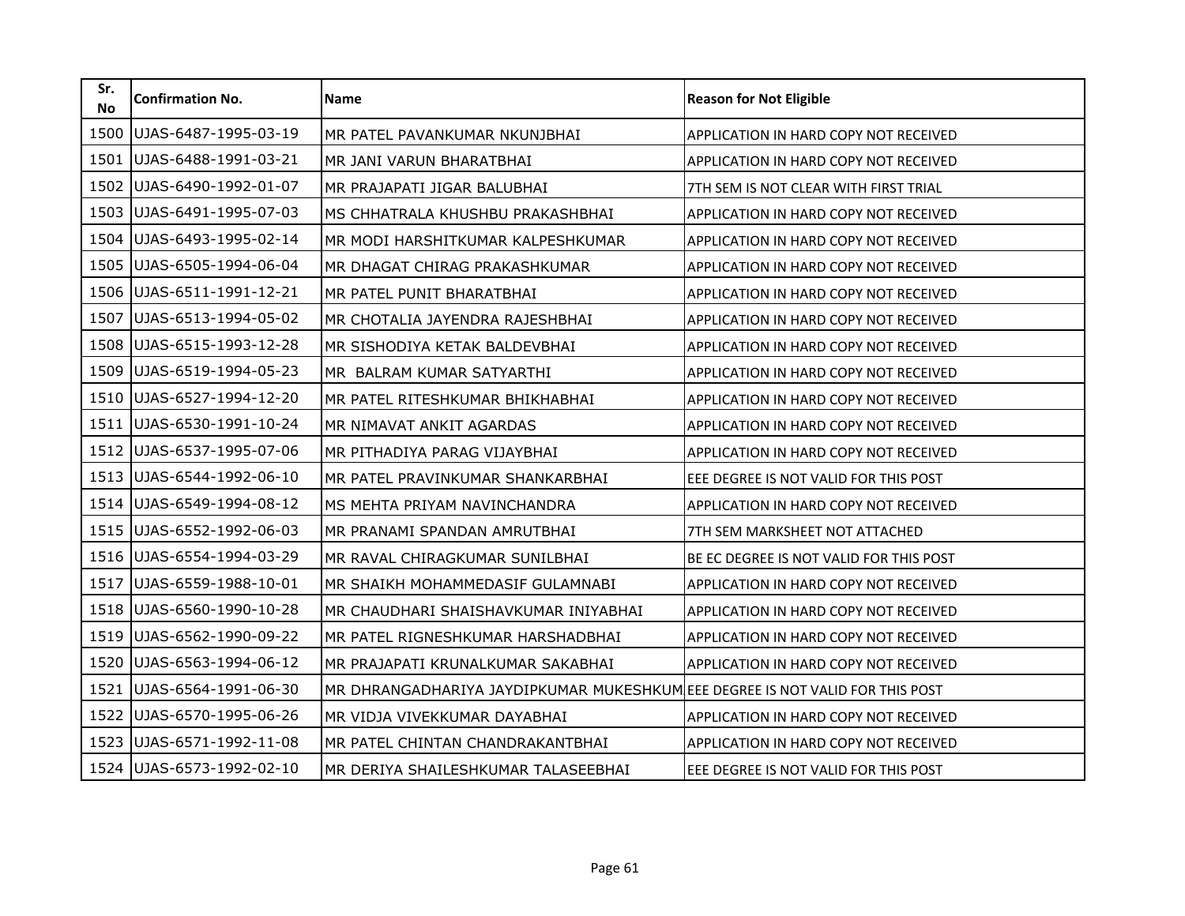| Sr. No | Confirmation No. | Name | Reason for Not Eligible |
|---|---|---|---|
| 1500 | UJAS-6487-1995-03-19 | MR PATEL PAVANKUMAR NKUNJBHAI | APPLICATION IN HARD COPY NOT RECEIVED |
| 1501 | UJAS-6488-1991-03-21 | MR JANI VARUN BHARATBHAI | APPLICATION IN HARD COPY NOT RECEIVED |
| 1502 | UJAS-6490-1992-01-07 | MR PRAJAPATI JIGAR BALUBHAI | 7TH SEM IS NOT CLEAR WITH FIRST TRIAL |
| 1503 | UJAS-6491-1995-07-03 | MS CHHATRALA KHUSHBU PRAKASHBHAI | APPLICATION IN HARD COPY NOT RECEIVED |
| 1504 | UJAS-6493-1995-02-14 | MR MODI HARSHITKUMAR KALPESHKUMAR | APPLICATION IN HARD COPY NOT RECEIVED |
| 1505 | UJAS-6505-1994-06-04 | MR DHAGAT CHIRAG PRAKASHKUMAR | APPLICATION IN HARD COPY NOT RECEIVED |
| 1506 | UJAS-6511-1991-12-21 | MR PATEL PUNIT BHARATBHAI | APPLICATION IN HARD COPY NOT RECEIVED |
| 1507 | UJAS-6513-1994-05-02 | MR CHOTALIA JAYENDRA RAJESHBHAI | APPLICATION IN HARD COPY NOT RECEIVED |
| 1508 | UJAS-6515-1993-12-28 | MR SISHODIYA KETAK BALDEVBHAI | APPLICATION IN HARD COPY NOT RECEIVED |
| 1509 | UJAS-6519-1994-05-23 | MR BALRAM KUMAR SATYARTHI | APPLICATION IN HARD COPY NOT RECEIVED |
| 1510 | UJAS-6527-1994-12-20 | MR PATEL RITESHKUMAR BHIKHABHAI | APPLICATION IN HARD COPY NOT RECEIVED |
| 1511 | UJAS-6530-1991-10-24 | MR NIMAVAT ANKIT AGARDAS | APPLICATION IN HARD COPY NOT RECEIVED |
| 1512 | UJAS-6537-1995-07-06 | MR PITHADIYA PARAG VIJAYBHAI | APPLICATION IN HARD COPY NOT RECEIVED |
| 1513 | UJAS-6544-1992-06-10 | MR PATEL PRAVINKUMAR SHANKARBHAI | EEE DEGREE IS NOT VALID FOR THIS POST |
| 1514 | UJAS-6549-1994-08-12 | MS MEHTA PRIYAM NAVINCHANDRA | APPLICATION IN HARD COPY NOT RECEIVED |
| 1515 | UJAS-6552-1992-06-03 | MR PRANAMI SPANDAN AMRUTBHAI | 7TH SEM MARKSHEET NOT ATTACHED |
| 1516 | UJAS-6554-1994-03-29 | MR RAVAL CHIRAGKUMAR SUNILBHAI | BE EC DEGREE IS NOT VALID FOR THIS POST |
| 1517 | UJAS-6559-1988-10-01 | MR SHAIKH MOHAMMEDASIF GULAMNABI | APPLICATION IN HARD COPY NOT RECEIVED |
| 1518 | UJAS-6560-1990-10-28 | MR CHAUDHARI SHAISHAVKUMAR INIYABHAI | APPLICATION IN HARD COPY NOT RECEIVED |
| 1519 | UJAS-6562-1990-09-22 | MR PATEL RIGNESHKUMAR HARSHADBHAI | APPLICATION IN HARD COPY NOT RECEIVED |
| 1520 | UJAS-6563-1994-06-12 | MR PRAJAPATI KRUNALKUMAR SAKABHAI | APPLICATION IN HARD COPY NOT RECEIVED |
| 1521 | UJAS-6564-1991-06-30 | MR DHRANGADHARIYA JAYDIPKUMAR MUKESHKUM | EEE DEGREE IS NOT VALID FOR THIS POST |
| 1522 | UJAS-6570-1995-06-26 | MR VIDJA VIVEKKUMAR DAYABHAI | APPLICATION IN HARD COPY NOT RECEIVED |
| 1523 | UJAS-6571-1992-11-08 | MR PATEL CHINTAN CHANDRAKANTBHAI | APPLICATION IN HARD COPY NOT RECEIVED |
| 1524 | UJAS-6573-1992-02-10 | MR DERIYA SHAILESHKUMAR TALASEEBHAI | EEE DEGREE IS NOT VALID FOR THIS POST |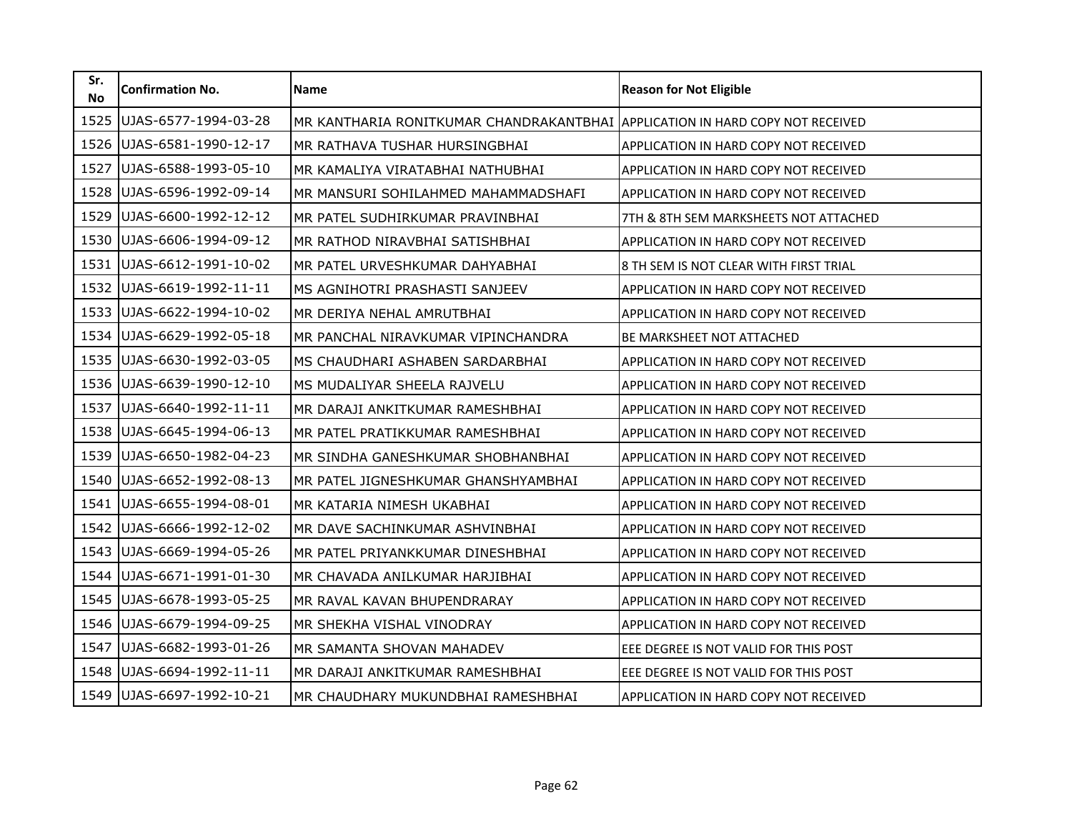| Sr. No | Confirmation No. | Name | Reason for Not Eligible |
|---|---|---|---|
| 1525 | UJAS-6577-1994-03-28 | MR KANTHARIA RONITKUMAR CHANDRAKANTBHAI | APPLICATION IN HARD COPY NOT RECEIVED |
| 1526 | UJAS-6581-1990-12-17 | MR RATHAVA TUSHAR HURSINGBHAI | APPLICATION IN HARD COPY NOT RECEIVED |
| 1527 | UJAS-6588-1993-05-10 | MR KAMALIYA VIRATABHAI NATHUBHAI | APPLICATION IN HARD COPY NOT RECEIVED |
| 1528 | UJAS-6596-1992-09-14 | MR MANSURI SOHILAHMED MAHAMMADSHAFI | APPLICATION IN HARD COPY NOT RECEIVED |
| 1529 | UJAS-6600-1992-12-12 | MR PATEL SUDHIRKUMAR PRAVINBHAI | 7TH & 8TH SEM MARKSHEETS NOT ATTACHED |
| 1530 | UJAS-6606-1994-09-12 | MR RATHOD NIRAVBHAI SATISHBHAI | APPLICATION IN HARD COPY NOT RECEIVED |
| 1531 | UJAS-6612-1991-10-02 | MR PATEL URVESHKUMAR DAHYABHAI | 8 TH SEM IS NOT CLEAR WITH FIRST TRIAL |
| 1532 | UJAS-6619-1992-11-11 | MS AGNIHOTRI PRASHASTI SANJEEV | APPLICATION IN HARD COPY NOT RECEIVED |
| 1533 | UJAS-6622-1994-10-02 | MR DERIYA NEHAL AMRUTBHAI | APPLICATION IN HARD COPY NOT RECEIVED |
| 1534 | UJAS-6629-1992-05-18 | MR PANCHAL NIRAVKUMAR VIPINCHANDRA | BE MARKSHEET NOT ATTACHED |
| 1535 | UJAS-6630-1992-03-05 | MS CHAUDHARI ASHABEN SARDARBHAI | APPLICATION IN HARD COPY NOT RECEIVED |
| 1536 | UJAS-6639-1990-12-10 | MS MUDALIYAR SHEELA RAJVELU | APPLICATION IN HARD COPY NOT RECEIVED |
| 1537 | UJAS-6640-1992-11-11 | MR DARAJI ANKITKUMAR RAMESHBHAI | APPLICATION IN HARD COPY NOT RECEIVED |
| 1538 | UJAS-6645-1994-06-13 | MR PATEL PRATIKKUMAR RAMESHBHAI | APPLICATION IN HARD COPY NOT RECEIVED |
| 1539 | UJAS-6650-1982-04-23 | MR SINDHA GANESHKUMAR SHOBHANBHAI | APPLICATION IN HARD COPY NOT RECEIVED |
| 1540 | UJAS-6652-1992-08-13 | MR PATEL JIGNESHKUMAR GHANSHYAMBHAI | APPLICATION IN HARD COPY NOT RECEIVED |
| 1541 | UJAS-6655-1994-08-01 | MR KATARIA NIMESH UKABHAI | APPLICATION IN HARD COPY NOT RECEIVED |
| 1542 | UJAS-6666-1992-12-02 | MR DAVE SACHINKUMAR ASHVINBHAI | APPLICATION IN HARD COPY NOT RECEIVED |
| 1543 | UJAS-6669-1994-05-26 | MR PATEL PRIYANKKUMAR DINESHBHAI | APPLICATION IN HARD COPY NOT RECEIVED |
| 1544 | UJAS-6671-1991-01-30 | MR CHAVADA ANILKUMAR HARJIBHAI | APPLICATION IN HARD COPY NOT RECEIVED |
| 1545 | UJAS-6678-1993-05-25 | MR RAVAL KAVAN BHUPENDRARAY | APPLICATION IN HARD COPY NOT RECEIVED |
| 1546 | UJAS-6679-1994-09-25 | MR SHEKHA VISHAL VINODRAY | APPLICATION IN HARD COPY NOT RECEIVED |
| 1547 | UJAS-6682-1993-01-26 | MR SAMANTA SHOVAN MAHADEV | EEE DEGREE IS NOT VALID FOR THIS POST |
| 1548 | UJAS-6694-1992-11-11 | MR DARAJI ANKITKUMAR RAMESHBHAI | EEE DEGREE IS NOT VALID FOR THIS POST |
| 1549 | UJAS-6697-1992-10-21 | MR CHAUDHARY MUKUNDBHAI RAMESHBHAI | APPLICATION IN HARD COPY NOT RECEIVED |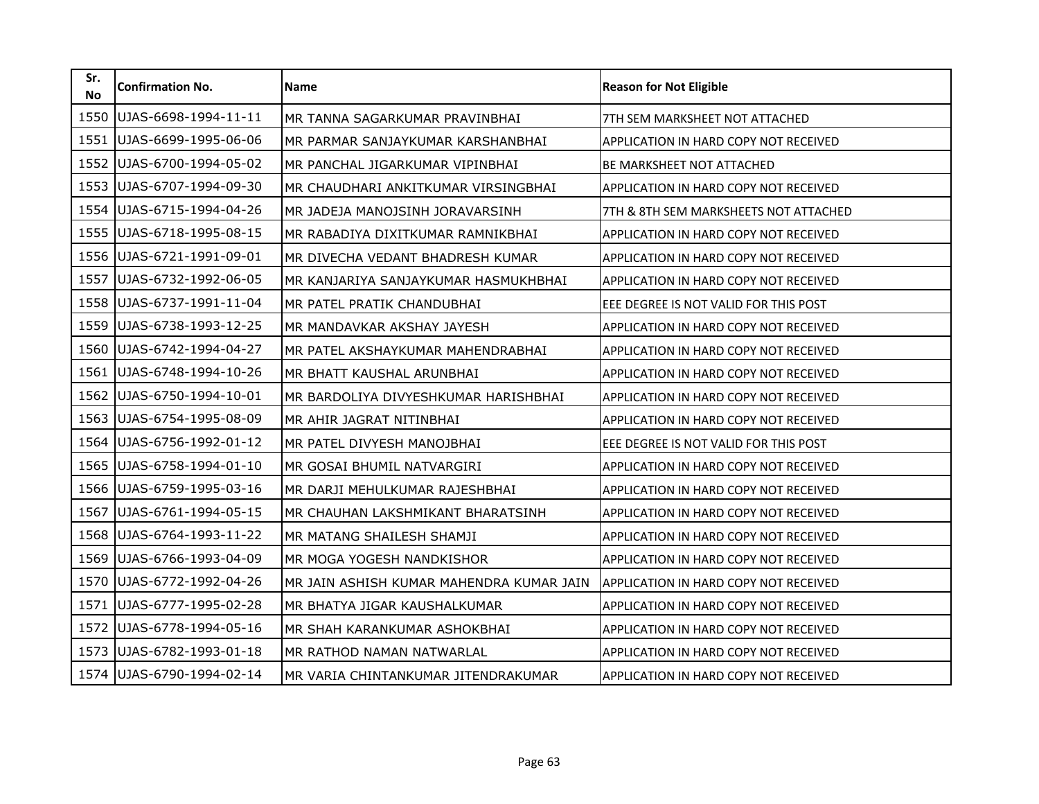| Sr. No | Confirmation No. | Name | Reason for Not Eligible |
|---|---|---|---|
| 1550 | UJAS-6698-1994-11-11 | MR TANNA SAGARKUMAR PRAVINBHAI | 7TH SEM MARKSHEET NOT ATTACHED |
| 1551 | UJAS-6699-1995-06-06 | MR PARMAR SANJAYKUMAR KARSHANBHAI | APPLICATION IN HARD COPY NOT RECEIVED |
| 1552 | UJAS-6700-1994-05-02 | MR PANCHAL JIGARKUMAR VIPINBHAI | BE MARKSHEET NOT ATTACHED |
| 1553 | UJAS-6707-1994-09-30 | MR CHAUDHARI ANKITKUMAR VIRSINGBHAI | APPLICATION IN HARD COPY NOT RECEIVED |
| 1554 | UJAS-6715-1994-04-26 | MR JADEJA MANOJSINH JORAVARSINH | 7TH & 8TH SEM MARKSHEETS NOT ATTACHED |
| 1555 | UJAS-6718-1995-08-15 | MR RABADIYA DIXITKUMAR RAMNIKBHAI | APPLICATION IN HARD COPY NOT RECEIVED |
| 1556 | UJAS-6721-1991-09-01 | MR DIVECHA VEDANT BHADRESH KUMAR | APPLICATION IN HARD COPY NOT RECEIVED |
| 1557 | UJAS-6732-1992-06-05 | MR KANJARIYA SANJAYKUMAR HASMUKHBHAI | APPLICATION IN HARD COPY NOT RECEIVED |
| 1558 | UJAS-6737-1991-11-04 | MR PATEL PRATIK CHANDUBHAI | EEE DEGREE IS NOT VALID FOR THIS POST |
| 1559 | UJAS-6738-1993-12-25 | MR MANDAVKAR AKSHAY JAYESH | APPLICATION IN HARD COPY NOT RECEIVED |
| 1560 | UJAS-6742-1994-04-27 | MR PATEL AKSHAYKUMAR MAHENDRABHAI | APPLICATION IN HARD COPY NOT RECEIVED |
| 1561 | UJAS-6748-1994-10-26 | MR BHATT KAUSHAL ARUNBHAI | APPLICATION IN HARD COPY NOT RECEIVED |
| 1562 | UJAS-6750-1994-10-01 | MR BARDOLIYA DIVYESHKUMAR HARISHBHAI | APPLICATION IN HARD COPY NOT RECEIVED |
| 1563 | UJAS-6754-1995-08-09 | MR AHIR JAGRAT NITINBHAI | APPLICATION IN HARD COPY NOT RECEIVED |
| 1564 | UJAS-6756-1992-01-12 | MR PATEL DIVYESH MANOJBHAI | EEE DEGREE IS NOT VALID FOR THIS POST |
| 1565 | UJAS-6758-1994-01-10 | MR GOSAI BHUMIL NATVARGIRI | APPLICATION IN HARD COPY NOT RECEIVED |
| 1566 | UJAS-6759-1995-03-16 | MR DARJI MEHULKUMAR RAJESHBHAI | APPLICATION IN HARD COPY NOT RECEIVED |
| 1567 | UJAS-6761-1994-05-15 | MR CHAUHAN LAKSHMIKANT BHARATSINH | APPLICATION IN HARD COPY NOT RECEIVED |
| 1568 | UJAS-6764-1993-11-22 | MR MATANG SHAILESH SHAMJI | APPLICATION IN HARD COPY NOT RECEIVED |
| 1569 | UJAS-6766-1993-04-09 | MR MOGA YOGESH NANDKISHOR | APPLICATION IN HARD COPY NOT RECEIVED |
| 1570 | UJAS-6772-1992-04-26 | MR JAIN ASHISH KUMAR MAHENDRA KUMAR JAIN | APPLICATION IN HARD COPY NOT RECEIVED |
| 1571 | UJAS-6777-1995-02-28 | MR BHATYA JIGAR KAUSHALKUMAR | APPLICATION IN HARD COPY NOT RECEIVED |
| 1572 | UJAS-6778-1994-05-16 | MR SHAH KARANKUMAR ASHOKBHAI | APPLICATION IN HARD COPY NOT RECEIVED |
| 1573 | UJAS-6782-1993-01-18 | MR RATHOD NAMAN NATWARLAL | APPLICATION IN HARD COPY NOT RECEIVED |
| 1574 | UJAS-6790-1994-02-14 | MR VARIA CHINTANKUMAR JITENDRAKUMAR | APPLICATION IN HARD COPY NOT RECEIVED |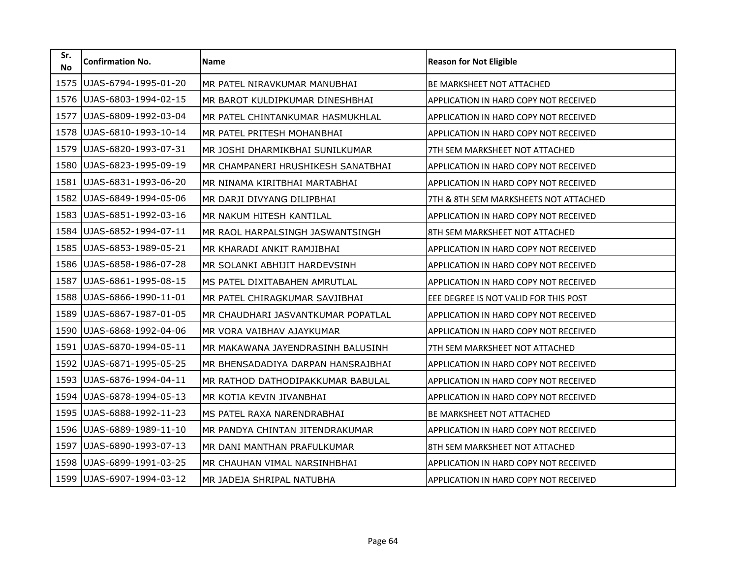| Sr. No | Confirmation No. | Name | Reason for Not Eligible |
| --- | --- | --- | --- |
| 1575 | UJAS-6794-1995-01-20 | MR PATEL NIRAVKUMAR MANUBHAI | BE MARKSHEET NOT ATTACHED |
| 1576 | UJAS-6803-1994-02-15 | MR BAROT KULDIPKUMAR DINESHBHAI | APPLICATION IN HARD COPY NOT RECEIVED |
| 1577 | UJAS-6809-1992-03-04 | MR PATEL CHINTANKUMAR HASMUKHLAL | APPLICATION IN HARD COPY NOT RECEIVED |
| 1578 | UJAS-6810-1993-10-14 | MR PATEL PRITESH MOHANBHAI | APPLICATION IN HARD COPY NOT RECEIVED |
| 1579 | UJAS-6820-1993-07-31 | MR JOSHI DHARMIKBHAI SUNILKUMAR | 7TH SEM MARKSHEET NOT ATTACHED |
| 1580 | UJAS-6823-1995-09-19 | MR CHAMPANERI HRUSHIKESH SANATBHAI | APPLICATION IN HARD COPY NOT RECEIVED |
| 1581 | UJAS-6831-1993-06-20 | MR NINAMA KIRITBHAI MARTABHAI | APPLICATION IN HARD COPY NOT RECEIVED |
| 1582 | UJAS-6849-1994-05-06 | MR DARJI DIVYANG DILIPBHAI | 7TH & 8TH SEM MARKSHEETS NOT ATTACHED |
| 1583 | UJAS-6851-1992-03-16 | MR NAKUM HITESH KANTILAL | APPLICATION IN HARD COPY NOT RECEIVED |
| 1584 | UJAS-6852-1994-07-11 | MR RAOL HARPALSINGH JASWANTSINGH | 8TH SEM MARKSHEET NOT ATTACHED |
| 1585 | UJAS-6853-1989-05-21 | MR KHARADI ANKIT RAMJIBHAI | APPLICATION IN HARD COPY NOT RECEIVED |
| 1586 | UJAS-6858-1986-07-28 | MR SOLANKI ABHIJIT HARDEVSINH | APPLICATION IN HARD COPY NOT RECEIVED |
| 1587 | UJAS-6861-1995-08-15 | MS PATEL DIXITABAHEN AMRUTLAL | APPLICATION IN HARD COPY NOT RECEIVED |
| 1588 | UJAS-6866-1990-11-01 | MR PATEL CHIRAGKUMAR SAVJIBHAI | EEE DEGREE IS NOT VALID FOR THIS POST |
| 1589 | UJAS-6867-1987-01-05 | MR CHAUDHARI JASVANTKUMAR POPATLAL | APPLICATION IN HARD COPY NOT RECEIVED |
| 1590 | UJAS-6868-1992-04-06 | MR VORA VAIBHAV AJAYKUMAR | APPLICATION IN HARD COPY NOT RECEIVED |
| 1591 | UJAS-6870-1994-05-11 | MR MAKAWANA JAYENDRASINH BALUSINH | 7TH SEM MARKSHEET NOT ATTACHED |
| 1592 | UJAS-6871-1995-05-25 | MR BHENSADADIYA DARPAN HANSRAJBHAI | APPLICATION IN HARD COPY NOT RECEIVED |
| 1593 | UJAS-6876-1994-04-11 | MR RATHOD DATHODIPAKKUMAR BABULAL | APPLICATION IN HARD COPY NOT RECEIVED |
| 1594 | UJAS-6878-1994-05-13 | MR KOTIA KEVIN JIVANBHAI | APPLICATION IN HARD COPY NOT RECEIVED |
| 1595 | UJAS-6888-1992-11-23 | MS PATEL RAXA NARENDRABHAI | BE MARKSHEET NOT ATTACHED |
| 1596 | UJAS-6889-1989-11-10 | MR PANDYA CHINTAN JITENDRAKUMAR | APPLICATION IN HARD COPY NOT RECEIVED |
| 1597 | UJAS-6890-1993-07-13 | MR DANI MANTHAN PRAFULKUMAR | 8TH SEM MARKSHEET NOT ATTACHED |
| 1598 | UJAS-6899-1991-03-25 | MR CHAUHAN VIMAL NARSINHBHAI | APPLICATION IN HARD COPY NOT RECEIVED |
| 1599 | UJAS-6907-1994-03-12 | MR JADEJA SHRIPAL NATUBHA | APPLICATION IN HARD COPY NOT RECEIVED |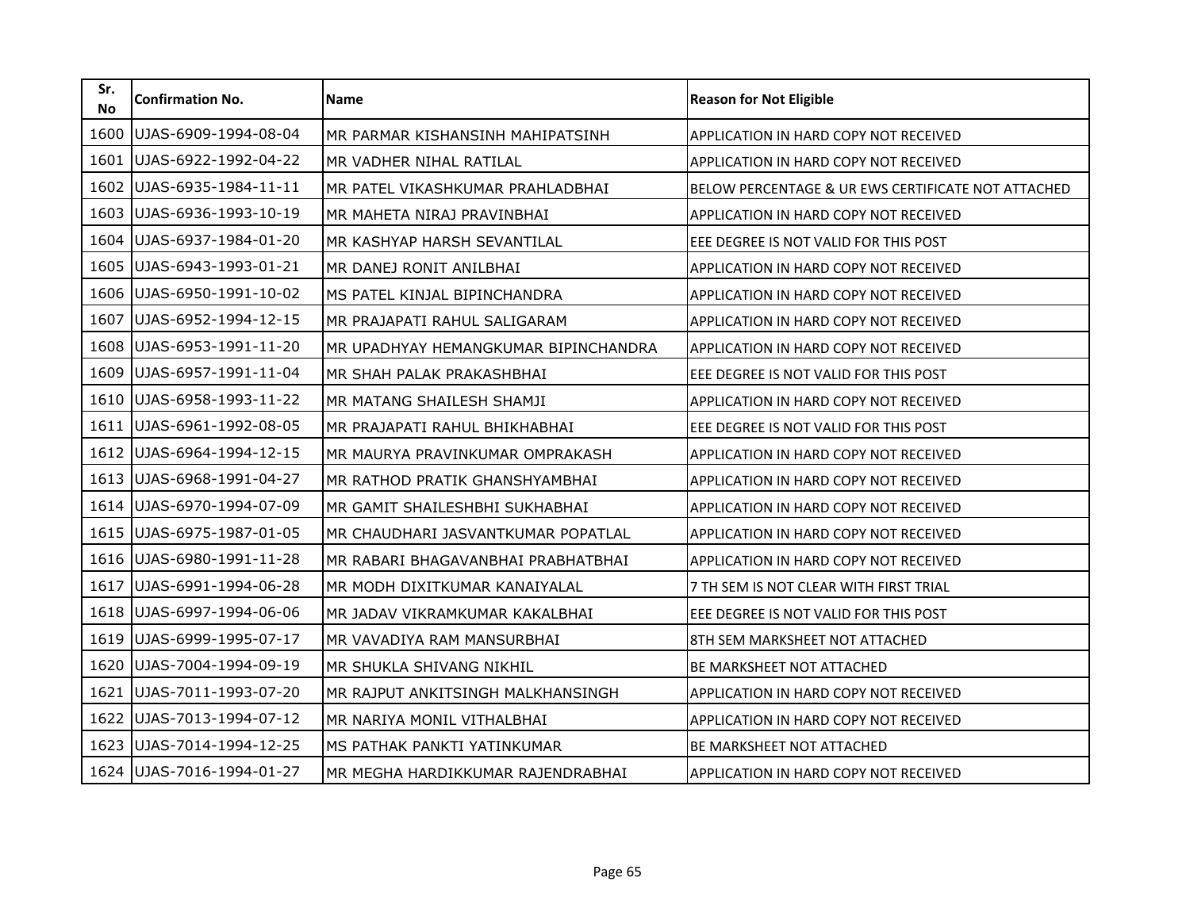| Sr. No | Confirmation No. | Name | Reason for Not Eligible |
|---|---|---|---|
| 1600 | UJAS-6909-1994-08-04 | MR PARMAR KISHANSINH MAHIPATSINH | APPLICATION IN HARD COPY NOT RECEIVED |
| 1601 | UJAS-6922-1992-04-22 | MR VADHER NIHAL RATILAL | APPLICATION IN HARD COPY NOT RECEIVED |
| 1602 | UJAS-6935-1984-11-11 | MR PATEL VIKASHKUMAR PRAHLADBHAI | BELOW PERCENTAGE & UR EWS CERTIFICATE NOT ATTACHED |
| 1603 | UJAS-6936-1993-10-19 | MR MAHETA NIRAJ PRAVINBHAI | APPLICATION IN HARD COPY NOT RECEIVED |
| 1604 | UJAS-6937-1984-01-20 | MR KASHYAP HARSH SEVANTILAL | EEE DEGREE IS NOT VALID FOR THIS POST |
| 1605 | UJAS-6943-1993-01-21 | MR DANEJ RONIT ANILBHAI | APPLICATION IN HARD COPY NOT RECEIVED |
| 1606 | UJAS-6950-1991-10-02 | MS PATEL KINJAL BIPINCHANDRA | APPLICATION IN HARD COPY NOT RECEIVED |
| 1607 | UJAS-6952-1994-12-15 | MR PRAJAPATI RAHUL SALIGARAM | APPLICATION IN HARD COPY NOT RECEIVED |
| 1608 | UJAS-6953-1991-11-20 | MR UPADHYAY HEMANGKUMAR BIPINCHANDRA | APPLICATION IN HARD COPY NOT RECEIVED |
| 1609 | UJAS-6957-1991-11-04 | MR SHAH PALAK PRAKASHBHAI | EEE DEGREE IS NOT VALID FOR THIS POST |
| 1610 | UJAS-6958-1993-11-22 | MR MATANG SHAILESH SHAMJI | APPLICATION IN HARD COPY NOT RECEIVED |
| 1611 | UJAS-6961-1992-08-05 | MR PRAJAPATI RAHUL BHIKHABHAI | EEE DEGREE IS NOT VALID FOR THIS POST |
| 1612 | UJAS-6964-1994-12-15 | MR MAURYA PRAVINKUMAR OMPRAKASH | APPLICATION IN HARD COPY NOT RECEIVED |
| 1613 | UJAS-6968-1991-04-27 | MR RATHOD PRATIK GHANSHYAMBHAI | APPLICATION IN HARD COPY NOT RECEIVED |
| 1614 | UJAS-6970-1994-07-09 | MR GAMIT SHAILESHBHI SUKHABHAI | APPLICATION IN HARD COPY NOT RECEIVED |
| 1615 | UJAS-6975-1987-01-05 | MR CHAUDHARI JASVANTKUMAR POPATLAL | APPLICATION IN HARD COPY NOT RECEIVED |
| 1616 | UJAS-6980-1991-11-28 | MR RABARI BHAGAVANBHAI PRABHATBHAI | APPLICATION IN HARD COPY NOT RECEIVED |
| 1617 | UJAS-6991-1994-06-28 | MR MODH DIXITKUMAR KANAIYALAL | 7 TH SEM IS NOT CLEAR WITH FIRST TRIAL |
| 1618 | UJAS-6997-1994-06-06 | MR JADAV VIKRAMKUMAR KAKALBHAI | EEE DEGREE IS NOT VALID FOR THIS POST |
| 1619 | UJAS-6999-1995-07-17 | MR VAVADIYA RAM MANSURBHAI | 8TH SEM MARKSHEET NOT ATTACHED |
| 1620 | UJAS-7004-1994-09-19 | MR SHUKLA SHIVANG NIKHIL | BE MARKSHEET NOT ATTACHED |
| 1621 | UJAS-7011-1993-07-20 | MR RAJPUT ANKITSINGH MALKHANSINGH | APPLICATION IN HARD COPY NOT RECEIVED |
| 1622 | UJAS-7013-1994-07-12 | MR NARIYA MONIL VITHALBHAI | APPLICATION IN HARD COPY NOT RECEIVED |
| 1623 | UJAS-7014-1994-12-25 | MS PATHAK PANKTI YATINKUMAR | BE MARKSHEET NOT ATTACHED |
| 1624 | UJAS-7016-1994-01-27 | MR MEGHA HARDIKKUMAR RAJENDRABHAI | APPLICATION IN HARD COPY NOT RECEIVED |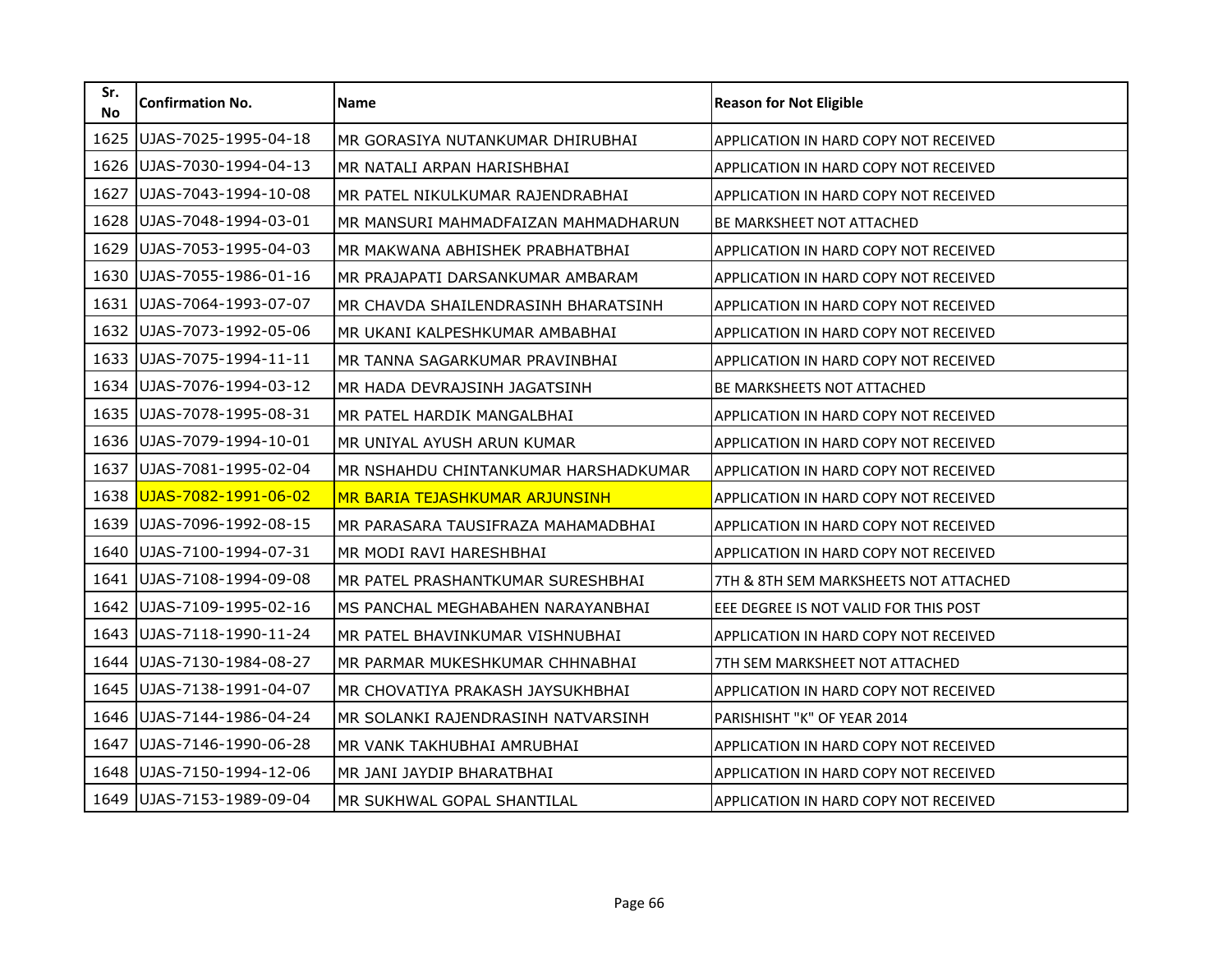| Sr. No | Confirmation No. | Name | Reason for Not Eligible |
|---|---|---|---|
| 1625 | UJAS-7025-1995-04-18 | MR GORASIYA NUTANKUMAR DHIRUBHAI | APPLICATION IN HARD COPY NOT RECEIVED |
| 1626 | UJAS-7030-1994-04-13 | MR NATALI ARPAN HARISHBHAI | APPLICATION IN HARD COPY NOT RECEIVED |
| 1627 | UJAS-7043-1994-10-08 | MR PATEL NIKULKUMAR RAJENDRABHAI | APPLICATION IN HARD COPY NOT RECEIVED |
| 1628 | UJAS-7048-1994-03-01 | MR MANSURI MAHMADFAIZAN MAHMADHARUN | BE MARKSHEET NOT ATTACHED |
| 1629 | UJAS-7053-1995-04-03 | MR MAKWANA ABHISHEK PRABHATBHAI | APPLICATION IN HARD COPY NOT RECEIVED |
| 1630 | UJAS-7055-1986-01-16 | MR PRAJAPATI DARSANKUMAR AMBARAM | APPLICATION IN HARD COPY NOT RECEIVED |
| 1631 | UJAS-7064-1993-07-07 | MR CHAVDA SHAILENDRASINH BHARATSINH | APPLICATION IN HARD COPY NOT RECEIVED |
| 1632 | UJAS-7073-1992-05-06 | MR UKANI KALPESHKUMAR AMBABHAI | APPLICATION IN HARD COPY NOT RECEIVED |
| 1633 | UJAS-7075-1994-11-11 | MR TANNA SAGARKUMAR PRAVINBHAI | APPLICATION IN HARD COPY NOT RECEIVED |
| 1634 | UJAS-7076-1994-03-12 | MR HADA DEVRAJSINH JAGATSINH | BE MARKSHEETS NOT ATTACHED |
| 1635 | UJAS-7078-1995-08-31 | MR PATEL HARDIK MANGALBHAI | APPLICATION IN HARD COPY NOT RECEIVED |
| 1636 | UJAS-7079-1994-10-01 | MR UNIYAL AYUSH ARUN KUMAR | APPLICATION IN HARD COPY NOT RECEIVED |
| 1637 | UJAS-7081-1995-02-04 | MR NSHAHDU CHINTANKUMAR HARSHADKUMAR | APPLICATION IN HARD COPY NOT RECEIVED |
| 1638 | UJAS-7082-1991-06-02 | MR BARIA TEJASHKUMAR ARJUNSINH | APPLICATION IN HARD COPY NOT RECEIVED |
| 1639 | UJAS-7096-1992-08-15 | MR PARASARA TAUSIFRAZA MAHAMADBHAI | APPLICATION IN HARD COPY NOT RECEIVED |
| 1640 | UJAS-7100-1994-07-31 | MR MODI RAVI HARESHBHAI | APPLICATION IN HARD COPY NOT RECEIVED |
| 1641 | UJAS-7108-1994-09-08 | MR PATEL PRASHANTKUMAR SURESHBHAI | 7TH & 8TH SEM MARKSHEETS NOT ATTACHED |
| 1642 | UJAS-7109-1995-02-16 | MS PANCHAL MEGHABAHEN NARAYANBHAI | EEE DEGREE IS NOT VALID FOR THIS POST |
| 1643 | UJAS-7118-1990-11-24 | MR PATEL BHAVINKUMAR VISHNUBHAI | APPLICATION IN HARD COPY NOT RECEIVED |
| 1644 | UJAS-7130-1984-08-27 | MR PARMAR MUKESHKUMAR CHHNABHAI | 7TH SEM MARKSHEET NOT ATTACHED |
| 1645 | UJAS-7138-1991-04-07 | MR CHOVATIYA PRAKASH JAYSUKHBHAI | APPLICATION IN HARD COPY NOT RECEIVED |
| 1646 | UJAS-7144-1986-04-24 | MR SOLANKI RAJENDRASINH NATVARSINH | PARISHISHT "K" OF YEAR 2014 |
| 1647 | UJAS-7146-1990-06-28 | MR VANK TAKHUBHAI AMRUBHAI | APPLICATION IN HARD COPY NOT RECEIVED |
| 1648 | UJAS-7150-1994-12-06 | MR JANI JAYDIP BHARATBHAI | APPLICATION IN HARD COPY NOT RECEIVED |
| 1649 | UJAS-7153-1989-09-04 | MR SUKHWAL GOPAL SHANTILAL | APPLICATION IN HARD COPY NOT RECEIVED |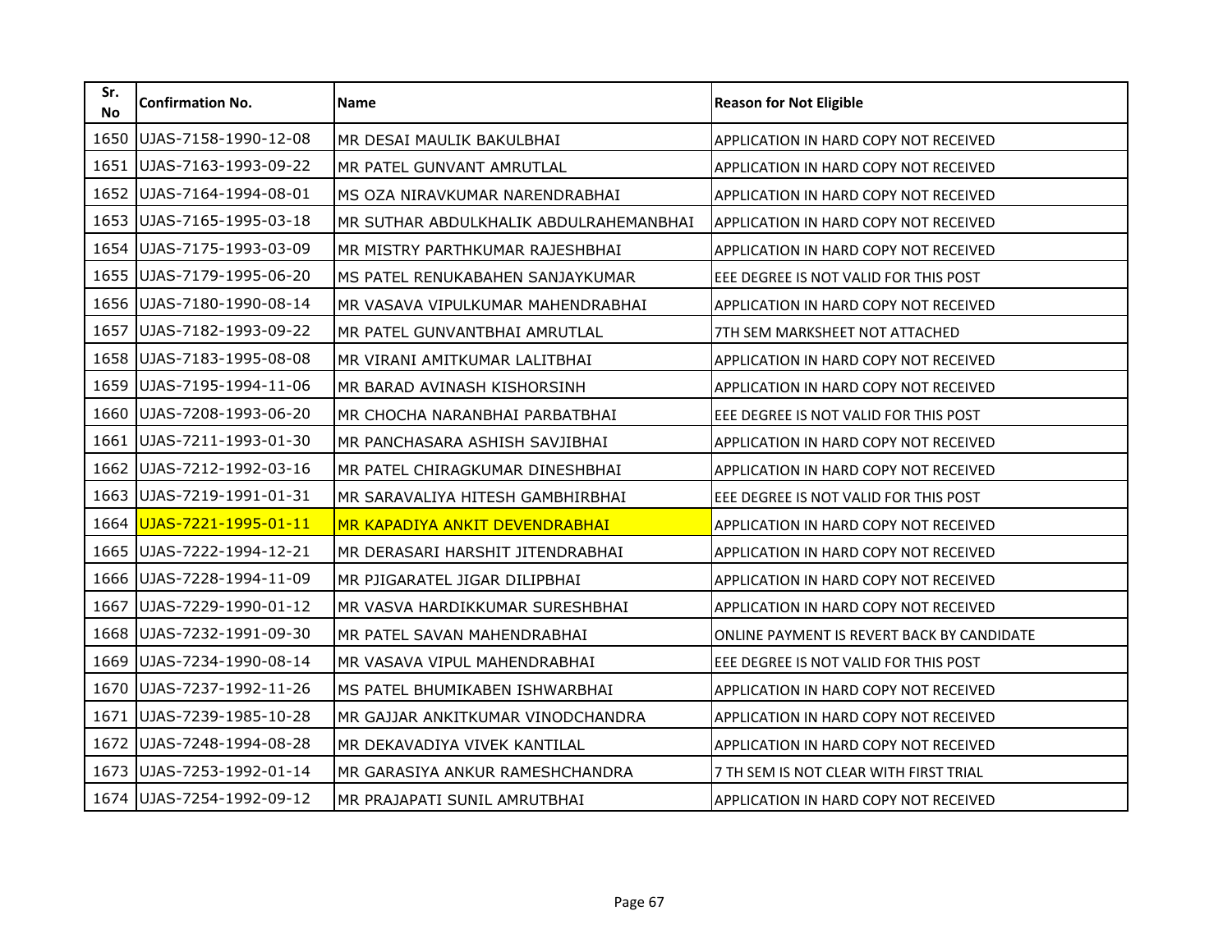| Sr. No | Confirmation No. | Name | Reason for Not Eligible |
|---|---|---|---|
| 1650 | UJAS-7158-1990-12-08 | MR DESAI MAULIK BAKULBHAI | APPLICATION IN HARD COPY NOT RECEIVED |
| 1651 | UJAS-7163-1993-09-22 | MR PATEL GUNVANT AMRUTLAL | APPLICATION IN HARD COPY NOT RECEIVED |
| 1652 | UJAS-7164-1994-08-01 | MS OZA NIRAVKUMAR NARENDRABHAI | APPLICATION IN HARD COPY NOT RECEIVED |
| 1653 | UJAS-7165-1995-03-18 | MR SUTHAR ABDULKHALIK ABDULRAHEMANBHAI | APPLICATION IN HARD COPY NOT RECEIVED |
| 1654 | UJAS-7175-1993-03-09 | MR MISTRY PARTHKUMAR RAJESHBHAI | APPLICATION IN HARD COPY NOT RECEIVED |
| 1655 | UJAS-7179-1995-06-20 | MS PATEL RENUKABAHEN SANJAYKUMAR | EEE DEGREE IS NOT VALID FOR THIS POST |
| 1656 | UJAS-7180-1990-08-14 | MR VASAVA VIPULKUMAR MAHENDRABHAI | APPLICATION IN HARD COPY NOT RECEIVED |
| 1657 | UJAS-7182-1993-09-22 | MR PATEL GUNVANTBHAI AMRUTLAL | 7TH SEM MARKSHEET NOT ATTACHED |
| 1658 | UJAS-7183-1995-08-08 | MR VIRANI AMITKUMAR LALITBHAI | APPLICATION IN HARD COPY NOT RECEIVED |
| 1659 | UJAS-7195-1994-11-06 | MR BARAD AVINASH KISHORSINH | APPLICATION IN HARD COPY NOT RECEIVED |
| 1660 | UJAS-7208-1993-06-20 | MR CHOCHA NARANBHAI PARBATBHAI | EEE DEGREE IS NOT VALID FOR THIS POST |
| 1661 | UJAS-7211-1993-01-30 | MR PANCHASARA ASHISH SAVJIBHAI | APPLICATION IN HARD COPY NOT RECEIVED |
| 1662 | UJAS-7212-1992-03-16 | MR PATEL CHIRAGKUMAR DINESHBHAI | APPLICATION IN HARD COPY NOT RECEIVED |
| 1663 | UJAS-7219-1991-01-31 | MR SARAVALIYA HITESH GAMBHIRBHAI | EEE DEGREE IS NOT VALID FOR THIS POST |
| 1664 | UJAS-7221-1995-01-11 | MR KAPADIYA ANKIT DEVENDRABHAI | APPLICATION IN HARD COPY NOT RECEIVED |
| 1665 | UJAS-7222-1994-12-21 | MR DERASARI HARSHIT JITENDRABHAI | APPLICATION IN HARD COPY NOT RECEIVED |
| 1666 | UJAS-7228-1994-11-09 | MR PJIGARATEL JIGAR DILIPBHAI | APPLICATION IN HARD COPY NOT RECEIVED |
| 1667 | UJAS-7229-1990-01-12 | MR VASVA HARDIKKUMAR SURESHBHAI | APPLICATION IN HARD COPY NOT RECEIVED |
| 1668 | UJAS-7232-1991-09-30 | MR PATEL SAVAN MAHENDRABHAI | ONLINE PAYMENT IS REVERT BACK BY CANDIDATE |
| 1669 | UJAS-7234-1990-08-14 | MR VASAVA VIPUL MAHENDRABHAI | EEE DEGREE IS NOT VALID FOR THIS POST |
| 1670 | UJAS-7237-1992-11-26 | MS PATEL BHUMIKABEN ISHWARBHAI | APPLICATION IN HARD COPY NOT RECEIVED |
| 1671 | UJAS-7239-1985-10-28 | MR GAJJAR ANKITKUMAR VINODCHANDRA | APPLICATION IN HARD COPY NOT RECEIVED |
| 1672 | UJAS-7248-1994-08-28 | MR DEKAVADIYA VIVEK KANTILAL | APPLICATION IN HARD COPY NOT RECEIVED |
| 1673 | UJAS-7253-1992-01-14 | MR GARASIYA ANKUR RAMESHCHANDRA | 7 TH SEM IS NOT CLEAR WITH FIRST TRIAL |
| 1674 | UJAS-7254-1992-09-12 | MR PRAJAPATI SUNIL AMRUTBHAI | APPLICATION IN HARD COPY NOT RECEIVED |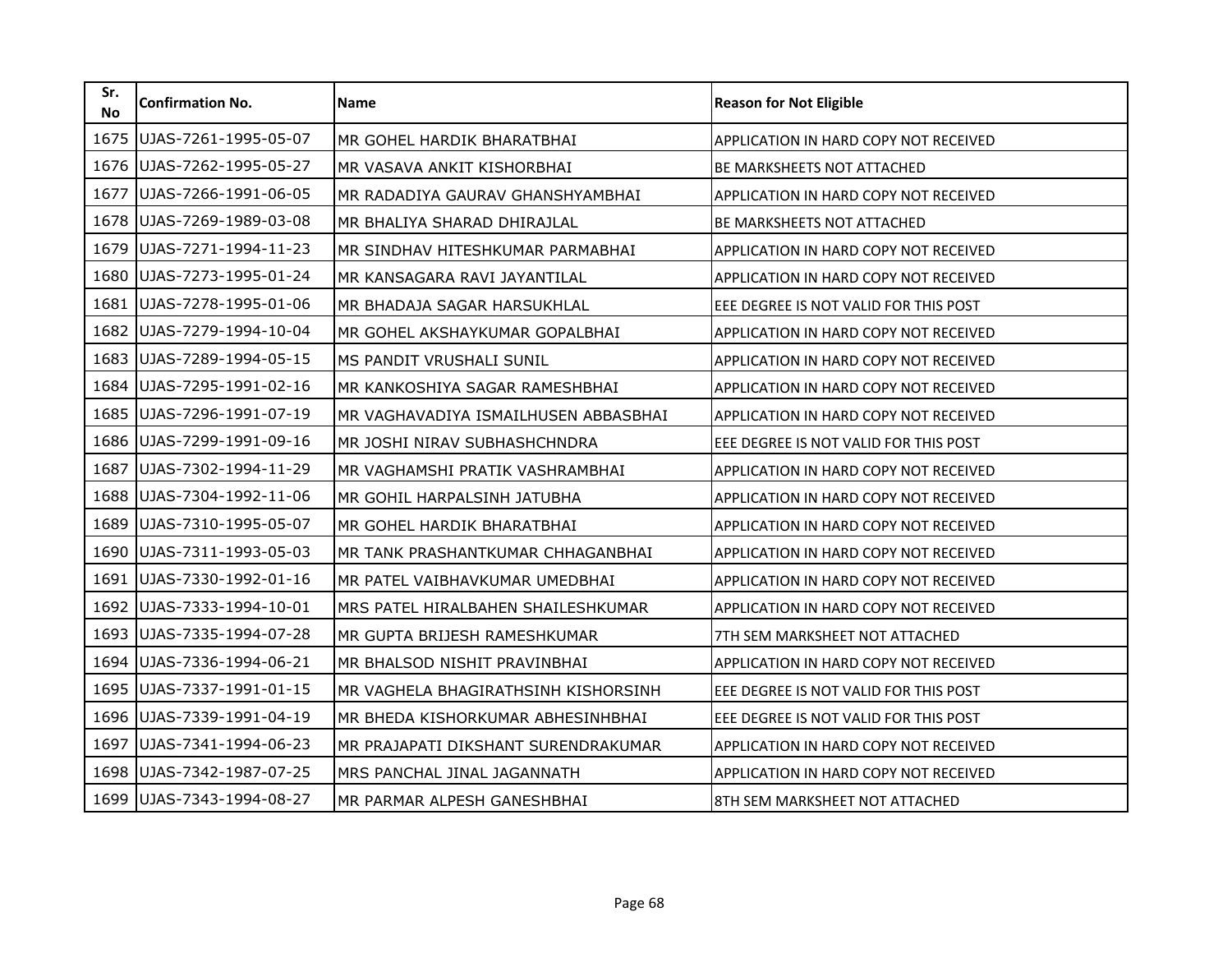| Sr. No | Confirmation No. | Name | Reason for Not Eligible |
|---|---|---|---|
| 1675 | UJAS-7261-1995-05-07 | MR GOHEL HARDIK BHARATBHAI | APPLICATION IN HARD COPY NOT RECEIVED |
| 1676 | UJAS-7262-1995-05-27 | MR VASAVA ANKIT KISHORBHAI | BE MARKSHEETS NOT ATTACHED |
| 1677 | UJAS-7266-1991-06-05 | MR RADADIYA GAURAV GHANSHYAMBHAI | APPLICATION IN HARD COPY NOT RECEIVED |
| 1678 | UJAS-7269-1989-03-08 | MR BHALIYA SHARAD DHIRAJLAL | BE MARKSHEETS NOT ATTACHED |
| 1679 | UJAS-7271-1994-11-23 | MR SINDHAV HITESHKUMAR PARMABHAI | APPLICATION IN HARD COPY NOT RECEIVED |
| 1680 | UJAS-7273-1995-01-24 | MR KANSAGARA RAVI JAYANTILAL | APPLICATION IN HARD COPY NOT RECEIVED |
| 1681 | UJAS-7278-1995-01-06 | MR BHADAJA SAGAR HARSUKHLAL | EEE DEGREE IS NOT VALID FOR THIS POST |
| 1682 | UJAS-7279-1994-10-04 | MR GOHEL AKSHAYKUMAR GOPALBHAI | APPLICATION IN HARD COPY NOT RECEIVED |
| 1683 | UJAS-7289-1994-05-15 | MS PANDIT VRUSHALI SUNIL | APPLICATION IN HARD COPY NOT RECEIVED |
| 1684 | UJAS-7295-1991-02-16 | MR KANKOSHIYA SAGAR RAMESHBHAI | APPLICATION IN HARD COPY NOT RECEIVED |
| 1685 | UJAS-7296-1991-07-19 | MR VAGHAVADIYA ISMAILHUSEN ABBASBHAI | APPLICATION IN HARD COPY NOT RECEIVED |
| 1686 | UJAS-7299-1991-09-16 | MR JOSHI NIRAV SUBHASHCHNDRA | EEE DEGREE IS NOT VALID FOR THIS POST |
| 1687 | UJAS-7302-1994-11-29 | MR VAGHAMSHI PRATIK VASHRAMBHAI | APPLICATION IN HARD COPY NOT RECEIVED |
| 1688 | UJAS-7304-1992-11-06 | MR GOHIL HARPALSINH JATUBHA | APPLICATION IN HARD COPY NOT RECEIVED |
| 1689 | UJAS-7310-1995-05-07 | MR GOHEL HARDIK BHARATBHAI | APPLICATION IN HARD COPY NOT RECEIVED |
| 1690 | UJAS-7311-1993-05-03 | MR TANK PRASHANTKUMAR CHHAGANBHAI | APPLICATION IN HARD COPY NOT RECEIVED |
| 1691 | UJAS-7330-1992-01-16 | MR PATEL VAIBHAVKUMAR UMEDBHAI | APPLICATION IN HARD COPY NOT RECEIVED |
| 1692 | UJAS-7333-1994-10-01 | MRS PATEL HIRALBAHEN SHAILESHKUMAR | APPLICATION IN HARD COPY NOT RECEIVED |
| 1693 | UJAS-7335-1994-07-28 | MR GUPTA BRIJESH RAMESHKUMAR | 7TH SEM MARKSHEET NOT ATTACHED |
| 1694 | UJAS-7336-1994-06-21 | MR BHALSOD NISHIT PRAVINBHAI | APPLICATION IN HARD COPY NOT RECEIVED |
| 1695 | UJAS-7337-1991-01-15 | MR VAGHELA BHAGIRATHSINH KISHORSINH | EEE DEGREE IS NOT VALID FOR THIS POST |
| 1696 | UJAS-7339-1991-04-19 | MR BHEDA KISHORKUMAR ABHESINHBHAI | EEE DEGREE IS NOT VALID FOR THIS POST |
| 1697 | UJAS-7341-1994-06-23 | MR PRAJAPATI DIKSHANT SURENDRAKUMAR | APPLICATION IN HARD COPY NOT RECEIVED |
| 1698 | UJAS-7342-1987-07-25 | MRS PANCHAL JINAL JAGANNATH | APPLICATION IN HARD COPY NOT RECEIVED |
| 1699 | UJAS-7343-1994-08-27 | MR PARMAR ALPESH GANESHBHAI | 8TH SEM MARKSHEET NOT ATTACHED |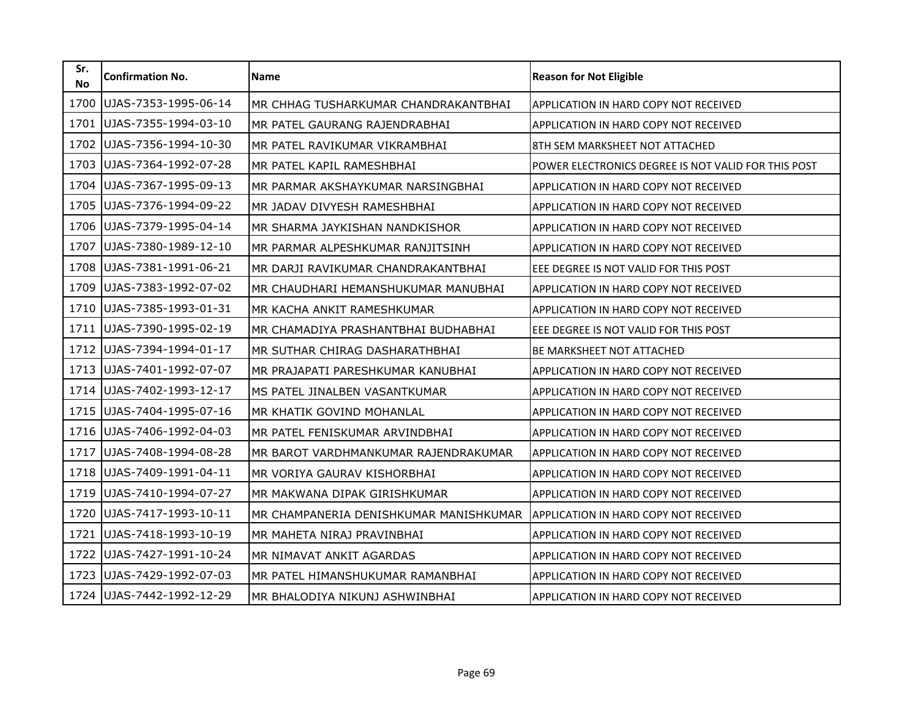| Sr. No | Confirmation No. | Name | Reason for Not Eligible |
|---|---|---|---|
| 1700 | UJAS-7353-1995-06-14 | MR CHHAG TUSHARKUMAR CHANDRAKANTBHAI | APPLICATION IN HARD COPY NOT RECEIVED |
| 1701 | UJAS-7355-1994-03-10 | MR PATEL GAURANG RAJENDRABHAI | APPLICATION IN HARD COPY NOT RECEIVED |
| 1702 | UJAS-7356-1994-10-30 | MR PATEL RAVIKUMAR VIKRAMBHAI | 8TH SEM MARKSHEET NOT ATTACHED |
| 1703 | UJAS-7364-1992-07-28 | MR PATEL KAPIL RAMESHBHAI | POWER ELECTRONICS DEGREE IS NOT VALID FOR THIS POST |
| 1704 | UJAS-7367-1995-09-13 | MR PARMAR AKSHAYKUMAR NARSINGBHAI | APPLICATION IN HARD COPY NOT RECEIVED |
| 1705 | UJAS-7376-1994-09-22 | MR JADAV DIVYESH RAMESHBHAI | APPLICATION IN HARD COPY NOT RECEIVED |
| 1706 | UJAS-7379-1995-04-14 | MR SHARMA JAYKISHAN NANDKISHOR | APPLICATION IN HARD COPY NOT RECEIVED |
| 1707 | UJAS-7380-1989-12-10 | MR PARMAR ALPESHKUMAR RANJITSINH | APPLICATION IN HARD COPY NOT RECEIVED |
| 1708 | UJAS-7381-1991-06-21 | MR DARJI RAVIKUMAR CHANDRAKANTBHAI | EEE DEGREE IS NOT VALID FOR THIS POST |
| 1709 | UJAS-7383-1992-07-02 | MR CHAUDHARI HEMANSHUKUMAR MANUBHAI | APPLICATION IN HARD COPY NOT RECEIVED |
| 1710 | UJAS-7385-1993-01-31 | MR KACHA ANKIT RAMESHKUMAR | APPLICATION IN HARD COPY NOT RECEIVED |
| 1711 | UJAS-7390-1995-02-19 | MR CHAMADIYA PRASHANTBHAI BUDHABHAI | EEE DEGREE IS NOT VALID FOR THIS POST |
| 1712 | UJAS-7394-1994-01-17 | MR SUTHAR CHIRAG DASHARATHBHAI | BE MARKSHEET NOT ATTACHED |
| 1713 | UJAS-7401-1992-07-07 | MR PRAJAPATI PARESHKUMAR KANUBHAI | APPLICATION IN HARD COPY NOT RECEIVED |
| 1714 | UJAS-7402-1993-12-17 | MS PATEL JINALBEN VASANTKUMAR | APPLICATION IN HARD COPY NOT RECEIVED |
| 1715 | UJAS-7404-1995-07-16 | MR KHATIK GOVIND MOHANLAL | APPLICATION IN HARD COPY NOT RECEIVED |
| 1716 | UJAS-7406-1992-04-03 | MR PATEL FENISKUMAR ARVINDBHAI | APPLICATION IN HARD COPY NOT RECEIVED |
| 1717 | UJAS-7408-1994-08-28 | MR BAROT VARDHMANKUMAR RAJENDRAKUMAR | APPLICATION IN HARD COPY NOT RECEIVED |
| 1718 | UJAS-7409-1991-04-11 | MR VORIYA GAURAV KISHORBHAI | APPLICATION IN HARD COPY NOT RECEIVED |
| 1719 | UJAS-7410-1994-07-27 | MR MAKWANA DIPAK GIRISHKUMAR | APPLICATION IN HARD COPY NOT RECEIVED |
| 1720 | UJAS-7417-1993-10-11 | MR CHAMPANERIA DENISHKUMAR MANISHKUMAR | APPLICATION IN HARD COPY NOT RECEIVED |
| 1721 | UJAS-7418-1993-10-19 | MR MAHETA NIRAJ PRAVINBHAI | APPLICATION IN HARD COPY NOT RECEIVED |
| 1722 | UJAS-7427-1991-10-24 | MR NIMAVAT ANKIT AGARDAS | APPLICATION IN HARD COPY NOT RECEIVED |
| 1723 | UJAS-7429-1992-07-03 | MR PATEL HIMANSHUKUMAR RAMANBHAI | APPLICATION IN HARD COPY NOT RECEIVED |
| 1724 | UJAS-7442-1992-12-29 | MR BHALODIYA NIKUNJ ASHWINBHAI | APPLICATION IN HARD COPY NOT RECEIVED |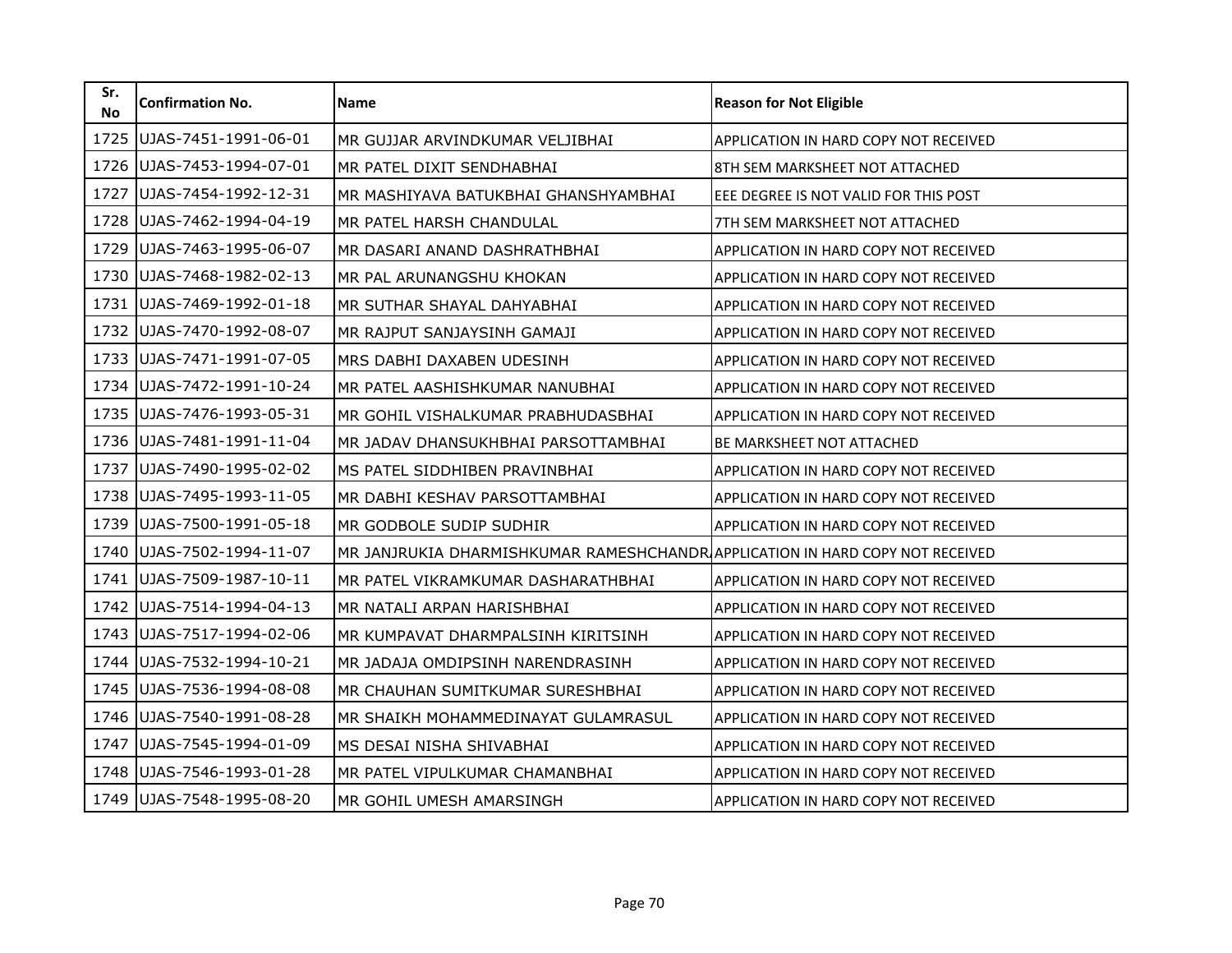| Sr. No | Confirmation No. | Name | Reason for Not Eligible |
|---|---|---|---|
| 1725 | UJAS-7451-1991-06-01 | MR GUJJAR ARVINDKUMAR VELJIBHAI | APPLICATION IN HARD COPY NOT RECEIVED |
| 1726 | UJAS-7453-1994-07-01 | MR PATEL DIXIT SENDHABHAI | 8TH SEM MARKSHEET NOT ATTACHED |
| 1727 | UJAS-7454-1992-12-31 | MR MASHIYAVA BATUKBHAI GHANSHYAMBHAI | EEE DEGREE IS NOT VALID FOR THIS POST |
| 1728 | UJAS-7462-1994-04-19 | MR PATEL HARSH CHANDULAL | 7TH SEM MARKSHEET NOT ATTACHED |
| 1729 | UJAS-7463-1995-06-07 | MR DASARI ANAND DASHRATHBHAI | APPLICATION IN HARD COPY NOT RECEIVED |
| 1730 | UJAS-7468-1982-02-13 | MR PAL ARUNANGSHU KHOKAN | APPLICATION IN HARD COPY NOT RECEIVED |
| 1731 | UJAS-7469-1992-01-18 | MR SUTHAR SHAYAL DAHYABHAI | APPLICATION IN HARD COPY NOT RECEIVED |
| 1732 | UJAS-7470-1992-08-07 | MR RAJPUT SANJAYSINH GAMAJI | APPLICATION IN HARD COPY NOT RECEIVED |
| 1733 | UJAS-7471-1991-07-05 | MRS DABHI DAXABEN UDESINH | APPLICATION IN HARD COPY NOT RECEIVED |
| 1734 | UJAS-7472-1991-10-24 | MR PATEL AASHISHKUMAR NANUBHAI | APPLICATION IN HARD COPY NOT RECEIVED |
| 1735 | UJAS-7476-1993-05-31 | MR GOHIL VISHALKUMAR PRABHUDASBHAI | APPLICATION IN HARD COPY NOT RECEIVED |
| 1736 | UJAS-7481-1991-11-04 | MR JADAV DHANSUKHBHAI PARSOTTAMBHAI | BE MARKSHEET NOT ATTACHED |
| 1737 | UJAS-7490-1995-02-02 | MS PATEL SIDDHIBEN PRAVINBHAI | APPLICATION IN HARD COPY NOT RECEIVED |
| 1738 | UJAS-7495-1993-11-05 | MR DABHI KESHAV PARSOTTAMBHAI | APPLICATION IN HARD COPY NOT RECEIVED |
| 1739 | UJAS-7500-1991-05-18 | MR GODBOLE SUDIP SUDHIR | APPLICATION IN HARD COPY NOT RECEIVED |
| 1740 | UJAS-7502-1994-11-07 | MR JANJRUKIA DHARMISHKUMAR RAMESHCHANDR | APPLICATION IN HARD COPY NOT RECEIVED |
| 1741 | UJAS-7509-1987-10-11 | MR PATEL VIKRAMKUMAR DASHARATHBHAI | APPLICATION IN HARD COPY NOT RECEIVED |
| 1742 | UJAS-7514-1994-04-13 | MR NATALI ARPAN HARISHBHAI | APPLICATION IN HARD COPY NOT RECEIVED |
| 1743 | UJAS-7517-1994-02-06 | MR KUMPAVAT DHARMPALSINH KIRITSINH | APPLICATION IN HARD COPY NOT RECEIVED |
| 1744 | UJAS-7532-1994-10-21 | MR JADAJA OMDIPSINH NARENDRASINH | APPLICATION IN HARD COPY NOT RECEIVED |
| 1745 | UJAS-7536-1994-08-08 | MR CHAUHAN SUMITKUMAR SURESHBHAI | APPLICATION IN HARD COPY NOT RECEIVED |
| 1746 | UJAS-7540-1991-08-28 | MR SHAIKH MOHAMMEDINAYAT GULAMRASUL | APPLICATION IN HARD COPY NOT RECEIVED |
| 1747 | UJAS-7545-1994-01-09 | MS DESAI NISHA SHIVABHAI | APPLICATION IN HARD COPY NOT RECEIVED |
| 1748 | UJAS-7546-1993-01-28 | MR PATEL VIPULKUMAR CHAMANBHAI | APPLICATION IN HARD COPY NOT RECEIVED |
| 1749 | UJAS-7548-1995-08-20 | MR GOHIL UMESH AMARSINGH | APPLICATION IN HARD COPY NOT RECEIVED |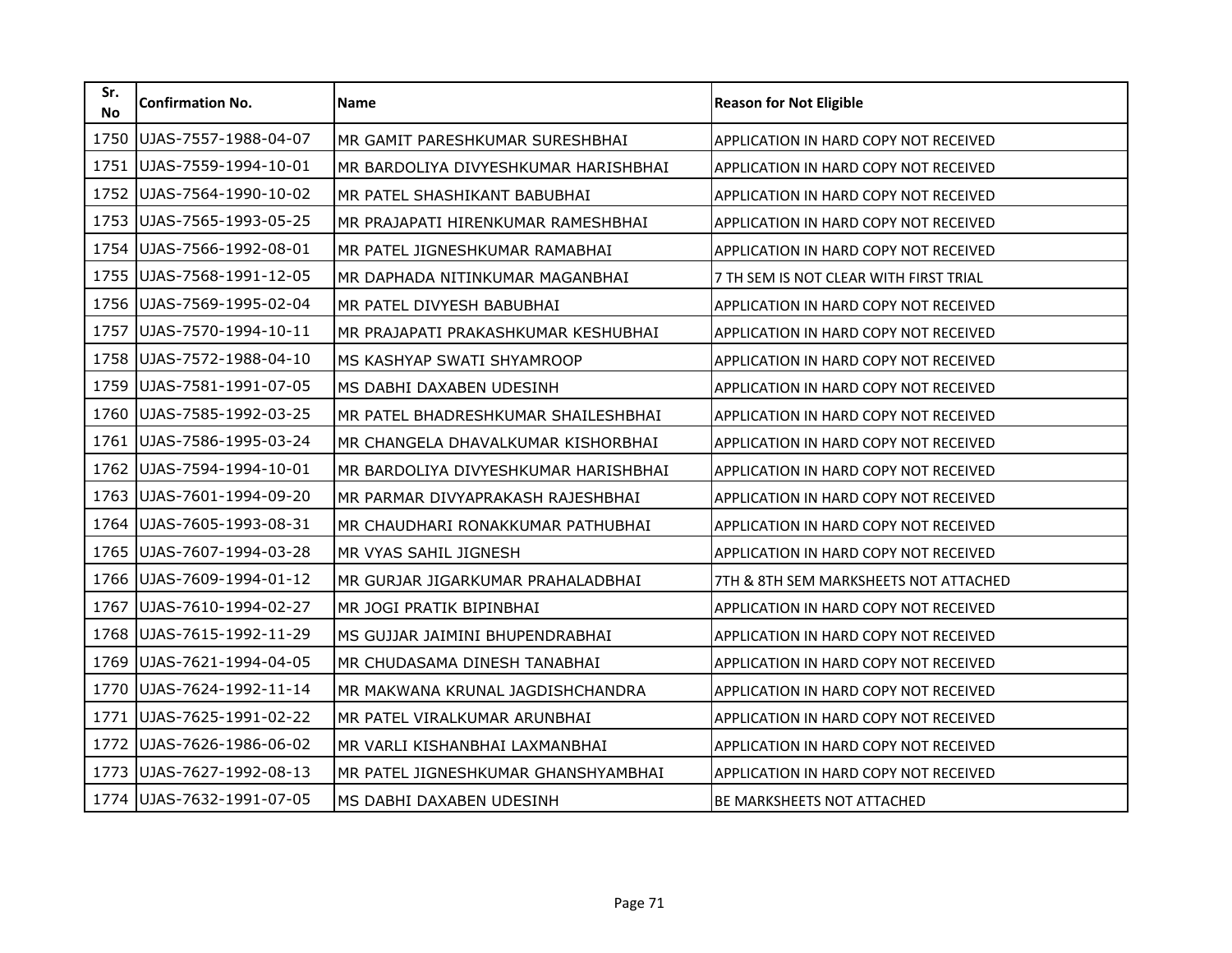| Sr. No | Confirmation No. | Name | Reason for Not Eligible |
|---|---|---|---|
| 1750 | UJAS-7557-1988-04-07 | MR GAMIT PARESHKUMAR SURESHBHAI | APPLICATION IN HARD COPY NOT RECEIVED |
| 1751 | UJAS-7559-1994-10-01 | MR BARDOLIYA DIVYESHKUMAR HARISHBHAI | APPLICATION IN HARD COPY NOT RECEIVED |
| 1752 | UJAS-7564-1990-10-02 | MR PATEL SHASHIKANT BABUBHAI | APPLICATION IN HARD COPY NOT RECEIVED |
| 1753 | UJAS-7565-1993-05-25 | MR PRAJAPATI HIRENKUMAR RAMESHBHAI | APPLICATION IN HARD COPY NOT RECEIVED |
| 1754 | UJAS-7566-1992-08-01 | MR PATEL JIGNESHKUMAR RAMABHAI | APPLICATION IN HARD COPY NOT RECEIVED |
| 1755 | UJAS-7568-1991-12-05 | MR DAPHADA NITINKUMAR MAGANBHAI | 7 TH SEM IS NOT CLEAR WITH FIRST TRIAL |
| 1756 | UJAS-7569-1995-02-04 | MR PATEL DIVYESH BABUBHAI | APPLICATION IN HARD COPY NOT RECEIVED |
| 1757 | UJAS-7570-1994-10-11 | MR PRAJAPATI PRAKASHKUMAR KESHUBHAI | APPLICATION IN HARD COPY NOT RECEIVED |
| 1758 | UJAS-7572-1988-04-10 | MS KASHYAP SWATI SHYAMROOP | APPLICATION IN HARD COPY NOT RECEIVED |
| 1759 | UJAS-7581-1991-07-05 | MS DABHI DAXABEN UDESINH | APPLICATION IN HARD COPY NOT RECEIVED |
| 1760 | UJAS-7585-1992-03-25 | MR PATEL BHADRESHKUMAR SHAILESHBHAI | APPLICATION IN HARD COPY NOT RECEIVED |
| 1761 | UJAS-7586-1995-03-24 | MR CHANGELA DHAVALKUMAR KISHORBHAI | APPLICATION IN HARD COPY NOT RECEIVED |
| 1762 | UJAS-7594-1994-10-01 | MR BARDOLIYA DIVYESHKUMAR HARISHBHAI | APPLICATION IN HARD COPY NOT RECEIVED |
| 1763 | UJAS-7601-1994-09-20 | MR PARMAR DIVYAPRAKASH RAJESHBHAI | APPLICATION IN HARD COPY NOT RECEIVED |
| 1764 | UJAS-7605-1993-08-31 | MR CHAUDHARI RONAKKUMAR PATHUBHAI | APPLICATION IN HARD COPY NOT RECEIVED |
| 1765 | UJAS-7607-1994-03-28 | MR VYAS SAHIL JIGNESH | APPLICATION IN HARD COPY NOT RECEIVED |
| 1766 | UJAS-7609-1994-01-12 | MR GURJAR JIGARKUMAR PRAHALADBHAI | 7TH & 8TH SEM MARKSHEETS NOT ATTACHED |
| 1767 | UJAS-7610-1994-02-27 | MR JOGI PRATIK BIPINBHAI | APPLICATION IN HARD COPY NOT RECEIVED |
| 1768 | UJAS-7615-1992-11-29 | MS GUJJAR JAIMINI BHUPENDRABHAI | APPLICATION IN HARD COPY NOT RECEIVED |
| 1769 | UJAS-7621-1994-04-05 | MR CHUDASAMA DINESH TANABHAI | APPLICATION IN HARD COPY NOT RECEIVED |
| 1770 | UJAS-7624-1992-11-14 | MR MAKWANA KRUNAL JAGDISHCHANDRA | APPLICATION IN HARD COPY NOT RECEIVED |
| 1771 | UJAS-7625-1991-02-22 | MR PATEL VIRALKUMAR ARUNBHAI | APPLICATION IN HARD COPY NOT RECEIVED |
| 1772 | UJAS-7626-1986-06-02 | MR VARLI KISHANBHAI LAXMANBHAI | APPLICATION IN HARD COPY NOT RECEIVED |
| 1773 | UJAS-7627-1992-08-13 | MR PATEL JIGNESHKUMAR GHANSHYAMBHAI | APPLICATION IN HARD COPY NOT RECEIVED |
| 1774 | UJAS-7632-1991-07-05 | MS DABHI DAXABEN UDESINH | BE MARKSHEETS NOT ATTACHED |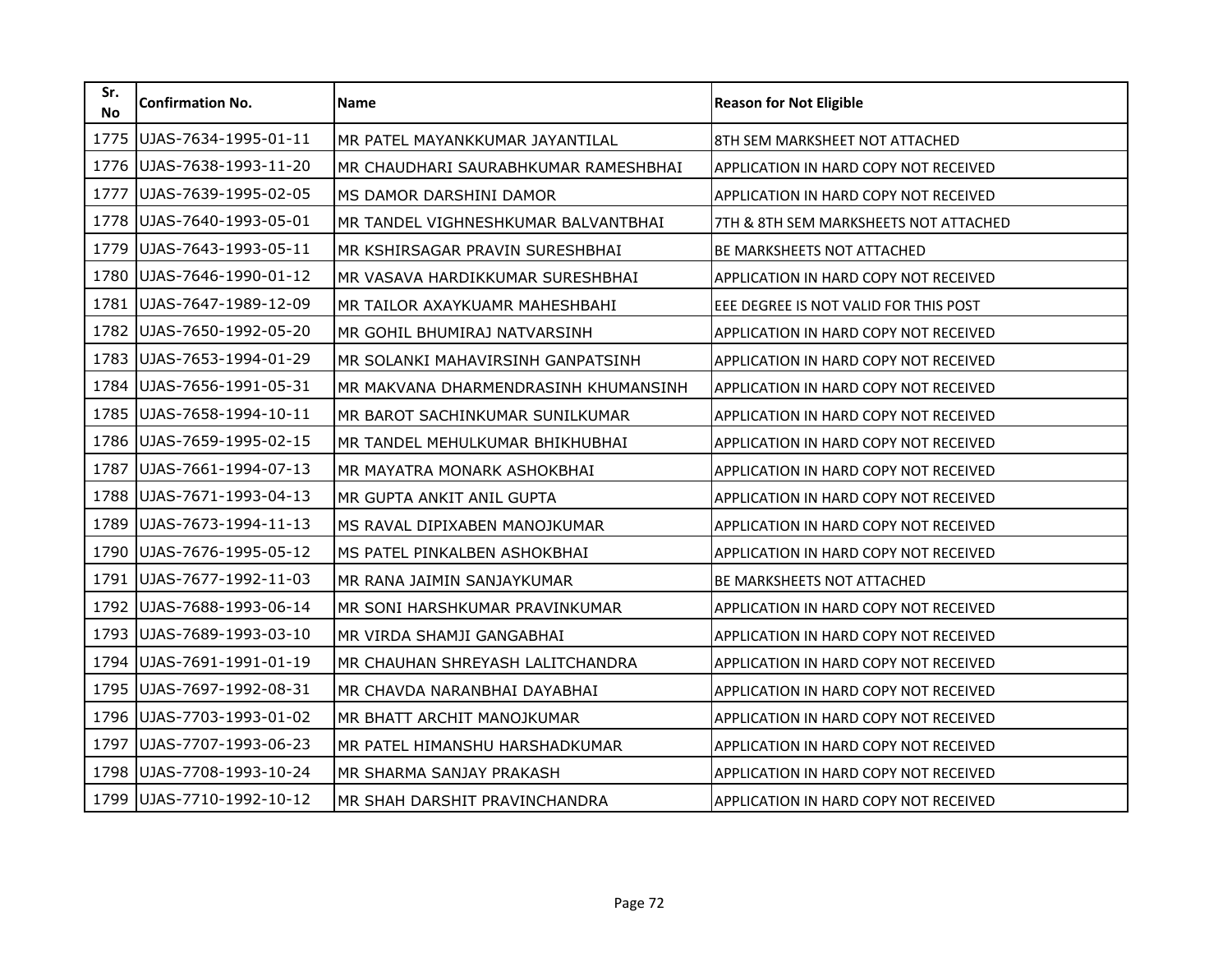| Sr. No | Confirmation No. | Name | Reason for Not Eligible |
|---|---|---|---|
| 1775 | UJAS-7634-1995-01-11 | MR PATEL MAYANKKUMAR JAYANTILAL | 8TH SEM MARKSHEET NOT ATTACHED |
| 1776 | UJAS-7638-1993-11-20 | MR CHAUDHARI SAURABHKUMAR RAMESHBHAI | APPLICATION IN HARD COPY NOT RECEIVED |
| 1777 | UJAS-7639-1995-02-05 | MS DAMOR DARSHINI DAMOR | APPLICATION IN HARD COPY NOT RECEIVED |
| 1778 | UJAS-7640-1993-05-01 | MR TANDEL VIGHNESHKUMAR BALVANTBHAI | 7TH & 8TH SEM MARKSHEETS NOT ATTACHED |
| 1779 | UJAS-7643-1993-05-11 | MR KSHIRSAGAR PRAVIN SURESHBHAI | BE MARKSHEETS NOT ATTACHED |
| 1780 | UJAS-7646-1990-01-12 | MR VASAVA HARDIKKUMAR SURESHBHAI | APPLICATION IN HARD COPY NOT RECEIVED |
| 1781 | UJAS-7647-1989-12-09 | MR TAILOR AXAYKUAMR MAHESHBAHI | EEE DEGREE IS NOT VALID FOR THIS POST |
| 1782 | UJAS-7650-1992-05-20 | MR GOHIL BHUMIRAJ NATVARSINH | APPLICATION IN HARD COPY NOT RECEIVED |
| 1783 | UJAS-7653-1994-01-29 | MR SOLANKI MAHAVIRSINH GANPATSINH | APPLICATION IN HARD COPY NOT RECEIVED |
| 1784 | UJAS-7656-1991-05-31 | MR MAKVANA DHARMENDRASINH KHUMANSINH | APPLICATION IN HARD COPY NOT RECEIVED |
| 1785 | UJAS-7658-1994-10-11 | MR BAROT SACHINKUMAR SUNILKUMAR | APPLICATION IN HARD COPY NOT RECEIVED |
| 1786 | UJAS-7659-1995-02-15 | MR TANDEL MEHULKUMAR BHIKHUBHAI | APPLICATION IN HARD COPY NOT RECEIVED |
| 1787 | UJAS-7661-1994-07-13 | MR MAYATRA MONARK ASHOKBHAI | APPLICATION IN HARD COPY NOT RECEIVED |
| 1788 | UJAS-7671-1993-04-13 | MR GUPTA ANKIT ANIL GUPTA | APPLICATION IN HARD COPY NOT RECEIVED |
| 1789 | UJAS-7673-1994-11-13 | MS RAVAL DIPIXABEN MANOJKUMAR | APPLICATION IN HARD COPY NOT RECEIVED |
| 1790 | UJAS-7676-1995-05-12 | MS PATEL PINKALBEN ASHOKBHAI | APPLICATION IN HARD COPY NOT RECEIVED |
| 1791 | UJAS-7677-1992-11-03 | MR RANA JAIMIN SANJAYKUMAR | BE MARKSHEETS NOT ATTACHED |
| 1792 | UJAS-7688-1993-06-14 | MR SONI HARSHKUMAR PRAVINKUMAR | APPLICATION IN HARD COPY NOT RECEIVED |
| 1793 | UJAS-7689-1993-03-10 | MR VIRDA SHAMJI GANGABHAI | APPLICATION IN HARD COPY NOT RECEIVED |
| 1794 | UJAS-7691-1991-01-19 | MR CHAUHAN SHREYASH LALITCHANDRA | APPLICATION IN HARD COPY NOT RECEIVED |
| 1795 | UJAS-7697-1992-08-31 | MR CHAVDA NARANBHAI DAYABHAI | APPLICATION IN HARD COPY NOT RECEIVED |
| 1796 | UJAS-7703-1993-01-02 | MR BHATT ARCHIT MANOJKUMAR | APPLICATION IN HARD COPY NOT RECEIVED |
| 1797 | UJAS-7707-1993-06-23 | MR PATEL HIMANSHU HARSHADKUMAR | APPLICATION IN HARD COPY NOT RECEIVED |
| 1798 | UJAS-7708-1993-10-24 | MR SHARMA SANJAY PRAKASH | APPLICATION IN HARD COPY NOT RECEIVED |
| 1799 | UJAS-7710-1992-10-12 | MR SHAH DARSHIT PRAVINCHANDRA | APPLICATION IN HARD COPY NOT RECEIVED |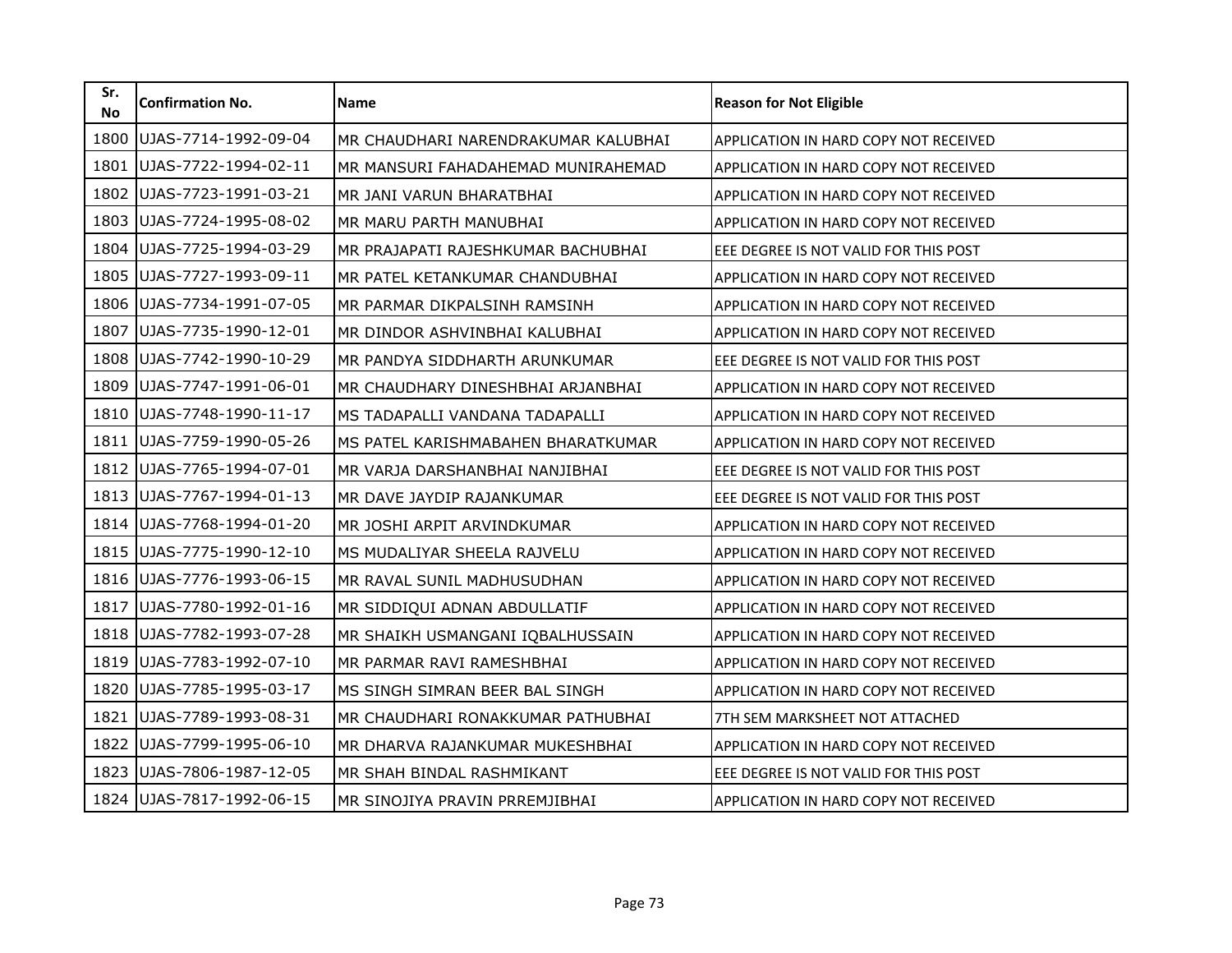| Sr. No | Confirmation No. | Name | Reason for Not Eligible |
|---|---|---|---|
| 1800 | UJAS-7714-1992-09-04 | MR CHAUDHARI NARENDRAKUMAR KALUBHAI | APPLICATION IN HARD COPY NOT RECEIVED |
| 1801 | UJAS-7722-1994-02-11 | MR MANSURI FAHADAHEMAD MUNIRAHEMAD | APPLICATION IN HARD COPY NOT RECEIVED |
| 1802 | UJAS-7723-1991-03-21 | MR JANI VARUN BHARATBHAI | APPLICATION IN HARD COPY NOT RECEIVED |
| 1803 | UJAS-7724-1995-08-02 | MR MARU PARTH MANUBHAI | APPLICATION IN HARD COPY NOT RECEIVED |
| 1804 | UJAS-7725-1994-03-29 | MR PRAJAPATI RAJESHKUMAR BACHUBHAI | EEE DEGREE IS NOT VALID FOR THIS POST |
| 1805 | UJAS-7727-1993-09-11 | MR PATEL KETANKUMAR CHANDUBHAI | APPLICATION IN HARD COPY NOT RECEIVED |
| 1806 | UJAS-7734-1991-07-05 | MR PARMAR DIKPALSINH RAMSINH | APPLICATION IN HARD COPY NOT RECEIVED |
| 1807 | UJAS-7735-1990-12-01 | MR DINDOR ASHVINBHAI KALUBHAI | APPLICATION IN HARD COPY NOT RECEIVED |
| 1808 | UJAS-7742-1990-10-29 | MR PANDYA SIDDHARTH ARUNKUMAR | EEE DEGREE IS NOT VALID FOR THIS POST |
| 1809 | UJAS-7747-1991-06-01 | MR CHAUDHARY DINESHBHAI ARJANBHAI | APPLICATION IN HARD COPY NOT RECEIVED |
| 1810 | UJAS-7748-1990-11-17 | MS TADAPALLI VANDANA TADAPALLI | APPLICATION IN HARD COPY NOT RECEIVED |
| 1811 | UJAS-7759-1990-05-26 | MS PATEL KARISHMABAHEN BHARATKUMAR | APPLICATION IN HARD COPY NOT RECEIVED |
| 1812 | UJAS-7765-1994-07-01 | MR VARJA DARSHANBHAI NANJIBHAI | EEE DEGREE IS NOT VALID FOR THIS POST |
| 1813 | UJAS-7767-1994-01-13 | MR DAVE JAYDIP RAJANKUMAR | EEE DEGREE IS NOT VALID FOR THIS POST |
| 1814 | UJAS-7768-1994-01-20 | MR JOSHI ARPIT ARVINDKUMAR | APPLICATION IN HARD COPY NOT RECEIVED |
| 1815 | UJAS-7775-1990-12-10 | MS MUDALIYAR SHEELA RAJVELU | APPLICATION IN HARD COPY NOT RECEIVED |
| 1816 | UJAS-7776-1993-06-15 | MR RAVAL SUNIL MADHUSUDHAN | APPLICATION IN HARD COPY NOT RECEIVED |
| 1817 | UJAS-7780-1992-01-16 | MR SIDDIQUI ADNAN ABDULLATIF | APPLICATION IN HARD COPY NOT RECEIVED |
| 1818 | UJAS-7782-1993-07-28 | MR SHAIKH USMANGANI IQBALHUSSAIN | APPLICATION IN HARD COPY NOT RECEIVED |
| 1819 | UJAS-7783-1992-07-10 | MR PARMAR RAVI RAMESHBHAI | APPLICATION IN HARD COPY NOT RECEIVED |
| 1820 | UJAS-7785-1995-03-17 | MS SINGH SIMRAN BEER BAL SINGH | APPLICATION IN HARD COPY NOT RECEIVED |
| 1821 | UJAS-7789-1993-08-31 | MR CHAUDHARI RONAKKUMAR PATHUBHAI | 7TH SEM MARKSHEET NOT ATTACHED |
| 1822 | UJAS-7799-1995-06-10 | MR DHARVA RAJANKUMAR MUKESHBHAI | APPLICATION IN HARD COPY NOT RECEIVED |
| 1823 | UJAS-7806-1987-12-05 | MR SHAH BINDAL RASHMIKANT | EEE DEGREE IS NOT VALID FOR THIS POST |
| 1824 | UJAS-7817-1992-06-15 | MR SINOJIYA PRAVIN PRREMJIBHAI | APPLICATION IN HARD COPY NOT RECEIVED |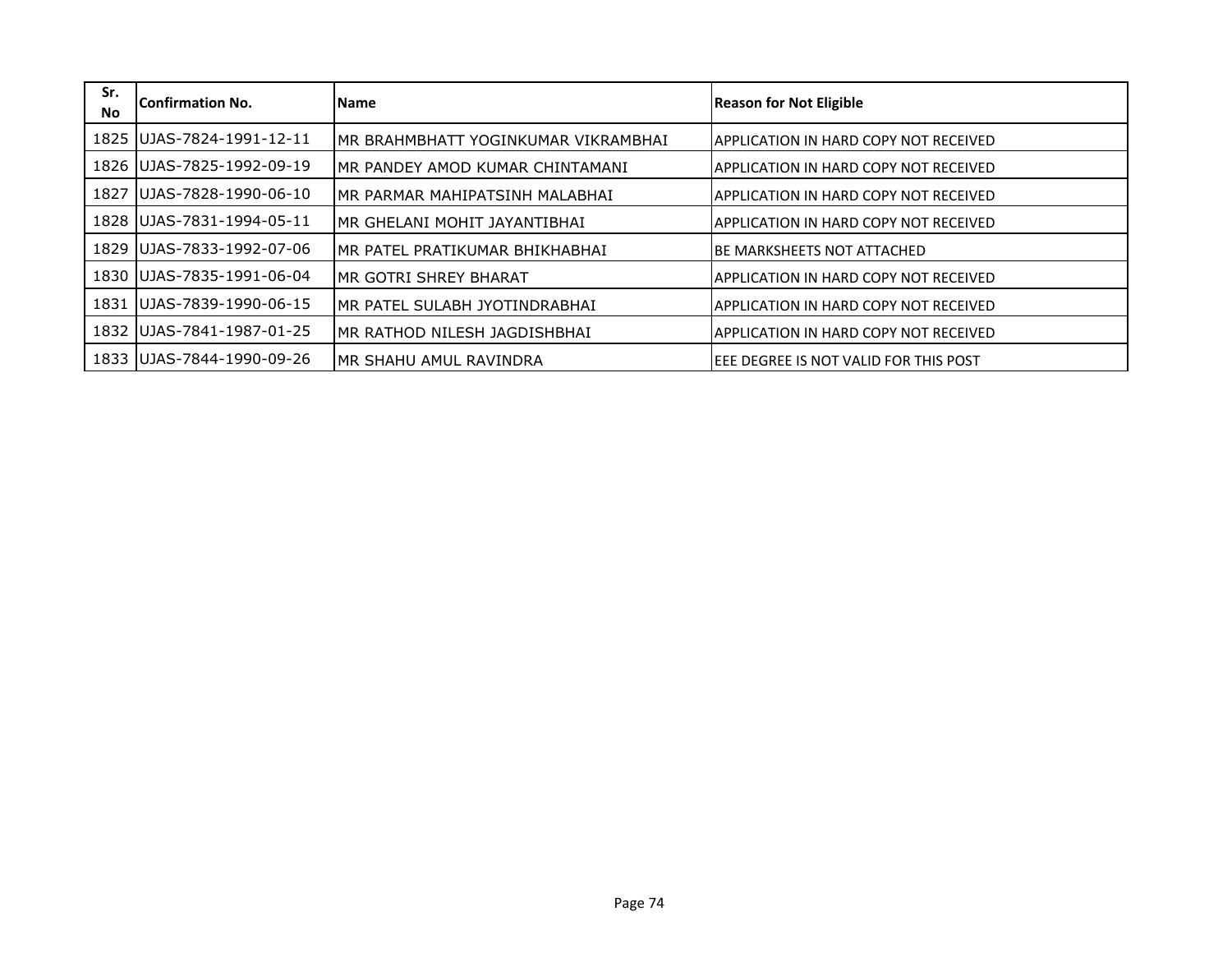| Sr. No | Confirmation No. | Name | Reason for Not Eligible |
| --- | --- | --- | --- |
| 1825 | UJAS-7824-1991-12-11 | MR BRAHMBHATT YOGINKUMAR VIKRAMBHAI | APPLICATION IN HARD COPY NOT RECEIVED |
| 1826 | UJAS-7825-1992-09-19 | MR PANDEY AMOD KUMAR CHINTAMANI | APPLICATION IN HARD COPY NOT RECEIVED |
| 1827 | UJAS-7828-1990-06-10 | MR PARMAR MAHIPATSINH MALABHAI | APPLICATION IN HARD COPY NOT RECEIVED |
| 1828 | UJAS-7831-1994-05-11 | MR GHELANI MOHIT JAYANTIBHAI | APPLICATION IN HARD COPY NOT RECEIVED |
| 1829 | UJAS-7833-1992-07-06 | MR PATEL PRATIKUMAR BHIKHABHAI | BE MARKSHEETS NOT ATTACHED |
| 1830 | UJAS-7835-1991-06-04 | MR GOTRI SHREY BHARAT | APPLICATION IN HARD COPY NOT RECEIVED |
| 1831 | UJAS-7839-1990-06-15 | MR PATEL SULABH JYOTINDRABHAI | APPLICATION IN HARD COPY NOT RECEIVED |
| 1832 | UJAS-7841-1987-01-25 | MR RATHOD NILESH JAGDISHBHAI | APPLICATION IN HARD COPY NOT RECEIVED |
| 1833 | UJAS-7844-1990-09-26 | MR SHAHU AMUL RAVINDRA | EEE DEGREE IS NOT VALID FOR THIS POST |